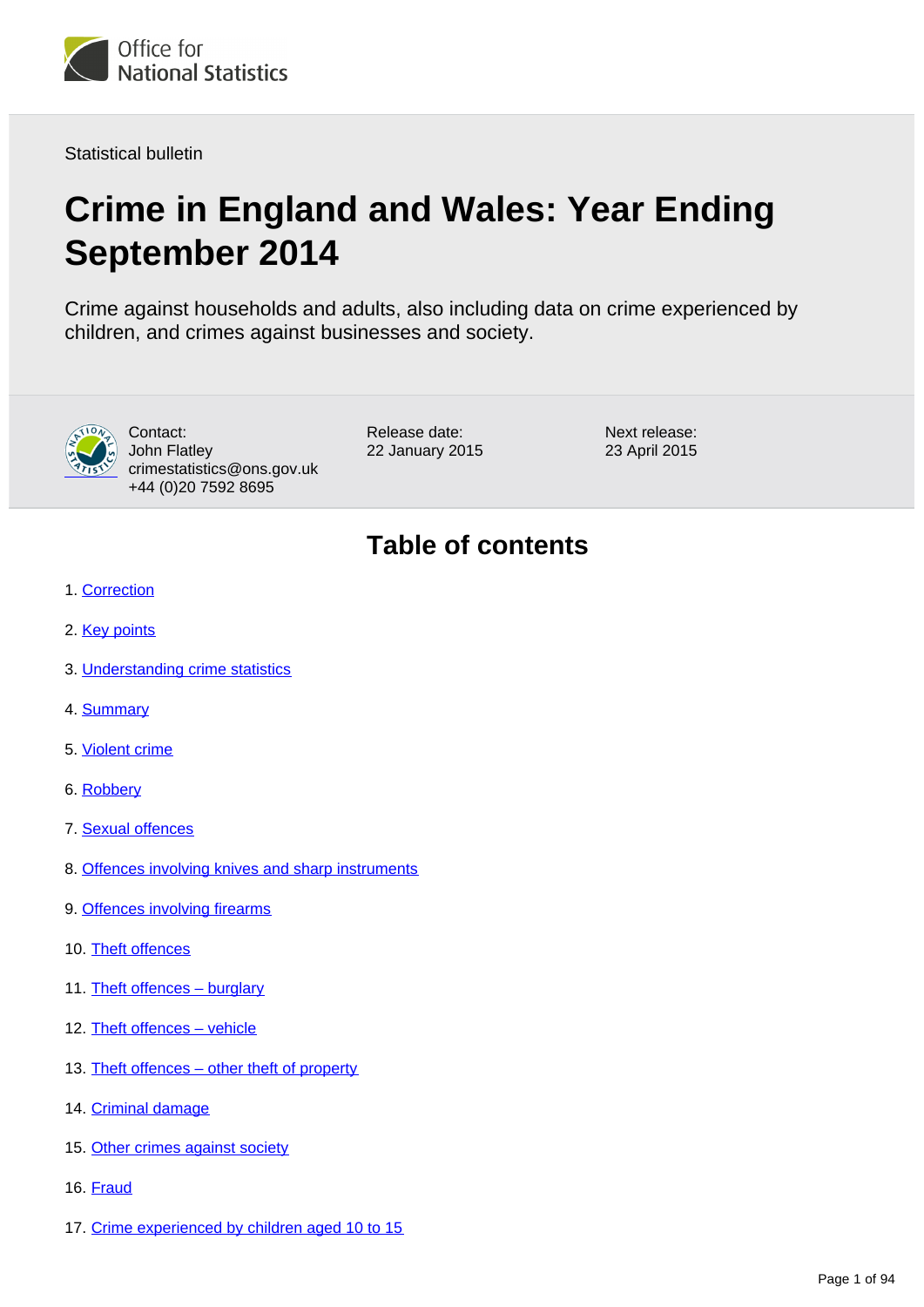Office for National Statistics

Statistical bulletin

# Crime in England and Wales: Year Ending September 2014

Crime against households and adults, also including data on crime experienced by children, and crimes against businesses and society.

Contact:
John Flatley
crimestatistics@ons.gov.uk
+44 (0)20 7592 8695

Release date:
22 January 2015

Next release:
23 April 2015

## Table of contents

1. Correction
2. Key points
3. Understanding crime statistics
4. Summary
5. Violent crime
6. Robbery
7. Sexual offences
8. Offences involving knives and sharp instruments
9. Offences involving firearms
10. Theft offences
11. Theft offences – burglary
12. Theft offences – vehicle
13. Theft offences – other theft of property
14. Criminal damage
15. Other crimes against society
16. Fraud
17. Crime experienced by children aged 10 to 15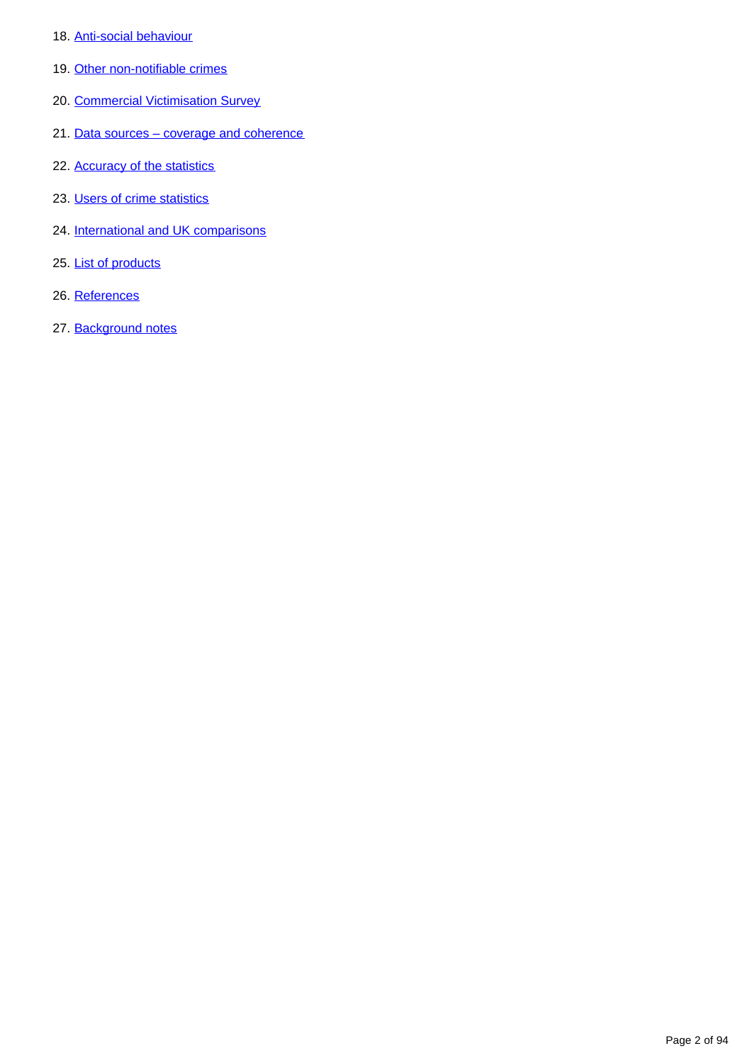18. Anti-social behaviour
19. Other non-notifiable crimes
20. Commercial Victimisation Survey
21. Data sources – coverage and coherence
22. Accuracy of the statistics
23. Users of crime statistics
24. International and UK comparisons
25. List of products
26. References
27. Background notes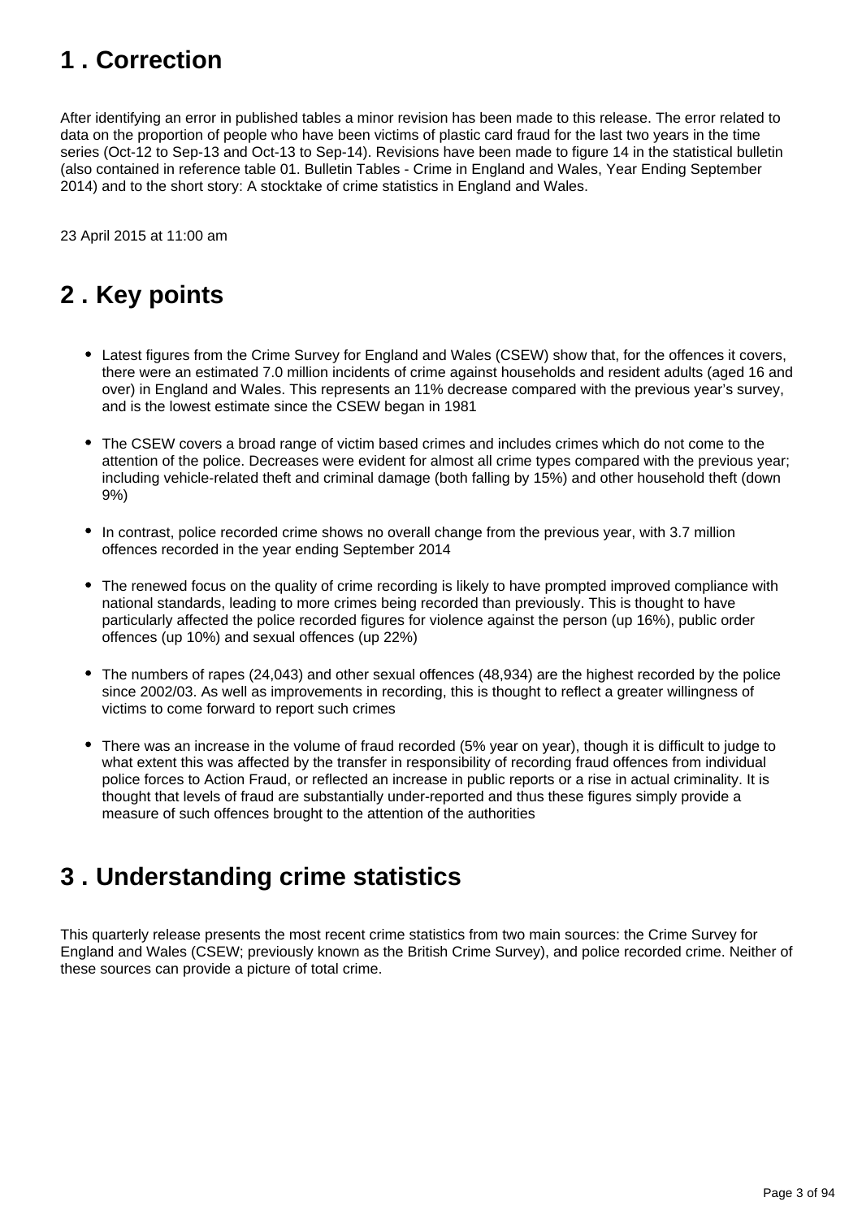## 1 . Correction

After identifying an error in published tables a minor revision has been made to this release. The error related to data on the proportion of people who have been victims of plastic card fraud for the last two years in the time series (Oct-12 to Sep-13 and Oct-13 to Sep-14). Revisions have been made to figure 14 in the statistical bulletin (also contained in reference table 01. Bulletin Tables - Crime in England and Wales, Year Ending September 2014) and to the short story: A stocktake of crime statistics in England and Wales.

23 April 2015 at 11:00 am

## 2 . Key points

- Latest figures from the Crime Survey for England and Wales (CSEW) show that, for the offences it covers, there were an estimated 7.0 million incidents of crime against households and resident adults (aged 16 and over) in England and Wales. This represents an 11% decrease compared with the previous year's survey, and is the lowest estimate since the CSEW began in 1981

- The CSEW covers a broad range of victim based crimes and includes crimes which do not come to the attention of the police. Decreases were evident for almost all crime types compared with the previous year; including vehicle-related theft and criminal damage (both falling by 15%) and other household theft (down 9%)

- In contrast, police recorded crime shows no overall change from the previous year, with 3.7 million offences recorded in the year ending September 2014

- The renewed focus on the quality of crime recording is likely to have prompted improved compliance with national standards, leading to more crimes being recorded than previously. This is thought to have particularly affected the police recorded figures for violence against the person (up 16%), public order offences (up 10%) and sexual offences (up 22%)

- The numbers of rapes (24,043) and other sexual offences (48,934) are the highest recorded by the police since 2002/03. As well as improvements in recording, this is thought to reflect a greater willingness of victims to come forward to report such crimes

- There was an increase in the volume of fraud recorded (5% year on year), though it is difficult to judge to what extent this was affected by the transfer in responsibility of recording fraud offences from individual police forces to Action Fraud, or reflected an increase in public reports or a rise in actual criminality. It is thought that levels of fraud are substantially under-reported and thus these figures simply provide a measure of such offences brought to the attention of the authorities

## 3 . Understanding crime statistics

This quarterly release presents the most recent crime statistics from two main sources: the Crime Survey for England and Wales (CSEW; previously known as the British Crime Survey), and police recorded crime. Neither of these sources can provide a picture of total crime.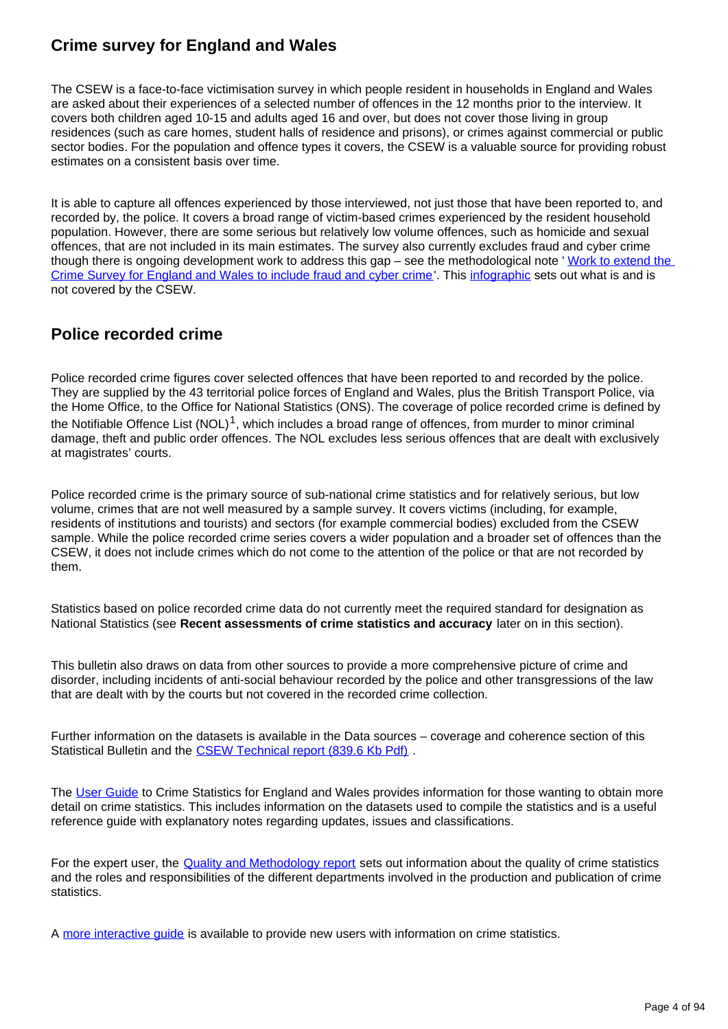## Crime survey for England and Wales

The CSEW is a face-to-face victimisation survey in which people resident in households in England and Wales are asked about their experiences of a selected number of offences in the 12 months prior to the interview. It covers both children aged 10-15 and adults aged 16 and over, but does not cover those living in group residences (such as care homes, student halls of residence and prisons), or crimes against commercial or public sector bodies. For the population and offence types it covers, the CSEW is a valuable source for providing robust estimates on a consistent basis over time.

It is able to capture all offences experienced by those interviewed, not just those that have been reported to, and recorded by, the police. It covers a broad range of victim-based crimes experienced by the resident household population. However, there are some serious but relatively low volume offences, such as homicide and sexual offences, that are not included in its main estimates. The survey also currently excludes fraud and cyber crime though there is ongoing development work to address this gap – see the methodological note ' Work to extend the Crime Survey for England and Wales to include fraud and cyber crime'. This infographic sets out what is and is not covered by the CSEW.

## Police recorded crime

Police recorded crime figures cover selected offences that have been reported to and recorded by the police. They are supplied by the 43 territorial police forces of England and Wales, plus the British Transport Police, via the Home Office, to the Office for National Statistics (ONS). The coverage of police recorded crime is defined by the Notifiable Offence List (NOL)[1], which includes a broad range of offences, from murder to minor criminal damage, theft and public order offences. The NOL excludes less serious offences that are dealt with exclusively at magistrates' courts.

Police recorded crime is the primary source of sub-national crime statistics and for relatively serious, but low volume, crimes that are not well measured by a sample survey. It covers victims (including, for example, residents of institutions and tourists) and sectors (for example commercial bodies) excluded from the CSEW sample. While the police recorded crime series covers a wider population and a broader set of offences than the CSEW, it does not include crimes which do not come to the attention of the police or that are not recorded by them.

Statistics based on police recorded crime data do not currently meet the required standard for designation as National Statistics (see **Recent assessments of crime statistics and accuracy** later on in this section).

This bulletin also draws on data from other sources to provide a more comprehensive picture of crime and disorder, including incidents of anti-social behaviour recorded by the police and other transgressions of the law that are dealt with by the courts but not covered in the recorded crime collection.

Further information on the datasets is available in the Data sources – coverage and coherence section of this Statistical Bulletin and the CSEW Technical report (839.6 Kb Pdf) .

The User Guide to Crime Statistics for England and Wales provides information for those wanting to obtain more detail on crime statistics. This includes information on the datasets used to compile the statistics and is a useful reference guide with explanatory notes regarding updates, issues and classifications.

For the expert user, the Quality and Methodology report sets out information about the quality of crime statistics and the roles and responsibilities of the different departments involved in the production and publication of crime statistics.

A more interactive guide is available to provide new users with information on crime statistics.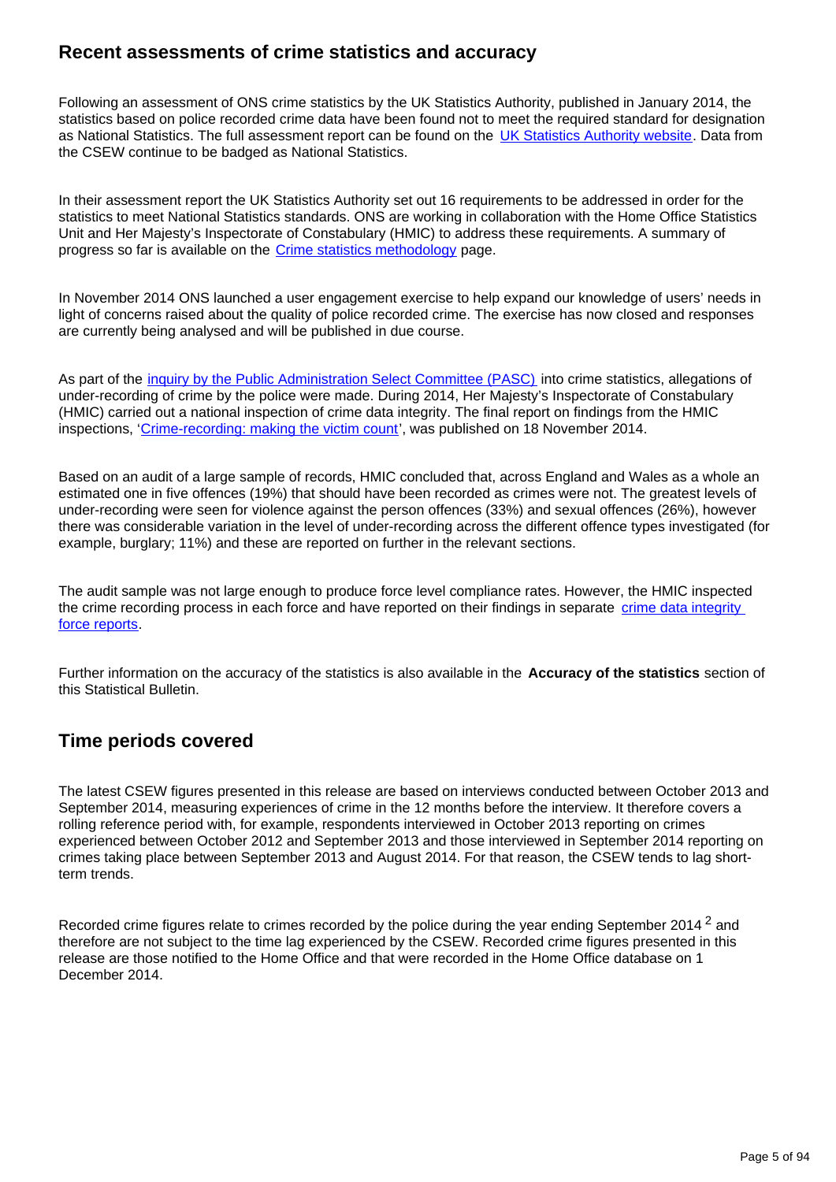## Recent assessments of crime statistics and accuracy

Following an assessment of ONS crime statistics by the UK Statistics Authority, published in January 2014, the statistics based on police recorded crime data have been found not to meet the required standard for designation as National Statistics. The full assessment report can be found on the UK Statistics Authority website. Data from the CSEW continue to be badged as National Statistics.

In their assessment report the UK Statistics Authority set out 16 requirements to be addressed in order for the statistics to meet National Statistics standards. ONS are working in collaboration with the Home Office Statistics Unit and Her Majesty's Inspectorate of Constabulary (HMIC) to address these requirements. A summary of progress so far is available on the Crime statistics methodology page.

In November 2014 ONS launched a user engagement exercise to help expand our knowledge of users' needs in light of concerns raised about the quality of police recorded crime. The exercise has now closed and responses are currently being analysed and will be published in due course.

As part of the inquiry by the Public Administration Select Committee (PASC) into crime statistics, allegations of under-recording of crime by the police were made. During 2014, Her Majesty's Inspectorate of Constabulary (HMIC) carried out a national inspection of crime data integrity. The final report on findings from the HMIC inspections, 'Crime-recording: making the victim count', was published on 18 November 2014.

Based on an audit of a large sample of records, HMIC concluded that, across England and Wales as a whole an estimated one in five offences (19%) that should have been recorded as crimes were not. The greatest levels of under-recording were seen for violence against the person offences (33%) and sexual offences (26%), however there was considerable variation in the level of under-recording across the different offence types investigated (for example, burglary; 11%) and these are reported on further in the relevant sections.

The audit sample was not large enough to produce force level compliance rates. However, the HMIC inspected the crime recording process in each force and have reported on their findings in separate crime data integrity force reports.

Further information on the accuracy of the statistics is also available in the **Accuracy of the statistics** section of this Statistical Bulletin.

## Time periods covered

The latest CSEW figures presented in this release are based on interviews conducted between October 2013 and September 2014, measuring experiences of crime in the 12 months before the interview. It therefore covers a rolling reference period with, for example, respondents interviewed in October 2013 reporting on crimes experienced between October 2012 and September 2013 and those interviewed in September 2014 reporting on crimes taking place between September 2013 and August 2014. For that reason, the CSEW tends to lag short-term trends.

Recorded crime figures relate to crimes recorded by the police during the year ending September 2014 [2] and therefore are not subject to the time lag experienced by the CSEW. Recorded crime figures presented in this release are those notified to the Home Office and that were recorded in the Home Office database on 1 December 2014.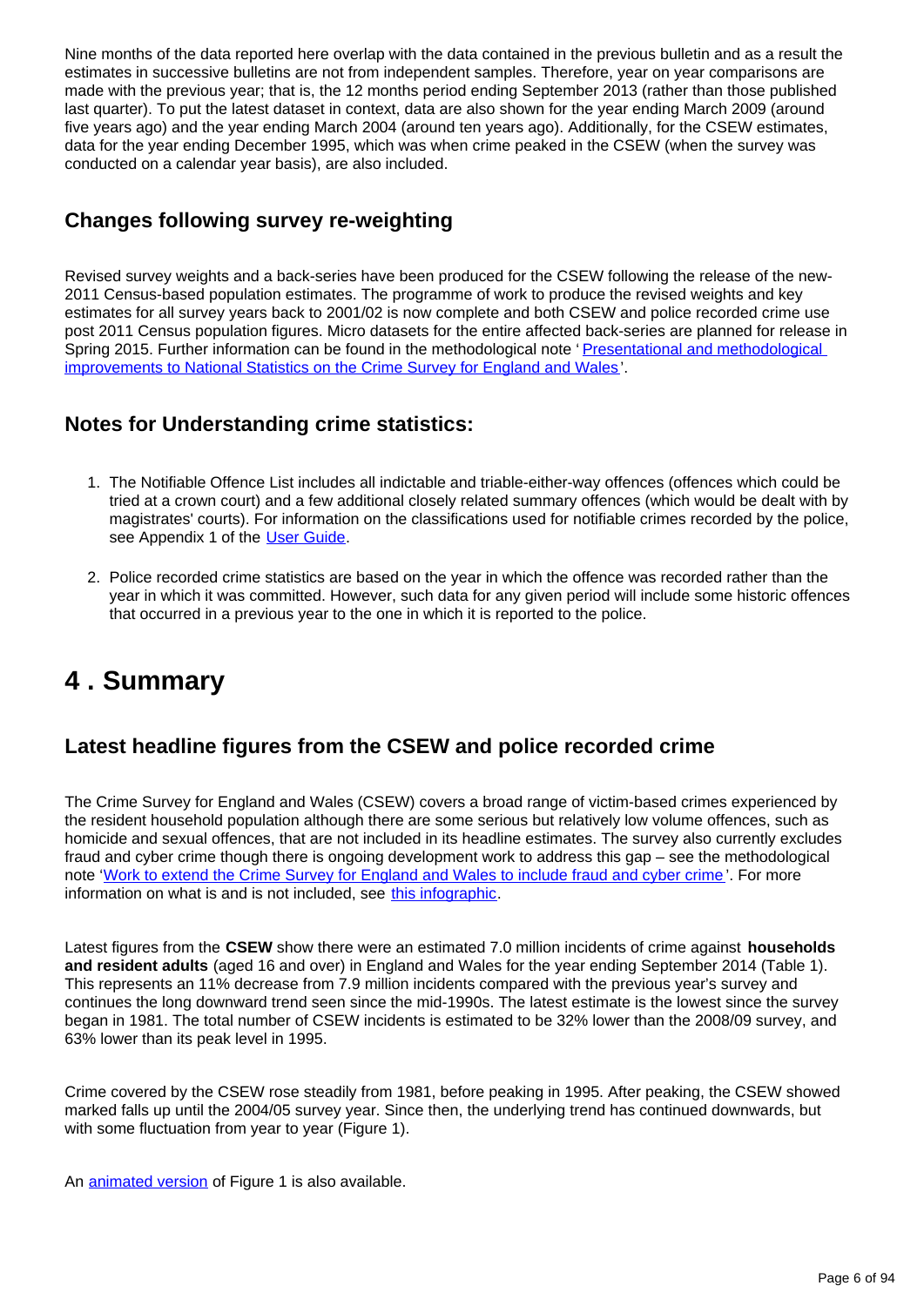Nine months of the data reported here overlap with the data contained in the previous bulletin and as a result the estimates in successive bulletins are not from independent samples. Therefore, year on year comparisons are made with the previous year; that is, the 12 months period ending September 2013 (rather than those published last quarter). To put the latest dataset in context, data are also shown for the year ending March 2009 (around five years ago) and the year ending March 2004 (around ten years ago). Additionally, for the CSEW estimates, data for the year ending December 1995, which was when crime peaked in the CSEW (when the survey was conducted on a calendar year basis), are also included.

### Changes following survey re-weighting

Revised survey weights and a back-series have been produced for the CSEW following the release of the new-2011 Census-based population estimates. The programme of work to produce the revised weights and key estimates for all survey years back to 2001/02 is now complete and both CSEW and police recorded crime use post 2011 Census population figures. Micro datasets for the entire affected back-series are planned for release in Spring 2015. Further information can be found in the methodological note 'Presentational and methodological improvements to National Statistics on the Crime Survey for England and Wales'.

### Notes for Understanding crime statistics:

1. The Notifiable Offence List includes all indictable and triable-either-way offences (offences which could be tried at a crown court) and a few additional closely related summary offences (which would be dealt with by magistrates' courts). For information on the classifications used for notifiable crimes recorded by the police, see Appendix 1 of the User Guide.

2. Police recorded crime statistics are based on the year in which the offence was recorded rather than the year in which it was committed. However, such data for any given period will include some historic offences that occurred in a previous year to the one in which it is reported to the police.

# 4 . Summary

### Latest headline figures from the CSEW and police recorded crime

The Crime Survey for England and Wales (CSEW) covers a broad range of victim-based crimes experienced by the resident household population although there are some serious but relatively low volume offences, such as homicide and sexual offences, that are not included in its headline estimates. The survey also currently excludes fraud and cyber crime though there is ongoing development work to address this gap – see the methodological note 'Work to extend the Crime Survey for England and Wales to include fraud and cyber crime'. For more information on what is and is not included, see this infographic.

Latest figures from the **CSEW** show there were an estimated 7.0 million incidents of crime against **households and resident adults** (aged 16 and over) in England and Wales for the year ending September 2014 (Table 1). This represents an 11% decrease from 7.9 million incidents compared with the previous year's survey and continues the long downward trend seen since the mid-1990s. The latest estimate is the lowest since the survey began in 1981. The total number of CSEW incidents is estimated to be 32% lower than the 2008/09 survey, and 63% lower than its peak level in 1995.

Crime covered by the CSEW rose steadily from 1981, before peaking in 1995. After peaking, the CSEW showed marked falls up until the 2004/05 survey year. Since then, the underlying trend has continued downwards, but with some fluctuation from year to year (Figure 1).

An animated version of Figure 1 is also available.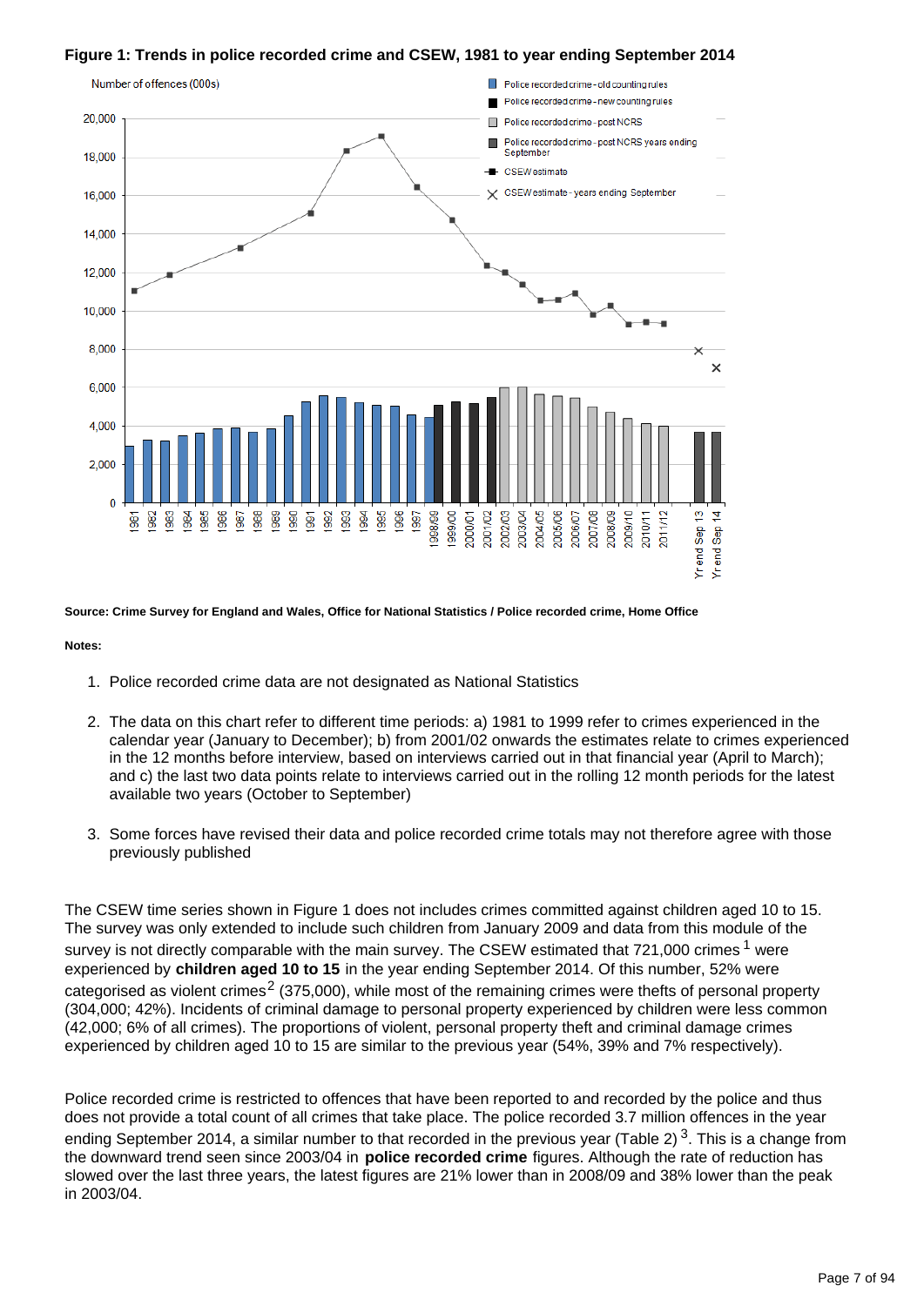**Figure 1: Trends in police recorded crime and CSEW, 1981 to year ending September 2014**

**Source: Crime Survey for England and Wales, Office for National Statistics / Police recorded crime, Home Office**

**Notes:**

1. Police recorded crime data are not designated as National Statistics
2. The data on this chart refer to different time periods: a) 1981 to 1999 refer to crimes experienced in the calendar year (January to December); b) from 2001/02 onwards the estimates relate to crimes experienced in the 12 months before interview, based on interviews carried out in that financial year (April to March); and c) the last two data points relate to interviews carried out in the rolling 12 month periods for the latest available two years (October to September)
3. Some forces have revised their data and police recorded crime totals may not therefore agree with those previously published

The CSEW time series shown in Figure 1 does not includes crimes committed against children aged 10 to 15. The survey was only extended to include such children from January 2009 and data from this module of the survey is not directly comparable with the main survey. The CSEW estimated that 721,000 crimes [1] were experienced by **children aged 10 to 15** in the year ending September 2014. Of this number, 52% were categorised as violent crimes [2] (375,000), while most of the remaining crimes were thefts of personal property (304,000; 42%). Incidents of criminal damage to personal property experienced by children were less common (42,000; 6% of all crimes). The proportions of violent, personal property theft and criminal damage crimes experienced by children aged 10 to 15 are similar to the previous year (54%, 39% and 7% respectively).

Police recorded crime is restricted to offences that have been reported to and recorded by the police and thus does not provide a total count of all crimes that take place. The police recorded 3.7 million offences in the year ending September 2014, a similar number to that recorded in the previous year (Table 2) [3]. This is a change from the downward trend seen since 2003/04 in **police recorded crime** figures. Although the rate of reduction has slowed over the last three years, the latest figures are 21% lower than in 2008/09 and 38% lower than the peak in 2003/04.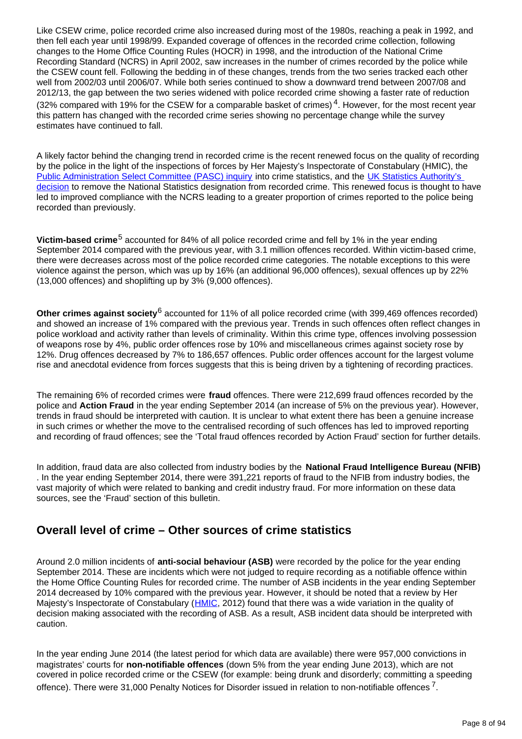Like CSEW crime, police recorded crime also increased during most of the 1980s, reaching a peak in 1992, and then fell each year until 1998/99. Expanded coverage of offences in the recorded crime collection, following changes to the Home Office Counting Rules (HOCR) in 1998, and the introduction of the National Crime Recording Standard (NCRS) in April 2002, saw increases in the number of crimes recorded by the police while the CSEW count fell. Following the bedding in of these changes, trends from the two series tracked each other well from 2002/03 until 2006/07. While both series continued to show a downward trend between 2007/08 and 2012/13, the gap between the two series widened with police recorded crime showing a faster rate of reduction (32% compared with 19% for the CSEW for a comparable basket of crimes)[4]. However, for the most recent year this pattern has changed with the recorded crime series showing no percentage change while the survey estimates have continued to fall.

A likely factor behind the changing trend in recorded crime is the recent renewed focus on the quality of recording by the police in the light of the inspections of forces by Her Majesty's Inspectorate of Constabulary (HMIC), the Public Administration Select Committee (PASC) inquiry into crime statistics, and the UK Statistics Authority's decision to remove the National Statistics designation from recorded crime. This renewed focus is thought to have led to improved compliance with the NCRS leading to a greater proportion of crimes reported to the police being recorded than previously.

**Victim-based crime**[5] accounted for 84% of all police recorded crime and fell by 1% in the year ending September 2014 compared with the previous year, with 3.1 million offences recorded. Within victim-based crime, there were decreases across most of the police recorded crime categories. The notable exceptions to this were violence against the person, which was up by 16% (an additional 96,000 offences), sexual offences up by 22% (13,000 offences) and shoplifting up by 3% (9,000 offences).

**Other crimes against society**[6] accounted for 11% of all police recorded crime (with 399,469 offences recorded) and showed an increase of 1% compared with the previous year. Trends in such offences often reflect changes in police workload and activity rather than levels of criminality. Within this crime type, offences involving possession of weapons rose by 4%, public order offences rose by 10% and miscellaneous crimes against society rose by 12%. Drug offences decreased by 7% to 186,657 offences. Public order offences account for the largest volume rise and anecdotal evidence from forces suggests that this is being driven by a tightening of recording practices.

The remaining 6% of recorded crimes were **fraud** offences. There were 212,699 fraud offences recorded by the police and **Action Fraud** in the year ending September 2014 (an increase of 5% on the previous year). However, trends in fraud should be interpreted with caution. It is unclear to what extent there has been a genuine increase in such crimes or whether the move to the centralised recording of such offences has led to improved reporting and recording of fraud offences; see the 'Total fraud offences recorded by Action Fraud' section for further details.

In addition, fraud data are also collected from industry bodies by the **National Fraud Intelligence Bureau (NFIB)**. In the year ending September 2014, there were 391,221 reports of fraud to the NFIB from industry bodies, the vast majority of which were related to banking and credit industry fraud. For more information on these data sources, see the 'Fraud' section of this bulletin.

## Overall level of crime – Other sources of crime statistics

Around 2.0 million incidents of **anti-social behaviour (ASB)** were recorded by the police for the year ending September 2014. These are incidents which were not judged to require recording as a notifiable offence within the Home Office Counting Rules for recorded crime. The number of ASB incidents in the year ending September 2014 decreased by 10% compared with the previous year. However, it should be noted that a review by Her Majesty's Inspectorate of Constabulary (HMIC, 2012) found that there was a wide variation in the quality of decision making associated with the recording of ASB. As a result, ASB incident data should be interpreted with caution.

In the year ending June 2014 (the latest period for which data are available) there were 957,000 convictions in magistrates' courts for **non-notifiable offences** (down 5% from the year ending June 2013), which are not covered in police recorded crime or the CSEW (for example: being drunk and disorderly; committing a speeding offence). There were 31,000 Penalty Notices for Disorder issued in relation to non-notifiable offences[7].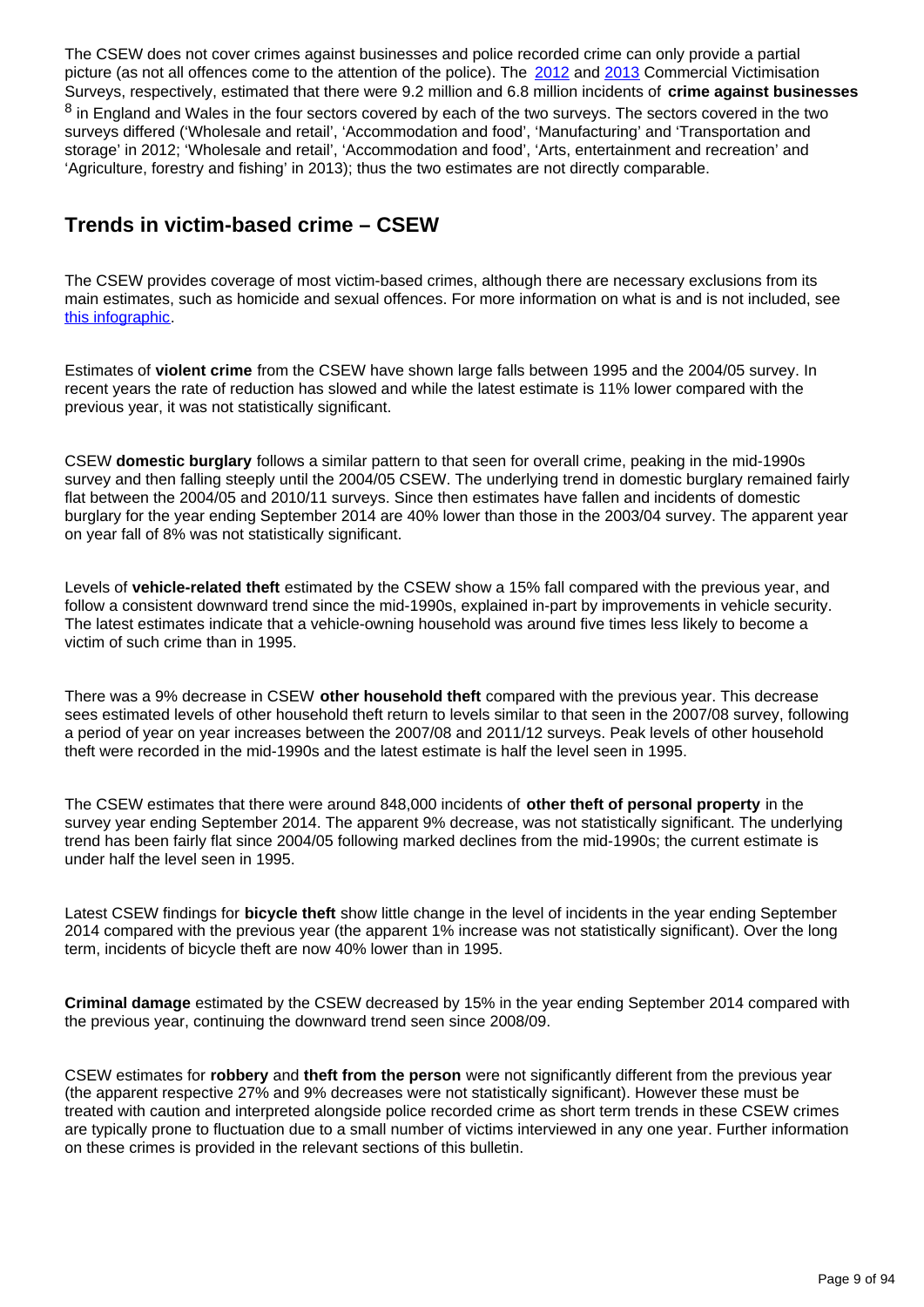The CSEW does not cover crimes against businesses and police recorded crime can only provide a partial picture (as not all offences come to the attention of the police). The 2012 and 2013 Commercial Victimisation Surveys, respectively, estimated that there were 9.2 million and 6.8 million incidents of **crime against businesses** [8] in England and Wales in the four sectors covered by each of the two surveys. The sectors covered in the two surveys differed ('Wholesale and retail', 'Accommodation and food', 'Manufacturing' and 'Transportation and storage' in 2012; 'Wholesale and retail', 'Accommodation and food', 'Arts, entertainment and recreation' and 'Agriculture, forestry and fishing' in 2013); thus the two estimates are not directly comparable.

## Trends in victim-based crime – CSEW

The CSEW provides coverage of most victim-based crimes, although there are necessary exclusions from its main estimates, such as homicide and sexual offences. For more information on what is and is not included, see this infographic.

Estimates of **violent crime** from the CSEW have shown large falls between 1995 and the 2004/05 survey. In recent years the rate of reduction has slowed and while the latest estimate is 11% lower compared with the previous year, it was not statistically significant.

CSEW **domestic burglary** follows a similar pattern to that seen for overall crime, peaking in the mid-1990s survey and then falling steeply until the 2004/05 CSEW. The underlying trend in domestic burglary remained fairly flat between the 2004/05 and 2010/11 surveys. Since then estimates have fallen and incidents of domestic burglary for the year ending September 2014 are 40% lower than those in the 2003/04 survey. The apparent year on year fall of 8% was not statistically significant.

Levels of **vehicle-related theft** estimated by the CSEW show a 15% fall compared with the previous year, and follow a consistent downward trend since the mid-1990s, explained in-part by improvements in vehicle security. The latest estimates indicate that a vehicle-owning household was around five times less likely to become a victim of such crime than in 1995.

There was a 9% decrease in CSEW **other household theft** compared with the previous year. This decrease sees estimated levels of other household theft return to levels similar to that seen in the 2007/08 survey, following a period of year on year increases between the 2007/08 and 2011/12 surveys. Peak levels of other household theft were recorded in the mid-1990s and the latest estimate is half the level seen in 1995.

The CSEW estimates that there were around 848,000 incidents of **other theft of personal property** in the survey year ending September 2014. The apparent 9% decrease, was not statistically significant. The underlying trend has been fairly flat since 2004/05 following marked declines from the mid-1990s; the current estimate is under half the level seen in 1995.

Latest CSEW findings for **bicycle theft** show little change in the level of incidents in the year ending September 2014 compared with the previous year (the apparent 1% increase was not statistically significant). Over the long term, incidents of bicycle theft are now 40% lower than in 1995.

**Criminal damage** estimated by the CSEW decreased by 15% in the year ending September 2014 compared with the previous year, continuing the downward trend seen since 2008/09.

CSEW estimates for **robbery** and **theft from the person** were not significantly different from the previous year (the apparent respective 27% and 9% decreases were not statistically significant). However these must be treated with caution and interpreted alongside police recorded crime as short term trends in these CSEW crimes are typically prone to fluctuation due to a small number of victims interviewed in any one year. Further information on these crimes is provided in the relevant sections of this bulletin.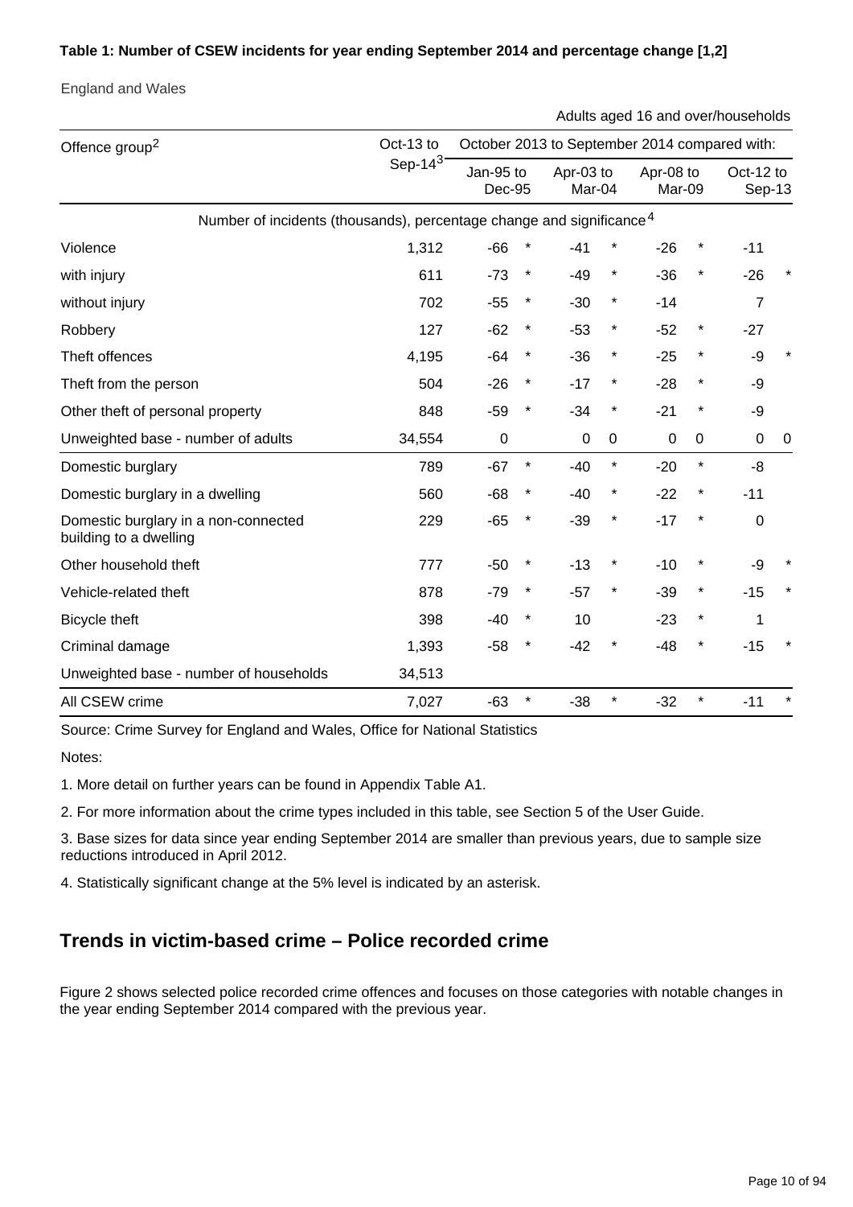**Table 1: Number of CSEW incidents for year ending September 2014 and percentage change [1,2]**

England and Wales

Adults aged 16 and over/households

| Offence group[2] | Oct-13 to Sep-14[3] | October 2013 to September 2014 compared with: | | | | | | | |
|---|---|---|---|---|---|---|---|---|---|
| | | Jan-95 to Dec-95 | | Apr-03 to Mar-04 | | Apr-08 to Mar-09 | | Oct-12 to Sep-13 | |
| Number of incidents (thousands), percentage change and significance[4] | | | | | | | | | |
| Violence | 1,312 | -66 | * | -41 | * | -26 | * | -11 | |
| with injury | 611 | -73 | * | -49 | * | -36 | * | -26 | * |
| without injury | 702 | -55 | * | -30 | * | -14 | | 7 | |
| Robbery | 127 | -62 | * | -53 | * | -52 | * | -27 | |
| Theft offences | 4,195 | -64 | * | -36 | * | -25 | * | -9 | * |
| Theft from the person | 504 | -26 | * | -17 | * | -28 | * | -9 | |
| Other theft of personal property | 848 | -59 | * | -34 | * | -21 | * | -9 | |
| Unweighted base - number of adults | 34,554 | 0 | | 0 | 0 | 0 | 0 | 0 | 0 |
| Domestic burglary | 789 | -67 | * | -40 | * | -20 | * | -8 | |
| Domestic burglary in a dwelling | 560 | -68 | * | -40 | * | -22 | * | -11 | |
| Domestic burglary in a non-connected building to a dwelling | 229 | -65 | * | -39 | * | -17 | * | 0 | |
| Other household theft | 777 | -50 | * | -13 | * | -10 | * | -9 | * |
| Vehicle-related theft | 878 | -79 | * | -57 | * | -39 | * | -15 | * |
| Bicycle theft | 398 | -40 | * | 10 | | -23 | * | 1 | |
| Criminal damage | 1,393 | -58 | * | -42 | * | -48 | * | -15 | * |
| Unweighted base - number of households | 34,513 | | | | | | | | |
| All CSEW crime | 7,027 | -63 | * | -38 | * | -32 | * | -11 | * |

Source: Crime Survey for England and Wales, Office for National Statistics

Notes:

1. More detail on further years can be found in Appendix Table A1.

2. For more information about the crime types included in this table, see Section 5 of the User Guide.

3. Base sizes for data since year ending September 2014 are smaller than previous years, due to sample size reductions introduced in April 2012.

4. Statistically significant change at the 5% level is indicated by an asterisk.

## Trends in victim-based crime – Police recorded crime

Figure 2 shows selected police recorded crime offences and focuses on those categories with notable changes in the year ending September 2014 compared with the previous year.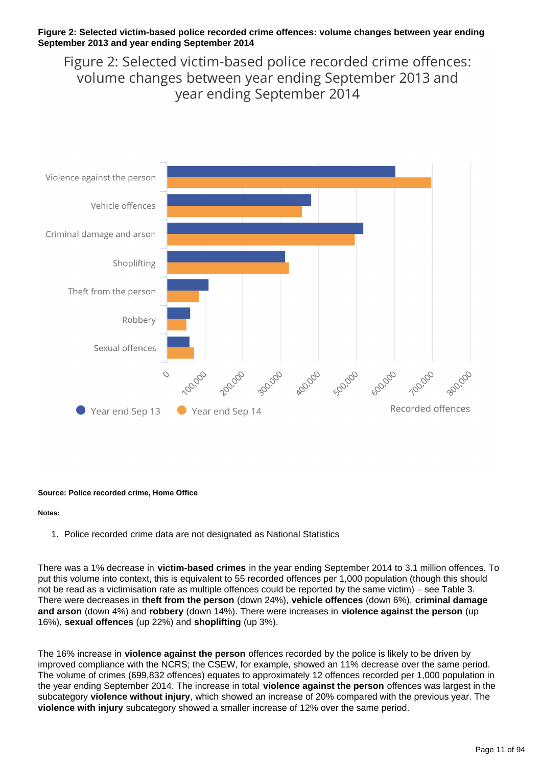**Figure 2: Selected victim-based police recorded crime offences: volume changes between year ending September 2013 and year ending September 2014**

Source: Police recorded crime, Home Office

**Notes:**

1. Police recorded crime data are not designated as National Statistics

There was a 1% decrease in **victim-based crimes** in the year ending September 2014 to 3.1 million offences. To put this volume into context, this is equivalent to 55 recorded offences per 1,000 population (though this should not be read as a victimisation rate as multiple offences could be reported by the same victim) – see Table 3. There were decreases in **theft from the person** (down 24%), **vehicle offences** (down 6%), **criminal damage and arson** (down 4%) and **robbery** (down 14%). There were increases in **violence against the person** (up 16%), **sexual offences** (up 22%) and **shoplifting** (up 3%).

The 16% increase in **violence against the person** offences recorded by the police is likely to be driven by improved compliance with the NCRS; the CSEW, for example, showed an 11% decrease over the same period. The volume of crimes (699,832 offences) equates to approximately 12 offences recorded per 1,000 population in the year ending September 2014. The increase in total **violence against the person** offences was largest in the subcategory **violence without injury**, which showed an increase of 20% compared with the previous year. The **violence with injury** subcategory showed a smaller increase of 12% over the same period.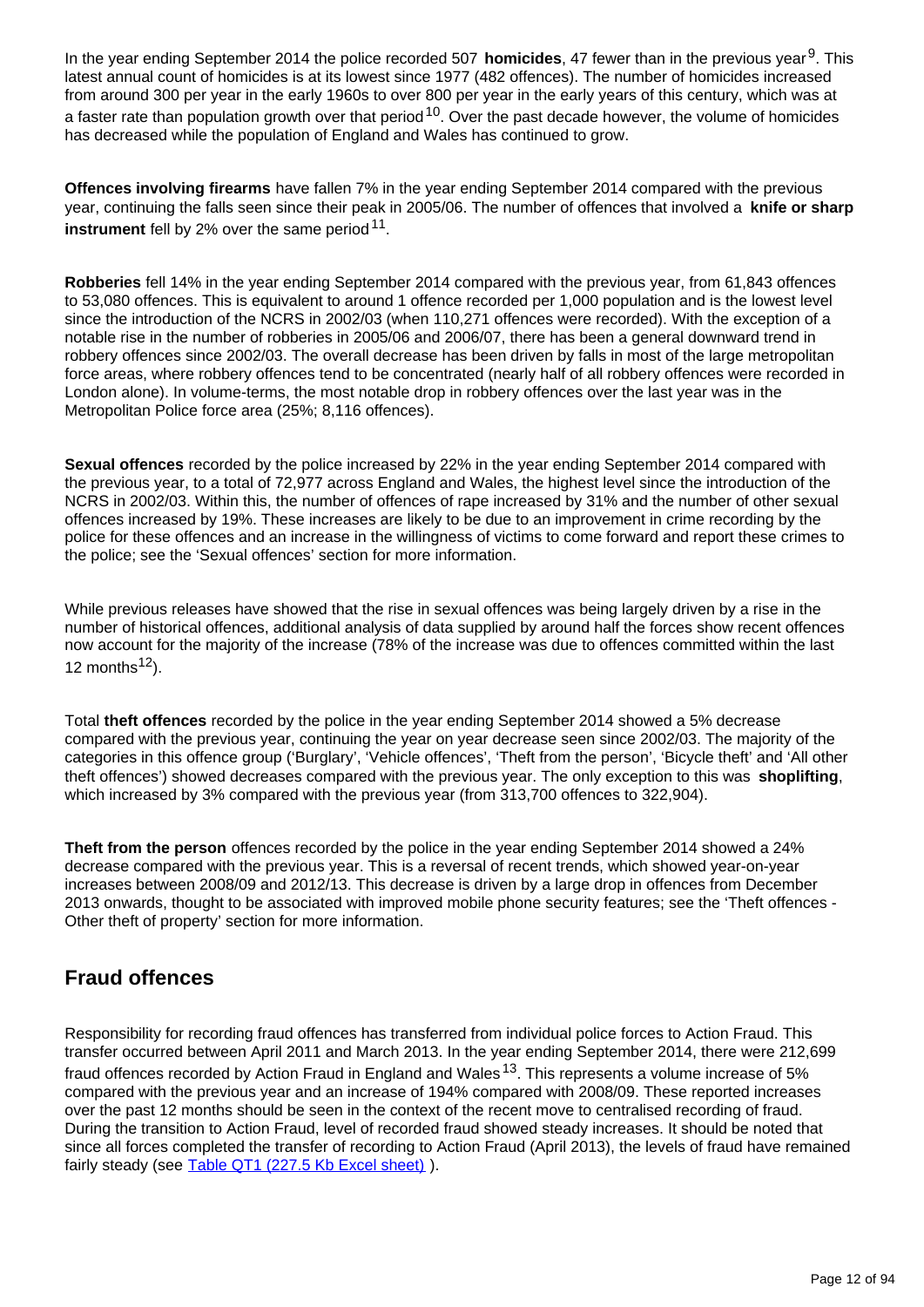In the year ending September 2014 the police recorded 507 **homicides**, 47 fewer than in the previous year[9]. This latest annual count of homicides is at its lowest since 1977 (482 offences). The number of homicides increased from around 300 per year in the early 1960s to over 800 per year in the early years of this century, which was at a faster rate than population growth over that period[10]. Over the past decade however, the volume of homicides has decreased while the population of England and Wales has continued to grow.

**Offences involving firearms** have fallen 7% in the year ending September 2014 compared with the previous year, continuing the falls seen since their peak in 2005/06. The number of offences that involved a **knife or sharp instrument** fell by 2% over the same period[11].

**Robberies** fell 14% in the year ending September 2014 compared with the previous year, from 61,843 offences to 53,080 offences. This is equivalent to around 1 offence recorded per 1,000 population and is the lowest level since the introduction of the NCRS in 2002/03 (when 110,271 offences were recorded). With the exception of a notable rise in the number of robberies in 2005/06 and 2006/07, there has been a general downward trend in robbery offences since 2002/03. The overall decrease has been driven by falls in most of the large metropolitan force areas, where robbery offences tend to be concentrated (nearly half of all robbery offences were recorded in London alone). In volume-terms, the most notable drop in robbery offences over the last year was in the Metropolitan Police force area (25%; 8,116 offences).

**Sexual offences** recorded by the police increased by 22% in the year ending September 2014 compared with the previous year, to a total of 72,977 across England and Wales, the highest level since the introduction of the NCRS in 2002/03. Within this, the number of offences of rape increased by 31% and the number of other sexual offences increased by 19%. These increases are likely to be due to an improvement in crime recording by the police for these offences and an increase in the willingness of victims to come forward and report these crimes to the police; see the 'Sexual offences' section for more information.

While previous releases have showed that the rise in sexual offences was being largely driven by a rise in the number of historical offences, additional analysis of data supplied by around half the forces show recent offences now account for the majority of the increase (78% of the increase was due to offences committed within the last 12 months[12]).

Total **theft offences** recorded by the police in the year ending September 2014 showed a 5% decrease compared with the previous year, continuing the year on year decrease seen since 2002/03. The majority of the categories in this offence group ('Burglary', 'Vehicle offences', 'Theft from the person', 'Bicycle theft' and 'All other theft offences') showed decreases compared with the previous year. The only exception to this was **shoplifting**, which increased by 3% compared with the previous year (from 313,700 offences to 322,904).

**Theft from the person** offences recorded by the police in the year ending September 2014 showed a 24% decrease compared with the previous year. This is a reversal of recent trends, which showed year-on-year increases between 2008/09 and 2012/13. This decrease is driven by a large drop in offences from December 2013 onwards, thought to be associated with improved mobile phone security features; see the 'Theft offences - Other theft of property' section for more information.

## Fraud offences

Responsibility for recording fraud offences has transferred from individual police forces to Action Fraud. This transfer occurred between April 2011 and March 2013. In the year ending September 2014, there were 212,699 fraud offences recorded by Action Fraud in England and Wales[13]. This represents a volume increase of 5% compared with the previous year and an increase of 194% compared with 2008/09. These reported increases over the past 12 months should be seen in the context of the recent move to centralised recording of fraud. During the transition to Action Fraud, level of recorded fraud showed steady increases. It should be noted that since all forces completed the transfer of recording to Action Fraud (April 2013), the levels of fraud have remained fairly steady (see Table QT1 (227.5 Kb Excel sheet) ).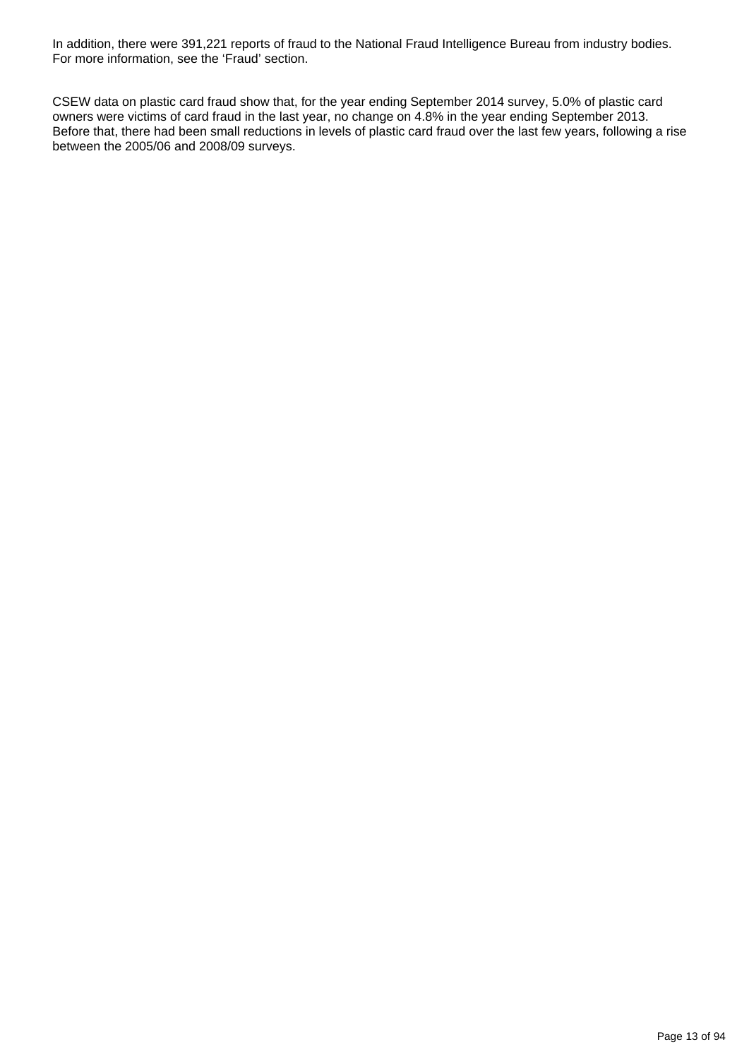In addition, there were 391,221 reports of fraud to the National Fraud Intelligence Bureau from industry bodies. For more information, see the 'Fraud' section.

CSEW data on plastic card fraud show that, for the year ending September 2014 survey, 5.0% of plastic card owners were victims of card fraud in the last year, no change on 4.8% in the year ending September 2013. Before that, there had been small reductions in levels of plastic card fraud over the last few years, following a rise between the 2005/06 and 2008/09 surveys.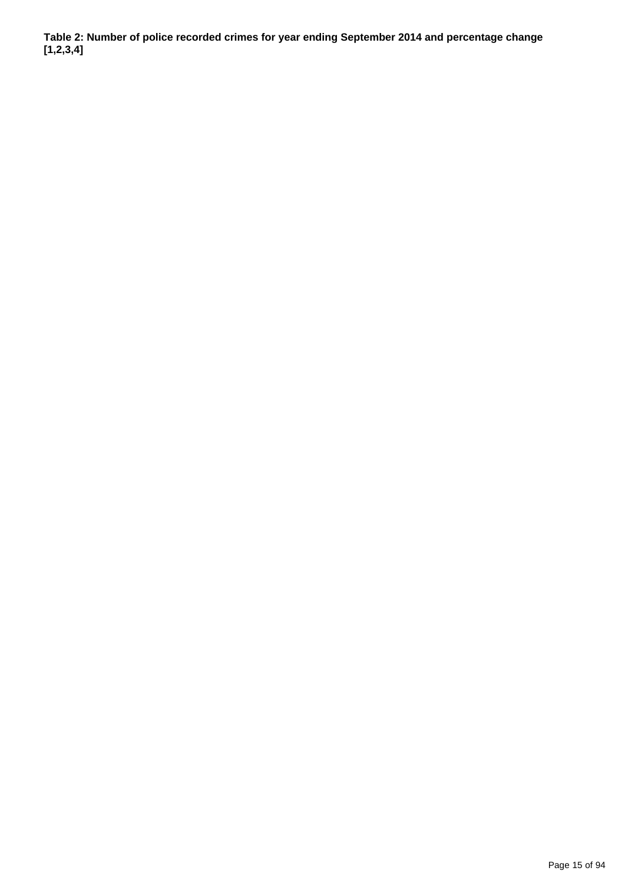**Table 2: Number of police recorded crimes for year ending September 2014 and percentage change [1,2,3,4]**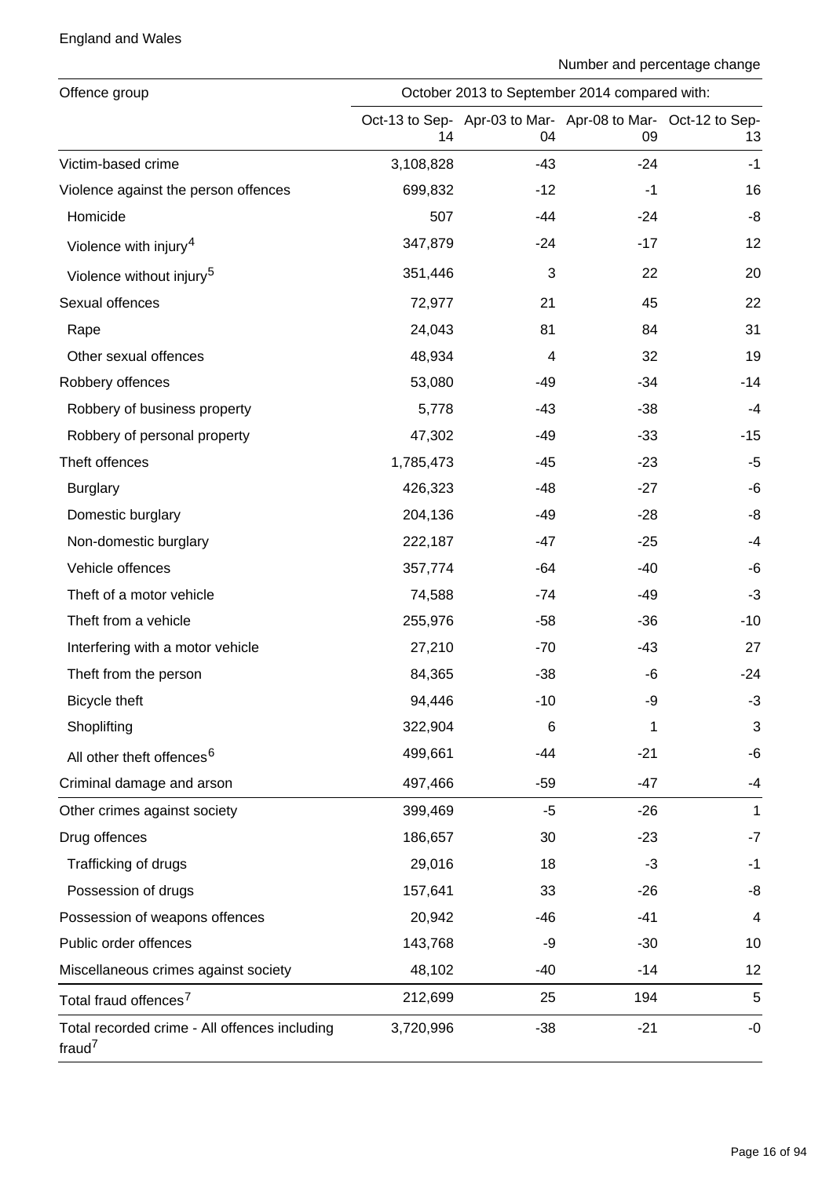England and Wales

Number and percentage change

| Offence group | October 2013 to September 2014 compared with: | | | |
|---|---|---|---|---|
| | Oct-13 to Sep-14 | Apr-03 to Mar-04 | Apr-08 to Mar-09 | Oct-12 to Sep-13 |
| Victim-based crime | 3,108,828 | -43 | -24 | -1 |
| Violence against the person offences | 699,832 | -12 | -1 | 16 |
| Homicide | 507 | -44 | -24 | -8 |
| Violence with injury[4] | 347,879 | -24 | -17 | 12 |
| Violence without injury[5] | 351,446 | 3 | 22 | 20 |
| Sexual offences | 72,977 | 21 | 45 | 22 |
| Rape | 24,043 | 81 | 84 | 31 |
| Other sexual offences | 48,934 | 4 | 32 | 19 |
| Robbery offences | 53,080 | -49 | -34 | -14 |
| Robbery of business property | 5,778 | -43 | -38 | -4 |
| Robbery of personal property | 47,302 | -49 | -33 | -15 |
| Theft offences | 1,785,473 | -45 | -23 | -5 |
| Burglary | 426,323 | -48 | -27 | -6 |
| Domestic burglary | 204,136 | -49 | -28 | -8 |
| Non-domestic burglary | 222,187 | -47 | -25 | -4 |
| Vehicle offences | 357,774 | -64 | -40 | -6 |
| Theft of a motor vehicle | 74,588 | -74 | -49 | -3 |
| Theft from a vehicle | 255,976 | -58 | -36 | -10 |
| Interfering with a motor vehicle | 27,210 | -70 | -43 | 27 |
| Theft from the person | 84,365 | -38 | -6 | -24 |
| Bicycle theft | 94,446 | -10 | -9 | -3 |
| Shoplifting | 322,904 | 6 | 1 | 3 |
| All other theft offences[6] | 499,661 | -44 | -21 | -6 |
| Criminal damage and arson | 497,466 | -59 | -47 | -4 |
| Other crimes against society | 399,469 | -5 | -26 | 1 |
| Drug offences | 186,657 | 30 | -23 | -7 |
| Trafficking of drugs | 29,016 | 18 | -3 | -1 |
| Possession of drugs | 157,641 | 33 | -26 | -8 |
| Possession of weapons offences | 20,942 | -46 | -41 | 4 |
| Public order offences | 143,768 | -9 | -30 | 10 |
| Miscellaneous crimes against society | 48,102 | -40 | -14 | 12 |
| Total fraud offences[7] | 212,699 | 25 | 194 | 5 |
| Total recorded crime - All offences including fraud[7] | 3,720,996 | -38 | -21 | -0 |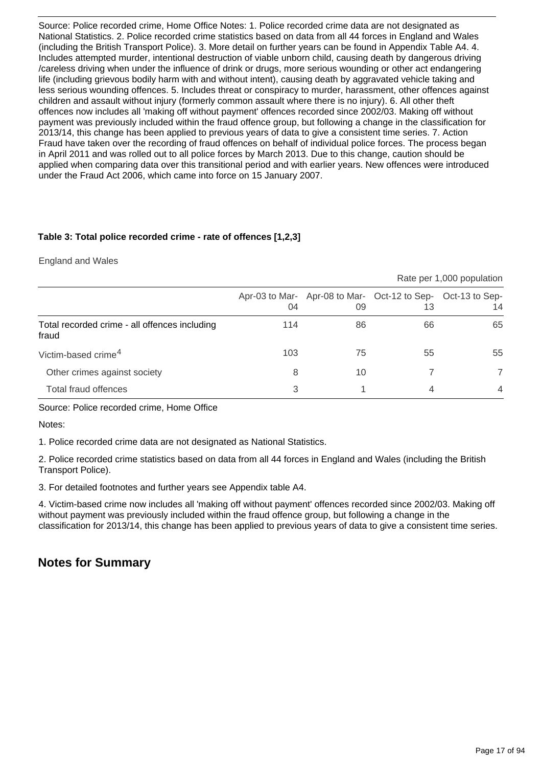Source: Police recorded crime, Home Office Notes: 1. Police recorded crime data are not designated as National Statistics. 2. Police recorded crime statistics based on data from all 44 forces in England and Wales (including the British Transport Police). 3. More detail on further years can be found in Appendix Table A4. 4. Includes attempted murder, intentional destruction of viable unborn child, causing death by dangerous driving /careless driving when under the influence of drink or drugs, more serious wounding or other act endangering life (including grievous bodily harm with and without intent), causing death by aggravated vehicle taking and less serious wounding offences. 5. Includes threat or conspiracy to murder, harassment, other offences against children and assault without injury (formerly common assault where there is no injury). 6. All other theft offences now includes all 'making off without payment' offences recorded since 2002/03. Making off without payment was previously included within the fraud offence group, but following a change in the classification for 2013/14, this change has been applied to previous years of data to give a consistent time series. 7. Action Fraud have taken over the recording of fraud offences on behalf of individual police forces. The process began in April 2011 and was rolled out to all police forces by March 2013. Due to this change, caution should be applied when comparing data over this transitional period and with earlier years. New offences were introduced under the Fraud Act 2006, which came into force on 15 January 2007.

**Table 3: Total police recorded crime - rate of offences [1,2,3]**

England and Wales

Rate per 1,000 population

| | Apr-03 to Mar-04 | Apr-08 to Mar-09 | Oct-12 to Sep-13 | Oct-13 to Sep-14 |
|---|---|---|---|---|
| Total recorded crime - all offences including fraud | 114 | 86 | 66 | 65 |
| Victim-based crime[4] | 103 | 75 | 55 | 55 |
| Other crimes against society | 8 | 10 | 7 | 7 |
| Total fraud offences | 3 | 1 | 4 | 4 |

Source: Police recorded crime, Home Office

Notes:

1. Police recorded crime data are not designated as National Statistics.

2. Police recorded crime statistics based on data from all 44 forces in England and Wales (including the British Transport Police).

3. For detailed footnotes and further years see Appendix table A4.

4. Victim-based crime now includes all 'making off without payment' offences recorded since 2002/03. Making off without payment was previously included within the fraud offence group, but following a change in the classification for 2013/14, this change has been applied to previous years of data to give a consistent time series.

## Notes for Summary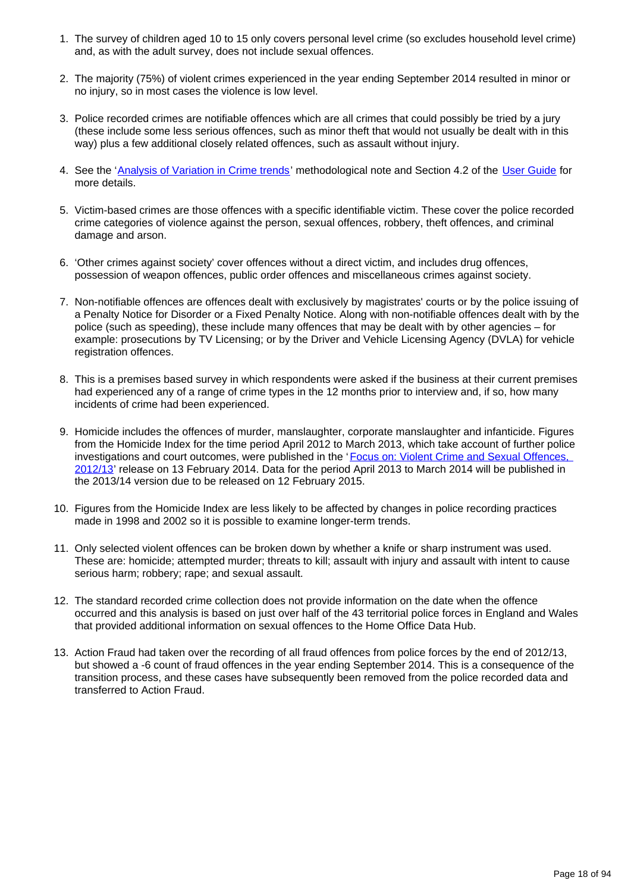1. The survey of children aged 10 to 15 only covers personal level crime (so excludes household level crime) and, as with the adult survey, does not include sexual offences.

2. The majority (75%) of violent crimes experienced in the year ending September 2014 resulted in minor or no injury, so in most cases the violence is low level.

3. Police recorded crimes are notifiable offences which are all crimes that could possibly be tried by a jury (these include some less serious offences, such as minor theft that would not usually be dealt with in this way) plus a few additional closely related offences, such as assault without injury.

4. See the '[Analysis of Variation in Crime trends](#)' methodological note and Section 4.2 of the [User Guide](#) for more details.

5. Victim-based crimes are those offences with a specific identifiable victim. These cover the police recorded crime categories of violence against the person, sexual offences, robbery, theft offences, and criminal damage and arson.

6. 'Other crimes against society' cover offences without a direct victim, and includes drug offences, possession of weapon offences, public order offences and miscellaneous crimes against society.

7. Non-notifiable offences are offences dealt with exclusively by magistrates' courts or by the police issuing of a Penalty Notice for Disorder or a Fixed Penalty Notice. Along with non-notifiable offences dealt with by the police (such as speeding), these include many offences that may be dealt with by other agencies – for example: prosecutions by TV Licensing; or by the Driver and Vehicle Licensing Agency (DVLA) for vehicle registration offences.

8. This is a premises based survey in which respondents were asked if the business at their current premises had experienced any of a range of crime types in the 12 months prior to interview and, if so, how many incidents of crime had been experienced.

9. Homicide includes the offences of murder, manslaughter, corporate manslaughter and infanticide. Figures from the Homicide Index for the time period April 2012 to March 2013, which take account of further police investigations and court outcomes, were published in the '[Focus on: Violent Crime and Sexual Offences, 2012/13](#)' release on 13 February 2014. Data for the period April 2013 to March 2014 will be published in the 2013/14 version due to be released on 12 February 2015.

10. Figures from the Homicide Index are less likely to be affected by changes in police recording practices made in 1998 and 2002 so it is possible to examine longer-term trends.

11. Only selected violent offences can be broken down by whether a knife or sharp instrument was used. These are: homicide; attempted murder; threats to kill; assault with injury and assault with intent to cause serious harm; robbery; rape; and sexual assault.

12. The standard recorded crime collection does not provide information on the date when the offence occurred and this analysis is based on just over half of the 43 territorial police forces in England and Wales that provided additional information on sexual offences to the Home Office Data Hub.

13. Action Fraud had taken over the recording of all fraud offences from police forces by the end of 2012/13, but showed a -6 count of fraud offences in the year ending September 2014. This is a consequence of the transition process, and these cases have subsequently been removed from the police recorded data and transferred to Action Fraud.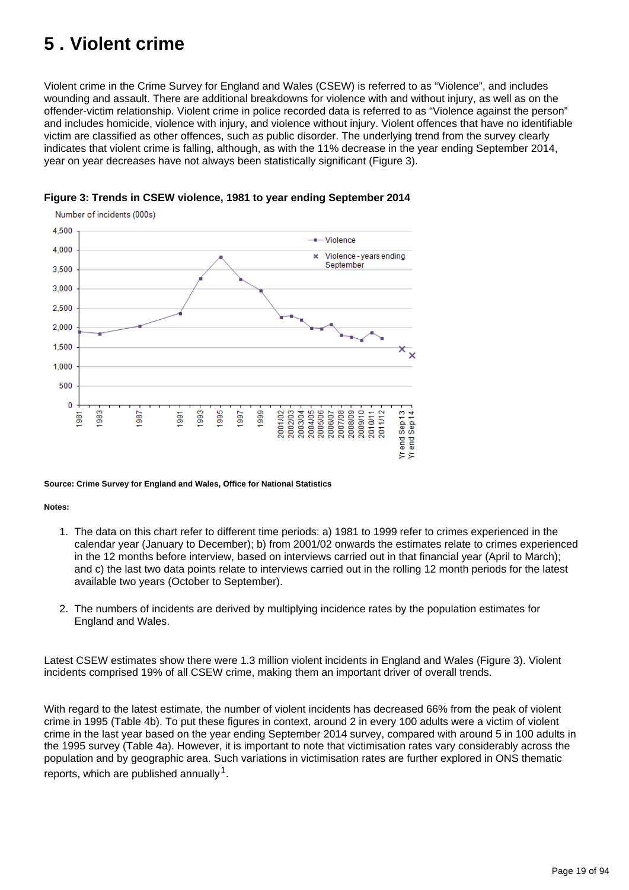# 5 . Violent crime

Violent crime in the Crime Survey for England and Wales (CSEW) is referred to as "Violence", and includes wounding and assault. There are additional breakdowns for violence with and without injury, as well as on the offender-victim relationship. Violent crime in police recorded data is referred to as "Violence against the person" and includes homicide, violence with injury, and violence without injury. Violent offences that have no identifiable victim are classified as other offences, such as public disorder. The underlying trend from the survey clearly indicates that violent crime is falling, although, as with the 11% decrease in the year ending September 2014, year on year decreases have not always been statistically significant (Figure 3).

**Figure 3: Trends in CSEW violence, 1981 to year ending September 2014**

**Source: Crime Survey for England and Wales, Office for National Statistics**

**Notes:**

1. The data on this chart refer to different time periods: a) 1981 to 1999 refer to crimes experienced in the calendar year (January to December); b) from 2001/02 onwards the estimates relate to crimes experienced in the 12 months before interview, based on interviews carried out in that financial year (April to March); and c) the last two data points relate to interviews carried out in the rolling 12 month periods for the latest available two years (October to September).

2. The numbers of incidents are derived by multiplying incidence rates by the population estimates for England and Wales.

Latest CSEW estimates show there were 1.3 million violent incidents in England and Wales (Figure 3). Violent incidents comprised 19% of all CSEW crime, making them an important driver of overall trends.

With regard to the latest estimate, the number of violent incidents has decreased 66% from the peak of violent crime in 1995 (Table 4b). To put these figures in context, around 2 in every 100 adults were a victim of violent crime in the last year based on the year ending September 2014 survey, compared with around 5 in 100 adults in the 1995 survey (Table 4a). However, it is important to note that victimisation rates vary considerably across the population and by geographic area. Such variations in victimisation rates are further explored in ONS thematic reports, which are published annually[1].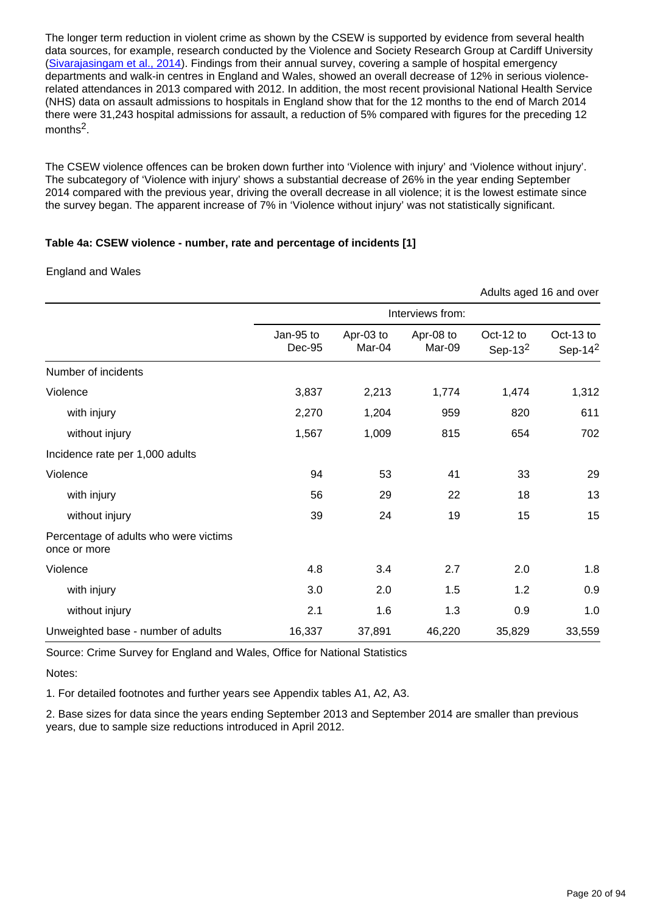The longer term reduction in violent crime as shown by the CSEW is supported by evidence from several health data sources, for example, research conducted by the Violence and Society Research Group at Cardiff University (Sivarajasingam et al., 2014). Findings from their annual survey, covering a sample of hospital emergency departments and walk-in centres in England and Wales, showed an overall decrease of 12% in serious violence-related attendances in 2013 compared with 2012. In addition, the most recent provisional National Health Service (NHS) data on assault admissions to hospitals in England show that for the 12 months to the end of March 2014 there were 31,243 hospital admissions for assault, a reduction of 5% compared with figures for the preceding 12 months[2].

The CSEW violence offences can be broken down further into 'Violence with injury' and 'Violence without injury'. The subcategory of 'Violence with injury' shows a substantial decrease of 26% in the year ending September 2014 compared with the previous year, driving the overall decrease in all violence; it is the lowest estimate since the survey began. The apparent increase of 7% in 'Violence without injury' was not statistically significant.

**Table 4a: CSEW violence - number, rate and percentage of incidents [1]**

England and Wales

Adults aged 16 and over

| | Interviews from: | | | | |
|---|---|---|---|---|---|
| | Jan-95 to Dec-95 | Apr-03 to Mar-04 | Apr-08 to Mar-09 | Oct-12 to Sep-13[2] | Oct-13 to Sep-14[2] |
| Number of incidents | | | | | |
| Violence | 3,837 | 2,213 | 1,774 | 1,474 | 1,312 |
| with injury | 2,270 | 1,204 | 959 | 820 | 611 |
| without injury | 1,567 | 1,009 | 815 | 654 | 702 |
| Incidence rate per 1,000 adults | | | | | |
| Violence | 94 | 53 | 41 | 33 | 29 |
| with injury | 56 | 29 | 22 | 18 | 13 |
| without injury | 39 | 24 | 19 | 15 | 15 |
| Percentage of adults who were victims once or more | | | | | |
| Violence | 4.8 | 3.4 | 2.7 | 2.0 | 1.8 |
| with injury | 3.0 | 2.0 | 1.5 | 1.2 | 0.9 |
| without injury | 2.1 | 1.6 | 1.3 | 0.9 | 1.0 |
| Unweighted base - number of adults | 16,337 | 37,891 | 46,220 | 35,829 | 33,559 |

Source: Crime Survey for England and Wales, Office for National Statistics

Notes:

1. For detailed footnotes and further years see Appendix tables A1, A2, A3.

2. Base sizes for data since the years ending September 2013 and September 2014 are smaller than previous years, due to sample size reductions introduced in April 2012.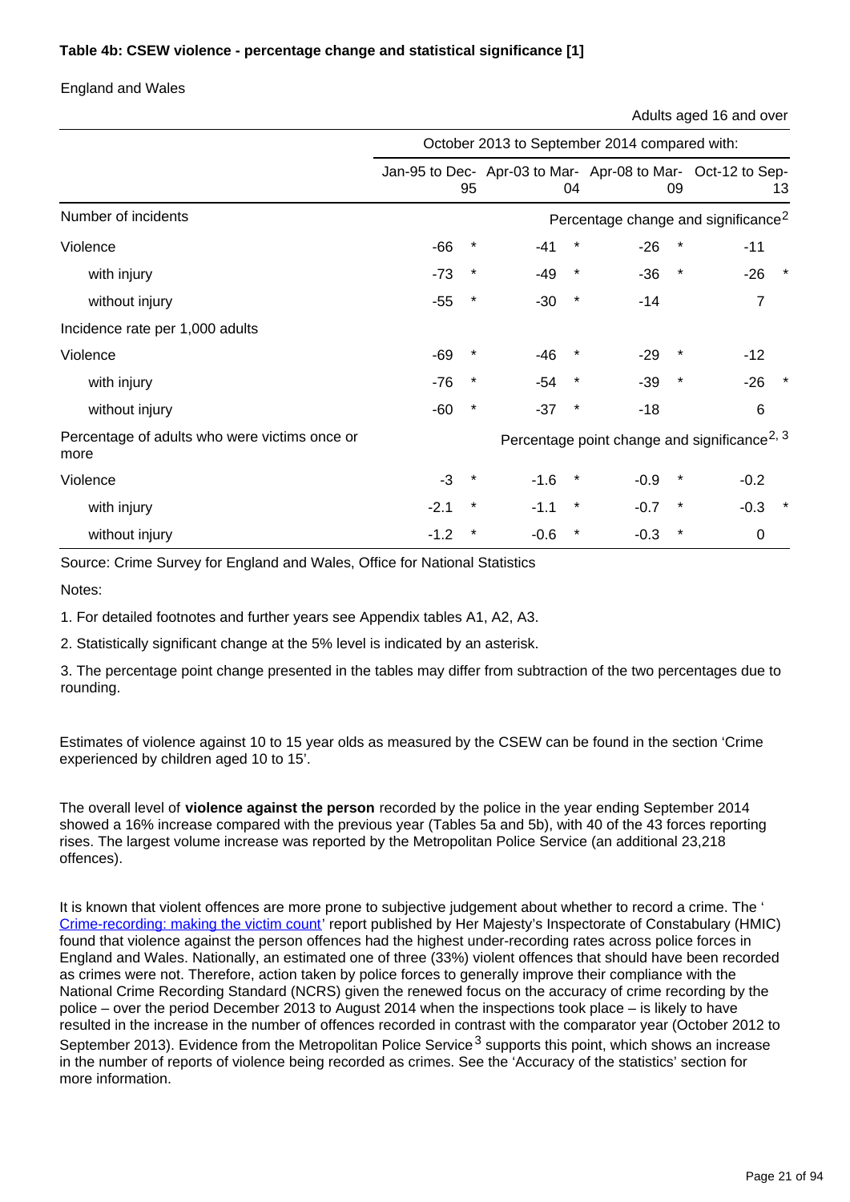**Table 4b: CSEW violence - percentage change and statistical significance [1]**

England and Wales

Adults aged 16 and over

| | October 2013 to September 2014 compared with: | | | | | | | |
|---|---|---|---|---|---|---|---|---|
| | Jan-95 to Dec-95 | | Apr-03 to Mar-04 | | Apr-08 to Mar-09 | | Oct-12 to Sep-13 | |
| **Number of incidents** | Percentage change and significance[2] | | | | | | | |
| Violence | -66 | * | -41 | * | -26 | * | -11 | |
| with injury | -73 | * | -49 | * | -36 | * | -26 | * |
| without injury | -55 | * | -30 | * | -14 | | 7 | |
| **Incidence rate per 1,000 adults** | | | | | | | | |
| Violence | -69 | * | -46 | * | -29 | * | -12 | |
| with injury | -76 | * | -54 | * | -39 | * | -26 | * |
| without injury | -60 | * | -37 | * | -18 | | 6 | |
| **Percentage of adults who were victims once or more** | Percentage point change and significance[2, 3] | | | | | | | |
| Violence | -3 | * | -1.6 | * | -0.9 | * | -0.2 | |
| with injury | -2.1 | * | -1.1 | * | -0.7 | * | -0.3 | * |
| without injury | -1.2 | * | -0.6 | * | -0.3 | * | 0 | |

Source: Crime Survey for England and Wales, Office for National Statistics

Notes:

1. For detailed footnotes and further years see Appendix tables A1, A2, A3.

2. Statistically significant change at the 5% level is indicated by an asterisk.

3. The percentage point change presented in the tables may differ from subtraction of the two percentages due to rounding.

Estimates of violence against 10 to 15 year olds as measured by the CSEW can be found in the section 'Crime experienced by children aged 10 to 15'.

The overall level of **violence against the person** recorded by the police in the year ending September 2014 showed a 16% increase compared with the previous year (Tables 5a and 5b), with 40 of the 43 forces reporting rises. The largest volume increase was reported by the Metropolitan Police Service (an additional 23,218 offences).

It is known that violent offences are more prone to subjective judgement about whether to record a crime. The 'Crime-recording: making the victim count' report published by Her Majesty's Inspectorate of Constabulary (HMIC) found that violence against the person offences had the highest under-recording rates across police forces in England and Wales. Nationally, an estimated one of three (33%) violent offences that should have been recorded as crimes were not. Therefore, action taken by police forces to generally improve their compliance with the National Crime Recording Standard (NCRS) given the renewed focus on the accuracy of crime recording by the police – over the period December 2013 to August 2014 when the inspections took place – is likely to have resulted in the increase in the number of offences recorded in contrast with the comparator year (October 2012 to September 2013). Evidence from the Metropolitan Police Service[3] supports this point, which shows an increase in the number of reports of violence being recorded as crimes. See the 'Accuracy of the statistics' section for more information.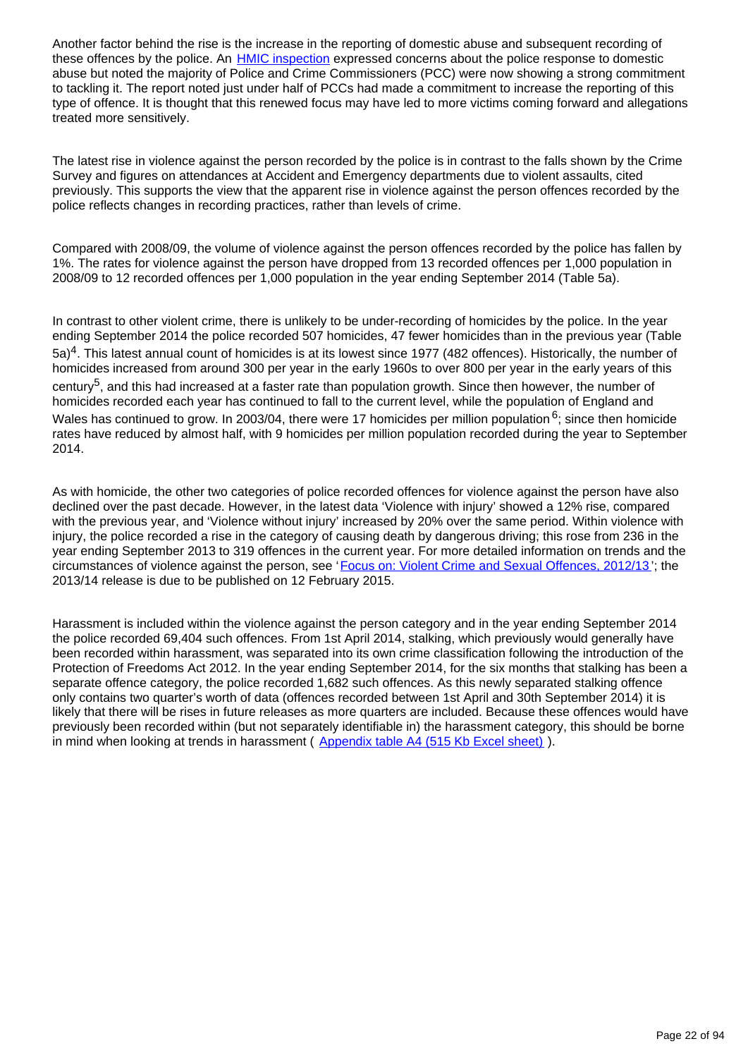Another factor behind the rise is the increase in the reporting of domestic abuse and subsequent recording of these offences by the police. An HMIC inspection expressed concerns about the police response to domestic abuse but noted the majority of Police and Crime Commissioners (PCC) were now showing a strong commitment to tackling it. The report noted just under half of PCCs had made a commitment to increase the reporting of this type of offence. It is thought that this renewed focus may have led to more victims coming forward and allegations treated more sensitively.

The latest rise in violence against the person recorded by the police is in contrast to the falls shown by the Crime Survey and figures on attendances at Accident and Emergency departments due to violent assaults, cited previously. This supports the view that the apparent rise in violence against the person offences recorded by the police reflects changes in recording practices, rather than levels of crime.

Compared with 2008/09, the volume of violence against the person offences recorded by the police has fallen by 1%. The rates for violence against the person have dropped from 13 recorded offences per 1,000 population in 2008/09 to 12 recorded offences per 1,000 population in the year ending September 2014 (Table 5a).

In contrast to other violent crime, there is unlikely to be under-recording of homicides by the police. In the year ending September 2014 the police recorded 507 homicides, 47 fewer homicides than in the previous year (Table 5a)[4]. This latest annual count of homicides is at its lowest since 1977 (482 offences). Historically, the number of homicides increased from around 300 per year in the early 1960s to over 800 per year in the early years of this century[5], and this had increased at a faster rate than population growth. Since then however, the number of homicides recorded each year has continued to fall to the current level, while the population of England and Wales has continued to grow. In 2003/04, there were 17 homicides per million population[6]; since then homicide rates have reduced by almost half, with 9 homicides per million population recorded during the year to September 2014.

As with homicide, the other two categories of police recorded offences for violence against the person have also declined over the past decade. However, in the latest data 'Violence with injury' showed a 12% rise, compared with the previous year, and 'Violence without injury' increased by 20% over the same period. Within violence with injury, the police recorded a rise in the category of causing death by dangerous driving; this rose from 236 in the year ending September 2013 to 319 offences in the current year. For more detailed information on trends and the circumstances of violence against the person, see 'Focus on: Violent Crime and Sexual Offences, 2012/13'; the 2013/14 release is due to be published on 12 February 2015.

Harassment is included within the violence against the person category and in the year ending September 2014 the police recorded 69,404 such offences. From 1st April 2014, stalking, which previously would generally have been recorded within harassment, was separated into its own crime classification following the introduction of the Protection of Freedoms Act 2012. In the year ending September 2014, for the six months that stalking has been a separate offence category, the police recorded 1,682 such offences. As this newly separated stalking offence only contains two quarter's worth of data (offences recorded between 1st April and 30th September 2014) it is likely that there will be rises in future releases as more quarters are included. Because these offences would have previously been recorded within (but not separately identifiable in) the harassment category, this should be borne in mind when looking at trends in harassment ( Appendix table A4 (515 Kb Excel sheet) ).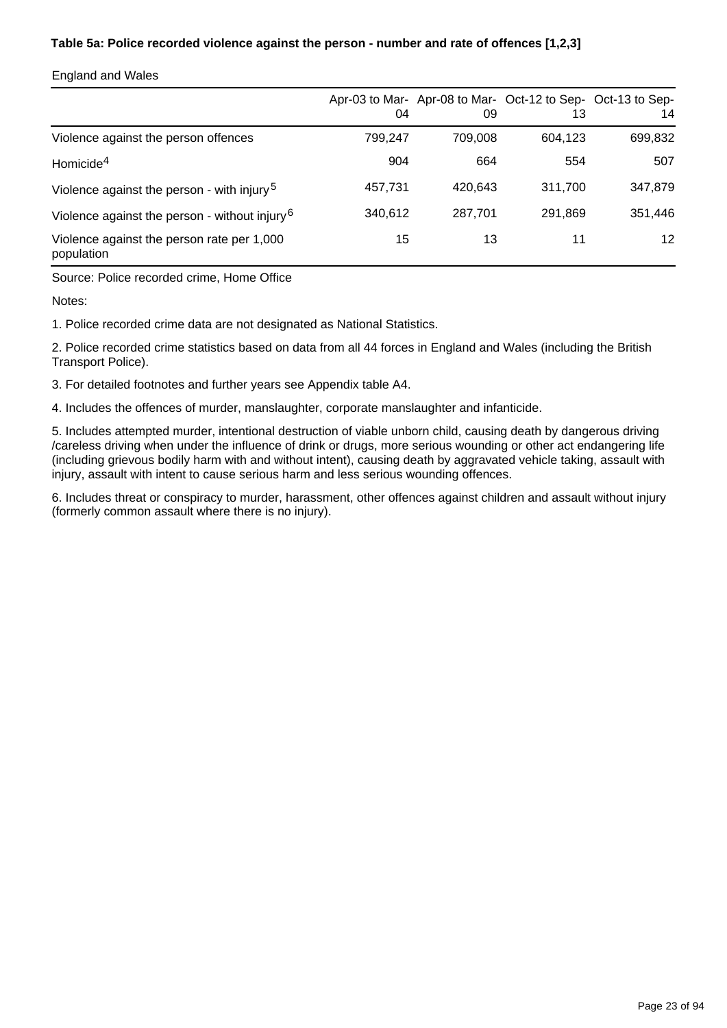**Table 5a: Police recorded violence against the person - number and rate of offences [1,2,3]**

England and Wales

| | Apr-03 to Mar-04 | Apr-08 to Mar-09 | Oct-12 to Sep-13 | Oct-13 to Sep-14 |
|---|---|---|---|---|
| Violence against the person offences | 799,247 | 709,008 | 604,123 | 699,832 |
| Homicide[4] | 904 | 664 | 554 | 507 |
| Violence against the person - with injury[5] | 457,731 | 420,643 | 311,700 | 347,879 |
| Violence against the person - without injury[6] | 340,612 | 287,701 | 291,869 | 351,446 |
| Violence against the person rate per 1,000 population | 15 | 13 | 11 | 12 |

Source: Police recorded crime, Home Office

Notes:

1. Police recorded crime data are not designated as National Statistics.

2. Police recorded crime statistics based on data from all 44 forces in England and Wales (including the British Transport Police).

3. For detailed footnotes and further years see Appendix table A4.

4. Includes the offences of murder, manslaughter, corporate manslaughter and infanticide.

5. Includes attempted murder, intentional destruction of viable unborn child, causing death by dangerous driving /careless driving when under the influence of drink or drugs, more serious wounding or other act endangering life (including grievous bodily harm with and without intent), causing death by aggravated vehicle taking, assault with injury, assault with intent to cause serious harm and less serious wounding offences.

6. Includes threat or conspiracy to murder, harassment, other offences against children and assault without injury (formerly common assault where there is no injury).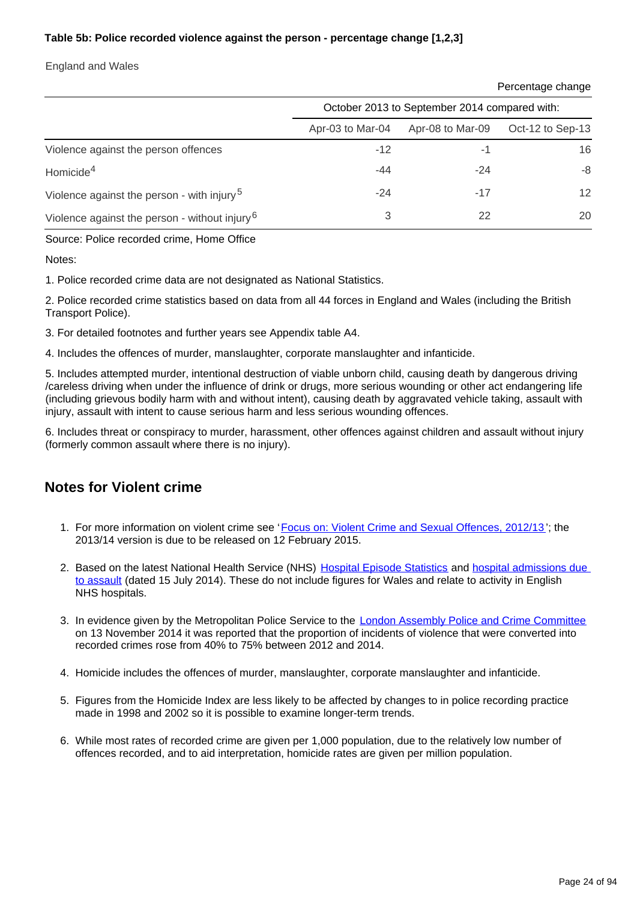**Table 5b: Police recorded violence against the person - percentage change [1,2,3]**

England and Wales

Percentage change

| | October 2013 to September 2014 compared with: | | |
|---|---|---|---|
| | Apr-03 to Mar-04 | Apr-08 to Mar-09 | Oct-12 to Sep-13 |
| Violence against the person offences | -12 | -1 | 16 |
| Homicide[4] | -44 | -24 | -8 |
| Violence against the person - with injury[5] | -24 | -17 | 12 |
| Violence against the person - without injury[6] | 3 | 22 | 20 |

Source: Police recorded crime, Home Office

Notes:

1. Police recorded crime data are not designated as National Statistics.

2. Police recorded crime statistics based on data from all 44 forces in England and Wales (including the British Transport Police).

3. For detailed footnotes and further years see Appendix table A4.

4. Includes the offences of murder, manslaughter, corporate manslaughter and infanticide.

5. Includes attempted murder, intentional destruction of viable unborn child, causing death by dangerous driving /careless driving when under the influence of drink or drugs, more serious wounding or other act endangering life (including grievous bodily harm with and without intent), causing death by aggravated vehicle taking, assault with injury, assault with intent to cause serious harm and less serious wounding offences.

6. Includes threat or conspiracy to murder, harassment, other offences against children and assault without injury (formerly common assault where there is no injury).

## Notes for Violent crime

1. For more information on violent crime see 'Focus on: Violent Crime and Sexual Offences, 2012/13'; the 2013/14 version is due to be released on 12 February 2015.
2. Based on the latest National Health Service (NHS) Hospital Episode Statistics and hospital admissions due to assault (dated 15 July 2014). These do not include figures for Wales and relate to activity in English NHS hospitals.
3. In evidence given by the Metropolitan Police Service to the London Assembly Police and Crime Committee on 13 November 2014 it was reported that the proportion of incidents of violence that were converted into recorded crimes rose from 40% to 75% between 2012 and 2014.
4. Homicide includes the offences of murder, manslaughter, corporate manslaughter and infanticide.
5. Figures from the Homicide Index are less likely to be affected by changes to in police recording practice made in 1998 and 2002 so it is possible to examine longer-term trends.
6. While most rates of recorded crime are given per 1,000 population, due to the relatively low number of offences recorded, and to aid interpretation, homicide rates are given per million population.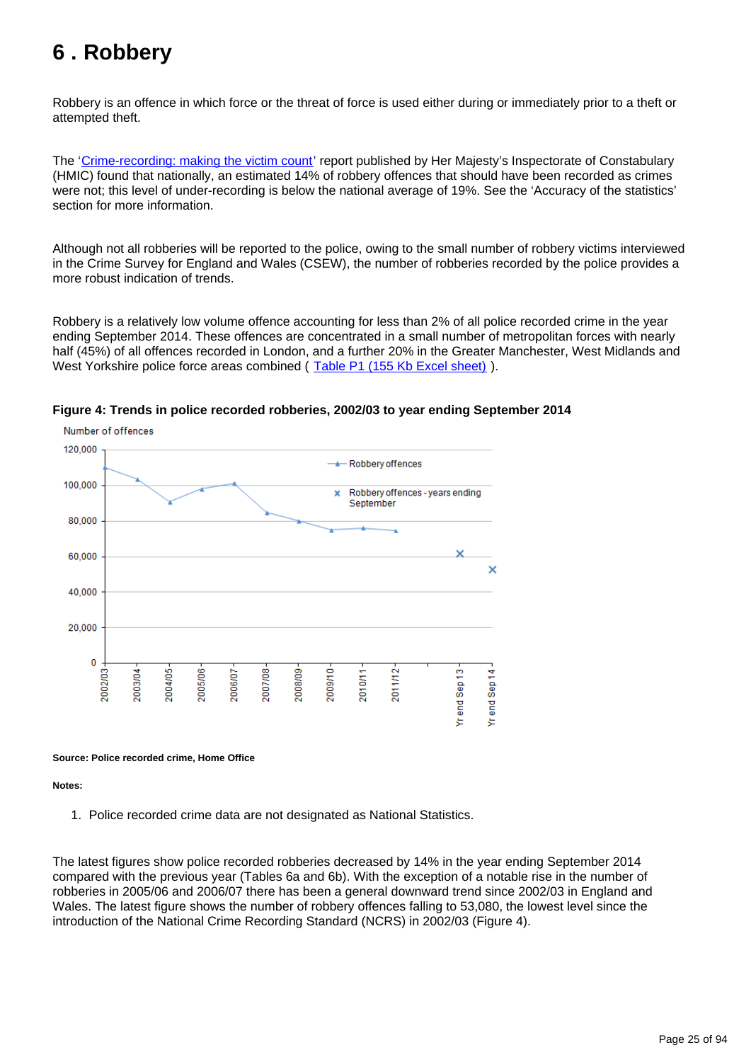# 6 . Robbery

Robbery is an offence in which force or the threat of force is used either during or immediately prior to a theft or attempted theft.

The 'Crime-recording: making the victim count' report published by Her Majesty's Inspectorate of Constabulary (HMIC) found that nationally, an estimated 14% of robbery offences that should have been recorded as crimes were not; this level of under-recording is below the national average of 19%. See the 'Accuracy of the statistics' section for more information.

Although not all robberies will be reported to the police, owing to the small number of robbery victims interviewed in the Crime Survey for England and Wales (CSEW), the number of robberies recorded by the police provides a more robust indication of trends.

Robbery is a relatively low volume offence accounting for less than 2% of all police recorded crime in the year ending September 2014. These offences are concentrated in a small number of metropolitan forces with nearly half (45%) of all offences recorded in London, and a further 20% in the Greater Manchester, West Midlands and West Yorkshire police force areas combined ( Table P1 (155 Kb Excel sheet) ).

**Figure 4: Trends in police recorded robberies, 2002/03 to year ending September 2014**

**Source: Police recorded crime, Home Office**

**Notes:**

1. Police recorded crime data are not designated as National Statistics.

The latest figures show police recorded robberies decreased by 14% in the year ending September 2014 compared with the previous year (Tables 6a and 6b). With the exception of a notable rise in the number of robberies in 2005/06 and 2006/07 there has been a general downward trend since 2002/03 in England and Wales. The latest figure shows the number of robbery offences falling to 53,080, the lowest level since the introduction of the National Crime Recording Standard (NCRS) in 2002/03 (Figure 4).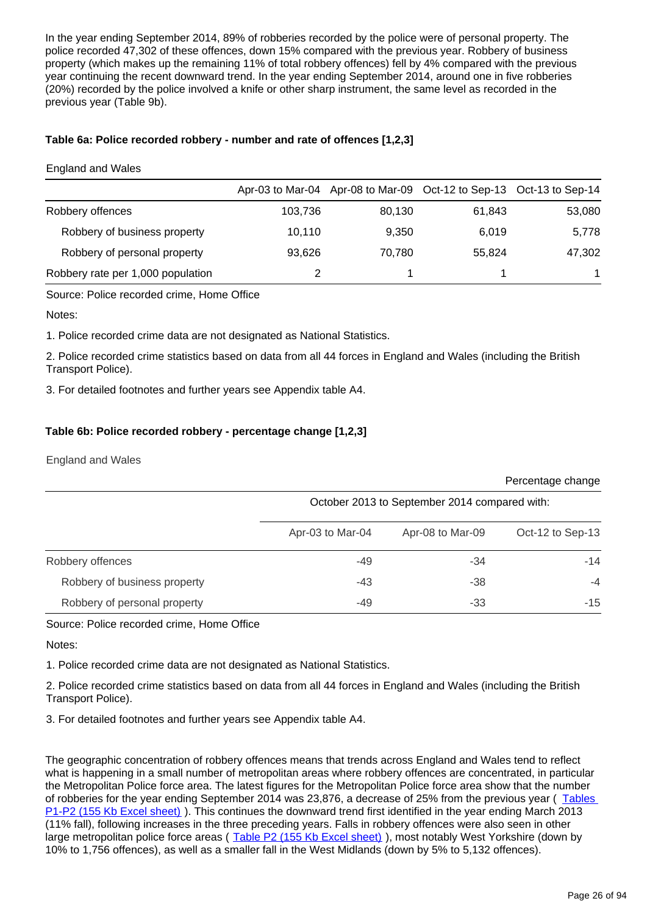In the year ending September 2014, 89% of robberies recorded by the police were of personal property. The police recorded 47,302 of these offences, down 15% compared with the previous year. Robbery of business property (which makes up the remaining 11% of total robbery offences) fell by 4% compared with the previous year continuing the recent downward trend. In the year ending September 2014, around one in five robberies (20%) recorded by the police involved a knife or other sharp instrument, the same level as recorded in the previous year (Table 9b).

**Table 6a: Police recorded robbery - number and rate of offences [1,2,3]**

England and Wales

| | Apr-03 to Mar-04 | Apr-08 to Mar-09 | Oct-12 to Sep-13 | Oct-13 to Sep-14 |
|---|---|---|---|---|
| Robbery offences | 103,736 | 80,130 | 61,843 | 53,080 |
| Robbery of business property | 10,110 | 9,350 | 6,019 | 5,778 |
| Robbery of personal property | 93,626 | 70,780 | 55,824 | 47,302 |
| Robbery rate per 1,000 population | 2 | 1 | 1 | 1 |

Source: Police recorded crime, Home Office

Notes:

1. Police recorded crime data are not designated as National Statistics.

2. Police recorded crime statistics based on data from all 44 forces in England and Wales (including the British Transport Police).

3. For detailed footnotes and further years see Appendix table A4.

**Table 6b: Police recorded robbery - percentage change [1,2,3]**

England and Wales

Percentage change

| | October 2013 to September 2014 compared with: | | |
|---|---|---|---|
| | Apr-03 to Mar-04 | Apr-08 to Mar-09 | Oct-12 to Sep-13 |
| Robbery offences | -49 | -34 | -14 |
| Robbery of business property | -43 | -38 | -4 |
| Robbery of personal property | -49 | -33 | -15 |

Source: Police recorded crime, Home Office

Notes:

1. Police recorded crime data are not designated as National Statistics.

2. Police recorded crime statistics based on data from all 44 forces in England and Wales (including the British Transport Police).

3. For detailed footnotes and further years see Appendix table A4.

The geographic concentration of robbery offences means that trends across England and Wales tend to reflect what is happening in a small number of metropolitan areas where robbery offences are concentrated, in particular the Metropolitan Police force area. The latest figures for the Metropolitan Police force area show that the number of robberies for the year ending September 2014 was 23,876, a decrease of 25% from the previous year ( Tables P1-P2 (155 Kb Excel sheet) ). This continues the downward trend first identified in the year ending March 2013 (11% fall), following increases in the three preceding years. Falls in robbery offences were also seen in other large metropolitan police force areas ( Table P2 (155 Kb Excel sheet) ), most notably West Yorkshire (down by 10% to 1,756 offences), as well as a smaller fall in the West Midlands (down by 5% to 5,132 offences).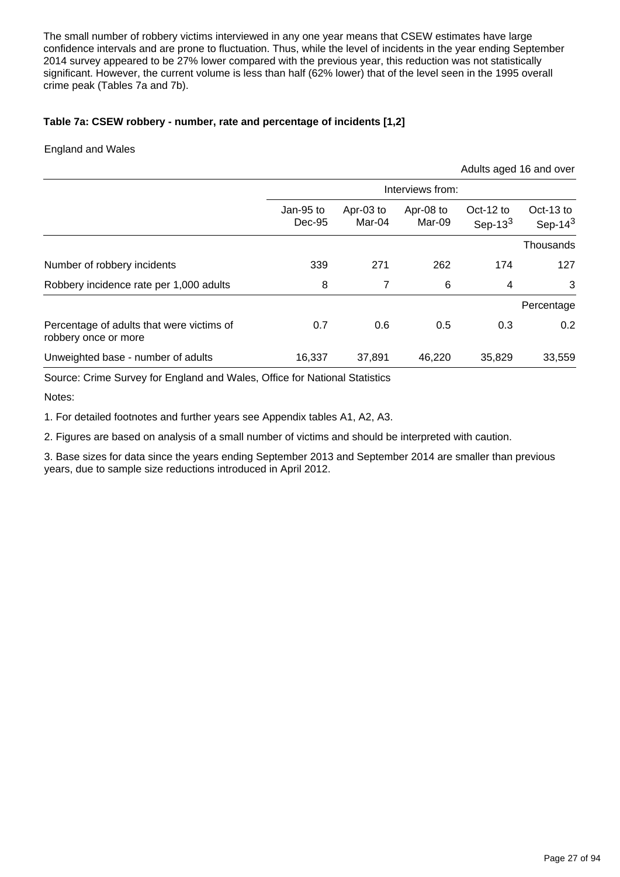The small number of robbery victims interviewed in any one year means that CSEW estimates have large confidence intervals and are prone to fluctuation. Thus, while the level of incidents in the year ending September 2014 survey appeared to be 27% lower compared with the previous year, this reduction was not statistically significant. However, the current volume is less than half (62% lower) that of the level seen in the 1995 overall crime peak (Tables 7a and 7b).

**Table 7a: CSEW robbery - number, rate and percentage of incidents [1,2]**

England and Wales

Adults aged 16 and over

| | Interviews from: | | | | |
|---|---|---|---|---|---|
| | Jan-95 to Dec-95 | Apr-03 to Mar-04 | Apr-08 to Mar-09 | Oct-12 to Sep-13[3] | Oct-13 to Sep-14[3] |
| | | | | | Thousands |
| Number of robbery incidents | 339 | 271 | 262 | 174 | 127 |
| Robbery incidence rate per 1,000 adults | 8 | 7 | 6 | 4 | 3 |
| | | | | | Percentage |
| Percentage of adults that were victims of robbery once or more | 0.7 | 0.6 | 0.5 | 0.3 | 0.2 |
| Unweighted base - number of adults | 16,337 | 37,891 | 46,220 | 35,829 | 33,559 |

Source: Crime Survey for England and Wales, Office for National Statistics

Notes:

1. For detailed footnotes and further years see Appendix tables A1, A2, A3.

2. Figures are based on analysis of a small number of victims and should be interpreted with caution.

3. Base sizes for data since the years ending September 2013 and September 2014 are smaller than previous years, due to sample size reductions introduced in April 2012.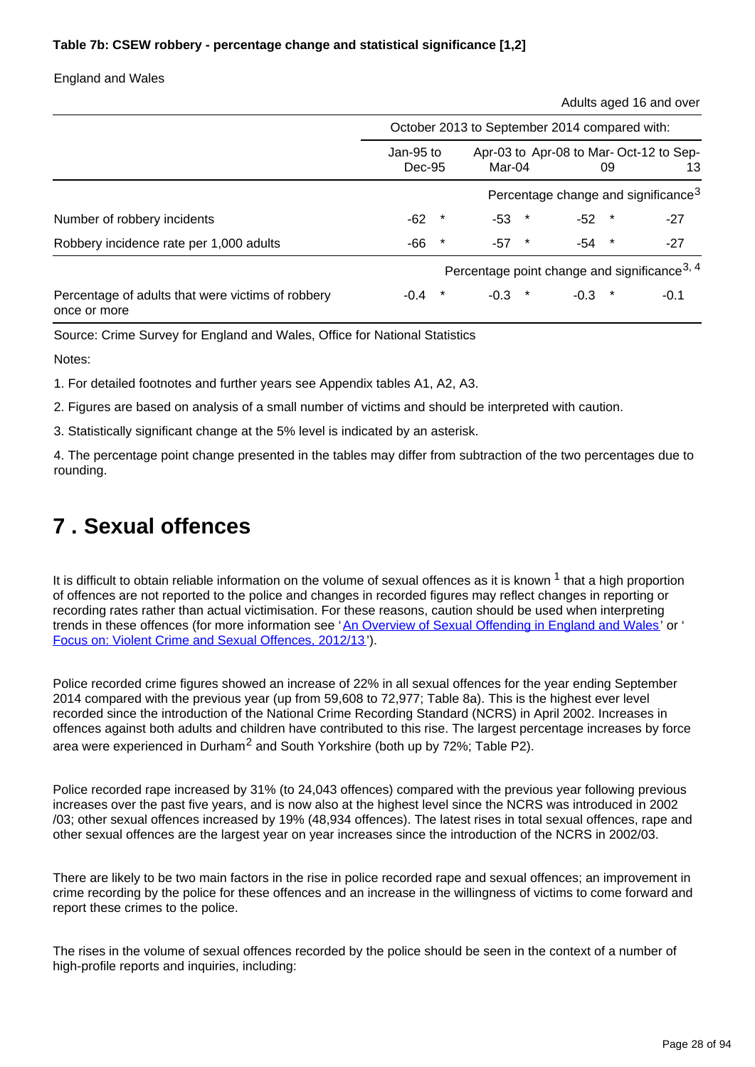**Table 7b: CSEW robbery - percentage change and statistical significance [1,2]**

England and Wales

Adults aged 16 and over

| | October 2013 to September 2014 compared with: | | | |
|---|---|---|---|---|
| | Jan-95 to Dec-95 | Apr-03 to Mar-04 | Apr-08 to Mar-09 | Oct-12 to Sep-13 |
| | Percentage change and significance[3] | | | |
| Number of robbery incidents | -62 * | -53 * | -52 * | -27 |
| Robbery incidence rate per 1,000 adults | -66 * | -57 * | -54 * | -27 |
| | Percentage point change and significance[3, 4] | | | |
| Percentage of adults that were victims of robbery once or more | -0.4 * | -0.3 * | -0.3 * | -0.1 |

Source: Crime Survey for England and Wales, Office for National Statistics

Notes:

1. For detailed footnotes and further years see Appendix tables A1, A2, A3.

2. Figures are based on analysis of a small number of victims and should be interpreted with caution.

3. Statistically significant change at the 5% level is indicated by an asterisk.

4. The percentage point change presented in the tables may differ from subtraction of the two percentages due to rounding.

# 7 . Sexual offences

It is difficult to obtain reliable information on the volume of sexual offences as it is known [1] that a high proportion of offences are not reported to the police and changes in recorded figures may reflect changes in reporting or recording rates rather than actual victimisation. For these reasons, caution should be used when interpreting trends in these offences (for more information see 'An Overview of Sexual Offending in England and Wales' or 'Focus on: Violent Crime and Sexual Offences, 2012/13').

Police recorded crime figures showed an increase of 22% in all sexual offences for the year ending September 2014 compared with the previous year (up from 59,608 to 72,977; Table 8a). This is the highest ever level recorded since the introduction of the National Crime Recording Standard (NCRS) in April 2002. Increases in offences against both adults and children have contributed to this rise. The largest percentage increases by force area were experienced in Durham[2] and South Yorkshire (both up by 72%; Table P2).

Police recorded rape increased by 31% (to 24,043 offences) compared with the previous year following previous increases over the past five years, and is now also at the highest level since the NCRS was introduced in 2002 /03; other sexual offences increased by 19% (48,934 offences). The latest rises in total sexual offences, rape and other sexual offences are the largest year on year increases since the introduction of the NCRS in 2002/03.

There are likely to be two main factors in the rise in police recorded rape and sexual offences; an improvement in crime recording by the police for these offences and an increase in the willingness of victims to come forward and report these crimes to the police.

The rises in the volume of sexual offences recorded by the police should be seen in the context of a number of high-profile reports and inquiries, including: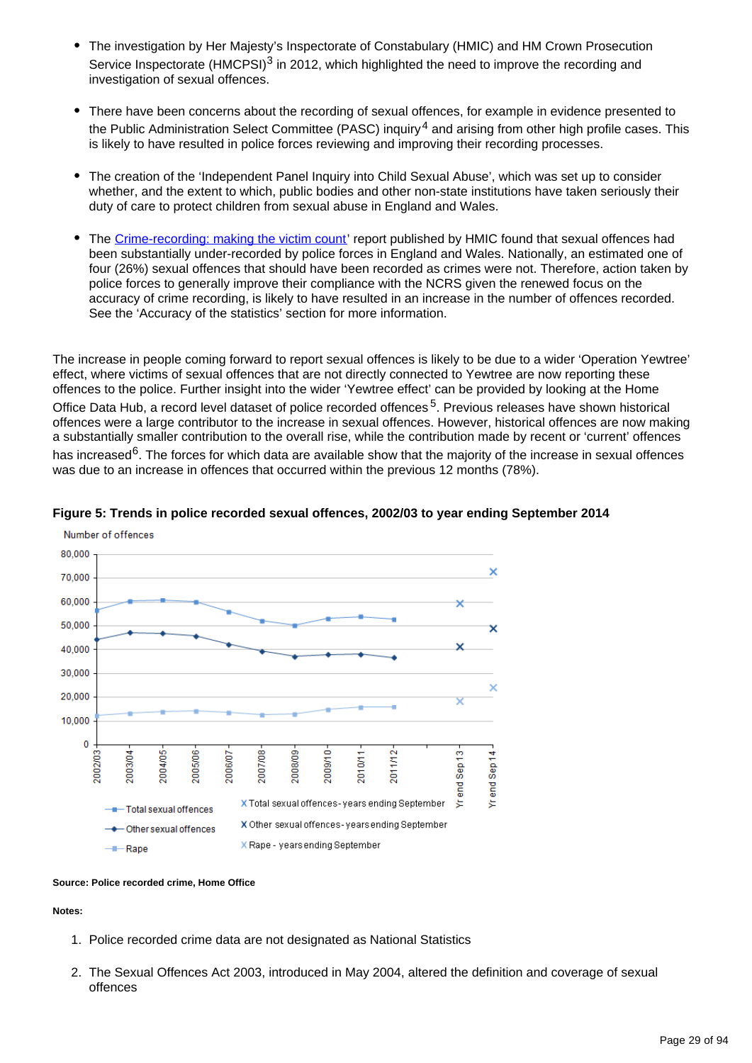- The investigation by Her Majesty's Inspectorate of Constabulary (HMIC) and HM Crown Prosecution Service Inspectorate (HMCPSI)[3] in 2012, which highlighted the need to improve the recording and investigation of sexual offences.

- There have been concerns about the recording of sexual offences, for example in evidence presented to the Public Administration Select Committee (PASC) inquiry[4] and arising from other high profile cases. This is likely to have resulted in police forces reviewing and improving their recording processes.

- The creation of the 'Independent Panel Inquiry into Child Sexual Abuse', which was set up to consider whether, and the extent to which, public bodies and other non-state institutions have taken seriously their duty of care to protect children from sexual abuse in England and Wales.

- The Crime-recording: making the victim count' report published by HMIC found that sexual offences had been substantially under-recorded by police forces in England and Wales. Nationally, an estimated one of four (26%) sexual offences that should have been recorded as crimes were not. Therefore, action taken by police forces to generally improve their compliance with the NCRS given the renewed focus on the accuracy of crime recording, is likely to have resulted in an increase in the number of offences recorded. See the 'Accuracy of the statistics' section for more information.

The increase in people coming forward to report sexual offences is likely to be due to a wider 'Operation Yewtree' effect, where victims of sexual offences that are not directly connected to Yewtree are now reporting these offences to the police. Further insight into the wider 'Yewtree effect' can be provided by looking at the Home Office Data Hub, a record level dataset of police recorded offences[5]. Previous releases have shown historical offences were a large contributor to the increase in sexual offences. However, historical offences are now making a substantially smaller contribution to the overall rise, while the contribution made by recent or 'current' offences has increased[6]. The forces for which data are available show that the majority of the increase in sexual offences was due to an increase in offences that occurred within the previous 12 months (78%).

**Figure 5: Trends in police recorded sexual offences, 2002/03 to year ending September 2014**

**Source: Police recorded crime, Home Office**

**Notes:**

1. Police recorded crime data are not designated as National Statistics
2. The Sexual Offences Act 2003, introduced in May 2004, altered the definition and coverage of sexual offences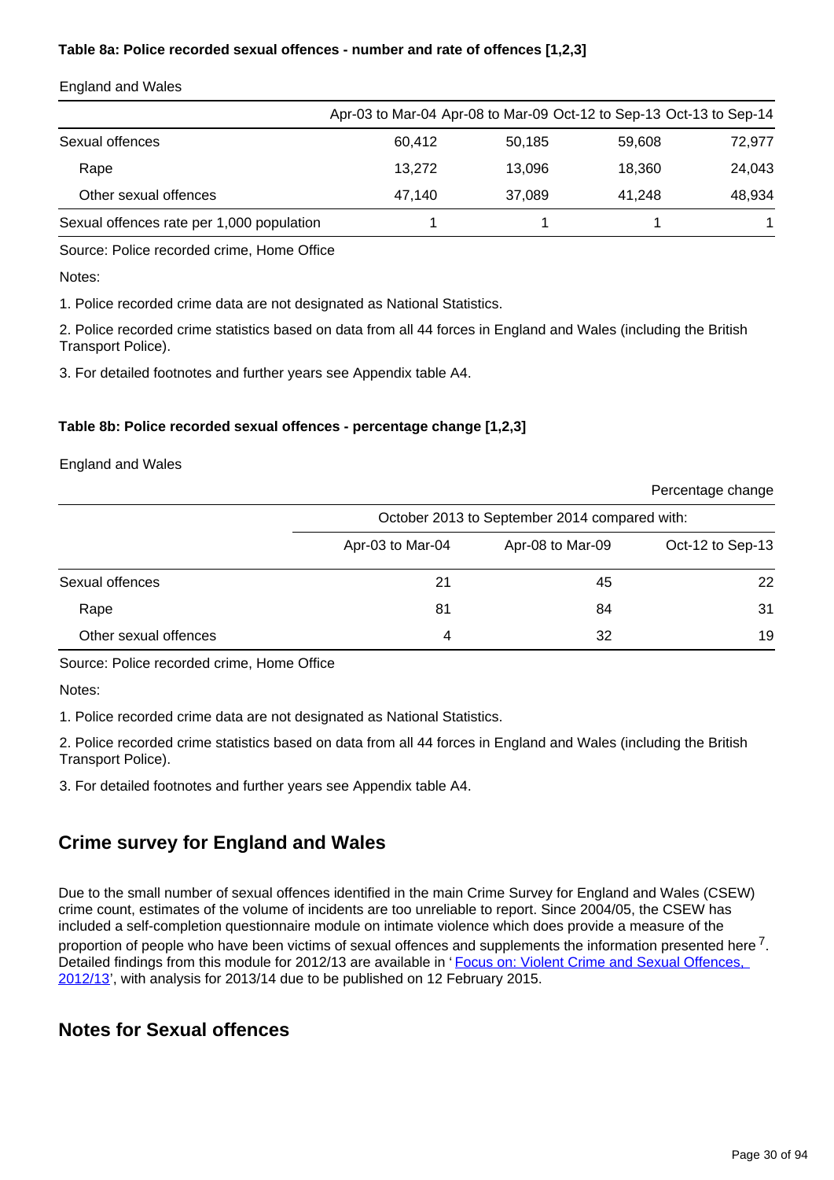**Table 8a: Police recorded sexual offences - number and rate of offences [1,2,3]**

England and Wales

| | Apr-03 to Mar-04 | Apr-08 to Mar-09 | Oct-12 to Sep-13 | Oct-13 to Sep-14 |
|---|---|---|---|---|
| Sexual offences | 60,412 | 50,185 | 59,608 | 72,977 |
| Rape | 13,272 | 13,096 | 18,360 | 24,043 |
| Other sexual offences | 47,140 | 37,089 | 41,248 | 48,934 |
| Sexual offences rate per 1,000 population | 1 | 1 | 1 | 1 |

Source: Police recorded crime, Home Office

Notes:

1. Police recorded crime data are not designated as National Statistics.

2. Police recorded crime statistics based on data from all 44 forces in England and Wales (including the British Transport Police).

3. For detailed footnotes and further years see Appendix table A4.

**Table 8b: Police recorded sexual offences - percentage change [1,2,3]**

England and Wales

Percentage change

| | October 2013 to September 2014 compared with: | | |
|---|---|---|---|
| | Apr-03 to Mar-04 | Apr-08 to Mar-09 | Oct-12 to Sep-13 |
| Sexual offences | 21 | 45 | 22 |
| Rape | 81 | 84 | 31 |
| Other sexual offences | 4 | 32 | 19 |

Source: Police recorded crime, Home Office

Notes:

1. Police recorded crime data are not designated as National Statistics.

2. Police recorded crime statistics based on data from all 44 forces in England and Wales (including the British Transport Police).

3. For detailed footnotes and further years see Appendix table A4.

## Crime survey for England and Wales

Due to the small number of sexual offences identified in the main Crime Survey for England and Wales (CSEW) crime count, estimates of the volume of incidents are too unreliable to report. Since 2004/05, the CSEW has included a self-completion questionnaire module on intimate violence which does provide a measure of the proportion of people who have been victims of sexual offences and supplements the information presented here [7]. Detailed findings from this module for 2012/13 are available in 'Focus on: Violent Crime and Sexual Offences, 2012/13', with analysis for 2013/14 due to be published on 12 February 2015.

## Notes for Sexual offences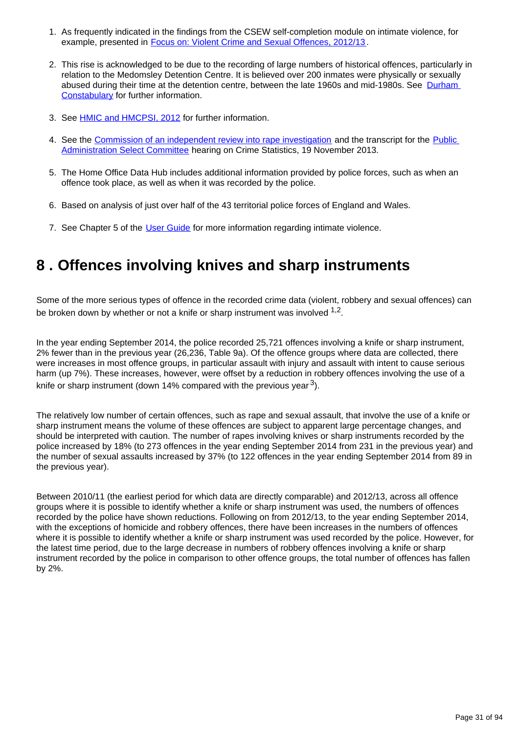1. As frequently indicated in the findings from the CSEW self-completion module on intimate violence, for example, presented in Focus on: Violent Crime and Sexual Offences, 2012/13.

2. This rise is acknowledged to be due to the recording of large numbers of historical offences, particularly in relation to the Medomsley Detention Centre. It is believed over 200 inmates were physically or sexually abused during their time at the detention centre, between the late 1960s and mid-1980s. See Durham Constabulary for further information.

3. See HMIC and HMCPSI, 2012 for further information.

4. See the Commission of an independent review into rape investigation and the transcript for the Public Administration Select Committee hearing on Crime Statistics, 19 November 2013.

5. The Home Office Data Hub includes additional information provided by police forces, such as when an offence took place, as well as when it was recorded by the police.

6. Based on analysis of just over half of the 43 territorial police forces of England and Wales.

7. See Chapter 5 of the User Guide for more information regarding intimate violence.

# 8 . Offences involving knives and sharp instruments

Some of the more serious types of offence in the recorded crime data (violent, robbery and sexual offences) can be broken down by whether or not a knife or sharp instrument was involved [1,2].

In the year ending September 2014, the police recorded 25,721 offences involving a knife or sharp instrument, 2% fewer than in the previous year (26,236, Table 9a). Of the offence groups where data are collected, there were increases in most offence groups, in particular assault with injury and assault with intent to cause serious harm (up 7%). These increases, however, were offset by a reduction in robbery offences involving the use of a knife or sharp instrument (down 14% compared with the previous year [3]).

The relatively low number of certain offences, such as rape and sexual assault, that involve the use of a knife or sharp instrument means the volume of these offences are subject to apparent large percentage changes, and should be interpreted with caution. The number of rapes involving knives or sharp instruments recorded by the police increased by 18% (to 273 offences in the year ending September 2014 from 231 in the previous year) and the number of sexual assaults increased by 37% (to 122 offences in the year ending September 2014 from 89 in the previous year).

Between 2010/11 (the earliest period for which data are directly comparable) and 2012/13, across all offence groups where it is possible to identify whether a knife or sharp instrument was used, the numbers of offences recorded by the police have shown reductions. Following on from 2012/13, to the year ending September 2014, with the exceptions of homicide and robbery offences, there have been increases in the numbers of offences where it is possible to identify whether a knife or sharp instrument was used recorded by the police. However, for the latest time period, due to the large decrease in numbers of robbery offences involving a knife or sharp instrument recorded by the police in comparison to other offence groups, the total number of offences has fallen by 2%.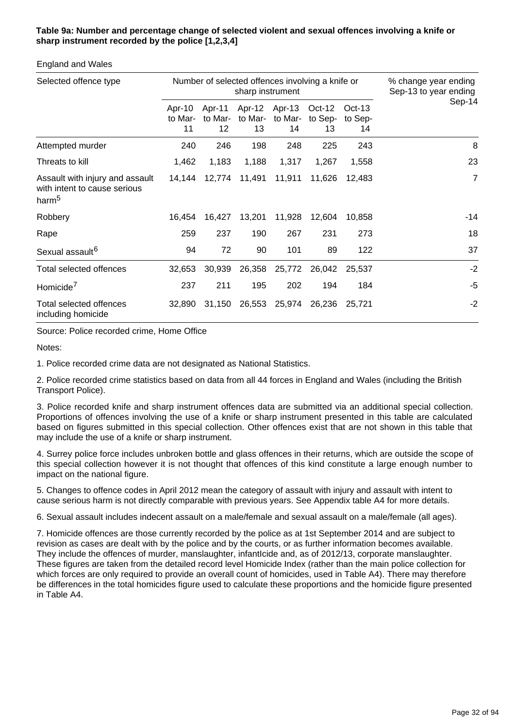**Table 9a: Number and percentage change of selected violent and sexual offences involving a knife or sharp instrument recorded by the police [1,2,3,4]**

England and Wales

| Selected offence type | Number of selected offences involving a knife or sharp instrument | | | | | | % change year ending Sep-13 to year ending Sep-14 |
|---|---|---|---|---|---|---|---|
| | Apr-10 to Mar-11 | Apr-11 to Mar-12 | Apr-12 to Mar-13 | Apr-13 to Mar-14 | Oct-12 to Sep-13 | Oct-13 to Sep-14 | |
| Attempted murder | 240 | 246 | 198 | 248 | 225 | 243 | 8 |
| Threats to kill | 1,462 | 1,183 | 1,188 | 1,317 | 1,267 | 1,558 | 23 |
| Assault with injury and assault with intent to cause serious harm[5] | 14,144 | 12,774 | 11,491 | 11,911 | 11,626 | 12,483 | 7 |
| Robbery | 16,454 | 16,427 | 13,201 | 11,928 | 12,604 | 10,858 | -14 |
| Rape | 259 | 237 | 190 | 267 | 231 | 273 | 18 |
| Sexual assault[6] | 94 | 72 | 90 | 101 | 89 | 122 | 37 |
| Total selected offences | 32,653 | 30,939 | 26,358 | 25,772 | 26,042 | 25,537 | -2 |
| Homicide[7] | 237 | 211 | 195 | 202 | 194 | 184 | -5 |
| Total selected offences including homicide | 32,890 | 31,150 | 26,553 | 25,974 | 26,236 | 25,721 | -2 |

Source: Police recorded crime, Home Office

Notes:

1. Police recorded crime data are not designated as National Statistics.

2. Police recorded crime statistics based on data from all 44 forces in England and Wales (including the British Transport Police).

3. Police recorded knife and sharp instrument offences data are submitted via an additional special collection. Proportions of offences involving the use of a knife or sharp instrument presented in this table are calculated based on figures submitted in this special collection. Other offences exist that are not shown in this table that may include the use of a knife or sharp instrument.

4. Surrey police force includes unbroken bottle and glass offences in their returns, which are outside the scope of this special collection however it is not thought that offences of this kind constitute a large enough number to impact on the national figure.

5. Changes to offence codes in April 2012 mean the category of assault with injury and assault with intent to cause serious harm is not directly comparable with previous years. See Appendix table A4 for more details.

6. Sexual assault includes indecent assault on a male/female and sexual assault on a male/female (all ages).

7. Homicide offences are those currently recorded by the police as at 1st September 2014 and are subject to revision as cases are dealt with by the police and by the courts, or as further information becomes available. They include the offences of murder, manslaughter, infanticide and, as of 2012/13, corporate manslaughter. These figures are taken from the detailed record level Homicide Index (rather than the main police collection for which forces are only required to provide an overall count of homicides, used in Table A4). There may therefore be differences in the total homicides figure used to calculate these proportions and the homicide figure presented in Table A4.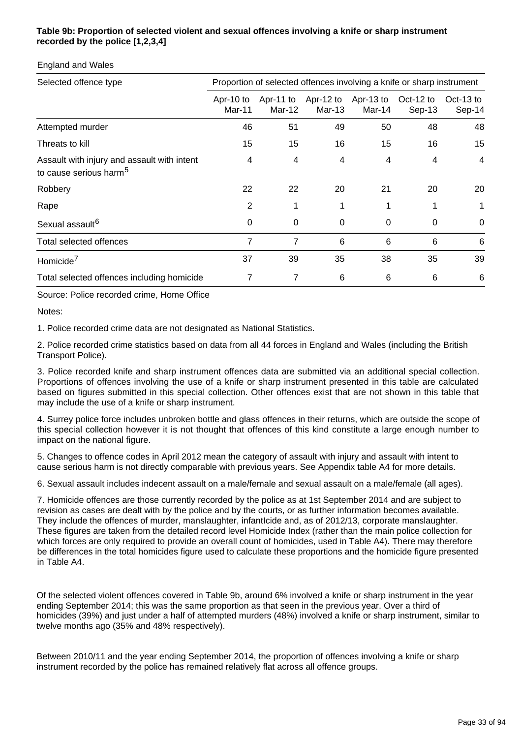**Table 9b: Proportion of selected violent and sexual offences involving a knife or sharp instrument recorded by the police [1,2,3,4]**

England and Wales

| Selected offence type | Proportion of selected offences involving a knife or sharp instrument | | | | | |
|---|---|---|---|---|---|---|
| | Apr-10 to Mar-11 | Apr-11 to Mar-12 | Apr-12 to Mar-13 | Apr-13 to Mar-14 | Oct-12 to Sep-13 | Oct-13 to Sep-14 |
| Attempted murder | 46 | 51 | 49 | 50 | 48 | 48 |
| Threats to kill | 15 | 15 | 16 | 15 | 16 | 15 |
| Assault with injury and assault with intent to cause serious harm[5] | 4 | 4 | 4 | 4 | 4 | 4 |
| Robbery | 22 | 22 | 20 | 21 | 20 | 20 |
| Rape | 2 | 1 | 1 | 1 | 1 | 1 |
| Sexual assault[6] | 0 | 0 | 0 | 0 | 0 | 0 |
| Total selected offences | 7 | 7 | 6 | 6 | 6 | 6 |
| Homicide[7] | 37 | 39 | 35 | 38 | 35 | 39 |
| Total selected offences including homicide | 7 | 7 | 6 | 6 | 6 | 6 |

Source: Police recorded crime, Home Office

Notes:

1. Police recorded crime data are not designated as National Statistics.

2. Police recorded crime statistics based on data from all 44 forces in England and Wales (including the British Transport Police).

3. Police recorded knife and sharp instrument offences data are submitted via an additional special collection. Proportions of offences involving the use of a knife or sharp instrument presented in this table are calculated based on figures submitted in this special collection. Other offences exist that are not shown in this table that may include the use of a knife or sharp instrument.

4. Surrey police force includes unbroken bottle and glass offences in their returns, which are outside the scope of this special collection however it is not thought that offences of this kind constitute a large enough number to impact on the national figure.

5. Changes to offence codes in April 2012 mean the category of assault with injury and assault with intent to cause serious harm is not directly comparable with previous years. See Appendix table A4 for more details.

6. Sexual assault includes indecent assault on a male/female and sexual assault on a male/female (all ages).

7. Homicide offences are those currently recorded by the police as at 1st September 2014 and are subject to revision as cases are dealt with by the police and by the courts, or as further information becomes available. They include the offences of murder, manslaughter, infantIcide and, as of 2012/13, corporate manslaughter. These figures are taken from the detailed record level Homicide Index (rather than the main police collection for which forces are only required to provide an overall count of homicides, used in Table A4). There may therefore be differences in the total homicides figure used to calculate these proportions and the homicide figure presented in Table A4.

Of the selected violent offences covered in Table 9b, around 6% involved a knife or sharp instrument in the year ending September 2014; this was the same proportion as that seen in the previous year. Over a third of homicides (39%) and just under a half of attempted murders (48%) involved a knife or sharp instrument, similar to twelve months ago (35% and 48% respectively).

Between 2010/11 and the year ending September 2014, the proportion of offences involving a knife or sharp instrument recorded by the police has remained relatively flat across all offence groups.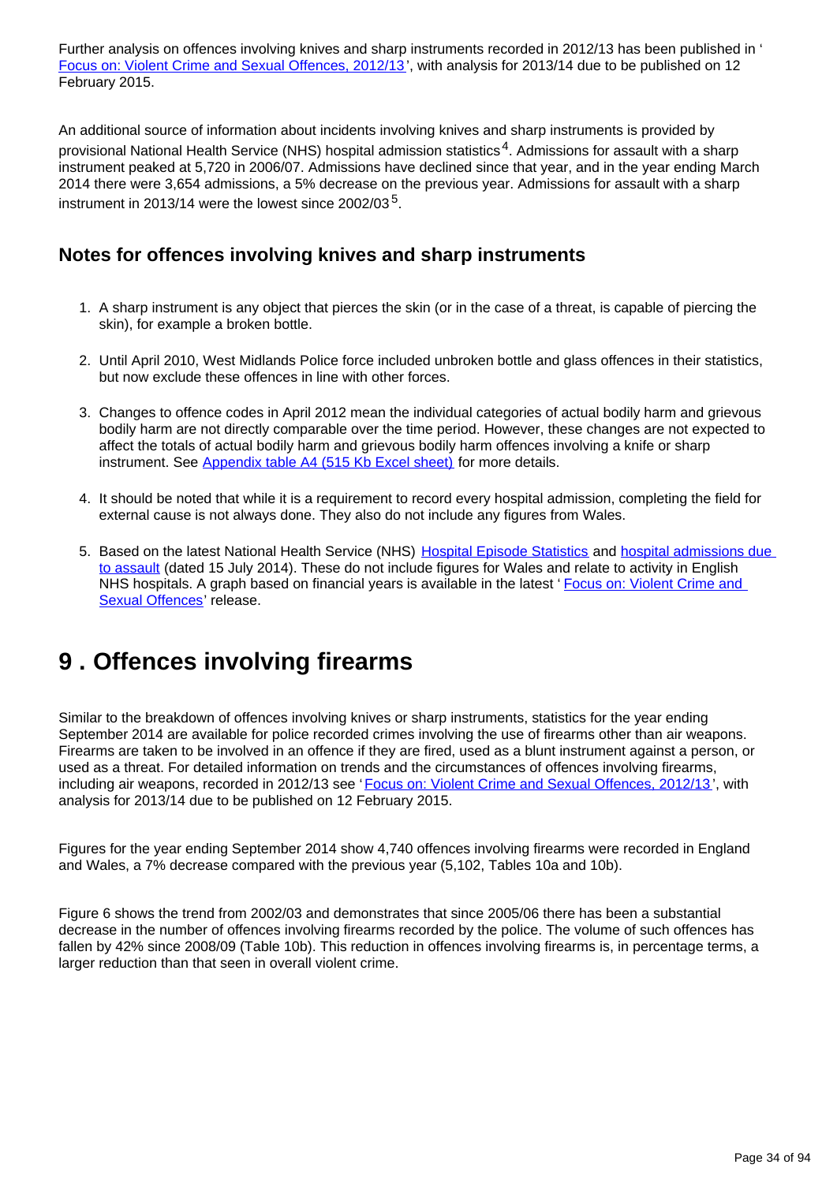Further analysis on offences involving knives and sharp instruments recorded in 2012/13 has been published in ' Focus on: Violent Crime and Sexual Offences, 2012/13 ', with analysis for 2013/14 due to be published on 12 February 2015.

An additional source of information about incidents involving knives and sharp instruments is provided by provisional National Health Service (NHS) hospital admission statistics[4]. Admissions for assault with a sharp instrument peaked at 5,720 in 2006/07. Admissions have declined since that year, and in the year ending March 2014 there were 3,654 admissions, a 5% decrease on the previous year. Admissions for assault with a sharp instrument in 2013/14 were the lowest since 2002/03[5].

### Notes for offences involving knives and sharp instruments

1. A sharp instrument is any object that pierces the skin (or in the case of a threat, is capable of piercing the skin), for example a broken bottle.

2. Until April 2010, West Midlands Police force included unbroken bottle and glass offences in their statistics, but now exclude these offences in line with other forces.

3. Changes to offence codes in April 2012 mean the individual categories of actual bodily harm and grievous bodily harm are not directly comparable over the time period. However, these changes are not expected to affect the totals of actual bodily harm and grievous bodily harm offences involving a knife or sharp instrument. See Appendix table A4 (515 Kb Excel sheet) for more details.

4. It should be noted that while it is a requirement to record every hospital admission, completing the field for external cause is not always done. They also do not include any figures from Wales.

5. Based on the latest National Health Service (NHS) Hospital Episode Statistics and hospital admissions due to assault (dated 15 July 2014). These do not include figures for Wales and relate to activity in English NHS hospitals. A graph based on financial years is available in the latest ' Focus on: Violent Crime and Sexual Offences' release.

# 9 . Offences involving firearms

Similar to the breakdown of offences involving knives or sharp instruments, statistics for the year ending September 2014 are available for police recorded crimes involving the use of firearms other than air weapons. Firearms are taken to be involved in an offence if they are fired, used as a blunt instrument against a person, or used as a threat. For detailed information on trends and the circumstances of offences involving firearms, including air weapons, recorded in 2012/13 see ' Focus on: Violent Crime and Sexual Offences, 2012/13 ', with analysis for 2013/14 due to be published on 12 February 2015.

Figures for the year ending September 2014 show 4,740 offences involving firearms were recorded in England and Wales, a 7% decrease compared with the previous year (5,102, Tables 10a and 10b).

Figure 6 shows the trend from 2002/03 and demonstrates that since 2005/06 there has been a substantial decrease in the number of offences involving firearms recorded by the police. The volume of such offences has fallen by 42% since 2008/09 (Table 10b). This reduction in offences involving firearms is, in percentage terms, a larger reduction than that seen in overall violent crime.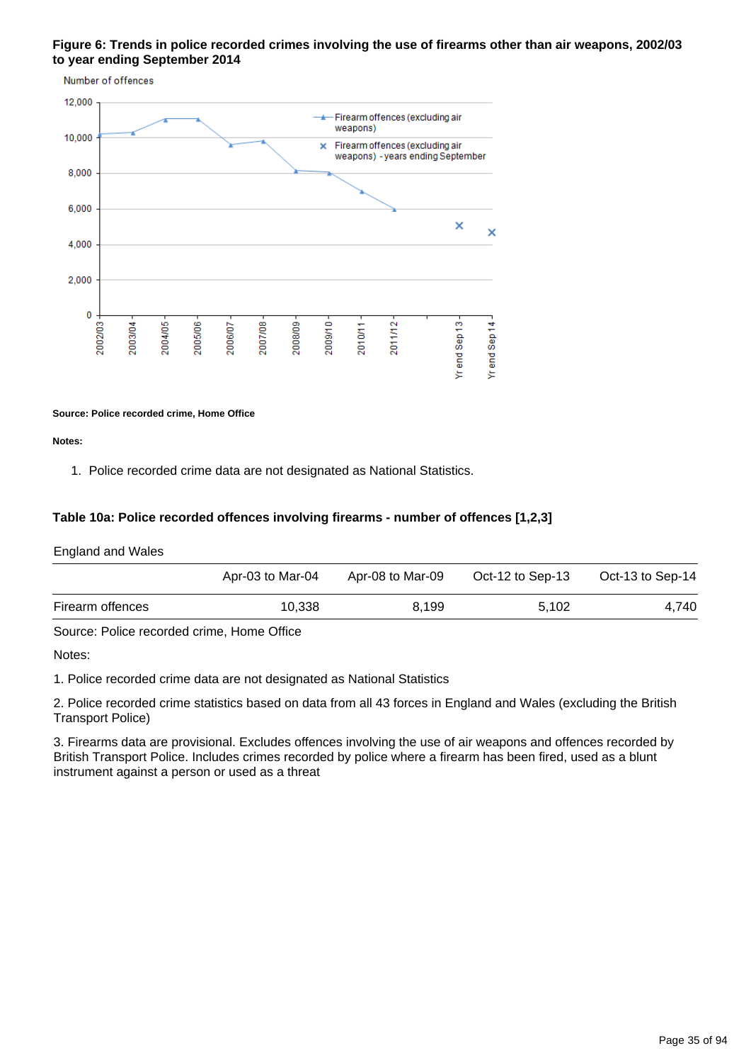**Figure 6: Trends in police recorded crimes involving the use of firearms other than air weapons, 2002/03 to year ending September 2014**

**Source: Police recorded crime, Home Office**

**Notes:**

1. Police recorded crime data are not designated as National Statistics.

**Table 10a: Police recorded offences involving firearms - number of offences [1,2,3]**

England and Wales

| | Apr-03 to Mar-04 | Apr-08 to Mar-09 | Oct-12 to Sep-13 | Oct-13 to Sep-14 |
|---|---|---|---|---|
| Firearm offences | 10,338 | 8,199 | 5,102 | 4,740 |

Source: Police recorded crime, Home Office

Notes:

1. Police recorded crime data are not designated as National Statistics

2. Police recorded crime statistics based on data from all 43 forces in England and Wales (excluding the British Transport Police)

3. Firearms data are provisional. Excludes offences involving the use of air weapons and offences recorded by British Transport Police. Includes crimes recorded by police where a firearm has been fired, used as a blunt instrument against a person or used as a threat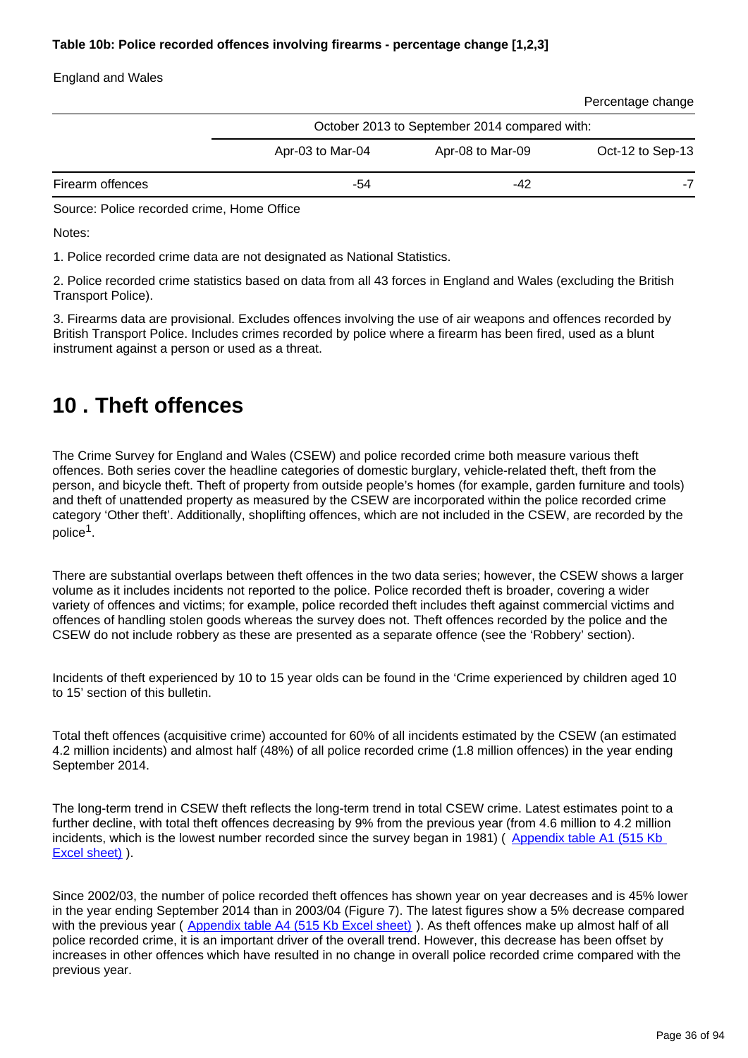**Table 10b: Police recorded offences involving firearms - percentage change [1,2,3]**

England and Wales

Percentage change

| | October 2013 to September 2014 compared with: | | |
|---|---|---|---|
| | Apr-03 to Mar-04 | Apr-08 to Mar-09 | Oct-12 to Sep-13 |
| Firearm offences | -54 | -42 | -7 |

Source: Police recorded crime, Home Office

Notes:

1. Police recorded crime data are not designated as National Statistics.

2. Police recorded crime statistics based on data from all 43 forces in England and Wales (excluding the British Transport Police).

3. Firearms data are provisional. Excludes offences involving the use of air weapons and offences recorded by British Transport Police. Includes crimes recorded by police where a firearm has been fired, used as a blunt instrument against a person or used as a threat.

# 10 . Theft offences

The Crime Survey for England and Wales (CSEW) and police recorded crime both measure various theft offences. Both series cover the headline categories of domestic burglary, vehicle-related theft, theft from the person, and bicycle theft. Theft of property from outside people's homes (for example, garden furniture and tools) and theft of unattended property as measured by the CSEW are incorporated within the police recorded crime category 'Other theft'. Additionally, shoplifting offences, which are not included in the CSEW, are recorded by the police[1].

There are substantial overlaps between theft offences in the two data series; however, the CSEW shows a larger volume as it includes incidents not reported to the police. Police recorded theft is broader, covering a wider variety of offences and victims; for example, police recorded theft includes theft against commercial victims and offences of handling stolen goods whereas the survey does not. Theft offences recorded by the police and the CSEW do not include robbery as these are presented as a separate offence (see the 'Robbery' section).

Incidents of theft experienced by 10 to 15 year olds can be found in the 'Crime experienced by children aged 10 to 15' section of this bulletin.

Total theft offences (acquisitive crime) accounted for 60% of all incidents estimated by the CSEW (an estimated 4.2 million incidents) and almost half (48%) of all police recorded crime (1.8 million offences) in the year ending September 2014.

The long-term trend in CSEW theft reflects the long-term trend in total CSEW crime. Latest estimates point to a further decline, with total theft offences decreasing by 9% from the previous year (from 4.6 million to 4.2 million incidents, which is the lowest number recorded since the survey began in 1981) ( Appendix table A1 (515 Kb Excel sheet) ).

Since 2002/03, the number of police recorded theft offences has shown year on year decreases and is 45% lower in the year ending September 2014 than in 2003/04 (Figure 7). The latest figures show a 5% decrease compared with the previous year ( Appendix table A4 (515 Kb Excel sheet) ). As theft offences make up almost half of all police recorded crime, it is an important driver of the overall trend. However, this decrease has been offset by increases in other offences which have resulted in no change in overall police recorded crime compared with the previous year.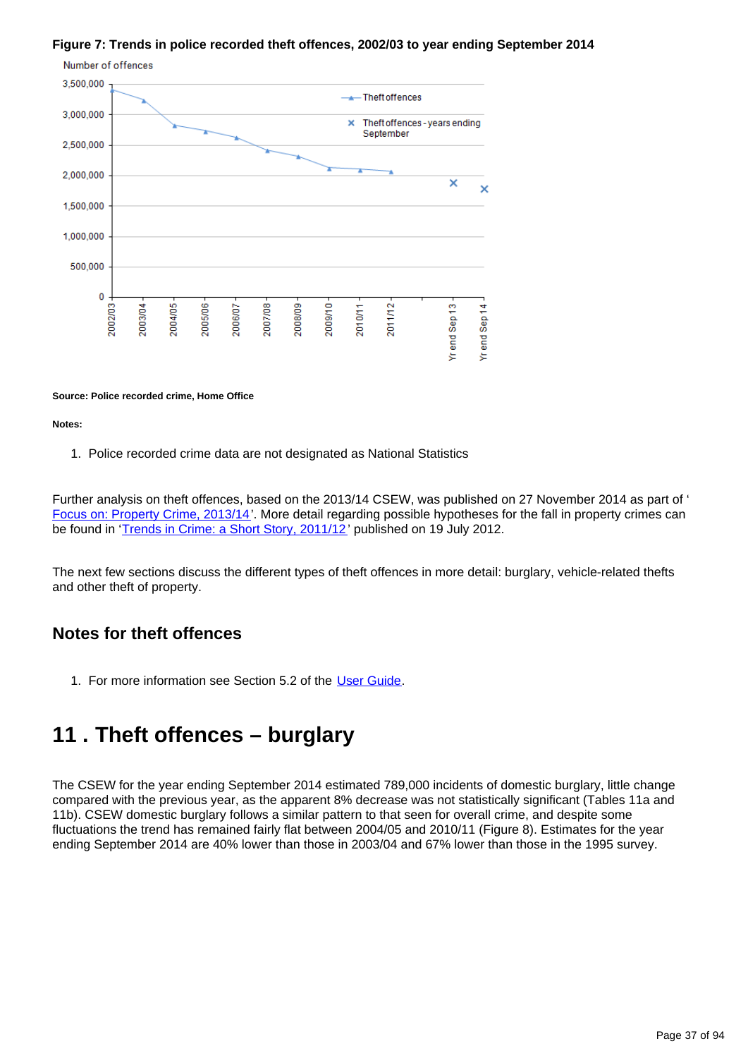**Figure 7: Trends in police recorded theft offences, 2002/03 to year ending September 2014**

**Source: Police recorded crime, Home Office**

**Notes:**

1. Police recorded crime data are not designated as National Statistics

Further analysis on theft offences, based on the 2013/14 CSEW, was published on 27 November 2014 as part of 'Focus on: Property Crime, 2013/14'. More detail regarding possible hypotheses for the fall in property crimes can be found in 'Trends in Crime: a Short Story, 2011/12' published on 19 July 2012.

The next few sections discuss the different types of theft offences in more detail: burglary, vehicle-related thefts and other theft of property.

## Notes for theft offences

1. For more information see Section 5.2 of the User Guide.

# 11 . Theft offences – burglary

The CSEW for the year ending September 2014 estimated 789,000 incidents of domestic burglary, little change compared with the previous year, as the apparent 8% decrease was not statistically significant (Tables 11a and 11b). CSEW domestic burglary follows a similar pattern to that seen for overall crime, and despite some fluctuations the trend has remained fairly flat between 2004/05 and 2010/11 (Figure 8). Estimates for the year ending September 2014 are 40% lower than those in 2003/04 and 67% lower than those in the 1995 survey.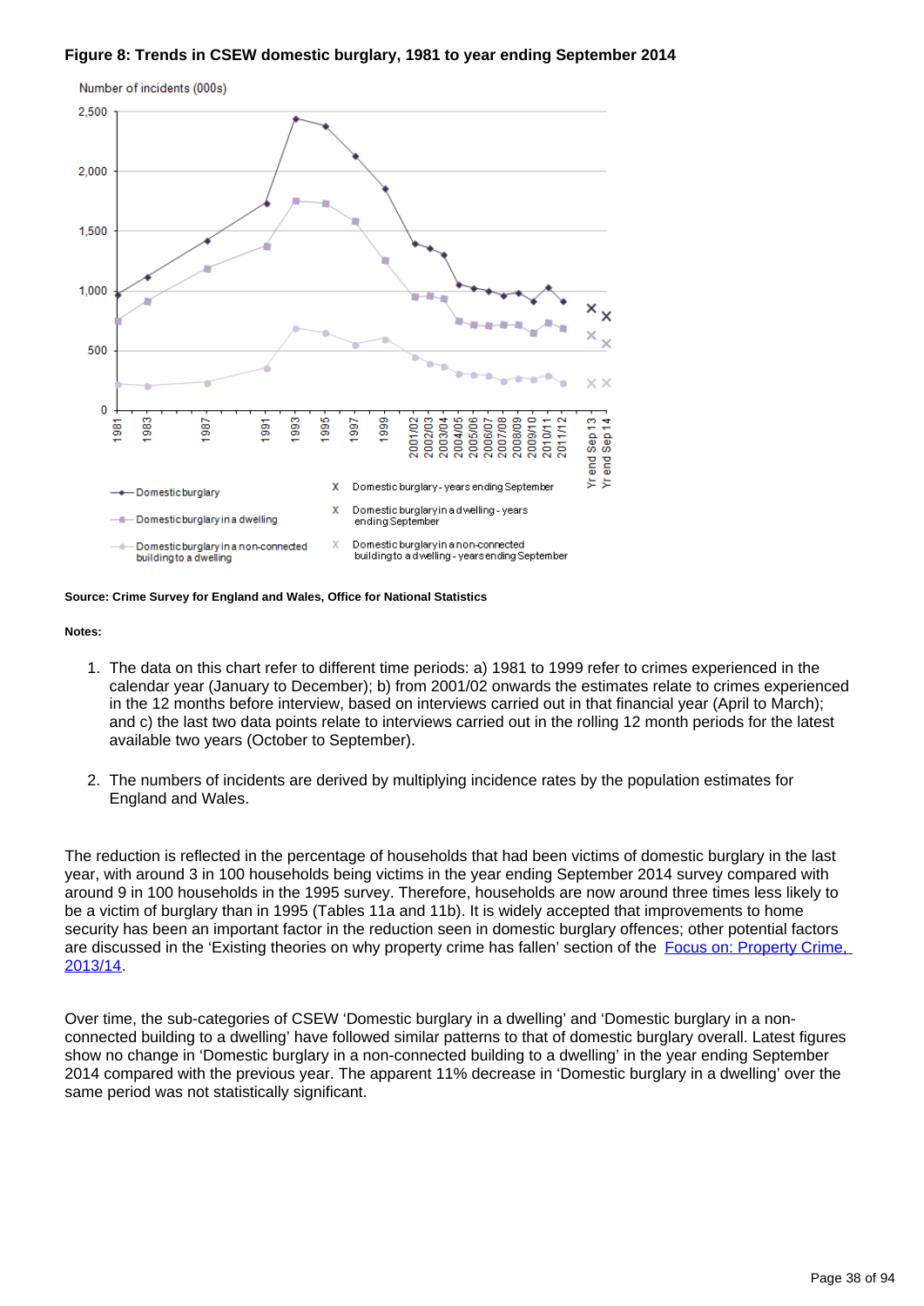**Figure 8: Trends in CSEW domestic burglary, 1981 to year ending September 2014**

**Source: Crime Survey for England and Wales, Office for National Statistics**

**Notes:**

1. The data on this chart refer to different time periods: a) 1981 to 1999 refer to crimes experienced in the calendar year (January to December); b) from 2001/02 onwards the estimates relate to crimes experienced in the 12 months before interview, based on interviews carried out in that financial year (April to March); and c) the last two data points relate to interviews carried out in the rolling 12 month periods for the latest available two years (October to September).

2. The numbers of incidents are derived by multiplying incidence rates by the population estimates for England and Wales.

The reduction is reflected in the percentage of households that had been victims of domestic burglary in the last year, with around 3 in 100 households being victims in the year ending September 2014 survey compared with around 9 in 100 households in the 1995 survey. Therefore, households are now around three times less likely to be a victim of burglary than in 1995 (Tables 11a and 11b). It is widely accepted that improvements to home security has been an important factor in the reduction seen in domestic burglary offences; other potential factors are discussed in the 'Existing theories on why property crime has fallen' section of the [Focus on: Property Crime, 2013/14](#).

Over time, the sub-categories of CSEW 'Domestic burglary in a dwelling' and 'Domestic burglary in a non-connected building to a dwelling' have followed similar patterns to that of domestic burglary overall. Latest figures show no change in 'Domestic burglary in a non-connected building to a dwelling' in the year ending September 2014 compared with the previous year. The apparent 11% decrease in 'Domestic burglary in a dwelling' over the same period was not statistically significant.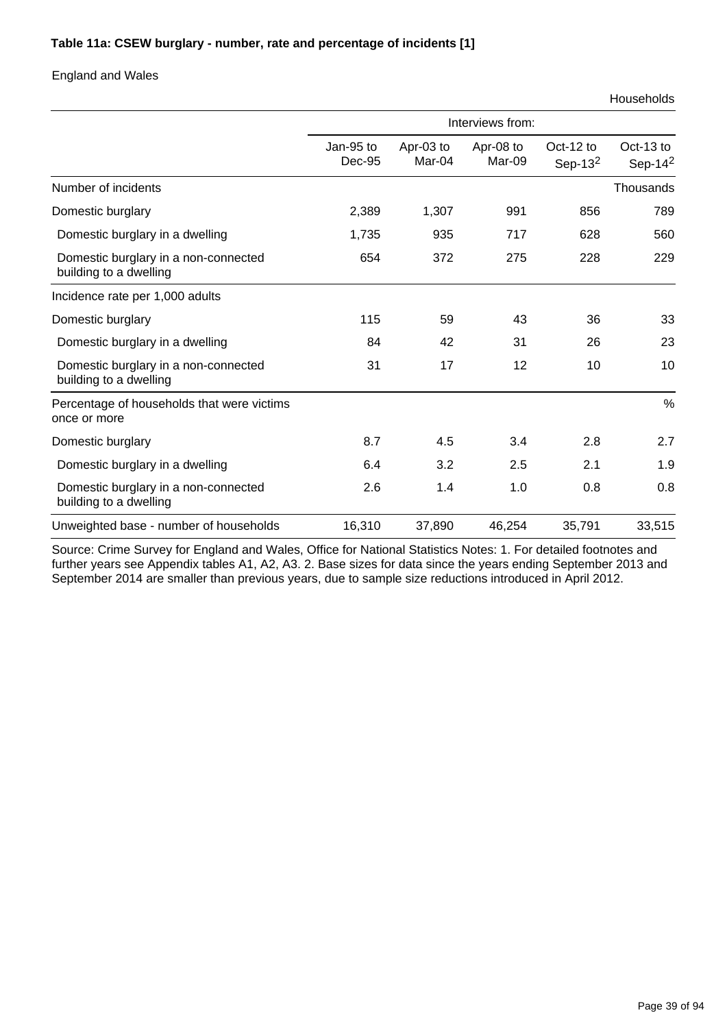**Table 11a: CSEW burglary - number, rate and percentage of incidents [1]**

England and Wales

Households

| | Interviews from: | | | | |
|---|---|---|---|---|---|
| | Jan-95 to Dec-95 | Apr-03 to Mar-04 | Apr-08 to Mar-09 | Oct-12 to Sep-13[2] | Oct-13 to Sep-14[2] |
| Number of incidents | | | | | Thousands |
| Domestic burglary | 2,389 | 1,307 | 991 | 856 | 789 |
| Domestic burglary in a dwelling | 1,735 | 935 | 717 | 628 | 560 |
| Domestic burglary in a non-connected building to a dwelling | 654 | 372 | 275 | 228 | 229 |
| Incidence rate per 1,000 adults | | | | | |
| Domestic burglary | 115 | 59 | 43 | 36 | 33 |
| Domestic burglary in a dwelling | 84 | 42 | 31 | 26 | 23 |
| Domestic burglary in a non-connected building to a dwelling | 31 | 17 | 12 | 10 | 10 |
| Percentage of households that were victims once or more | | | | | % |
| Domestic burglary | 8.7 | 4.5 | 3.4 | 2.8 | 2.7 |
| Domestic burglary in a dwelling | 6.4 | 3.2 | 2.5 | 2.1 | 1.9 |
| Domestic burglary in a non-connected building to a dwelling | 2.6 | 1.4 | 1.0 | 0.8 | 0.8 |
| Unweighted base - number of households | 16,310 | 37,890 | 46,254 | 35,791 | 33,515 |

Source: Crime Survey for England and Wales, Office for National Statistics Notes: 1. For detailed footnotes and further years see Appendix tables A1, A2, A3. 2. Base sizes for data since the years ending September 2013 and September 2014 are smaller than previous years, due to sample size reductions introduced in April 2012.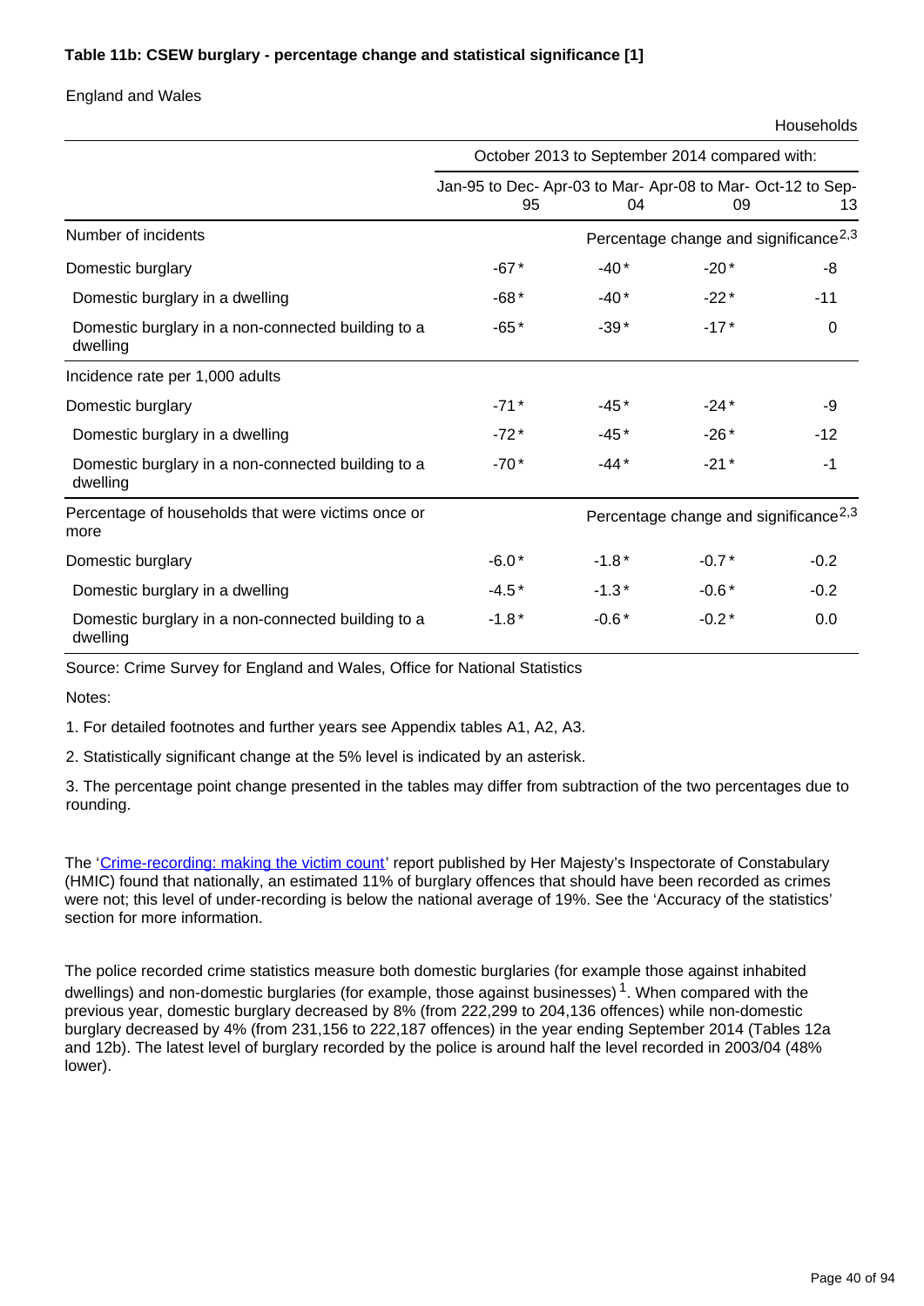**Table 11b: CSEW burglary - percentage change and statistical significance [1]**

England and Wales

Households

| | October 2013 to September 2014 compared with: | | | |
|---|---|---|---|---|
| | Jan-95 to Dec-95 | Apr-03 to Mar-04 | Apr-08 to Mar-09 | Oct-12 to Sep-13 |
| **Number of incidents** | | | Percentage change and significance[2,3] | |
| Domestic burglary | -67* | -40* | -20* | -8 |
| Domestic burglary in a dwelling | -68* | -40* | -22* | -11 |
| Domestic burglary in a non-connected building to a dwelling | -65* | -39* | -17* | 0 |
| **Incidence rate per 1,000 adults** | | | | |
| Domestic burglary | -71* | -45* | -24* | -9 |
| Domestic burglary in a dwelling | -72* | -45* | -26* | -12 |
| Domestic burglary in a non-connected building to a dwelling | -70* | -44* | -21* | -1 |
| **Percentage of households that were victims once or more** | | | Percentage change and significance[2,3] | |
| Domestic burglary | -6.0* | -1.8* | -0.7* | -0.2 |
| Domestic burglary in a dwelling | -4.5* | -1.3* | -0.6* | -0.2 |
| Domestic burglary in a non-connected building to a dwelling | -1.8* | -0.6* | -0.2* | 0.0 |

Source: Crime Survey for England and Wales, Office for National Statistics

Notes:

1. For detailed footnotes and further years see Appendix tables A1, A2, A3.

2. Statistically significant change at the 5% level is indicated by an asterisk.

3. The percentage point change presented in the tables may differ from subtraction of the two percentages due to rounding.

The 'Crime-recording: making the victim count' report published by Her Majesty's Inspectorate of Constabulary (HMIC) found that nationally, an estimated 11% of burglary offences that should have been recorded as crimes were not; this level of under-recording is below the national average of 19%. See the 'Accuracy of the statistics' section for more information.

The police recorded crime statistics measure both domestic burglaries (for example those against inhabited dwellings) and non-domestic burglaries (for example, those against businesses) [1]. When compared with the previous year, domestic burglary decreased by 8% (from 222,299 to 204,136 offences) while non-domestic burglary decreased by 4% (from 231,156 to 222,187 offences) in the year ending September 2014 (Tables 12a and 12b). The latest level of burglary recorded by the police is around half the level recorded in 2003/04 (48% lower).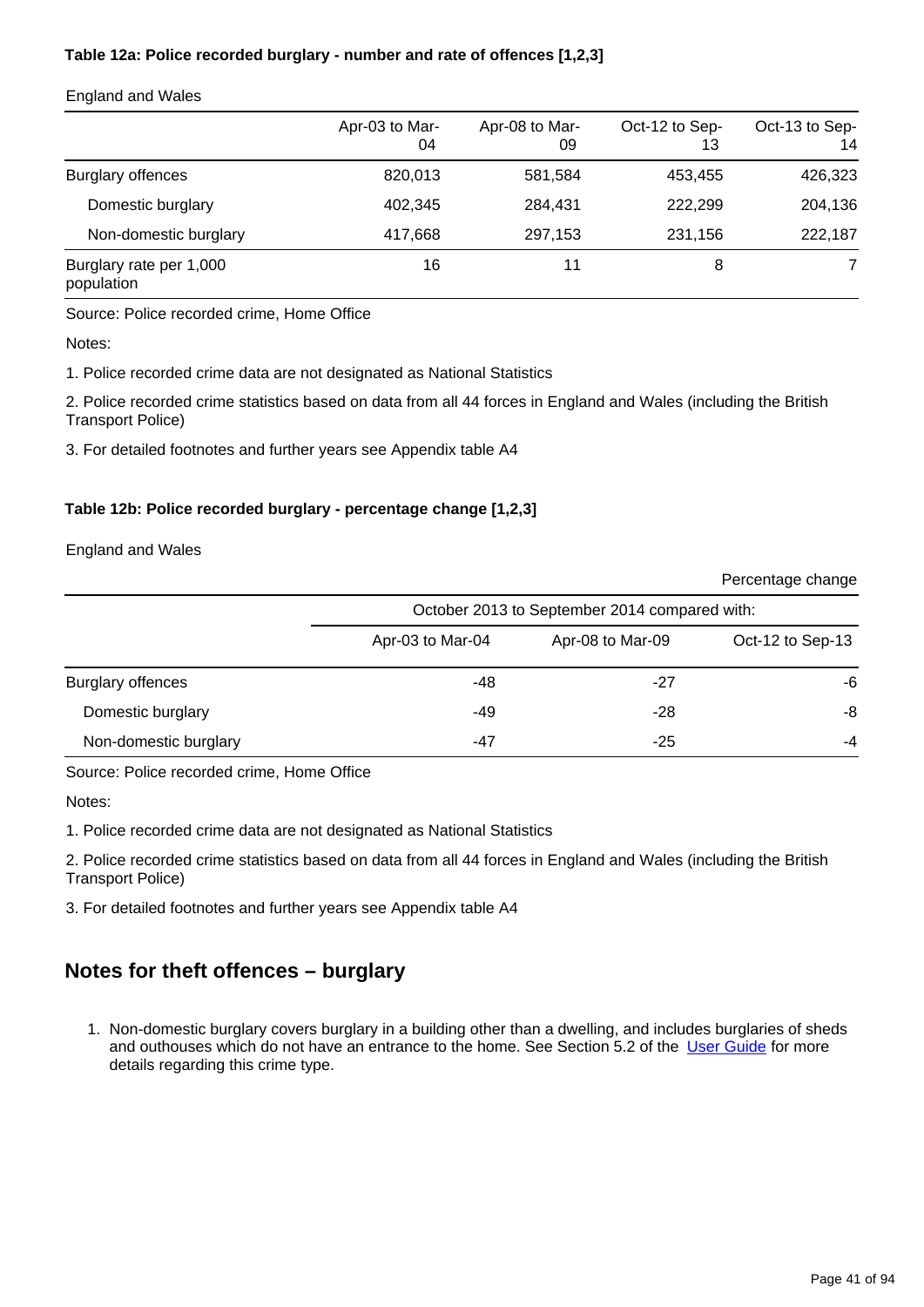**Table 12a: Police recorded burglary - number and rate of offences [1,2,3]**

England and Wales

| | Apr-03 to Mar-04 | Apr-08 to Mar-09 | Oct-12 to Sep-13 | Oct-13 to Sep-14 |
|---|---|---|---|---|
| Burglary offences | 820,013 | 581,584 | 453,455 | 426,323 |
| Domestic burglary | 402,345 | 284,431 | 222,299 | 204,136 |
| Non-domestic burglary | 417,668 | 297,153 | 231,156 | 222,187 |
| Burglary rate per 1,000 population | 16 | 11 | 8 | 7 |

Source: Police recorded crime, Home Office

Notes:

1. Police recorded crime data are not designated as National Statistics

2. Police recorded crime statistics based on data from all 44 forces in England and Wales (including the British Transport Police)

3. For detailed footnotes and further years see Appendix table A4

**Table 12b: Police recorded burglary - percentage change [1,2,3]**

England and Wales

Percentage change

| | October 2013 to September 2014 compared with: | | |
|---|---|---|---|
| | Apr-03 to Mar-04 | Apr-08 to Mar-09 | Oct-12 to Sep-13 |
| Burglary offences | -48 | -27 | -6 |
| Domestic burglary | -49 | -28 | -8 |
| Non-domestic burglary | -47 | -25 | -4 |

Source: Police recorded crime, Home Office

Notes:

1. Police recorded crime data are not designated as National Statistics

2. Police recorded crime statistics based on data from all 44 forces in England and Wales (including the British Transport Police)

3. For detailed footnotes and further years see Appendix table A4

## Notes for theft offences – burglary

1. Non-domestic burglary covers burglary in a building other than a dwelling, and includes burglaries of sheds and outhouses which do not have an entrance to the home. See Section 5.2 of the User Guide for more details regarding this crime type.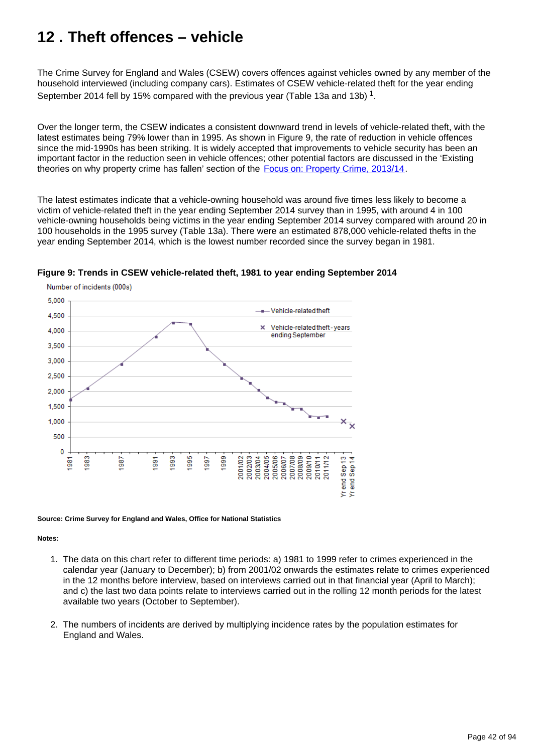# 12 . Theft offences – vehicle

The Crime Survey for England and Wales (CSEW) covers offences against vehicles owned by any member of the household interviewed (including company cars). Estimates of CSEW vehicle-related theft for the year ending September 2014 fell by 15% compared with the previous year (Table 13a and 13b) [1].

Over the longer term, the CSEW indicates a consistent downward trend in levels of vehicle-related theft, with the latest estimates being 79% lower than in 1995. As shown in Figure 9, the rate of reduction in vehicle offences since the mid-1990s has been striking. It is widely accepted that improvements to vehicle security has been an important factor in the reduction seen in vehicle offences; other potential factors are discussed in the 'Existing theories on why property crime has fallen' section of the [Focus on: Property Crime, 2013/14](#).

The latest estimates indicate that a vehicle-owning household was around five times less likely to become a victim of vehicle-related theft in the year ending September 2014 survey than in 1995, with around 4 in 100 vehicle-owning households being victims in the year ending September 2014 survey compared with around 20 in 100 households in the 1995 survey (Table 13a). There were an estimated 878,000 vehicle-related thefts in the year ending September 2014, which is the lowest number recorded since the survey began in 1981.

**Figure 9: Trends in CSEW vehicle-related theft, 1981 to year ending September 2014**

**Source: Crime Survey for England and Wales, Office for National Statistics**

**Notes:**

1. The data on this chart refer to different time periods: a) 1981 to 1999 refer to crimes experienced in the calendar year (January to December); b) from 2001/02 onwards the estimates relate to crimes experienced in the 12 months before interview, based on interviews carried out in that financial year (April to March); and c) the last two data points relate to interviews carried out in the rolling 12 month periods for the latest available two years (October to September).

2. The numbers of incidents are derived by multiplying incidence rates by the population estimates for England and Wales.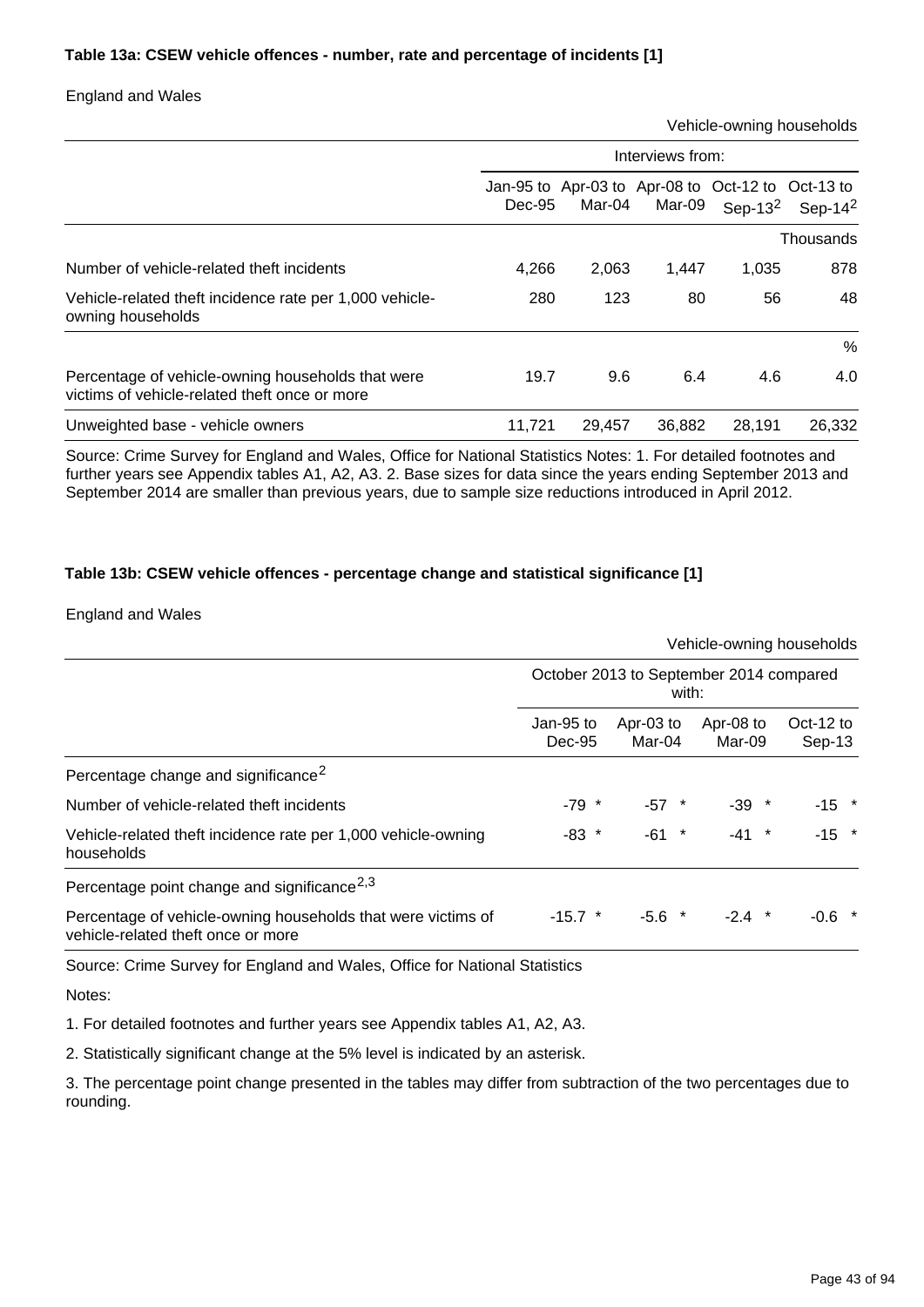**Table 13a: CSEW vehicle offences - number, rate and percentage of incidents [1]**

England and Wales

Vehicle-owning households

| | Interviews from: | | | | |
|---|---|---|---|---|---|
| | Jan-95 to Dec-95 | Apr-03 to Mar-04 | Apr-08 to Mar-09 | Oct-12 to Sep-13[2] | Oct-13 to Sep-14[2] |
| | | | | | Thousands |
| Number of vehicle-related theft incidents | 4,266 | 2,063 | 1,447 | 1,035 | 878 |
| Vehicle-related theft incidence rate per 1,000 vehicle-owning households | 280 | 123 | 80 | 56 | 48 |
| | | | | | % |
| Percentage of vehicle-owning households that were victims of vehicle-related theft once or more | 19.7 | 9.6 | 6.4 | 4.6 | 4.0 |
| Unweighted base - vehicle owners | 11,721 | 29,457 | 36,882 | 28,191 | 26,332 |

Source: Crime Survey for England and Wales, Office for National Statistics Notes: 1. For detailed footnotes and further years see Appendix tables A1, A2, A3. 2. Base sizes for data since the years ending September 2013 and September 2014 are smaller than previous years, due to sample size reductions introduced in April 2012.

**Table 13b: CSEW vehicle offences - percentage change and statistical significance [1]**

England and Wales

Vehicle-owning households

| | October 2013 to September 2014 compared with: | | | |
|---|---|---|---|---|
| | Jan-95 to Dec-95 | Apr-03 to Mar-04 | Apr-08 to Mar-09 | Oct-12 to Sep-13 |
| Percentage change and significance[2] | | | | |
| Number of vehicle-related theft incidents | -79 * | -57 * | -39 * | -15 * |
| Vehicle-related theft incidence rate per 1,000 vehicle-owning households | -83 * | -61 * | -41 * | -15 * |
| Percentage point change and significance[2,3] | | | | |
| Percentage of vehicle-owning households that were victims of vehicle-related theft once or more | -15.7 * | -5.6 * | -2.4 * | -0.6 * |

Source: Crime Survey for England and Wales, Office for National Statistics

Notes:

1. For detailed footnotes and further years see Appendix tables A1, A2, A3.

2. Statistically significant change at the 5% level is indicated by an asterisk.

3. The percentage point change presented in the tables may differ from subtraction of the two percentages due to rounding.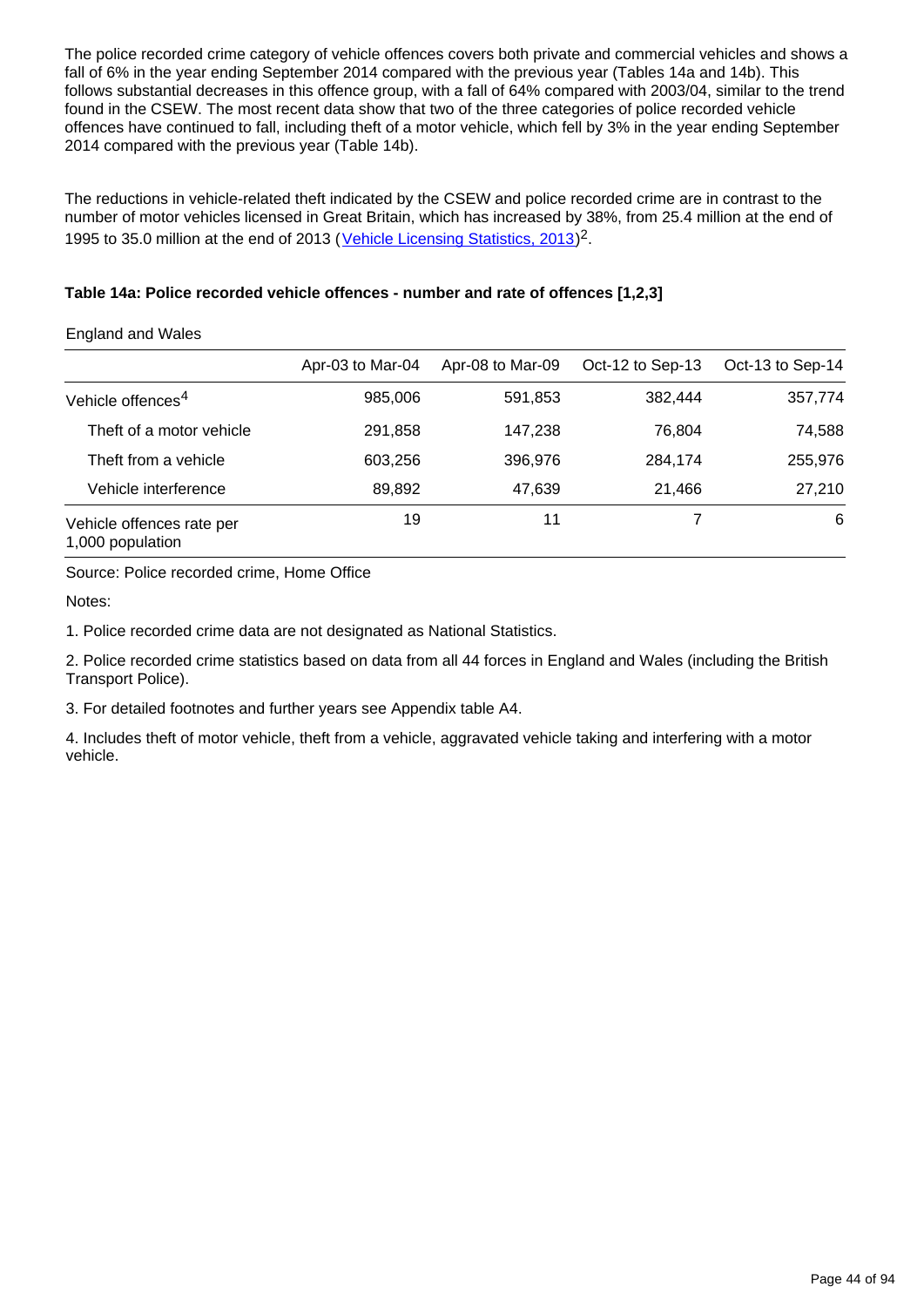The police recorded crime category of vehicle offences covers both private and commercial vehicles and shows a fall of 6% in the year ending September 2014 compared with the previous year (Tables 14a and 14b). This follows substantial decreases in this offence group, with a fall of 64% compared with 2003/04, similar to the trend found in the CSEW. The most recent data show that two of the three categories of police recorded vehicle offences have continued to fall, including theft of a motor vehicle, which fell by 3% in the year ending September 2014 compared with the previous year (Table 14b).

The reductions in vehicle-related theft indicated by the CSEW and police recorded crime are in contrast to the number of motor vehicles licensed in Great Britain, which has increased by 38%, from 25.4 million at the end of 1995 to 35.0 million at the end of 2013 (Vehicle Licensing Statistics, 2013)[2].

**Table 14a: Police recorded vehicle offences - number and rate of offences [1,2,3]**

England and Wales

| | Apr-03 to Mar-04 | Apr-08 to Mar-09 | Oct-12 to Sep-13 | Oct-13 to Sep-14 |
|---|---|---|---|---|
| Vehicle offences[4] | 985,006 | 591,853 | 382,444 | 357,774 |
| Theft of a motor vehicle | 291,858 | 147,238 | 76,804 | 74,588 |
| Theft from a vehicle | 603,256 | 396,976 | 284,174 | 255,976 |
| Vehicle interference | 89,892 | 47,639 | 21,466 | 27,210 |
| Vehicle offences rate per 1,000 population | 19 | 11 | 7 | 6 |

Source: Police recorded crime, Home Office

Notes:

1. Police recorded crime data are not designated as National Statistics.

2. Police recorded crime statistics based on data from all 44 forces in England and Wales (including the British Transport Police).

3. For detailed footnotes and further years see Appendix table A4.

4. Includes theft of motor vehicle, theft from a vehicle, aggravated vehicle taking and interfering with a motor vehicle.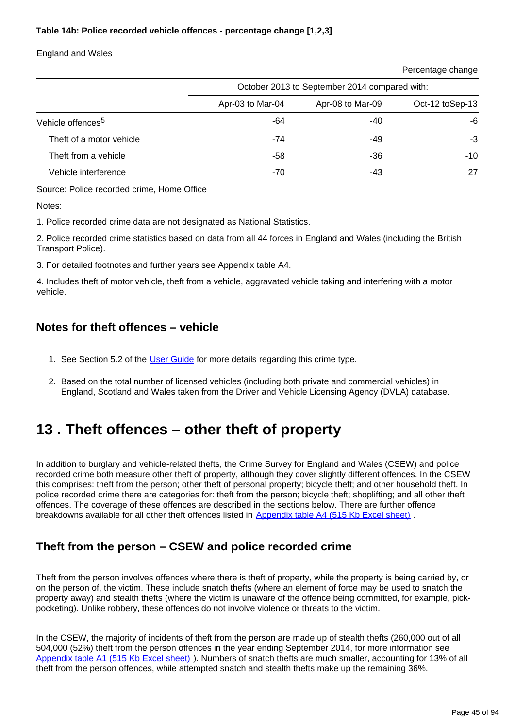**Table 14b: Police recorded vehicle offences - percentage change [1,2,3]**

England and Wales

Percentage change

| | October 2013 to September 2014 compared with: | | |
|---|---|---|---|
| | Apr-03 to Mar-04 | Apr-08 to Mar-09 | Oct-12 toSep-13 |
| Vehicle offences[5] | -64 | -40 | -6 |
| Theft of a motor vehicle | -74 | -49 | -3 |
| Theft from a vehicle | -58 | -36 | -10 |
| Vehicle interference | -70 | -43 | 27 |

Source: Police recorded crime, Home Office

Notes:

1. Police recorded crime data are not designated as National Statistics.

2. Police recorded crime statistics based on data from all 44 forces in England and Wales (including the British Transport Police).

3. For detailed footnotes and further years see Appendix table A4.

4. Includes theft of motor vehicle, theft from a vehicle, aggravated vehicle taking and interfering with a motor vehicle.

## Notes for theft offences – vehicle

1. See Section 5.2 of the User Guide for more details regarding this crime type.

2. Based on the total number of licensed vehicles (including both private and commercial vehicles) in England, Scotland and Wales taken from the Driver and Vehicle Licensing Agency (DVLA) database.

# 13 . Theft offences – other theft of property

In addition to burglary and vehicle-related thefts, the Crime Survey for England and Wales (CSEW) and police recorded crime both measure other theft of property, although they cover slightly different offences. In the CSEW this comprises: theft from the person; other theft of personal property; bicycle theft; and other household theft. In police recorded crime there are categories for: theft from the person; bicycle theft; shoplifting; and all other theft offences. The coverage of these offences are described in the sections below. There are further offence breakdowns available for all other theft offences listed in Appendix table A4 (515 Kb Excel sheet) .

## Theft from the person – CSEW and police recorded crime

Theft from the person involves offences where there is theft of property, while the property is being carried by, or on the person of, the victim. These include snatch thefts (where an element of force may be used to snatch the property away) and stealth thefts (where the victim is unaware of the offence being committed, for example, pick-pocketing). Unlike robbery, these offences do not involve violence or threats to the victim.

In the CSEW, the majority of incidents of theft from the person are made up of stealth thefts (260,000 out of all 504,000 (52%) theft from the person offences in the year ending September 2014, for more information see Appendix table A1 (515 Kb Excel sheet) ). Numbers of snatch thefts are much smaller, accounting for 13% of all theft from the person offences, while attempted snatch and stealth thefts make up the remaining 36%.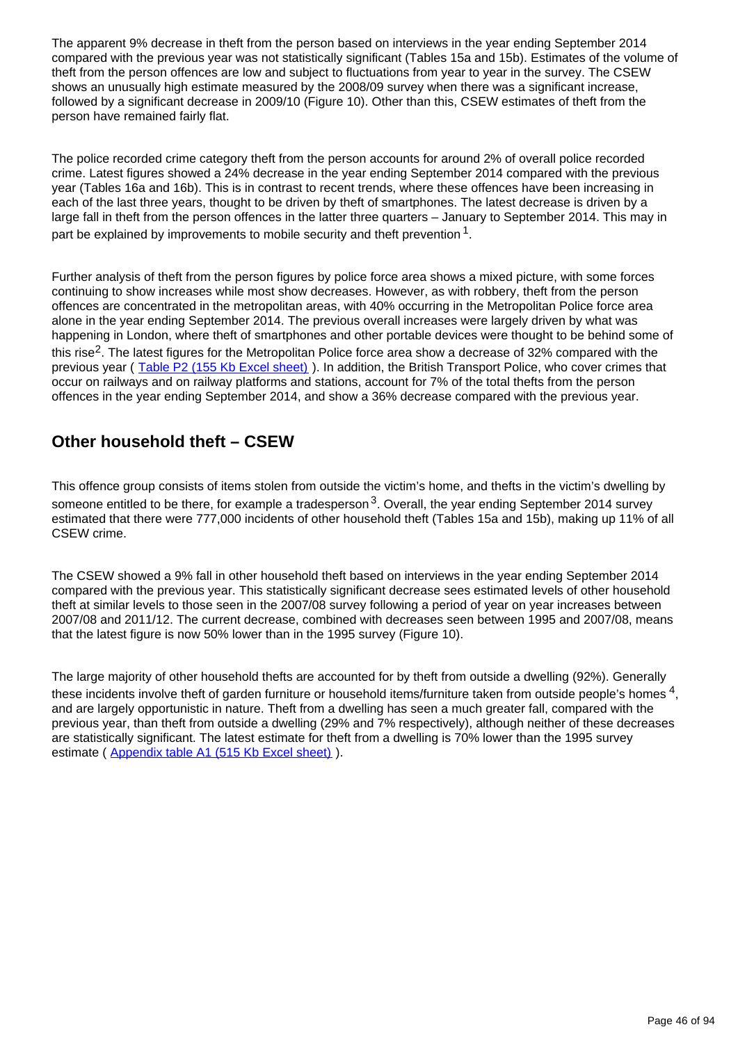The apparent 9% decrease in theft from the person based on interviews in the year ending September 2014 compared with the previous year was not statistically significant (Tables 15a and 15b). Estimates of the volume of theft from the person offences are low and subject to fluctuations from year to year in the survey. The CSEW shows an unusually high estimate measured by the 2008/09 survey when there was a significant increase, followed by a significant decrease in 2009/10 (Figure 10). Other than this, CSEW estimates of theft from the person have remained fairly flat.

The police recorded crime category theft from the person accounts for around 2% of overall police recorded crime. Latest figures showed a 24% decrease in the year ending September 2014 compared with the previous year (Tables 16a and 16b). This is in contrast to recent trends, where these offences have been increasing in each of the last three years, thought to be driven by theft of smartphones. The latest decrease is driven by a large fall in theft from the person offences in the latter three quarters – January to September 2014. This may in part be explained by improvements to mobile security and theft prevention [1].

Further analysis of theft from the person figures by police force area shows a mixed picture, with some forces continuing to show increases while most show decreases. However, as with robbery, theft from the person offences are concentrated in the metropolitan areas, with 40% occurring in the Metropolitan Police force area alone in the year ending September 2014. The previous overall increases were largely driven by what was happening in London, where theft of smartphones and other portable devices were thought to be behind some of this rise[2]. The latest figures for the Metropolitan Police force area show a decrease of 32% compared with the previous year ( Table P2 (155 Kb Excel sheet) ). In addition, the British Transport Police, who cover crimes that occur on railways and on railway platforms and stations, account for 7% of the total thefts from the person offences in the year ending September 2014, and show a 36% decrease compared with the previous year.

## Other household theft – CSEW

This offence group consists of items stolen from outside the victim's home, and thefts in the victim's dwelling by someone entitled to be there, for example a tradesperson [3]. Overall, the year ending September 2014 survey estimated that there were 777,000 incidents of other household theft (Tables 15a and 15b), making up 11% of all CSEW crime.

The CSEW showed a 9% fall in other household theft based on interviews in the year ending September 2014 compared with the previous year. This statistically significant decrease sees estimated levels of other household theft at similar levels to those seen in the 2007/08 survey following a period of year on year increases between 2007/08 and 2011/12. The current decrease, combined with decreases seen between 1995 and 2007/08, means that the latest figure is now 50% lower than in the 1995 survey (Figure 10).

The large majority of other household thefts are accounted for by theft from outside a dwelling (92%). Generally these incidents involve theft of garden furniture or household items/furniture taken from outside people's homes [4], and are largely opportunistic in nature. Theft from a dwelling has seen a much greater fall, compared with the previous year, than theft from outside a dwelling (29% and 7% respectively), although neither of these decreases are statistically significant. The latest estimate for theft from a dwelling is 70% lower than the 1995 survey estimate ( Appendix table A1 (515 Kb Excel sheet) ).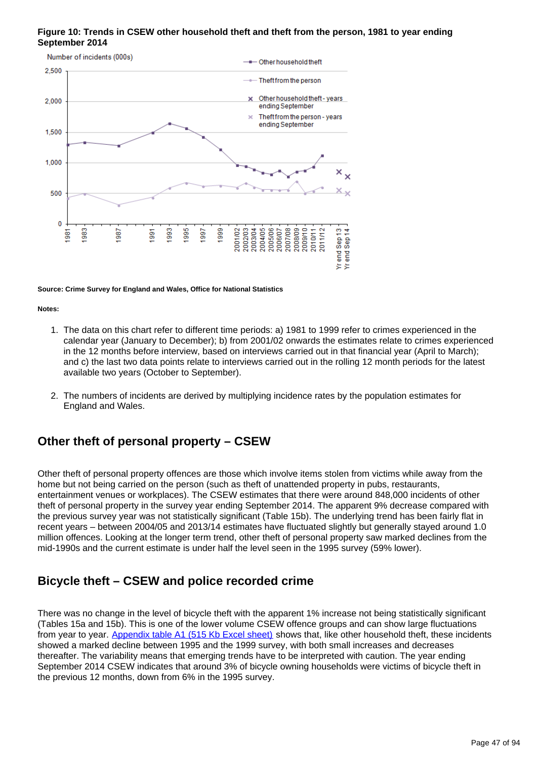**Figure 10: Trends in CSEW other household theft and theft from the person, 1981 to year ending September 2014**

Source: Crime Survey for England and Wales, Office for National Statistics

Notes:

1. The data on this chart refer to different time periods: a) 1981 to 1999 refer to crimes experienced in the calendar year (January to December); b) from 2001/02 onwards the estimates relate to crimes experienced in the 12 months before interview, based on interviews carried out in that financial year (April to March); and c) the last two data points relate to interviews carried out in the rolling 12 month periods for the latest available two years (October to September).
2. The numbers of incidents are derived by multiplying incidence rates by the population estimates for England and Wales.

## Other theft of personal property – CSEW

Other theft of personal property offences are those which involve items stolen from victims while away from the home but not being carried on the person (such as theft of unattended property in pubs, restaurants, entertainment venues or workplaces). The CSEW estimates that there were around 848,000 incidents of other theft of personal property in the survey year ending September 2014. The apparent 9% decrease compared with the previous survey year was not statistically significant (Table 15b). The underlying trend has been fairly flat in recent years – between 2004/05 and 2013/14 estimates have fluctuated slightly but generally stayed around 1.0 million offences. Looking at the longer term trend, other theft of personal property saw marked declines from the mid-1990s and the current estimate is under half the level seen in the 1995 survey (59% lower).

## Bicycle theft – CSEW and police recorded crime

There was no change in the level of bicycle theft with the apparent 1% increase not being statistically significant (Tables 15a and 15b). This is one of the lower volume CSEW offence groups and can show large fluctuations from year to year. Appendix table A1 (515 Kb Excel sheet) shows that, like other household theft, these incidents showed a marked decline between 1995 and the 1999 survey, with both small increases and decreases thereafter. The variability means that emerging trends have to be interpreted with caution. The year ending September 2014 CSEW indicates that around 3% of bicycle owning households were victims of bicycle theft in the previous 12 months, down from 6% in the 1995 survey.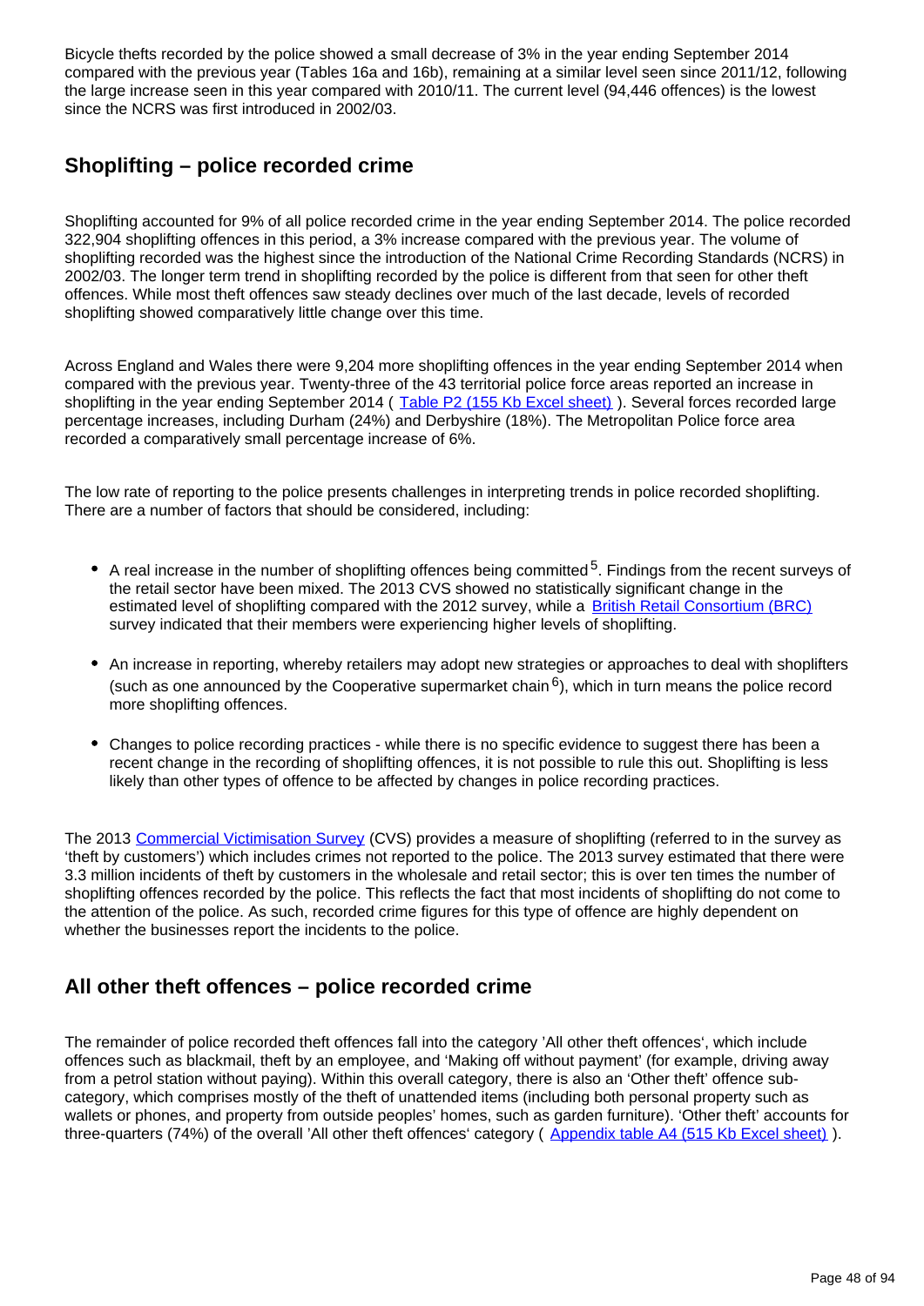Bicycle thefts recorded by the police showed a small decrease of 3% in the year ending September 2014 compared with the previous year (Tables 16a and 16b), remaining at a similar level seen since 2011/12, following the large increase seen in this year compared with 2010/11. The current level (94,446 offences) is the lowest since the NCRS was first introduced in 2002/03.

## Shoplifting – police recorded crime

Shoplifting accounted for 9% of all police recorded crime in the year ending September 2014. The police recorded 322,904 shoplifting offences in this period, a 3% increase compared with the previous year. The volume of shoplifting recorded was the highest since the introduction of the National Crime Recording Standards (NCRS) in 2002/03. The longer term trend in shoplifting recorded by the police is different from that seen for other theft offences. While most theft offences saw steady declines over much of the last decade, levels of recorded shoplifting showed comparatively little change over this time.

Across England and Wales there were 9,204 more shoplifting offences in the year ending September 2014 when compared with the previous year. Twenty-three of the 43 territorial police force areas reported an increase in shoplifting in the year ending September 2014 ( Table P2 (155 Kb Excel sheet) ). Several forces recorded large percentage increases, including Durham (24%) and Derbyshire (18%). The Metropolitan Police force area recorded a comparatively small percentage increase of 6%.

The low rate of reporting to the police presents challenges in interpreting trends in police recorded shoplifting. There are a number of factors that should be considered, including:

- A real increase in the number of shoplifting offences being committed [5]. Findings from the recent surveys of the retail sector have been mixed. The 2013 CVS showed no statistically significant change in the estimated level of shoplifting compared with the 2012 survey, while a British Retail Consortium (BRC) survey indicated that their members were experiencing higher levels of shoplifting.

- An increase in reporting, whereby retailers may adopt new strategies or approaches to deal with shoplifters (such as one announced by the Cooperative supermarket chain [6]), which in turn means the police record more shoplifting offences.

- Changes to police recording practices - while there is no specific evidence to suggest there has been a recent change in the recording of shoplifting offences, it is not possible to rule this out. Shoplifting is less likely than other types of offence to be affected by changes in police recording practices.

The 2013 Commercial Victimisation Survey (CVS) provides a measure of shoplifting (referred to in the survey as 'theft by customers') which includes crimes not reported to the police. The 2013 survey estimated that there were 3.3 million incidents of theft by customers in the wholesale and retail sector; this is over ten times the number of shoplifting offences recorded by the police. This reflects the fact that most incidents of shoplifting do not come to the attention of the police. As such, recorded crime figures for this type of offence are highly dependent on whether the businesses report the incidents to the police.

## All other theft offences – police recorded crime

The remainder of police recorded theft offences fall into the category 'All other theft offences', which include offences such as blackmail, theft by an employee, and 'Making off without payment' (for example, driving away from a petrol station without paying). Within this overall category, there is also an 'Other theft' offence sub-category, which comprises mostly of the theft of unattended items (including both personal property such as wallets or phones, and property from outside peoples' homes, such as garden furniture). 'Other theft' accounts for three-quarters (74%) of the overall 'All other theft offences' category ( Appendix table A4 (515 Kb Excel sheet) ).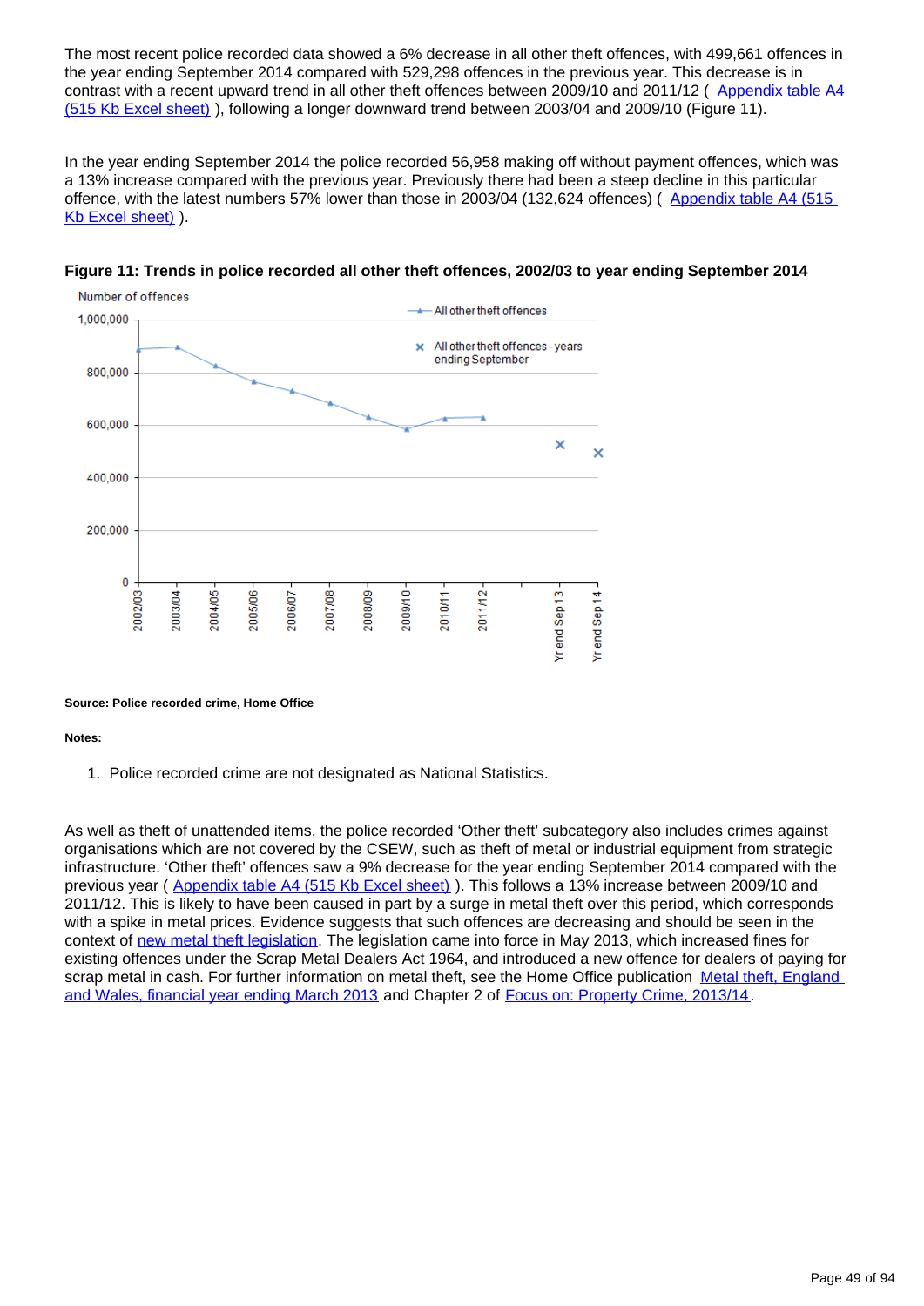The most recent police recorded data showed a 6% decrease in all other theft offences, with 499,661 offences in the year ending September 2014 compared with 529,298 offences in the previous year. This decrease is in contrast with a recent upward trend in all other theft offences between 2009/10 and 2011/12 ( Appendix table A4 (515 Kb Excel sheet) ), following a longer downward trend between 2003/04 and 2009/10 (Figure 11).

In the year ending September 2014 the police recorded 56,958 making off without payment offences, which was a 13% increase compared with the previous year. Previously there had been a steep decline in this particular offence, with the latest numbers 57% lower than those in 2003/04 (132,624 offences) ( Appendix table A4 (515 Kb Excel sheet) ).

**Figure 11: Trends in police recorded all other theft offences, 2002/03 to year ending September 2014**

**Source: Police recorded crime, Home Office**

**Notes:**

1. Police recorded crime are not designated as National Statistics.

As well as theft of unattended items, the police recorded 'Other theft' subcategory also includes crimes against organisations which are not covered by the CSEW, such as theft of metal or industrial equipment from strategic infrastructure. 'Other theft' offences saw a 9% decrease for the year ending September 2014 compared with the previous year ( Appendix table A4 (515 Kb Excel sheet) ). This follows a 13% increase between 2009/10 and 2011/12. This is likely to have been caused in part by a surge in metal theft over this period, which corresponds with a spike in metal prices. Evidence suggests that such offences are decreasing and should be seen in the context of new metal theft legislation. The legislation came into force in May 2013, which increased fines for existing offences under the Scrap Metal Dealers Act 1964, and introduced a new offence for dealers of paying for scrap metal in cash. For further information on metal theft, see the Home Office publication Metal theft, England and Wales, financial year ending March 2013 and Chapter 2 of Focus on: Property Crime, 2013/14.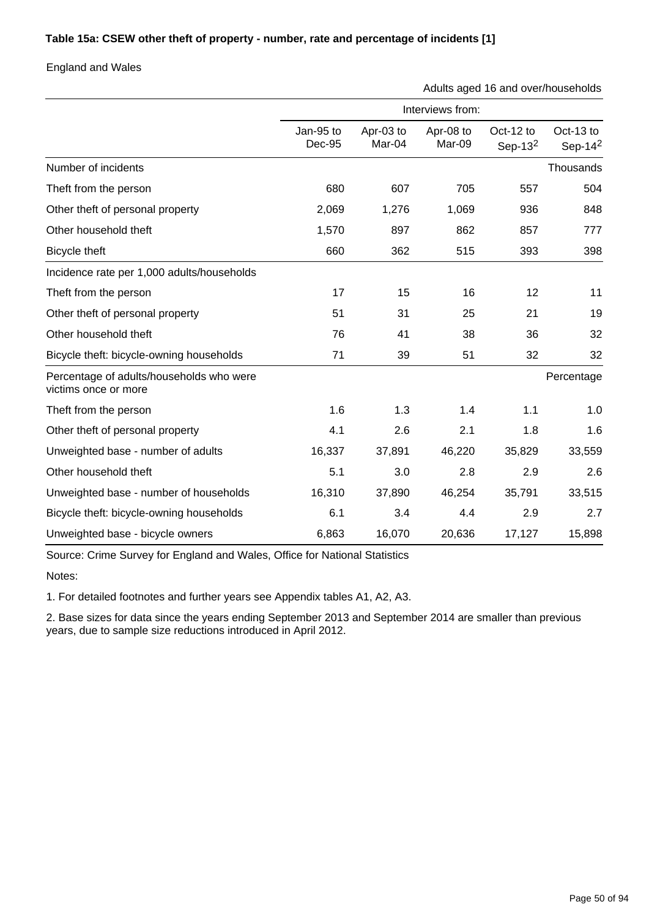**Table 15a: CSEW other theft of property - number, rate and percentage of incidents [1]**

England and Wales

Adults aged 16 and over/households

| | Interviews from: | | | | |
|---|---|---|---|---|---|
| | Jan-95 to Dec-95 | Apr-03 to Mar-04 | Apr-08 to Mar-09 | Oct-12 to Sep-13[2] | Oct-13 to Sep-14[2] |
| Number of incidents | | | | | Thousands |
| Theft from the person | 680 | 607 | 705 | 557 | 504 |
| Other theft of personal property | 2,069 | 1,276 | 1,069 | 936 | 848 |
| Other household theft | 1,570 | 897 | 862 | 857 | 777 |
| Bicycle theft | 660 | 362 | 515 | 393 | 398 |
| Incidence rate per 1,000 adults/households | | | | | |
| Theft from the person | 17 | 15 | 16 | 12 | 11 |
| Other theft of personal property | 51 | 31 | 25 | 21 | 19 |
| Other household theft | 76 | 41 | 38 | 36 | 32 |
| Bicycle theft: bicycle-owning households | 71 | 39 | 51 | 32 | 32 |
| Percentage of adults/households who were victims once or more | | | | | Percentage |
| Theft from the person | 1.6 | 1.3 | 1.4 | 1.1 | 1.0 |
| Other theft of personal property | 4.1 | 2.6 | 2.1 | 1.8 | 1.6 |
| Unweighted base - number of adults | 16,337 | 37,891 | 46,220 | 35,829 | 33,559 |
| Other household theft | 5.1 | 3.0 | 2.8 | 2.9 | 2.6 |
| Unweighted base - number of households | 16,310 | 37,890 | 46,254 | 35,791 | 33,515 |
| Bicycle theft: bicycle-owning households | 6.1 | 3.4 | 4.4 | 2.9 | 2.7 |
| Unweighted base - bicycle owners | 6,863 | 16,070 | 20,636 | 17,127 | 15,898 |

Source: Crime Survey for England and Wales, Office for National Statistics

Notes:

1. For detailed footnotes and further years see Appendix tables A1, A2, A3.

2. Base sizes for data since the years ending September 2013 and September 2014 are smaller than previous years, due to sample size reductions introduced in April 2012.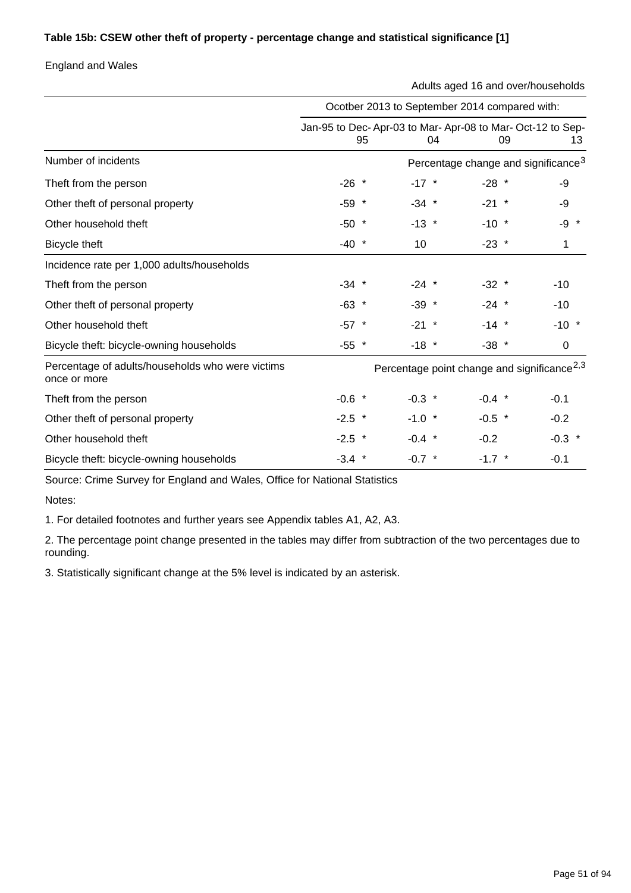**Table 15b: CSEW other theft of property - percentage change and statistical significance [1]**

England and Wales

Adults aged 16 and over/households

| | Ocotber 2013 to September 2014 compared with: | | | | | | | |
|---|---|---|---|---|---|---|---|---|
| | Jan-95 to Dec-95 | | Apr-03 to Mar-04 | | Apr-08 to Mar-09 | | Oct-12 to Sep-13 | |
| Number of incidents | Percentage change and significance[3] | | | | | | | |
| Theft from the person | -26 | * | -17 | * | -28 | * | -9 | |
| Other theft of personal property | -59 | * | -34 | * | -21 | * | -9 | |
| Other household theft | -50 | * | -13 | * | -10 | * | -9 | * |
| Bicycle theft | -40 | * | 10 | | -23 | * | 1 | |
| Incidence rate per 1,000 adults/households | | | | | | | | |
| Theft from the person | -34 | * | -24 | * | -32 | * | -10 | |
| Other theft of personal property | -63 | * | -39 | * | -24 | * | -10 | |
| Other household theft | -57 | * | -21 | * | -14 | * | -10 | * |
| Bicycle theft: bicycle-owning households | -55 | * | -18 | * | -38 | * | 0 | |
| Percentage of adults/households who were victims once or more | Percentage point change and significance[2,3] | | | | | | | |
| Theft from the person | -0.6 | * | -0.3 | * | -0.4 | * | -0.1 | |
| Other theft of personal property | -2.5 | * | -1.0 | * | -0.5 | * | -0.2 | |
| Other household theft | -2.5 | * | -0.4 | * | -0.2 | | -0.3 | * |
| Bicycle theft: bicycle-owning households | -3.4 | * | -0.7 | * | -1.7 | * | -0.1 | |

Source: Crime Survey for England and Wales, Office for National Statistics

Notes:

1. For detailed footnotes and further years see Appendix tables A1, A2, A3.

2. The percentage point change presented in the tables may differ from subtraction of the two percentages due to rounding.

3. Statistically significant change at the 5% level is indicated by an asterisk.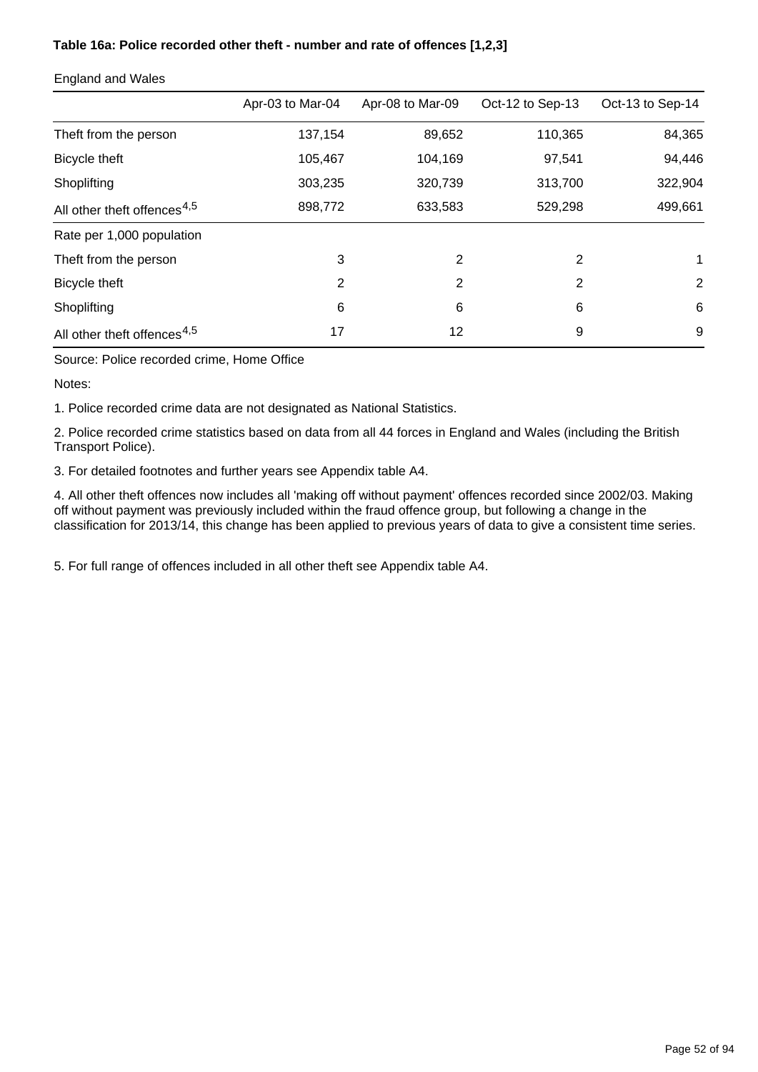**Table 16a: Police recorded other theft - number and rate of offences [1,2,3]**

England and Wales

| | Apr-03 to Mar-04 | Apr-08 to Mar-09 | Oct-12 to Sep-13 | Oct-13 to Sep-14 |
|---|---|---|---|---|
| Theft from the person | 137,154 | 89,652 | 110,365 | 84,365 |
| Bicycle theft | 105,467 | 104,169 | 97,541 | 94,446 |
| Shoplifting | 303,235 | 320,739 | 313,700 | 322,904 |
| All other theft offences[4,5] | 898,772 | 633,583 | 529,298 | 499,661 |
| Rate per 1,000 population | | | | |
| Theft from the person | 3 | 2 | 2 | 1 |
| Bicycle theft | 2 | 2 | 2 | 2 |
| Shoplifting | 6 | 6 | 6 | 6 |
| All other theft offences[4,5] | 17 | 12 | 9 | 9 |

Source: Police recorded crime, Home Office

Notes:

1. Police recorded crime data are not designated as National Statistics.

2. Police recorded crime statistics based on data from all 44 forces in England and Wales (including the British Transport Police).

3. For detailed footnotes and further years see Appendix table A4.

4. All other theft offences now includes all 'making off without payment' offences recorded since 2002/03. Making off without payment was previously included within the fraud offence group, but following a change in the classification for 2013/14, this change has been applied to previous years of data to give a consistent time series.

5. For full range of offences included in all other theft see Appendix table A4.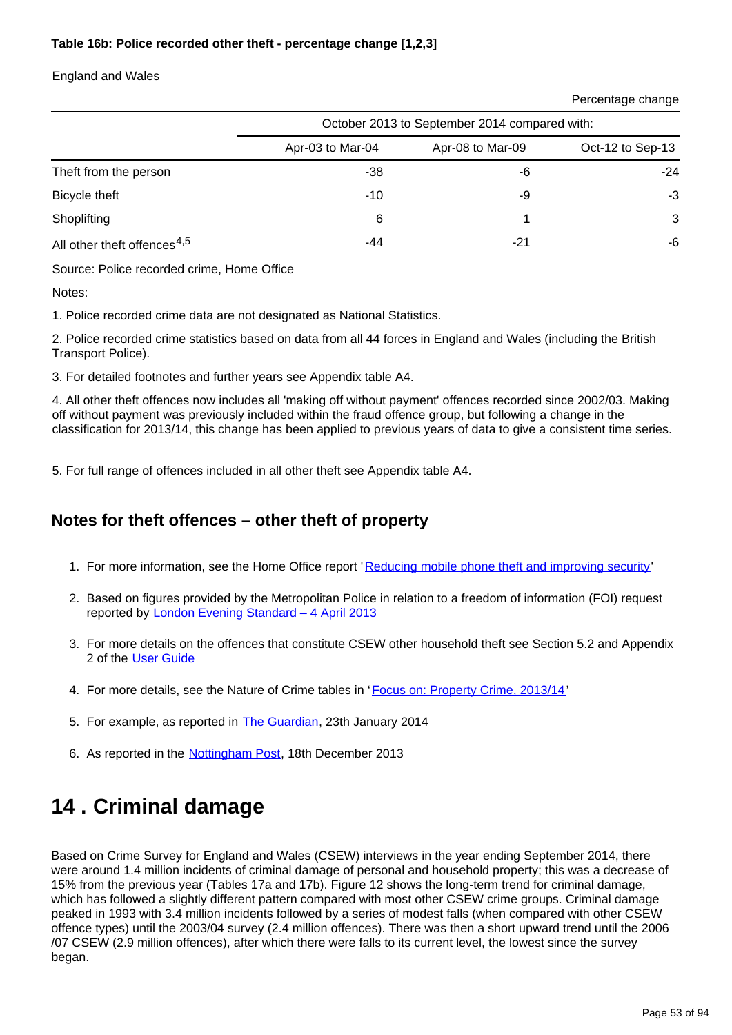**Table 16b: Police recorded other theft - percentage change [1,2,3]**

England and Wales

Percentage change

| | October 2013 to September 2014 compared with: | | |
|---|---|---|---|
| | Apr-03 to Mar-04 | Apr-08 to Mar-09 | Oct-12 to Sep-13 |
| Theft from the person | -38 | -6 | -24 |
| Bicycle theft | -10 | -9 | -3 |
| Shoplifting | 6 | 1 | 3 |
| All other theft offences[4,5] | -44 | -21 | -6 |

Source: Police recorded crime, Home Office

Notes:

1. Police recorded crime data are not designated as National Statistics.

2. Police recorded crime statistics based on data from all 44 forces in England and Wales (including the British Transport Police).

3. For detailed footnotes and further years see Appendix table A4.

4. All other theft offences now includes all 'making off without payment' offences recorded since 2002/03. Making off without payment was previously included within the fraud offence group, but following a change in the classification for 2013/14, this change has been applied to previous years of data to give a consistent time series.

5. For full range of offences included in all other theft see Appendix table A4.

### Notes for theft offences – other theft of property

1. For more information, see the Home Office report 'Reducing mobile phone theft and improving security'
2. Based on figures provided by the Metropolitan Police in relation to a freedom of information (FOI) request reported by London Evening Standard – 4 April 2013
3. For more details on the offences that constitute CSEW other household theft see Section 5.2 and Appendix 2 of the User Guide
4. For more details, see the Nature of Crime tables in 'Focus on: Property Crime, 2013/14'
5. For example, as reported in The Guardian, 23th January 2014
6. As reported in the Nottingham Post, 18th December 2013

# 14 . Criminal damage

Based on Crime Survey for England and Wales (CSEW) interviews in the year ending September 2014, there were around 1.4 million incidents of criminal damage of personal and household property; this was a decrease of 15% from the previous year (Tables 17a and 17b). Figure 12 shows the long-term trend for criminal damage, which has followed a slightly different pattern compared with most other CSEW crime groups. Criminal damage peaked in 1993 with 3.4 million incidents followed by a series of modest falls (when compared with other CSEW offence types) until the 2003/04 survey (2.4 million offences). There was then a short upward trend until the 2006/07 CSEW (2.9 million offences), after which there were falls to its current level, the lowest since the survey began.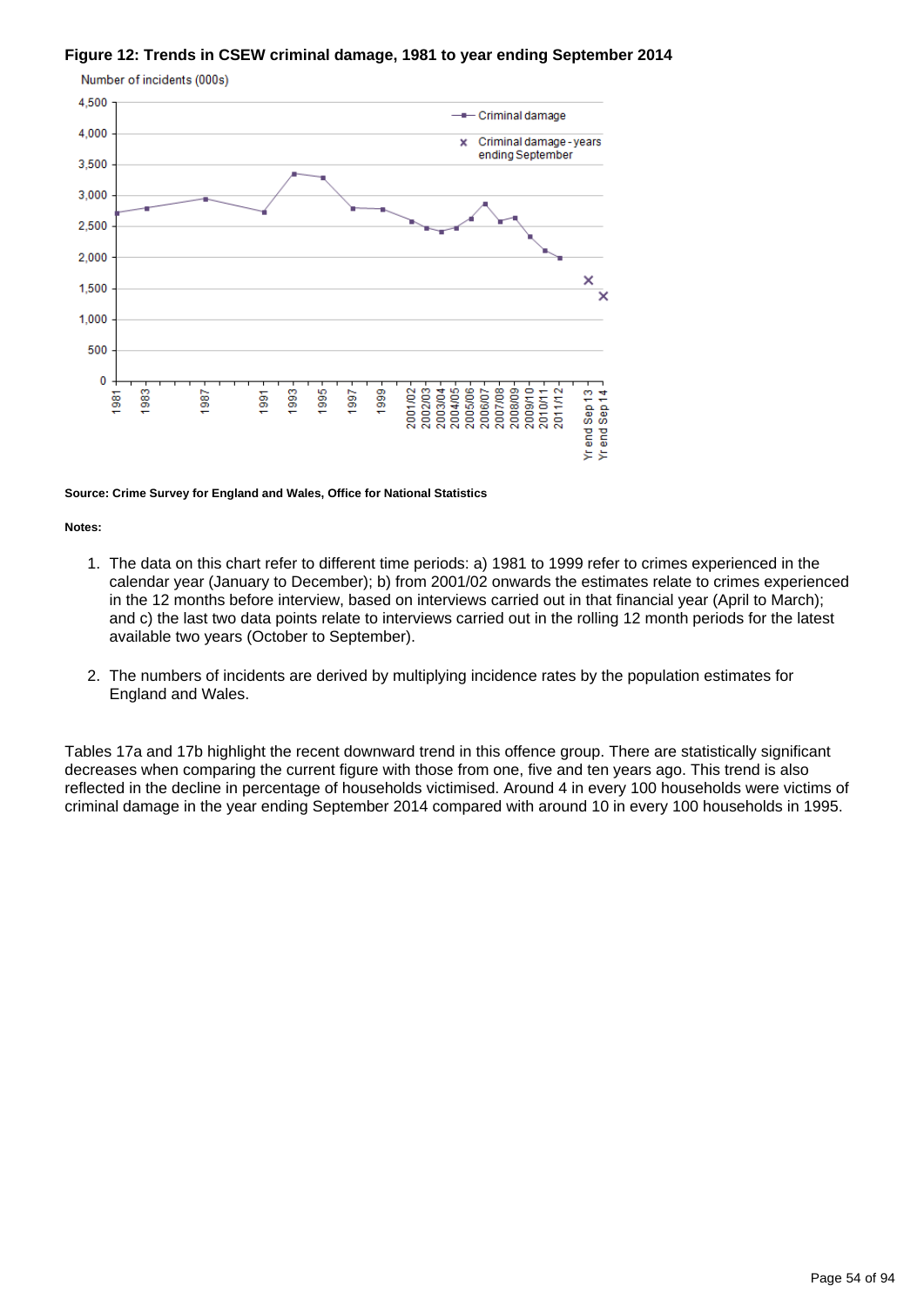**Figure 12: Trends in CSEW criminal damage, 1981 to year ending September 2014**

**Source: Crime Survey for England and Wales, Office for National Statistics**

**Notes:**

1. The data on this chart refer to different time periods: a) 1981 to 1999 refer to crimes experienced in the calendar year (January to December); b) from 2001/02 onwards the estimates relate to crimes experienced in the 12 months before interview, based on interviews carried out in that financial year (April to March); and c) the last two data points relate to interviews carried out in the rolling 12 month periods for the latest available two years (October to September).

2. The numbers of incidents are derived by multiplying incidence rates by the population estimates for England and Wales.

Tables 17a and 17b highlight the recent downward trend in this offence group. There are statistically significant decreases when comparing the current figure with those from one, five and ten years ago. This trend is also reflected in the decline in percentage of households victimised. Around 4 in every 100 households were victims of criminal damage in the year ending September 2014 compared with around 10 in every 100 households in 1995.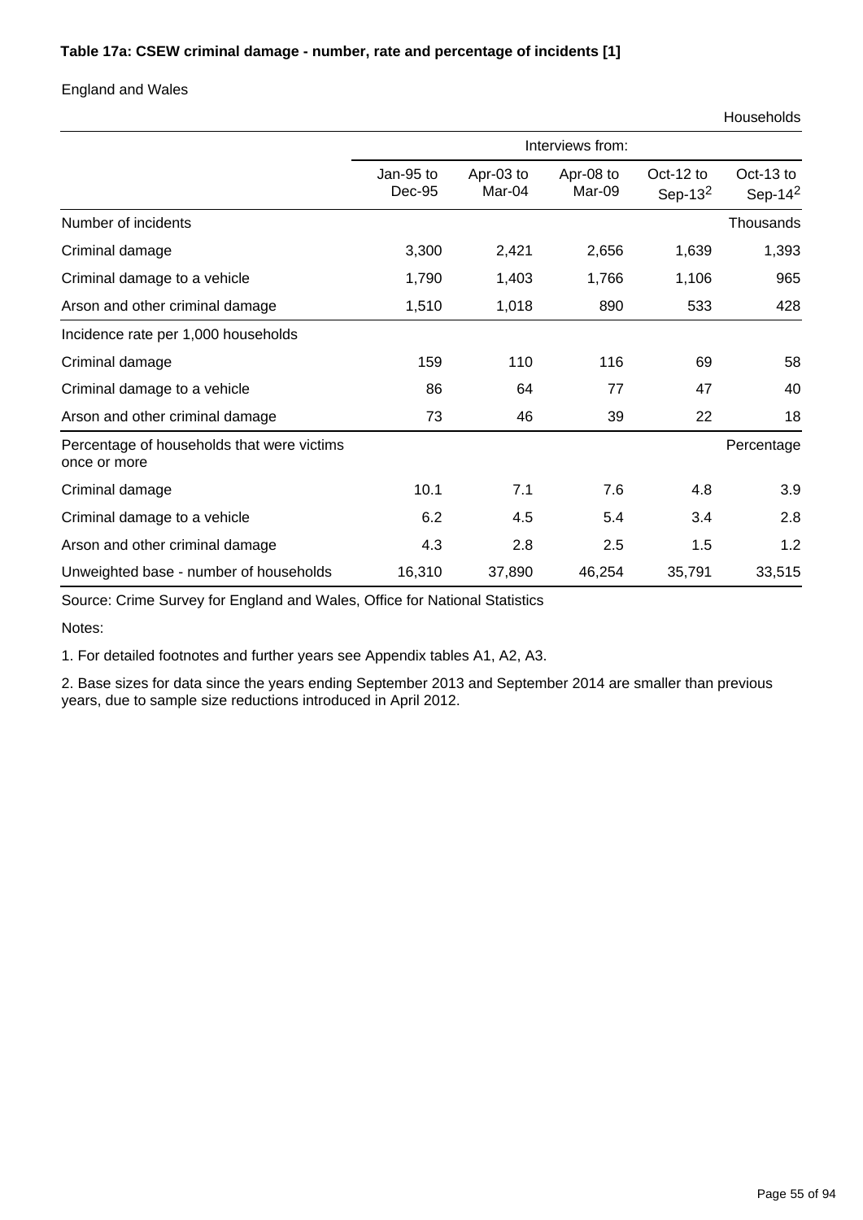**Table 17a: CSEW criminal damage - number, rate and percentage of incidents [1]**

England and Wales

Households

| | Interviews from: | | | | |
|---|---|---|---|---|---|
| | Jan-95 to Dec-95 | Apr-03 to Mar-04 | Apr-08 to Mar-09 | Oct-12 to Sep-13[2] | Oct-13 to Sep-14[2] |
| Number of incidents | | | | | Thousands |
| Criminal damage | 3,300 | 2,421 | 2,656 | 1,639 | 1,393 |
| Criminal damage to a vehicle | 1,790 | 1,403 | 1,766 | 1,106 | 965 |
| Arson and other criminal damage | 1,510 | 1,018 | 890 | 533 | 428 |
| Incidence rate per 1,000 households | | | | | |
| Criminal damage | 159 | 110 | 116 | 69 | 58 |
| Criminal damage to a vehicle | 86 | 64 | 77 | 47 | 40 |
| Arson and other criminal damage | 73 | 46 | 39 | 22 | 18 |
| Percentage of households that were victims once or more | | | | | Percentage |
| Criminal damage | 10.1 | 7.1 | 7.6 | 4.8 | 3.9 |
| Criminal damage to a vehicle | 6.2 | 4.5 | 5.4 | 3.4 | 2.8 |
| Arson and other criminal damage | 4.3 | 2.8 | 2.5 | 1.5 | 1.2 |
| Unweighted base - number of households | 16,310 | 37,890 | 46,254 | 35,791 | 33,515 |

Source: Crime Survey for England and Wales, Office for National Statistics

Notes:

1. For detailed footnotes and further years see Appendix tables A1, A2, A3.

2. Base sizes for data since the years ending September 2013 and September 2014 are smaller than previous years, due to sample size reductions introduced in April 2012.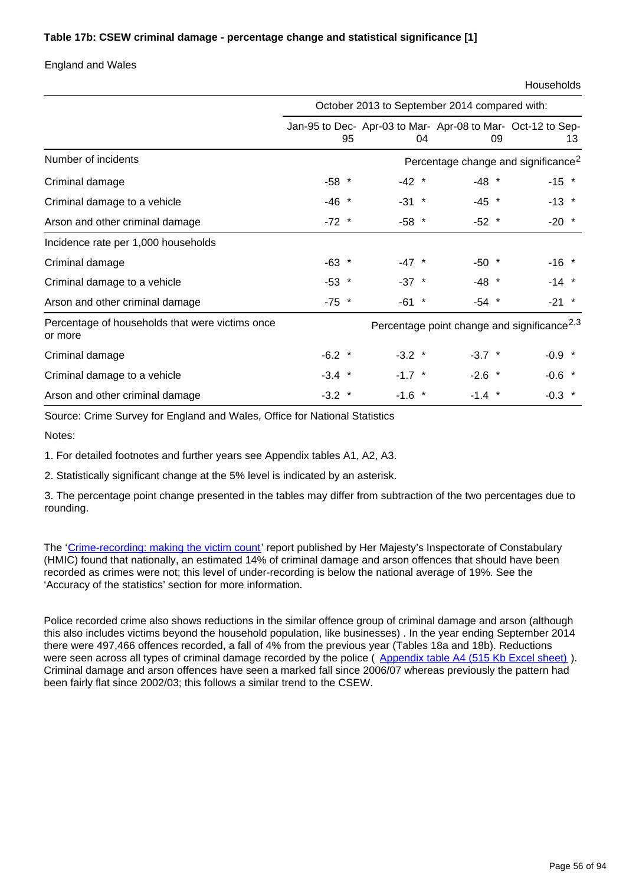**Table 17b: CSEW criminal damage - percentage change and statistical significance [1]**

England and Wales

Households

| | October 2013 to September 2014 compared with: | | | |
|---|---|---|---|---|
| | Jan-95 to Dec-95 | Apr-03 to Mar-04 | Apr-08 to Mar-09 | Oct-12 to Sep-13 |
| **Number of incidents** | Percentage change and significance[2] | | | |
| Criminal damage | -58 * | -42 * | -48 * | -15 * |
| Criminal damage to a vehicle | -46 * | -31 * | -45 * | -13 * |
| Arson and other criminal damage | -72 * | -58 * | -52 * | -20 * |
| **Incidence rate per 1,000 households** | | | | |
| Criminal damage | -63 * | -47 * | -50 * | -16 * |
| Criminal damage to a vehicle | -53 * | -37 * | -48 * | -14 * |
| Arson and other criminal damage | -75 * | -61 * | -54 * | -21 * |
| **Percentage of households that were victims once or more** | Percentage point change and significance[2,3] | | | |
| Criminal damage | -6.2 * | -3.2 * | -3.7 * | -0.9 * |
| Criminal damage to a vehicle | -3.4 * | -1.7 * | -2.6 * | -0.6 * |
| Arson and other criminal damage | -3.2 * | -1.6 * | -1.4 * | -0.3 * |

Source: Crime Survey for England and Wales, Office for National Statistics

Notes:

1. For detailed footnotes and further years see Appendix tables A1, A2, A3.

2. Statistically significant change at the 5% level is indicated by an asterisk.

3. The percentage point change presented in the tables may differ from subtraction of the two percentages due to rounding.

The 'Crime-recording: making the victim count' report published by Her Majesty's Inspectorate of Constabulary (HMIC) found that nationally, an estimated 14% of criminal damage and arson offences that should have been recorded as crimes were not; this level of under-recording is below the national average of 19%. See the 'Accuracy of the statistics' section for more information.

Police recorded crime also shows reductions in the similar offence group of criminal damage and arson (although this also includes victims beyond the household population, like businesses) . In the year ending September 2014 there were 497,466 offences recorded, a fall of 4% from the previous year (Tables 18a and 18b). Reductions were seen across all types of criminal damage recorded by the police ( Appendix table A4 (515 Kb Excel sheet) ). Criminal damage and arson offences have seen a marked fall since 2006/07 whereas previously the pattern had been fairly flat since 2002/03; this follows a similar trend to the CSEW.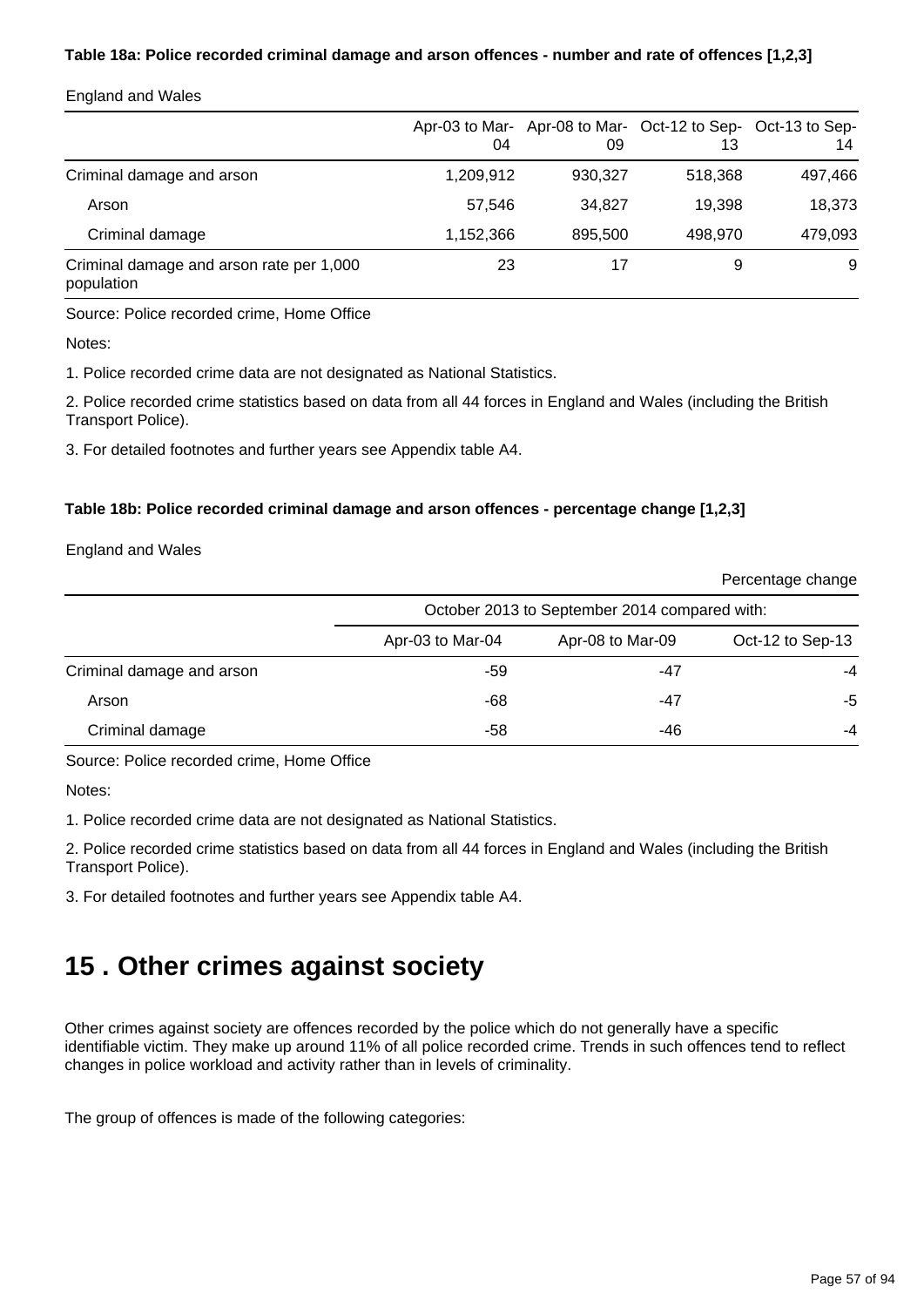**Table 18a: Police recorded criminal damage and arson offences - number and rate of offences [1,2,3]**

England and Wales

| | Apr-03 to Mar-04 | Apr-08 to Mar-09 | Oct-12 to Sep-13 | Oct-13 to Sep-14 |
|---|---|---|---|---|
| Criminal damage and arson | 1,209,912 | 930,327 | 518,368 | 497,466 |
| Arson | 57,546 | 34,827 | 19,398 | 18,373 |
| Criminal damage | 1,152,366 | 895,500 | 498,970 | 479,093 |
| Criminal damage and arson rate per 1,000 population | 23 | 17 | 9 | 9 |

Source: Police recorded crime, Home Office

Notes:

1. Police recorded crime data are not designated as National Statistics.

2. Police recorded crime statistics based on data from all 44 forces in England and Wales (including the British Transport Police).

3. For detailed footnotes and further years see Appendix table A4.

**Table 18b: Police recorded criminal damage and arson offences - percentage change [1,2,3]**

England and Wales

Percentage change

| | October 2013 to September 2014 compared with: | | |
|---|---|---|---|
| | Apr-03 to Mar-04 | Apr-08 to Mar-09 | Oct-12 to Sep-13 |
| Criminal damage and arson | -59 | -47 | -4 |
| Arson | -68 | -47 | -5 |
| Criminal damage | -58 | -46 | -4 |

Source: Police recorded crime, Home Office

Notes:

1. Police recorded crime data are not designated as National Statistics.

2. Police recorded crime statistics based on data from all 44 forces in England and Wales (including the British Transport Police).

3. For detailed footnotes and further years see Appendix table A4.

# 15 . Other crimes against society

Other crimes against society are offences recorded by the police which do not generally have a specific identifiable victim. They make up around 11% of all police recorded crime. Trends in such offences tend to reflect changes in police workload and activity rather than in levels of criminality.

The group of offences is made of the following categories: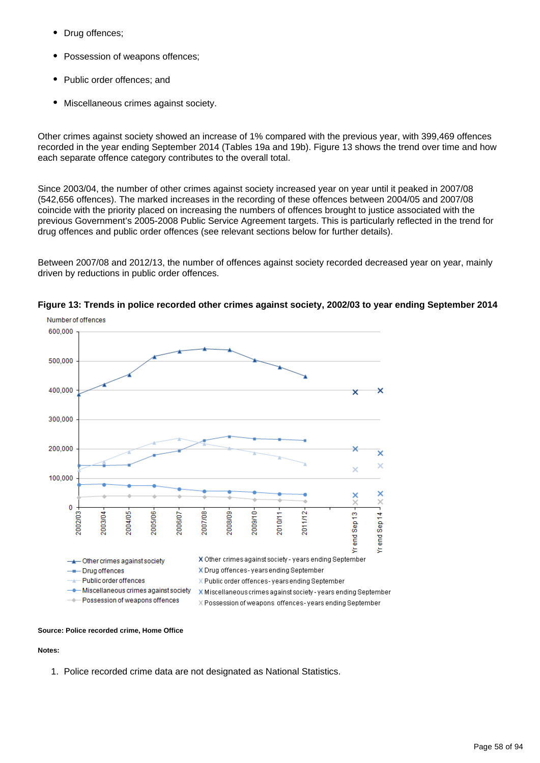- Drug offences;
- Possession of weapons offences;
- Public order offences; and
- Miscellaneous crimes against society.

Other crimes against society showed an increase of 1% compared with the previous year, with 399,469 offences recorded in the year ending September 2014 (Tables 19a and 19b). Figure 13 shows the trend over time and how each separate offence category contributes to the overall total.

Since 2003/04, the number of other crimes against society increased year on year until it peaked in 2007/08 (542,656 offences). The marked increases in the recording of these offences between 2004/05 and 2007/08 coincide with the priority placed on increasing the numbers of offences brought to justice associated with the previous Government's 2005-2008 Public Service Agreement targets. This is particularly reflected in the trend for drug offences and public order offences (see relevant sections below for further details).

Between 2007/08 and 2012/13, the number of offences against society recorded decreased year on year, mainly driven by reductions in public order offences.

**Figure 13: Trends in police recorded other crimes against society, 2002/03 to year ending September 2014**

**Source: Police recorded crime, Home Office**

**Notes:**

1. Police recorded crime data are not designated as National Statistics.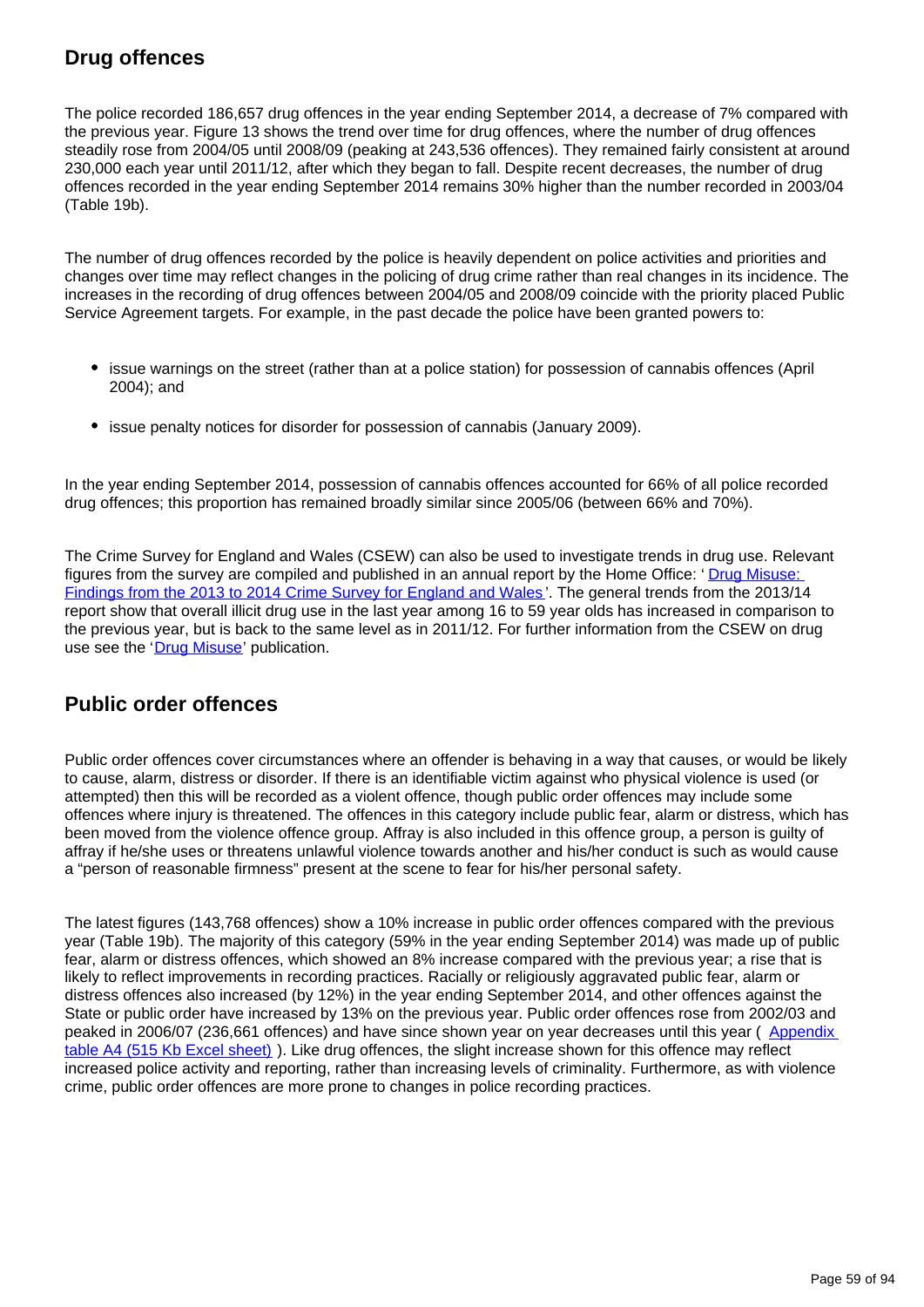## Drug offences

The police recorded 186,657 drug offences in the year ending September 2014, a decrease of 7% compared with the previous year. Figure 13 shows the trend over time for drug offences, where the number of drug offences steadily rose from 2004/05 until 2008/09 (peaking at 243,536 offences). They remained fairly consistent at around 230,000 each year until 2011/12, after which they began to fall. Despite recent decreases, the number of drug offences recorded in the year ending September 2014 remains 30% higher than the number recorded in 2003/04 (Table 19b).

The number of drug offences recorded by the police is heavily dependent on police activities and priorities and changes over time may reflect changes in the policing of drug crime rather than real changes in its incidence. The increases in the recording of drug offences between 2004/05 and 2008/09 coincide with the priority placed Public Service Agreement targets. For example, in the past decade the police have been granted powers to:

- issue warnings on the street (rather than at a police station) for possession of cannabis offences (April 2004); and
- issue penalty notices for disorder for possession of cannabis (January 2009).

In the year ending September 2014, possession of cannabis offences accounted for 66% of all police recorded drug offences; this proportion has remained broadly similar since 2005/06 (between 66% and 70%).

The Crime Survey for England and Wales (CSEW) can also be used to investigate trends in drug use. Relevant figures from the survey are compiled and published in an annual report by the Home Office: '[Drug Misuse: Findings from the 2013 to 2014 Crime Survey for England and Wales](#)'. The general trends from the 2013/14 report show that overall illicit drug use in the last year among 16 to 59 year olds has increased in comparison to the previous year, but is back to the same level as in 2011/12. For further information from the CSEW on drug use see the '[Drug Misuse](#)' publication.

## Public order offences

Public order offences cover circumstances where an offender is behaving in a way that causes, or would be likely to cause, alarm, distress or disorder. If there is an identifiable victim against who physical violence is used (or attempted) then this will be recorded as a violent offence, though public order offences may include some offences where injury is threatened. The offences in this category include public fear, alarm or distress, which has been moved from the violence offence group. Affray is also included in this offence group, a person is guilty of affray if he/she uses or threatens unlawful violence towards another and his/her conduct is such as would cause a "person of reasonable firmness" present at the scene to fear for his/her personal safety.

The latest figures (143,768 offences) show a 10% increase in public order offences compared with the previous year (Table 19b). The majority of this category (59% in the year ending September 2014) was made up of public fear, alarm or distress offences, which showed an 8% increase compared with the previous year; a rise that is likely to reflect improvements in recording practices. Racially or religiously aggravated public fear, alarm or distress offences also increased (by 12%) in the year ending September 2014, and other offences against the State or public order have increased by 13% on the previous year. Public order offences rose from 2002/03 and peaked in 2006/07 (236,661 offences) and have since shown year on year decreases until this year ( [Appendix table A4 (515 Kb Excel sheet)](#) ). Like drug offences, the slight increase shown for this offence may reflect increased police activity and reporting, rather than increasing levels of criminality. Furthermore, as with violence crime, public order offences are more prone to changes in police recording practices.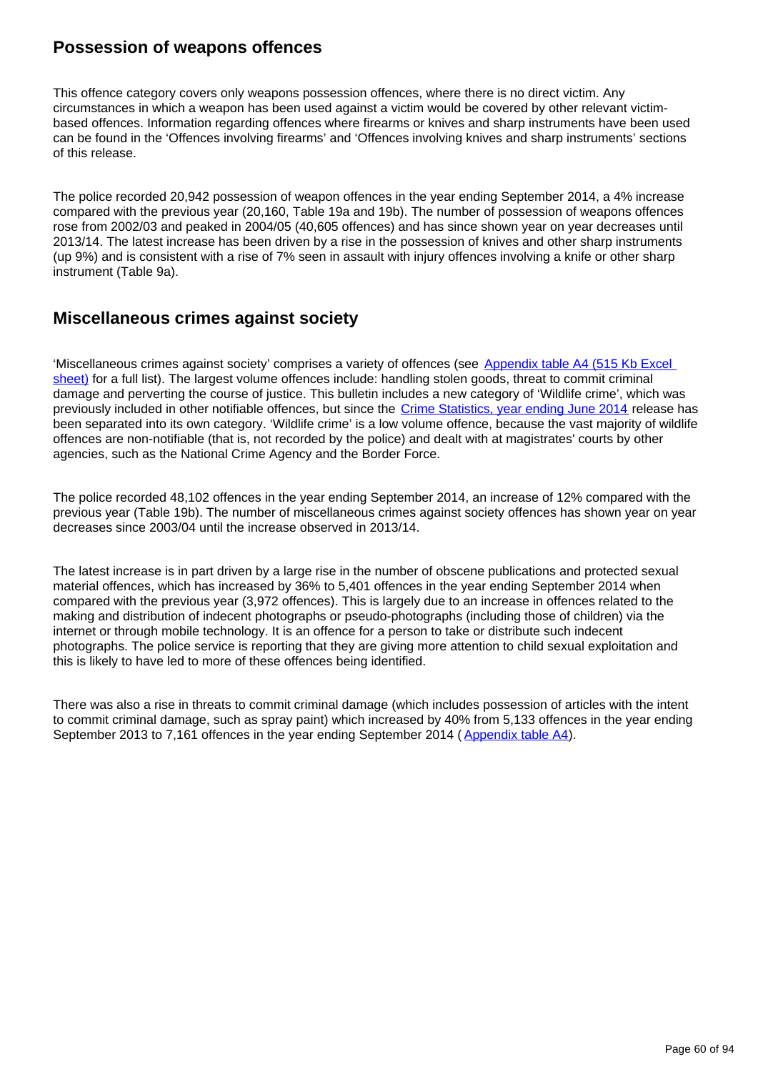## Possession of weapons offences

This offence category covers only weapons possession offences, where there is no direct victim. Any circumstances in which a weapon has been used against a victim would be covered by other relevant victim-based offences. Information regarding offences where firearms or knives and sharp instruments have been used can be found in the 'Offences involving firearms' and 'Offences involving knives and sharp instruments' sections of this release.

The police recorded 20,942 possession of weapon offences in the year ending September 2014, a 4% increase compared with the previous year (20,160, Table 19a and 19b). The number of possession of weapons offences rose from 2002/03 and peaked in 2004/05 (40,605 offences) and has since shown year on year decreases until 2013/14. The latest increase has been driven by a rise in the possession of knives and other sharp instruments (up 9%) and is consistent with a rise of 7% seen in assault with injury offences involving a knife or other sharp instrument (Table 9a).

## Miscellaneous crimes against society

'Miscellaneous crimes against society' comprises a variety of offences (see [Appendix table A4 (515 Kb Excel sheet)](#) for a full list). The largest volume offences include: handling stolen goods, threat to commit criminal damage and perverting the course of justice. This bulletin includes a new category of 'Wildlife crime', which was previously included in other notifiable offences, but since the [Crime Statistics, year ending June 2014](#) release has been separated into its own category. 'Wildlife crime' is a low volume offence, because the vast majority of wildlife offences are non-notifiable (that is, not recorded by the police) and dealt with at magistrates' courts by other agencies, such as the National Crime Agency and the Border Force.

The police recorded 48,102 offences in the year ending September 2014, an increase of 12% compared with the previous year (Table 19b). The number of miscellaneous crimes against society offences has shown year on year decreases since 2003/04 until the increase observed in 2013/14.

The latest increase is in part driven by a large rise in the number of obscene publications and protected sexual material offences, which has increased by 36% to 5,401 offences in the year ending September 2014 when compared with the previous year (3,972 offences). This is largely due to an increase in offences related to the making and distribution of indecent photographs or pseudo-photographs (including those of children) via the internet or through mobile technology. It is an offence for a person to take or distribute such indecent photographs. The police service is reporting that they are giving more attention to child sexual exploitation and this is likely to have led to more of these offences being identified.

There was also a rise in threats to commit criminal damage (which includes possession of articles with the intent to commit criminal damage, such as spray paint) which increased by 40% from 5,133 offences in the year ending September 2013 to 7,161 offences in the year ending September 2014 ([Appendix table A4](#)).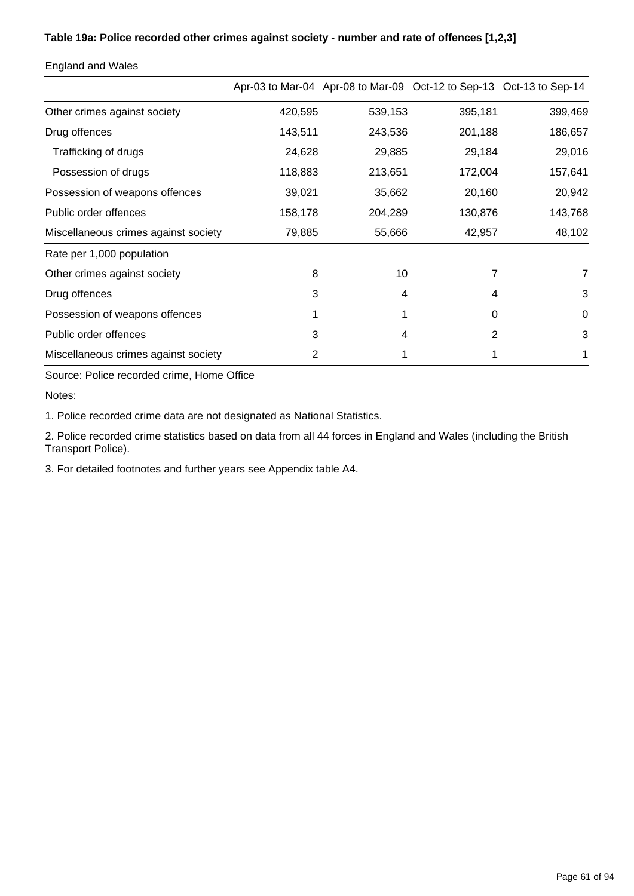**Table 19a: Police recorded other crimes against society - number and rate of offences [1,2,3]**

England and Wales

| | Apr-03 to Mar-04 | Apr-08 to Mar-09 | Oct-12 to Sep-13 | Oct-13 to Sep-14 |
|---|---|---|---|---|
| Other crimes against society | 420,595 | 539,153 | 395,181 | 399,469 |
| Drug offences | 143,511 | 243,536 | 201,188 | 186,657 |
| Trafficking of drugs | 24,628 | 29,885 | 29,184 | 29,016 |
| Possession of drugs | 118,883 | 213,651 | 172,004 | 157,641 |
| Possession of weapons offences | 39,021 | 35,662 | 20,160 | 20,942 |
| Public order offences | 158,178 | 204,289 | 130,876 | 143,768 |
| Miscellaneous crimes against society | 79,885 | 55,666 | 42,957 | 48,102 |
| Rate per 1,000 population | | | | |
| Other crimes against society | 8 | 10 | 7 | 7 |
| Drug offences | 3 | 4 | 4 | 3 |
| Possession of weapons offences | 1 | 1 | 0 | 0 |
| Public order offences | 3 | 4 | 2 | 3 |
| Miscellaneous crimes against society | 2 | 1 | 1 | 1 |

Source: Police recorded crime, Home Office

Notes:

1. Police recorded crime data are not designated as National Statistics.

2. Police recorded crime statistics based on data from all 44 forces in England and Wales (including the British Transport Police).

3. For detailed footnotes and further years see Appendix table A4.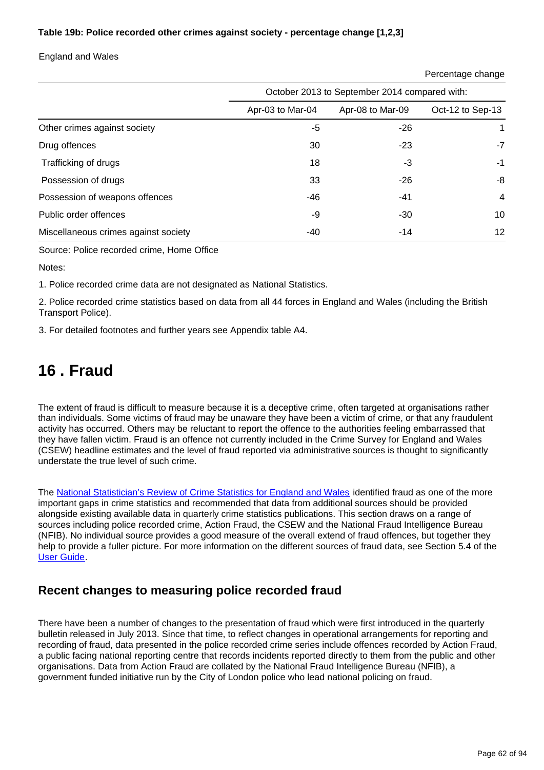**Table 19b: Police recorded other crimes against society - percentage change [1,2,3]**

England and Wales

Percentage change

| | October 2013 to September 2014 compared with: | | |
|---|---|---|---|
| | Apr-03 to Mar-04 | Apr-08 to Mar-09 | Oct-12 to Sep-13 |
| Other crimes against society | -5 | -26 | 1 |
| Drug offences | 30 | -23 | -7 |
| Trafficking of drugs | 18 | -3 | -1 |
| Possession of drugs | 33 | -26 | -8 |
| Possession of weapons offences | -46 | -41 | 4 |
| Public order offences | -9 | -30 | 10 |
| Miscellaneous crimes against society | -40 | -14 | 12 |

Source: Police recorded crime, Home Office

Notes:

1. Police recorded crime data are not designated as National Statistics.

2. Police recorded crime statistics based on data from all 44 forces in England and Wales (including the British Transport Police).

3. For detailed footnotes and further years see Appendix table A4.

# 16 . Fraud

The extent of fraud is difficult to measure because it is a deceptive crime, often targeted at organisations rather than individuals. Some victims of fraud may be unaware they have been a victim of crime, or that any fraudulent activity has occurred. Others may be reluctant to report the offence to the authorities feeling embarrassed that they have fallen victim. Fraud is an offence not currently included in the Crime Survey for England and Wales (CSEW) headline estimates and the level of fraud reported via administrative sources is thought to significantly understate the true level of such crime.

The National Statistician's Review of Crime Statistics for England and Wales identified fraud as one of the more important gaps in crime statistics and recommended that data from additional sources should be provided alongside existing available data in quarterly crime statistics publications. This section draws on a range of sources including police recorded crime, Action Fraud, the CSEW and the National Fraud Intelligence Bureau (NFIB). No individual source provides a good measure of the overall extend of fraud offences, but together they help to provide a fuller picture. For more information on the different sources of fraud data, see Section 5.4 of the User Guide.

## Recent changes to measuring police recorded fraud

There have been a number of changes to the presentation of fraud which were first introduced in the quarterly bulletin released in July 2013. Since that time, to reflect changes in operational arrangements for reporting and recording of fraud, data presented in the police recorded crime series include offences recorded by Action Fraud, a public facing national reporting centre that records incidents reported directly to them from the public and other organisations. Data from Action Fraud are collated by the National Fraud Intelligence Bureau (NFIB), a government funded initiative run by the City of London police who lead national policing on fraud.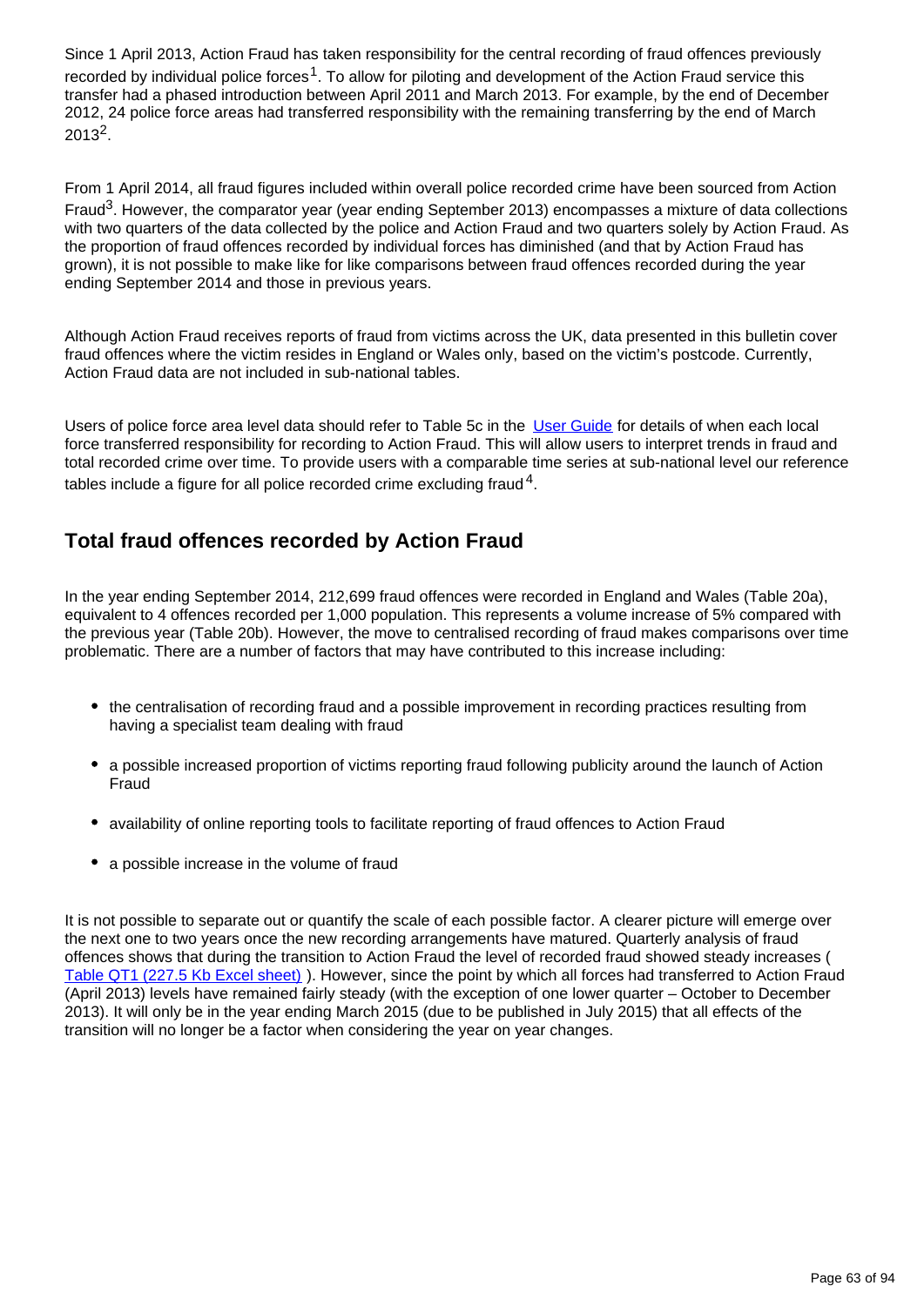Since 1 April 2013, Action Fraud has taken responsibility for the central recording of fraud offences previously recorded by individual police forces[1]. To allow for piloting and development of the Action Fraud service this transfer had a phased introduction between April 2011 and March 2013. For example, by the end of December 2012, 24 police force areas had transferred responsibility with the remaining transferring by the end of March 2013[2].

From 1 April 2014, all fraud figures included within overall police recorded crime have been sourced from Action Fraud[3]. However, the comparator year (year ending September 2013) encompasses a mixture of data collections with two quarters of the data collected by the police and Action Fraud and two quarters solely by Action Fraud. As the proportion of fraud offences recorded by individual forces has diminished (and that by Action Fraud has grown), it is not possible to make like for like comparisons between fraud offences recorded during the year ending September 2014 and those in previous years.

Although Action Fraud receives reports of fraud from victims across the UK, data presented in this bulletin cover fraud offences where the victim resides in England or Wales only, based on the victim's postcode. Currently, Action Fraud data are not included in sub-national tables.

Users of police force area level data should refer to Table 5c in the User Guide for details of when each local force transferred responsibility for recording to Action Fraud. This will allow users to interpret trends in fraud and total recorded crime over time. To provide users with a comparable time series at sub-national level our reference tables include a figure for all police recorded crime excluding fraud[4].

## Total fraud offences recorded by Action Fraud

In the year ending September 2014, 212,699 fraud offences were recorded in England and Wales (Table 20a), equivalent to 4 offences recorded per 1,000 population. This represents a volume increase of 5% compared with the previous year (Table 20b). However, the move to centralised recording of fraud makes comparisons over time problematic. There are a number of factors that may have contributed to this increase including:

- the centralisation of recording fraud and a possible improvement in recording practices resulting from having a specialist team dealing with fraud
- a possible increased proportion of victims reporting fraud following publicity around the launch of Action Fraud
- availability of online reporting tools to facilitate reporting of fraud offences to Action Fraud
- a possible increase in the volume of fraud

It is not possible to separate out or quantify the scale of each possible factor. A clearer picture will emerge over the next one to two years once the new recording arrangements have matured. Quarterly analysis of fraud offences shows that during the transition to Action Fraud the level of recorded fraud showed steady increases ( Table QT1 (227.5 Kb Excel sheet) ). However, since the point by which all forces had transferred to Action Fraud (April 2013) levels have remained fairly steady (with the exception of one lower quarter – October to December 2013). It will only be in the year ending March 2015 (due to be published in July 2015) that all effects of the transition will no longer be a factor when considering the year on year changes.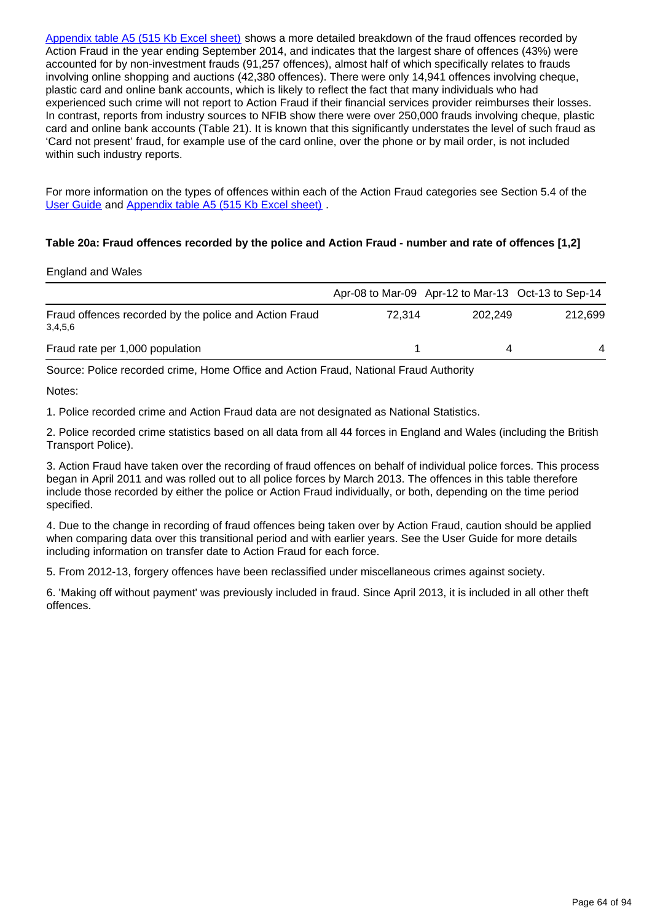Appendix table A5 (515 Kb Excel sheet) shows a more detailed breakdown of the fraud offences recorded by Action Fraud in the year ending September 2014, and indicates that the largest share of offences (43%) were accounted for by non-investment frauds (91,257 offences), almost half of which specifically relates to frauds involving online shopping and auctions (42,380 offences). There were only 14,941 offences involving cheque, plastic card and online bank accounts, which is likely to reflect the fact that many individuals who had experienced such crime will not report to Action Fraud if their financial services provider reimburses their losses. In contrast, reports from industry sources to NFIB show there were over 250,000 frauds involving cheque, plastic card and online bank accounts (Table 21). It is known that this significantly understates the level of such fraud as 'Card not present' fraud, for example use of the card online, over the phone or by mail order, is not included within such industry reports.

For more information on the types of offences within each of the Action Fraud categories see Section 5.4 of the User Guide and Appendix table A5 (515 Kb Excel sheet) .

**Table 20a: Fraud offences recorded by the police and Action Fraud - number and rate of offences [1,2]**

England and Wales

| | Apr-08 to Mar-09 | Apr-12 to Mar-13 | Oct-13 to Sep-14 |
|---|---|---|---|
| Fraud offences recorded by the police and Action Fraud 3,4,5,6 | 72,314 | 202,249 | 212,699 |
| Fraud rate per 1,000 population | 1 | 4 | 4 |

Source: Police recorded crime, Home Office and Action Fraud, National Fraud Authority

Notes:

1. Police recorded crime and Action Fraud data are not designated as National Statistics.

2. Police recorded crime statistics based on all data from all 44 forces in England and Wales (including the British Transport Police).

3. Action Fraud have taken over the recording of fraud offences on behalf of individual police forces. This process began in April 2011 and was rolled out to all police forces by March 2013. The offences in this table therefore include those recorded by either the police or Action Fraud individually, or both, depending on the time period specified.

4. Due to the change in recording of fraud offences being taken over by Action Fraud, caution should be applied when comparing data over this transitional period and with earlier years. See the User Guide for more details including information on transfer date to Action Fraud for each force.

5. From 2012-13, forgery offences have been reclassified under miscellaneous crimes against society.

6. 'Making off without payment' was previously included in fraud. Since April 2013, it is included in all other theft offences.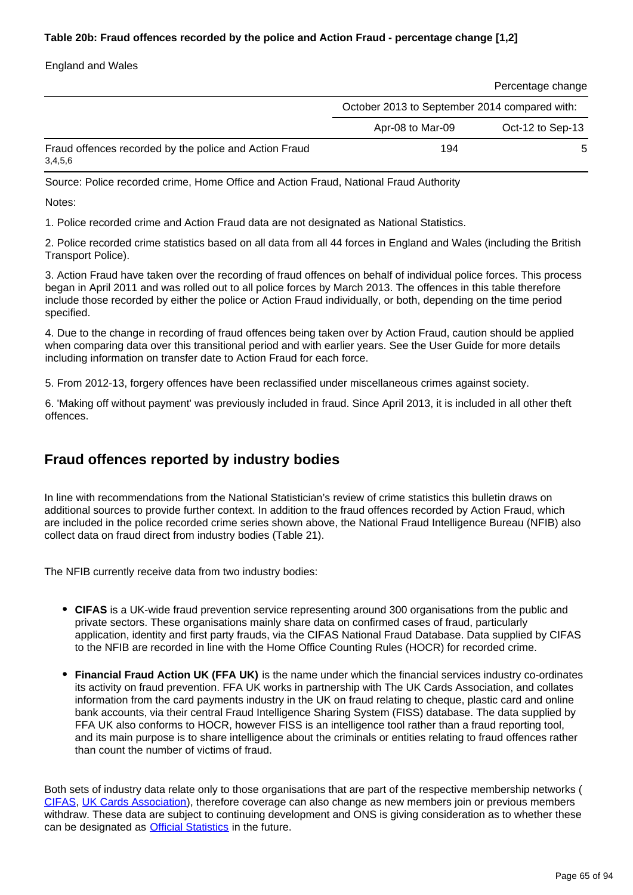**Table 20b: Fraud offences recorded by the police and Action Fraud - percentage change [1,2]**

England and Wales

| | Percentage change | |
|---|---|---|
| | October 2013 to September 2014 compared with: | |
| | Apr-08 to Mar-09 | Oct-12 to Sep-13 |
| Fraud offences recorded by the police and Action Fraud 3,4,5,6 | 194 | 5 |

Source: Police recorded crime, Home Office and Action Fraud, National Fraud Authority

Notes:

1. Police recorded crime and Action Fraud data are not designated as National Statistics.

2. Police recorded crime statistics based on all data from all 44 forces in England and Wales (including the British Transport Police).

3. Action Fraud have taken over the recording of fraud offences on behalf of individual police forces. This process began in April 2011 and was rolled out to all police forces by March 2013. The offences in this table therefore include those recorded by either the police or Action Fraud individually, or both, depending on the time period specified.

4. Due to the change in recording of fraud offences being taken over by Action Fraud, caution should be applied when comparing data over this transitional period and with earlier years. See the User Guide for more details including information on transfer date to Action Fraud for each force.

5. From 2012-13, forgery offences have been reclassified under miscellaneous crimes against society.

6. 'Making off without payment' was previously included in fraud. Since April 2013, it is included in all other theft offences.

## Fraud offences reported by industry bodies

In line with recommendations from the National Statistician's review of crime statistics this bulletin draws on additional sources to provide further context. In addition to the fraud offences recorded by Action Fraud, which are included in the police recorded crime series shown above, the National Fraud Intelligence Bureau (NFIB) also collect data on fraud direct from industry bodies (Table 21).

The NFIB currently receive data from two industry bodies:

- **CIFAS** is a UK-wide fraud prevention service representing around 300 organisations from the public and private sectors. These organisations mainly share data on confirmed cases of fraud, particularly application, identity and first party frauds, via the CIFAS National Fraud Database. Data supplied by CIFAS to the NFIB are recorded in line with the Home Office Counting Rules (HOCR) for recorded crime.

- **Financial Fraud Action UK (FFA UK)** is the name under which the financial services industry co-ordinates its activity on fraud prevention. FFA UK works in partnership with The UK Cards Association, and collates information from the card payments industry in the UK on fraud relating to cheque, plastic card and online bank accounts, via their central Fraud Intelligence Sharing System (FISS) database. The data supplied by FFA UK also conforms to HOCR, however FISS is an intelligence tool rather than a fraud reporting tool, and its main purpose is to share intelligence about the criminals or entities relating to fraud offences rather than count the number of victims of fraud.

Both sets of industry data relate only to those organisations that are part of the respective membership networks ( CIFAS, UK Cards Association), therefore coverage can also change as new members join or previous members withdraw. These data are subject to continuing development and ONS is giving consideration as to whether these can be designated as Official Statistics in the future.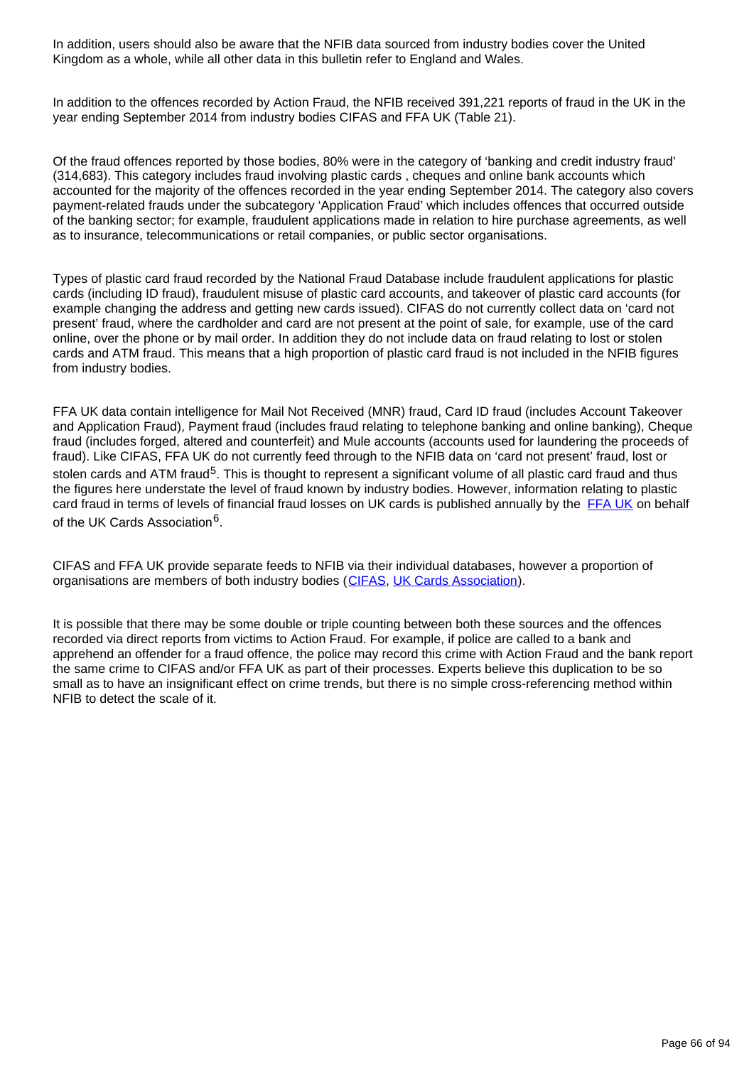In addition, users should also be aware that the NFIB data sourced from industry bodies cover the United Kingdom as a whole, while all other data in this bulletin refer to England and Wales.

In addition to the offences recorded by Action Fraud, the NFIB received 391,221 reports of fraud in the UK in the year ending September 2014 from industry bodies CIFAS and FFA UK (Table 21).

Of the fraud offences reported by those bodies, 80% were in the category of 'banking and credit industry fraud' (314,683). This category includes fraud involving plastic cards , cheques and online bank accounts which accounted for the majority of the offences recorded in the year ending September 2014. The category also covers payment-related frauds under the subcategory 'Application Fraud' which includes offences that occurred outside of the banking sector; for example, fraudulent applications made in relation to hire purchase agreements, as well as to insurance, telecommunications or retail companies, or public sector organisations.

Types of plastic card fraud recorded by the National Fraud Database include fraudulent applications for plastic cards (including ID fraud), fraudulent misuse of plastic card accounts, and takeover of plastic card accounts (for example changing the address and getting new cards issued). CIFAS do not currently collect data on 'card not present' fraud, where the cardholder and card are not present at the point of sale, for example, use of the card online, over the phone or by mail order. In addition they do not include data on fraud relating to lost or stolen cards and ATM fraud. This means that a high proportion of plastic card fraud is not included in the NFIB figures from industry bodies.

FFA UK data contain intelligence for Mail Not Received (MNR) fraud, Card ID fraud (includes Account Takeover and Application Fraud), Payment fraud (includes fraud relating to telephone banking and online banking), Cheque fraud (includes forged, altered and counterfeit) and Mule accounts (accounts used for laundering the proceeds of fraud). Like CIFAS, FFA UK do not currently feed through to the NFIB data on 'card not present' fraud, lost or stolen cards and ATM fraud[5]. This is thought to represent a significant volume of all plastic card fraud and thus the figures here understate the level of fraud known by industry bodies. However, information relating to plastic card fraud in terms of levels of financial fraud losses on UK cards is published annually by the FFA UK on behalf of the UK Cards Association[6].

CIFAS and FFA UK provide separate feeds to NFIB via their individual databases, however a proportion of organisations are members of both industry bodies (CIFAS, UK Cards Association).

It is possible that there may be some double or triple counting between both these sources and the offences recorded via direct reports from victims to Action Fraud. For example, if police are called to a bank and apprehend an offender for a fraud offence, the police may record this crime with Action Fraud and the bank report the same crime to CIFAS and/or FFA UK as part of their processes. Experts believe this duplication to be so small as to have an insignificant effect on crime trends, but there is no simple cross-referencing method within NFIB to detect the scale of it.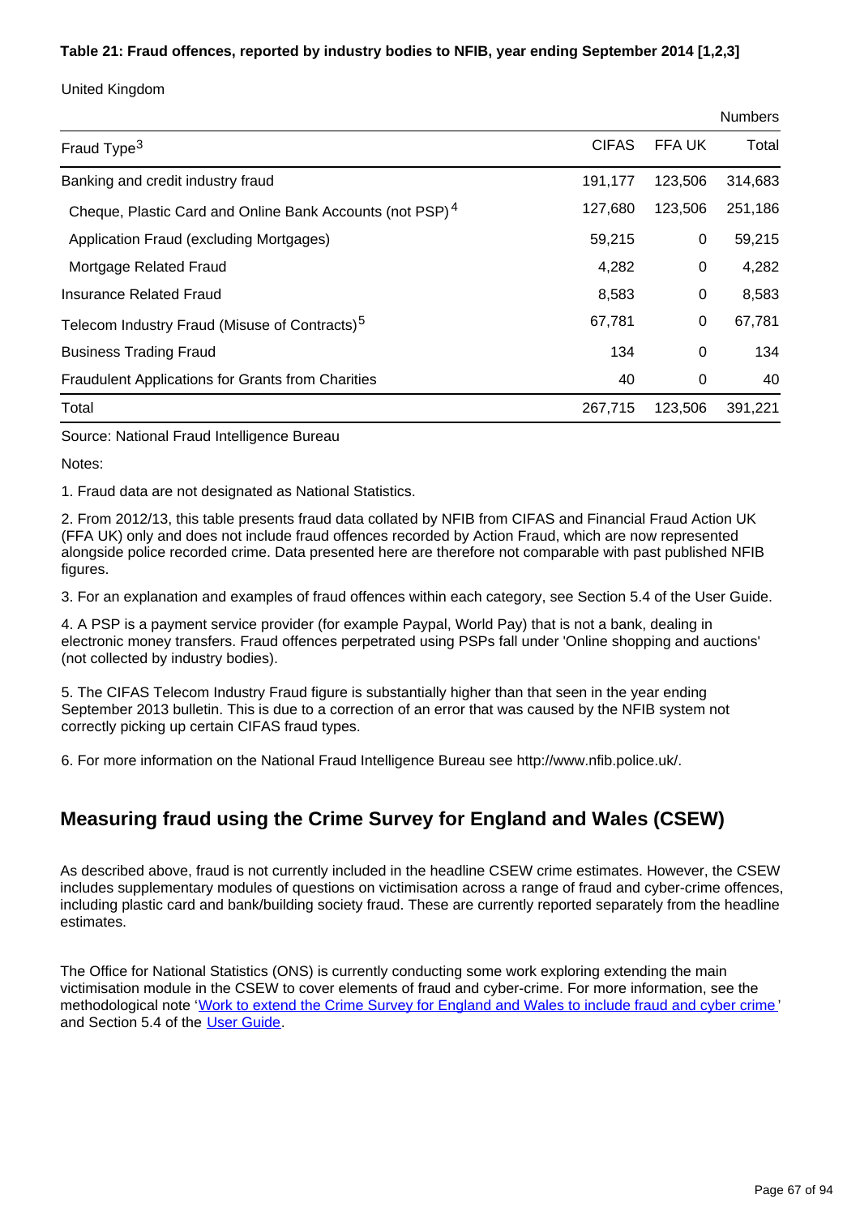**Table 21: Fraud offences, reported by industry bodies to NFIB, year ending September 2014 [1,2,3]**

United Kingdom

Numbers

| Fraud Type[3] | CIFAS | FFA UK | Total |
|---|---|---|---|
| Banking and credit industry fraud | 191,177 | 123,506 | 314,683 |
| Cheque, Plastic Card and Online Bank Accounts (not PSP)[4] | 127,680 | 123,506 | 251,186 |
| Application Fraud (excluding Mortgages) | 59,215 | 0 | 59,215 |
| Mortgage Related Fraud | 4,282 | 0 | 4,282 |
| Insurance Related Fraud | 8,583 | 0 | 8,583 |
| Telecom Industry Fraud (Misuse of Contracts)[5] | 67,781 | 0 | 67,781 |
| Business Trading Fraud | 134 | 0 | 134 |
| Fraudulent Applications for Grants from Charities | 40 | 0 | 40 |
| Total | 267,715 | 123,506 | 391,221 |

Source: National Fraud Intelligence Bureau

Notes:

1. Fraud data are not designated as National Statistics.

2. From 2012/13, this table presents fraud data collated by NFIB from CIFAS and Financial Fraud Action UK (FFA UK) only and does not include fraud offences recorded by Action Fraud, which are now represented alongside police recorded crime. Data presented here are therefore not comparable with past published NFIB figures.

3. For an explanation and examples of fraud offences within each category, see Section 5.4 of the User Guide.

4. A PSP is a payment service provider (for example Paypal, World Pay) that is not a bank, dealing in electronic money transfers. Fraud offences perpetrated using PSPs fall under 'Online shopping and auctions' (not collected by industry bodies).

5. The CIFAS Telecom Industry Fraud figure is substantially higher than that seen in the year ending September 2013 bulletin. This is due to a correction of an error that was caused by the NFIB system not correctly picking up certain CIFAS fraud types.

6. For more information on the National Fraud Intelligence Bureau see http://www.nfib.police.uk/.

## Measuring fraud using the Crime Survey for England and Wales (CSEW)

As described above, fraud is not currently included in the headline CSEW crime estimates. However, the CSEW includes supplementary modules of questions on victimisation across a range of fraud and cyber-crime offences, including plastic card and bank/building society fraud. These are currently reported separately from the headline estimates.

The Office for National Statistics (ONS) is currently conducting some work exploring extending the main victimisation module in the CSEW to cover elements of fraud and cyber-crime. For more information, see the methodological note 'Work to extend the Crime Survey for England and Wales to include fraud and cyber crime' and Section 5.4 of the User Guide.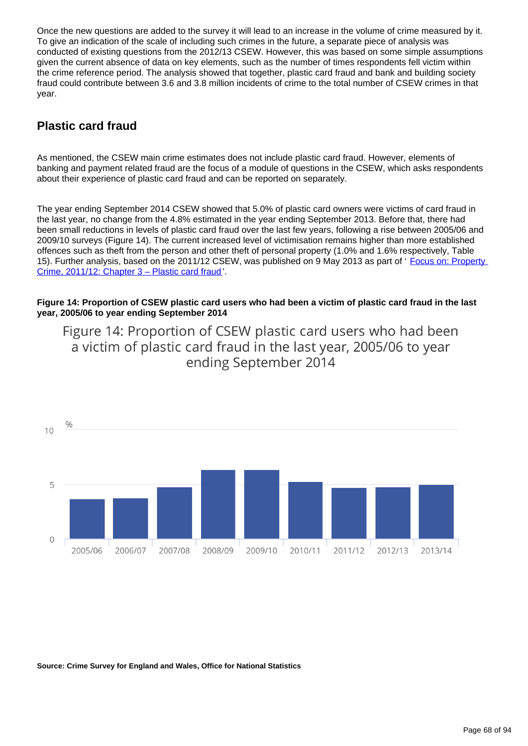Once the new questions are added to the survey it will lead to an increase in the volume of crime measured by it. To give an indication of the scale of including such crimes in the future, a separate piece of analysis was conducted of existing questions from the 2012/13 CSEW. However, this was based on some simple assumptions given the current absence of data on key elements, such as the number of times respondents fell victim within the crime reference period. The analysis showed that together, plastic card fraud and bank and building society fraud could contribute between 3.6 and 3.8 million incidents of crime to the total number of CSEW crimes in that year.

## Plastic card fraud

As mentioned, the CSEW main crime estimates does not include plastic card fraud. However, elements of banking and payment related fraud are the focus of a module of questions in the CSEW, which asks respondents about their experience of plastic card fraud and can be reported on separately.

The year ending September 2014 CSEW showed that 5.0% of plastic card owners were victims of card fraud in the last year, no change from the 4.8% estimated in the year ending September 2013. Before that, there had been small reductions in levels of plastic card fraud over the last few years, following a rise between 2005/06 and 2009/10 surveys (Figure 14). The current increased level of victimisation remains higher than more established offences such as theft from the person and other theft of personal property (1.0% and 1.6% respectively, Table 15). Further analysis, based on the 2011/12 CSEW, was published on 9 May 2013 as part of ' Focus on: Property Crime, 2011/12: Chapter 3 – Plastic card fraud '.

**Figure 14: Proportion of CSEW plastic card users who had been a victim of plastic card fraud in the last year, 2005/06 to year ending September 2014**

Figure 14: Proportion of CSEW plastic card users who had been a victim of plastic card fraud in the last year, 2005/06 to year ending September 2014

%

10

5

0

2005/06 2006/07 2007/08 2008/09 2009/10 2010/11 2011/12 2012/13 2013/14

**Source: Crime Survey for England and Wales, Office for National Statistics**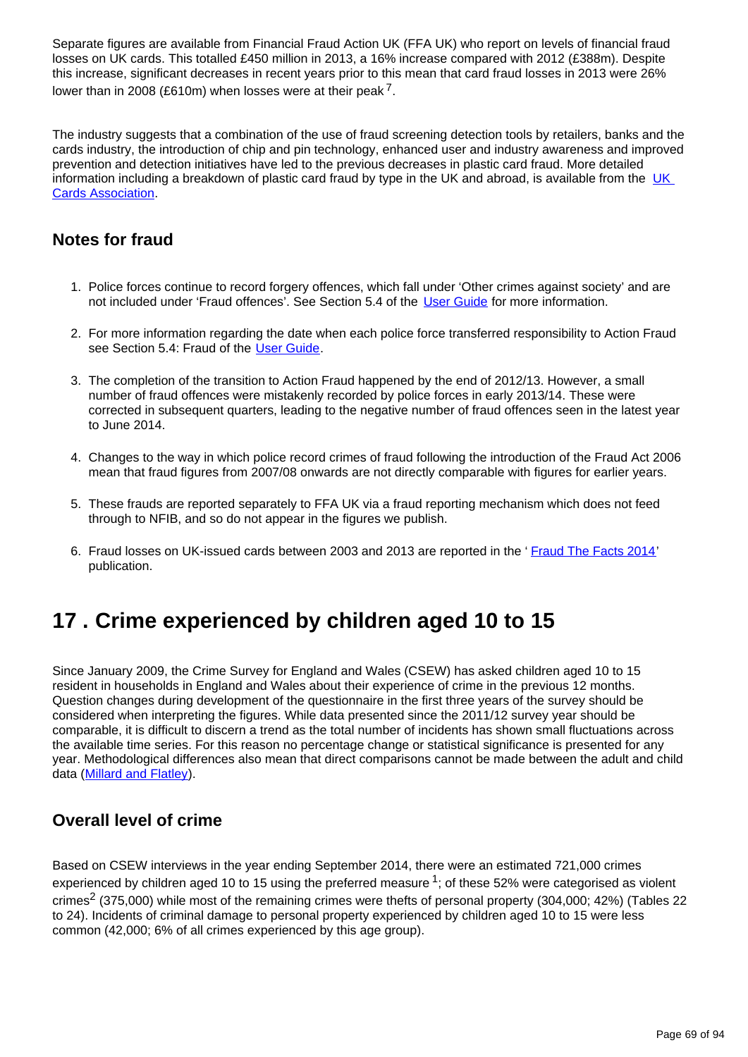Separate figures are available from Financial Fraud Action UK (FFA UK) who report on levels of financial fraud losses on UK cards. This totalled £450 million in 2013, a 16% increase compared with 2012 (£388m). Despite this increase, significant decreases in recent years prior to this mean that card fraud losses in 2013 were 26% lower than in 2008 (£610m) when losses were at their peak [7].

The industry suggests that a combination of the use of fraud screening detection tools by retailers, banks and the cards industry, the introduction of chip and pin technology, enhanced user and industry awareness and improved prevention and detection initiatives have led to the previous decreases in plastic card fraud. More detailed information including a breakdown of plastic card fraud by type in the UK and abroad, is available from the UK Cards Association.

## Notes for fraud

1. Police forces continue to record forgery offences, which fall under 'Other crimes against society' and are not included under 'Fraud offences'. See Section 5.4 of the User Guide for more information.
2. For more information regarding the date when each police force transferred responsibility to Action Fraud see Section 5.4: Fraud of the User Guide.
3. The completion of the transition to Action Fraud happened by the end of 2012/13. However, a small number of fraud offences were mistakenly recorded by police forces in early 2013/14. These were corrected in subsequent quarters, leading to the negative number of fraud offences seen in the latest year to June 2014.
4. Changes to the way in which police record crimes of fraud following the introduction of the Fraud Act 2006 mean that fraud figures from 2007/08 onwards are not directly comparable with figures for earlier years.
5. These frauds are reported separately to FFA UK via a fraud reporting mechanism which does not feed through to NFIB, and so do not appear in the figures we publish.
6. Fraud losses on UK-issued cards between 2003 and 2013 are reported in the 'Fraud The Facts 2014' publication.

# 17 . Crime experienced by children aged 10 to 15

Since January 2009, the Crime Survey for England and Wales (CSEW) has asked children aged 10 to 15 resident in households in England and Wales about their experience of crime in the previous 12 months. Question changes during development of the questionnaire in the first three years of the survey should be considered when interpreting the figures. While data presented since the 2011/12 survey year should be comparable, it is difficult to discern a trend as the total number of incidents has shown small fluctuations across the available time series. For this reason no percentage change or statistical significance is presented for any year. Methodological differences also mean that direct comparisons cannot be made between the adult and child data (Millard and Flatley).

## Overall level of crime

Based on CSEW interviews in the year ending September 2014, there were an estimated 721,000 crimes experienced by children aged 10 to 15 using the preferred measure [1]; of these 52% were categorised as violent crimes[2] (375,000) while most of the remaining crimes were thefts of personal property (304,000; 42%) (Tables 22 to 24). Incidents of criminal damage to personal property experienced by children aged 10 to 15 were less common (42,000; 6% of all crimes experienced by this age group).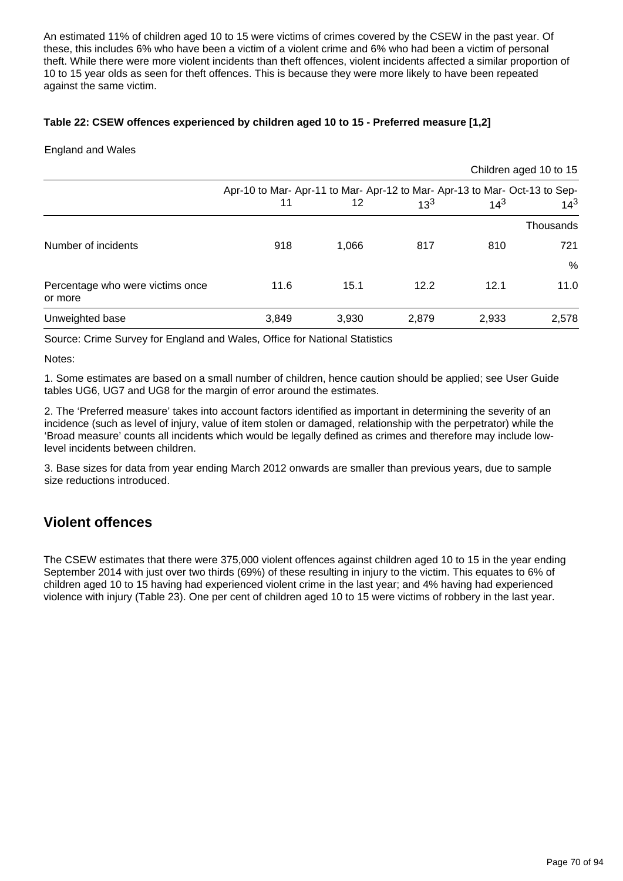An estimated 11% of children aged 10 to 15 were victims of crimes covered by the CSEW in the past year. Of these, this includes 6% who have been a victim of a violent crime and 6% who had been a victim of personal theft. While there were more violent incidents than theft offences, violent incidents affected a similar proportion of 10 to 15 year olds as seen for theft offences. This is because they were more likely to have been repeated against the same victim.

**Table 22: CSEW offences experienced by children aged 10 to 15 - Preferred measure [1,2]**

England and Wales

Children aged 10 to 15

| | Apr-10 to Mar-11 | Apr-11 to Mar-12 | Apr-12 to Mar-13[3] | Apr-13 to Mar-14[3] | Oct-13 to Sep-14[3] |
|---|---|---|---|---|---|
| | | | | | Thousands |
| Number of incidents | 918 | 1,066 | 817 | 810 | 721 |
| | | | | | % |
| Percentage who were victims once or more | 11.6 | 15.1 | 12.2 | 12.1 | 11.0 |
| Unweighted base | 3,849 | 3,930 | 2,879 | 2,933 | 2,578 |

Source: Crime Survey for England and Wales, Office for National Statistics

Notes:

1. Some estimates are based on a small number of children, hence caution should be applied; see User Guide tables UG6, UG7 and UG8 for the margin of error around the estimates.

2. The 'Preferred measure' takes into account factors identified as important in determining the severity of an incidence (such as level of injury, value of item stolen or damaged, relationship with the perpetrator) while the 'Broad measure' counts all incidents which would be legally defined as crimes and therefore may include low-level incidents between children.

3. Base sizes for data from year ending March 2012 onwards are smaller than previous years, due to sample size reductions introduced.

## Violent offences

The CSEW estimates that there were 375,000 violent offences against children aged 10 to 15 in the year ending September 2014 with just over two thirds (69%) of these resulting in injury to the victim. This equates to 6% of children aged 10 to 15 having had experienced violent crime in the last year; and 4% having had experienced violence with injury (Table 23). One per cent of children aged 10 to 15 were victims of robbery in the last year.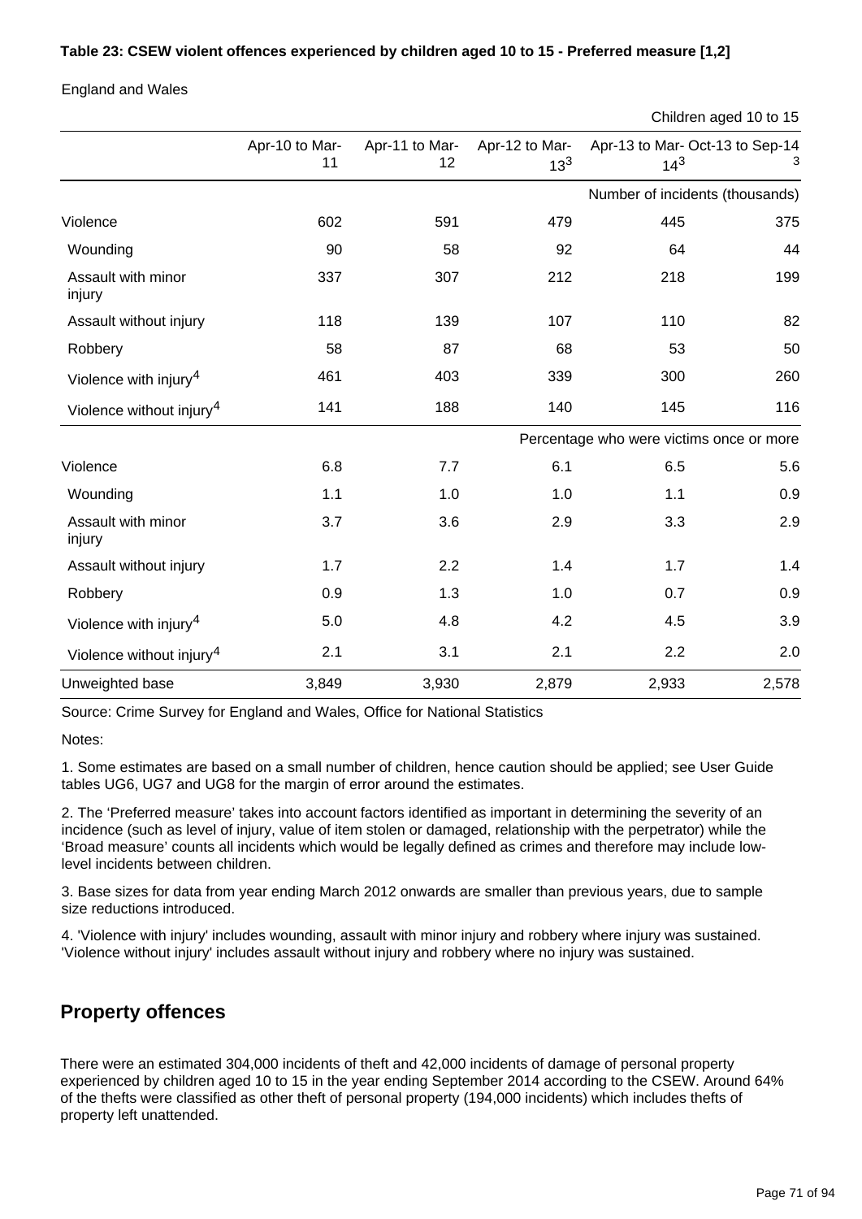**Table 23: CSEW violent offences experienced by children aged 10 to 15 - Preferred measure [1,2]**

England and Wales

Children aged 10 to 15

| | Apr-10 to Mar-11 | Apr-11 to Mar-12 | Apr-12 to Mar-13[3] | Apr-13 to Mar-14[3] | Oct-13 to Sep-14[3] |
|---|---|---|---|---|---|
| | | | | | Number of incidents (thousands) |
| Violence | 602 | 591 | 479 | 445 | 375 |
| Wounding | 90 | 58 | 92 | 64 | 44 |
| Assault with minor injury | 337 | 307 | 212 | 218 | 199 |
| Assault without injury | 118 | 139 | 107 | 110 | 82 |
| Robbery | 58 | 87 | 68 | 53 | 50 |
| Violence with injury[4] | 461 | 403 | 339 | 300 | 260 |
| Violence without injury[4] | 141 | 188 | 140 | 145 | 116 |
| | | | | | Percentage who were victims once or more |
| Violence | 6.8 | 7.7 | 6.1 | 6.5 | 5.6 |
| Wounding | 1.1 | 1.0 | 1.0 | 1.1 | 0.9 |
| Assault with minor injury | 3.7 | 3.6 | 2.9 | 3.3 | 2.9 |
| Assault without injury | 1.7 | 2.2 | 1.4 | 1.7 | 1.4 |
| Robbery | 0.9 | 1.3 | 1.0 | 0.7 | 0.9 |
| Violence with injury[4] | 5.0 | 4.8 | 4.2 | 4.5 | 3.9 |
| Violence without injury[4] | 2.1 | 3.1 | 2.1 | 2.2 | 2.0 |
| Unweighted base | 3,849 | 3,930 | 2,879 | 2,933 | 2,578 |

Source: Crime Survey for England and Wales, Office for National Statistics

Notes:

1. Some estimates are based on a small number of children, hence caution should be applied; see User Guide tables UG6, UG7 and UG8 for the margin of error around the estimates.

2. The 'Preferred measure' takes into account factors identified as important in determining the severity of an incidence (such as level of injury, value of item stolen or damaged, relationship with the perpetrator) while the 'Broad measure' counts all incidents which would be legally defined as crimes and therefore may include low-level incidents between children.

3. Base sizes for data from year ending March 2012 onwards are smaller than previous years, due to sample size reductions introduced.

4. 'Violence with injury' includes wounding, assault with minor injury and robbery where injury was sustained. 'Violence without injury' includes assault without injury and robbery where no injury was sustained.

## Property offences

There were an estimated 304,000 incidents of theft and 42,000 incidents of damage of personal property experienced by children aged 10 to 15 in the year ending September 2014 according to the CSEW. Around 64% of the thefts were classified as other theft of personal property (194,000 incidents) which includes thefts of property left unattended.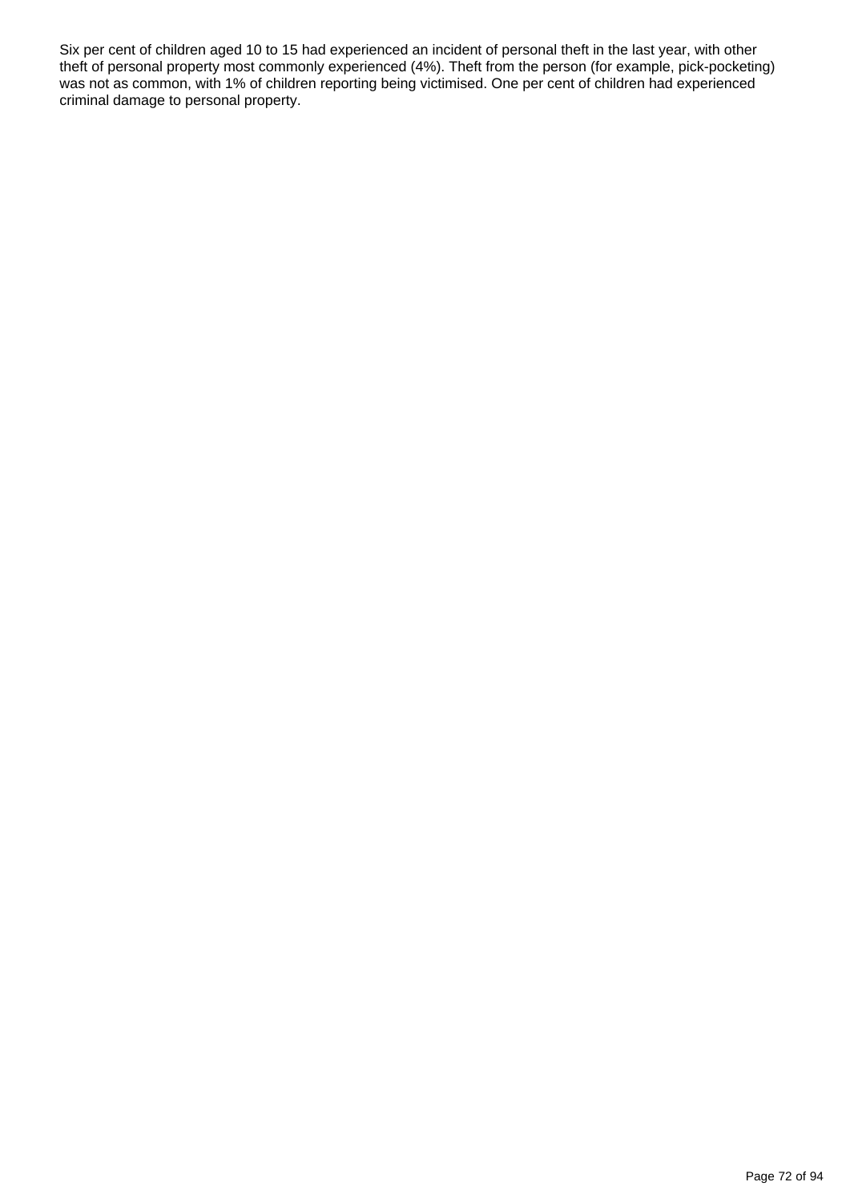Six per cent of children aged 10 to 15 had experienced an incident of personal theft in the last year, with other theft of personal property most commonly experienced (4%). Theft from the person (for example, pick-pocketing) was not as common, with 1% of children reporting being victimised. One per cent of children had experienced criminal damage to personal property.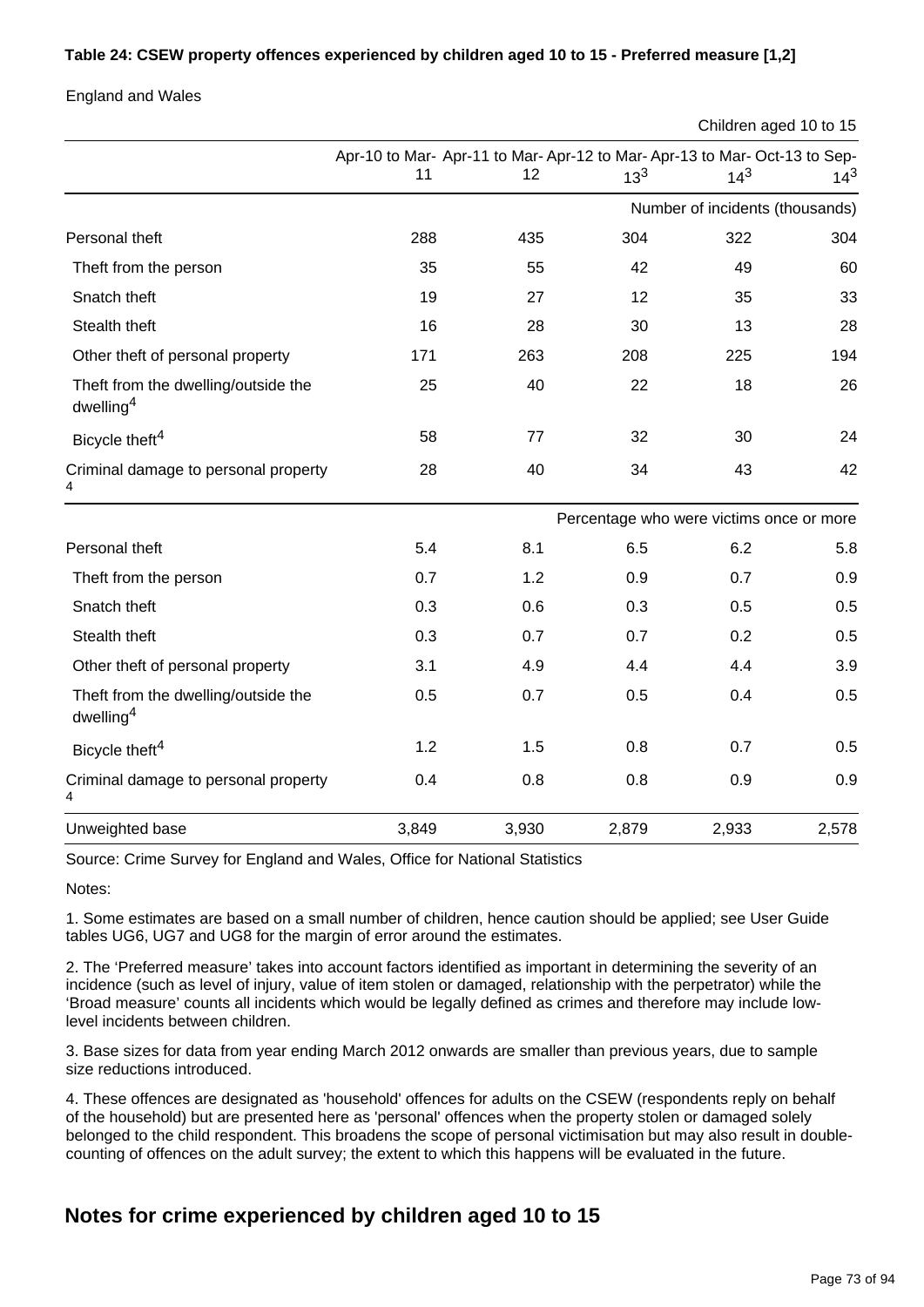**Table 24: CSEW property offences experienced by children aged 10 to 15 - Preferred measure [1,2]**

England and Wales

Children aged 10 to 15

| | Apr-10 to Mar-11 | Apr-11 to Mar-12 | Apr-12 to Mar-13[3] | Apr-13 to Mar-14[3] | Oct-13 to Sep-14[3] |
|---|---|---|---|---|---|
| | | | | Number of incidents (thousands) | |
| Personal theft | 288 | 435 | 304 | 322 | 304 |
| Theft from the person | 35 | 55 | 42 | 49 | 60 |
| Snatch theft | 19 | 27 | 12 | 35 | 33 |
| Stealth theft | 16 | 28 | 30 | 13 | 28 |
| Other theft of personal property | 171 | 263 | 208 | 225 | 194 |
| Theft from the dwelling/outside the dwelling[4] | 25 | 40 | 22 | 18 | 26 |
| Bicycle theft[4] | 58 | 77 | 32 | 30 | 24 |
| Criminal damage to personal property[4] | 28 | 40 | 34 | 43 | 42 |
| | | | | Percentage who were victims once or more | |
| Personal theft | 5.4 | 8.1 | 6.5 | 6.2 | 5.8 |
| Theft from the person | 0.7 | 1.2 | 0.9 | 0.7 | 0.9 |
| Snatch theft | 0.3 | 0.6 | 0.3 | 0.5 | 0.5 |
| Stealth theft | 0.3 | 0.7 | 0.7 | 0.2 | 0.5 |
| Other theft of personal property | 3.1 | 4.9 | 4.4 | 4.4 | 3.9 |
| Theft from the dwelling/outside the dwelling[4] | 0.5 | 0.7 | 0.5 | 0.4 | 0.5 |
| Bicycle theft[4] | 1.2 | 1.5 | 0.8 | 0.7 | 0.5 |
| Criminal damage to personal property[4] | 0.4 | 0.8 | 0.8 | 0.9 | 0.9 |
| Unweighted base | 3,849 | 3,930 | 2,879 | 2,933 | 2,578 |

Source: Crime Survey for England and Wales, Office for National Statistics

Notes:

1. Some estimates are based on a small number of children, hence caution should be applied; see User Guide tables UG6, UG7 and UG8 for the margin of error around the estimates.

2. The 'Preferred measure' takes into account factors identified as important in determining the severity of an incidence (such as level of injury, value of item stolen or damaged, relationship with the perpetrator) while the 'Broad measure' counts all incidents which would be legally defined as crimes and therefore may include low-level incidents between children.

3. Base sizes for data from year ending March 2012 onwards are smaller than previous years, due to sample size reductions introduced.

4. These offences are designated as 'household' offences for adults on the CSEW (respondents reply on behalf of the household) but are presented here as 'personal' offences when the property stolen or damaged solely belonged to the child respondent. This broadens the scope of personal victimisation but may also result in double-counting of offences on the adult survey; the extent to which this happens will be evaluated in the future.

## Notes for crime experienced by children aged 10 to 15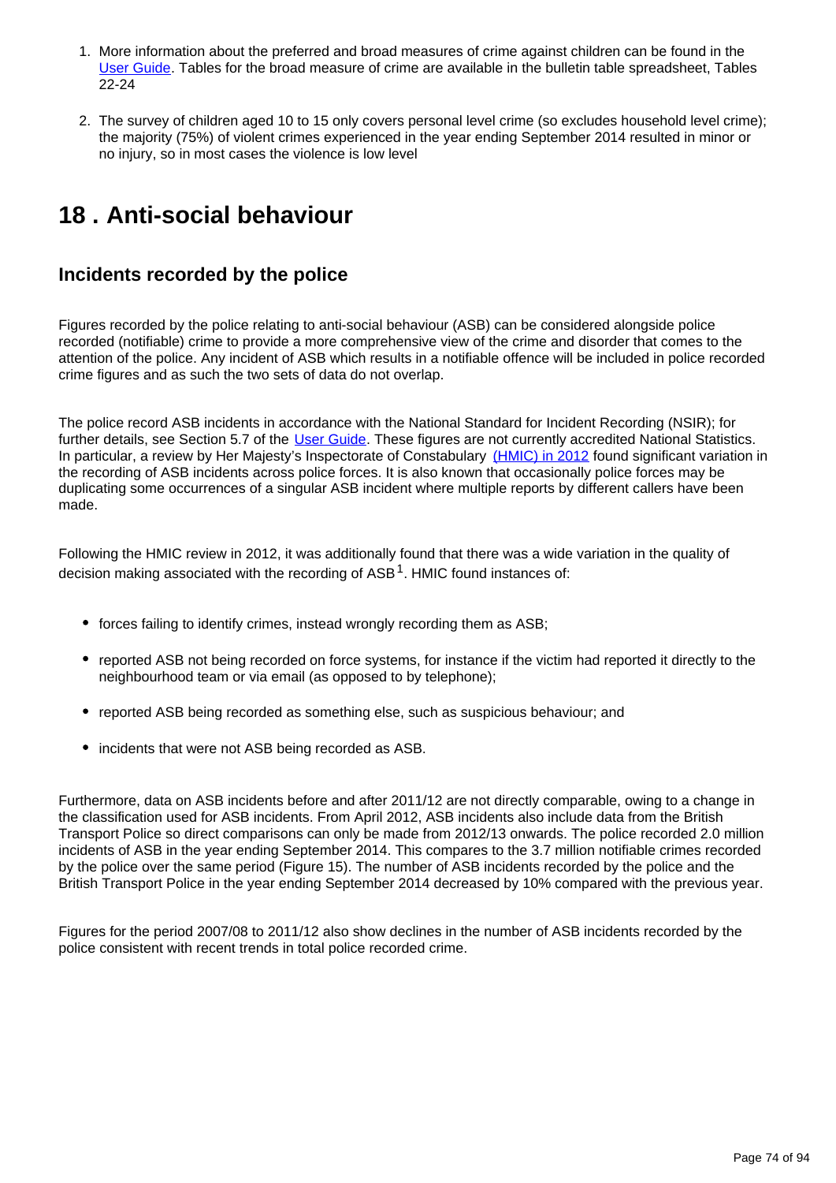1. More information about the preferred and broad measures of crime against children can be found in the User Guide. Tables for the broad measure of crime are available in the bulletin table spreadsheet, Tables 22-24

2. The survey of children aged 10 to 15 only covers personal level crime (so excludes household level crime); the majority (75%) of violent crimes experienced in the year ending September 2014 resulted in minor or no injury, so in most cases the violence is low level

# 18 . Anti-social behaviour

## Incidents recorded by the police

Figures recorded by the police relating to anti-social behaviour (ASB) can be considered alongside police recorded (notifiable) crime to provide a more comprehensive view of the crime and disorder that comes to the attention of the police. Any incident of ASB which results in a notifiable offence will be included in police recorded crime figures and as such the two sets of data do not overlap.

The police record ASB incidents in accordance with the National Standard for Incident Recording (NSIR); for further details, see Section 5.7 of the User Guide. These figures are not currently accredited National Statistics. In particular, a review by Her Majesty's Inspectorate of Constabulary (HMIC) in 2012 found significant variation in the recording of ASB incidents across police forces. It is also known that occasionally police forces may be duplicating some occurrences of a singular ASB incident where multiple reports by different callers have been made.

Following the HMIC review in 2012, it was additionally found that there was a wide variation in the quality of decision making associated with the recording of ASB[1]. HMIC found instances of:

- forces failing to identify crimes, instead wrongly recording them as ASB;
- reported ASB not being recorded on force systems, for instance if the victim had reported it directly to the neighbourhood team or via email (as opposed to by telephone);
- reported ASB being recorded as something else, such as suspicious behaviour; and
- incidents that were not ASB being recorded as ASB.

Furthermore, data on ASB incidents before and after 2011/12 are not directly comparable, owing to a change in the classification used for ASB incidents. From April 2012, ASB incidents also include data from the British Transport Police so direct comparisons can only be made from 2012/13 onwards. The police recorded 2.0 million incidents of ASB in the year ending September 2014. This compares to the 3.7 million notifiable crimes recorded by the police over the same period (Figure 15). The number of ASB incidents recorded by the police and the British Transport Police in the year ending September 2014 decreased by 10% compared with the previous year.

Figures for the period 2007/08 to 2011/12 also show declines in the number of ASB incidents recorded by the police consistent with recent trends in total police recorded crime.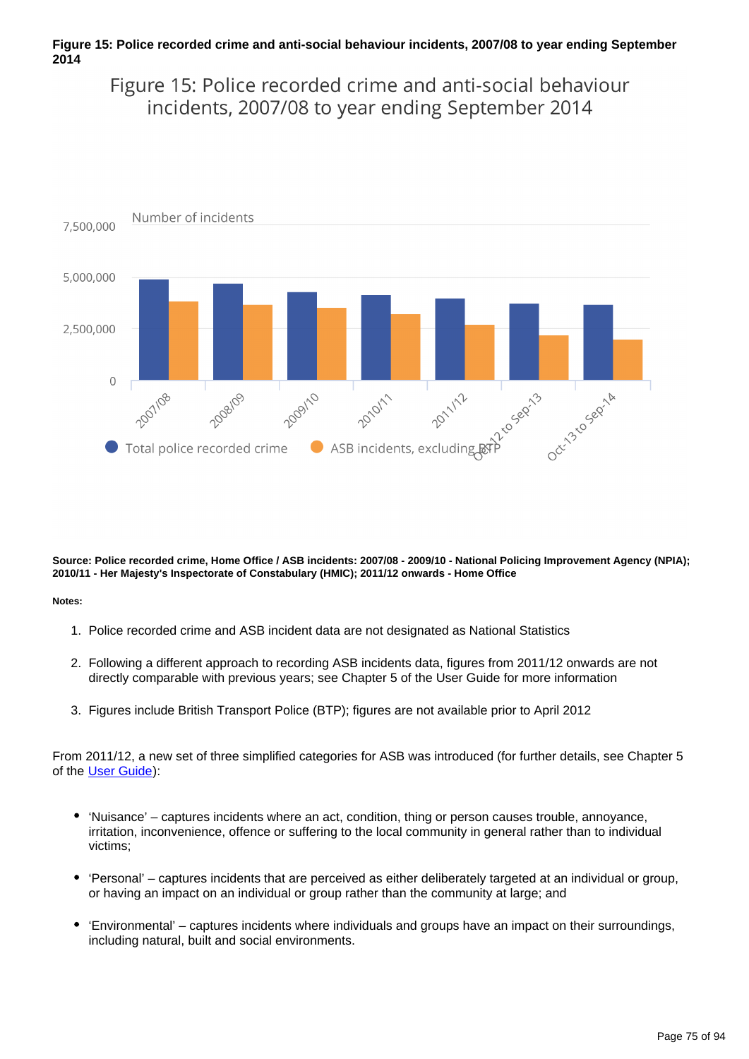**Figure 15: Police recorded crime and anti-social behaviour incidents, 2007/08 to year ending September 2014**

Figure 15: Police recorded crime and anti-social behaviour incidents, 2007/08 to year ending September 2014

Number of incidents

7,500,000

5,000,000

2,500,000

0

2007/08 | 2008/09 | 2009/10 | 2010/11 | 2011/12 | Oct-12 to Sep-13 | Oct-13 to Sep-14

Total police recorded crime | ASB incidents, excluding BTP

**Source: Police recorded crime, Home Office / ASB incidents: 2007/08 - 2009/10 - National Policing Improvement Agency (NPIA); 2010/11 - Her Majesty's Inspectorate of Constabulary (HMIC); 2011/12 onwards - Home Office**

**Notes:**

1. Police recorded crime and ASB incident data are not designated as National Statistics
2. Following a different approach to recording ASB incidents data, figures from 2011/12 onwards are not directly comparable with previous years; see Chapter 5 of the User Guide for more information
3. Figures include British Transport Police (BTP); figures are not available prior to April 2012

From 2011/12, a new set of three simplified categories for ASB was introduced (for further details, see Chapter 5 of the User Guide):

- 'Nuisance' – captures incidents where an act, condition, thing or person causes trouble, annoyance, irritation, inconvenience, offence or suffering to the local community in general rather than to individual victims;
- 'Personal' – captures incidents that are perceived as either deliberately targeted at an individual or group, or having an impact on an individual or group rather than the community at large; and
- 'Environmental' – captures incidents where individuals and groups have an impact on their surroundings, including natural, built and social environments.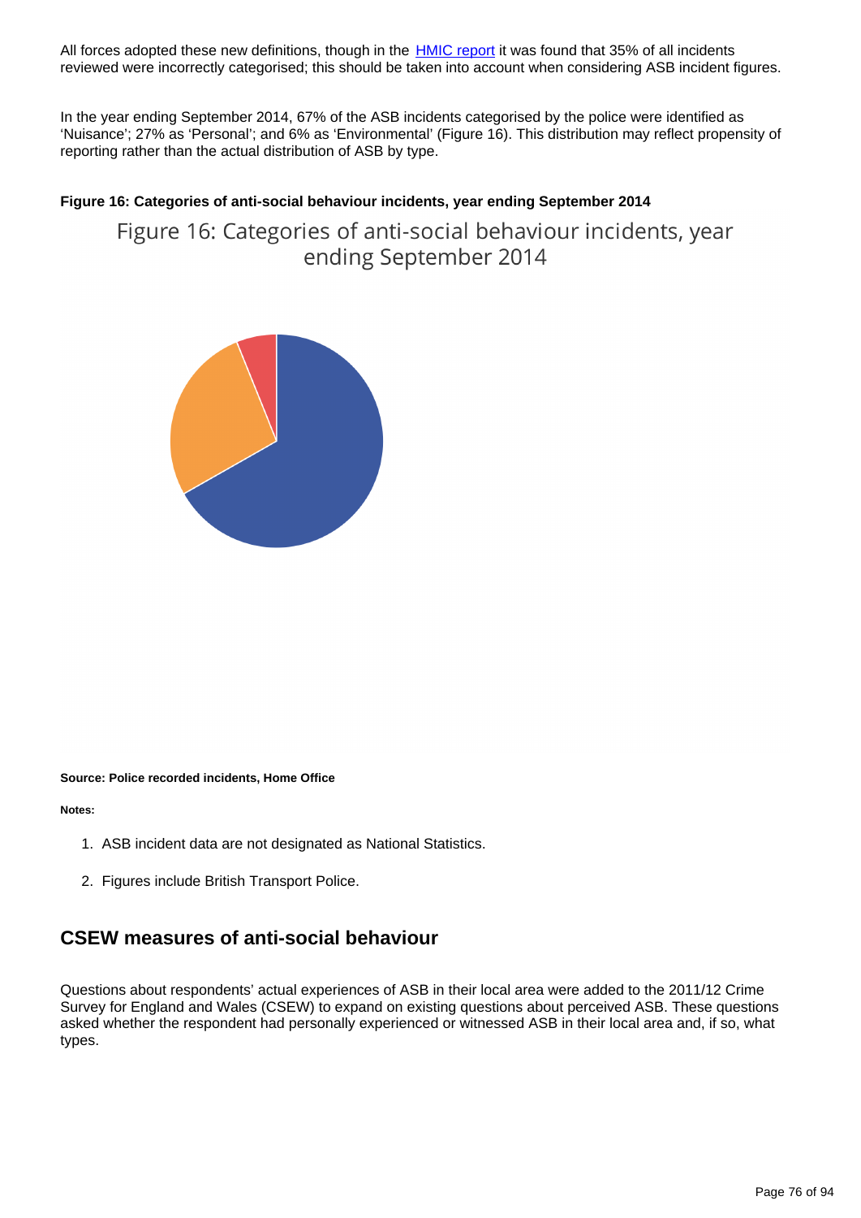All forces adopted these new definitions, though in the [HMIC report](#) it was found that 35% of all incidents reviewed were incorrectly categorised; this should be taken into account when considering ASB incident figures.

In the year ending September 2014, 67% of the ASB incidents categorised by the police were identified as 'Nuisance'; 27% as 'Personal'; and 6% as 'Environmental' (Figure 16). This distribution may reflect propensity of reporting rather than the actual distribution of ASB by type.

**Figure 16: Categories of anti-social behaviour incidents, year ending September 2014**

Figure 16: Categories of anti-social behaviour incidents, year ending September 2014

**Source: Police recorded incidents, Home Office**

**Notes:**

1. ASB incident data are not designated as National Statistics.
2. Figures include British Transport Police.

## CSEW measures of anti-social behaviour

Questions about respondents' actual experiences of ASB in their local area were added to the 2011/12 Crime Survey for England and Wales (CSEW) to expand on existing questions about perceived ASB. These questions asked whether the respondent had personally experienced or witnessed ASB in their local area and, if so, what types.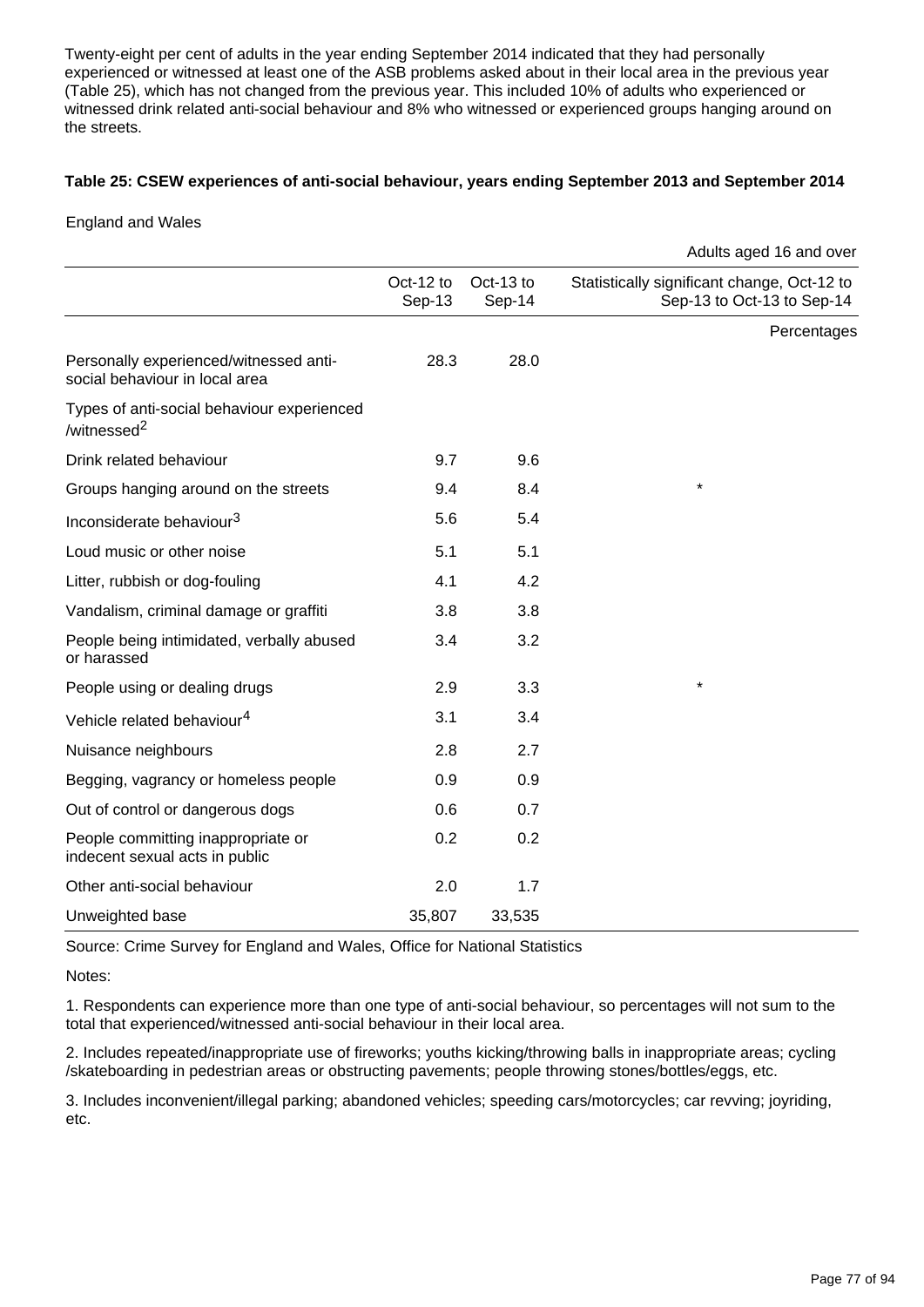Twenty-eight per cent of adults in the year ending September 2014 indicated that they had personally experienced or witnessed at least one of the ASB problems asked about in their local area in the previous year (Table 25), which has not changed from the previous year. This included 10% of adults who experienced or witnessed drink related anti-social behaviour and 8% who witnessed or experienced groups hanging around on the streets.

**Table 25: CSEW experiences of anti-social behaviour, years ending September 2013 and September 2014**

England and Wales

Adults aged 16 and over

| | Oct-12 to Sep-13 | Oct-13 to Sep-14 | Statistically significant change, Oct-12 to Sep-13 to Oct-13 to Sep-14 |
|---|---|---|---|
| | | | Percentages |
| Personally experienced/witnessed anti-social behaviour in local area | 28.3 | 28.0 | |
| Types of anti-social behaviour experienced /witnessed[2] | | | |
| Drink related behaviour | 9.7 | 9.6 | |
| Groups hanging around on the streets | 9.4 | 8.4 | * |
| Inconsiderate behaviour[3] | 5.6 | 5.4 | |
| Loud music or other noise | 5.1 | 5.1 | |
| Litter, rubbish or dog-fouling | 4.1 | 4.2 | |
| Vandalism, criminal damage or graffiti | 3.8 | 3.8 | |
| People being intimidated, verbally abused or harassed | 3.4 | 3.2 | |
| People using or dealing drugs | 2.9 | 3.3 | * |
| Vehicle related behaviour[4] | 3.1 | 3.4 | |
| Nuisance neighbours | 2.8 | 2.7 | |
| Begging, vagrancy or homeless people | 0.9 | 0.9 | |
| Out of control or dangerous dogs | 0.6 | 0.7 | |
| People committing inappropriate or indecent sexual acts in public | 0.2 | 0.2 | |
| Other anti-social behaviour | 2.0 | 1.7 | |
| Unweighted base | 35,807 | 33,535 | |

Source: Crime Survey for England and Wales, Office for National Statistics

Notes:

1. Respondents can experience more than one type of anti-social behaviour, so percentages will not sum to the total that experienced/witnessed anti-social behaviour in their local area.

2. Includes repeated/inappropriate use of fireworks; youths kicking/throwing balls in inappropriate areas; cycling /skateboarding in pedestrian areas or obstructing pavements; people throwing stones/bottles/eggs, etc.

3. Includes inconvenient/illegal parking; abandoned vehicles; speeding cars/motorcycles; car revving; joyriding, etc.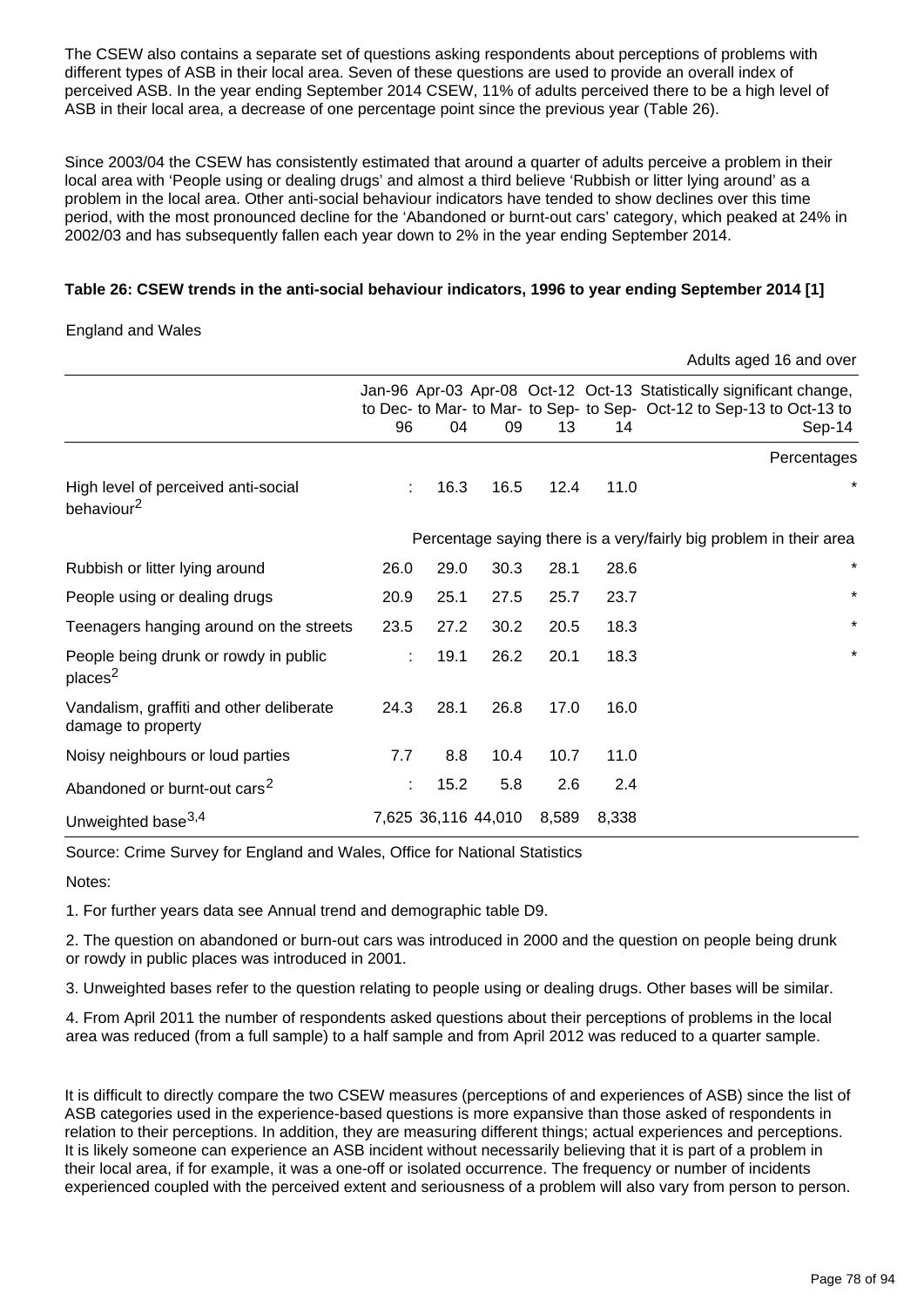The CSEW also contains a separate set of questions asking respondents about perceptions of problems with different types of ASB in their local area. Seven of these questions are used to provide an overall index of perceived ASB. In the year ending September 2014 CSEW, 11% of adults perceived there to be a high level of ASB in their local area, a decrease of one percentage point since the previous year (Table 26).

Since 2003/04 the CSEW has consistently estimated that around a quarter of adults perceive a problem in their local area with 'People using or dealing drugs' and almost a third believe 'Rubbish or litter lying around' as a problem in the local area. Other anti-social behaviour indicators have tended to show declines over this time period, with the most pronounced decline for the 'Abandoned or burnt-out cars' category, which peaked at 24% in 2002/03 and has subsequently fallen each year down to 2% in the year ending September 2014.

**Table 26: CSEW trends in the anti-social behaviour indicators, 1996 to year ending September 2014 [1]**

England and Wales

Adults aged 16 and over

| | Jan-96 to Dec-96 | Apr-03 to Mar-04 | Apr-08 to Mar-09 | Oct-12 to Sep-13 | Oct-13 to Sep-14 | Statistically significant change, Oct-12 to Sep-13 to Oct-13 to Sep-14 |
|---|---|---|---|---|---|---|
| | | | | | | Percentages |
| High level of perceived anti-social behaviour[2] | : | 16.3 | 16.5 | 12.4 | 11.0 | * |
| | Percentage saying there is a very/fairly big problem in their area | | | | | |
| Rubbish or litter lying around | 26.0 | 29.0 | 30.3 | 28.1 | 28.6 | * |
| People using or dealing drugs | 20.9 | 25.1 | 27.5 | 25.7 | 23.7 | * |
| Teenagers hanging around on the streets | 23.5 | 27.2 | 30.2 | 20.5 | 18.3 | * |
| People being drunk or rowdy in public places[2] | : | 19.1 | 26.2 | 20.1 | 18.3 | * |
| Vandalism, graffiti and other deliberate damage to property | 24.3 | 28.1 | 26.8 | 17.0 | 16.0 | |
| Noisy neighbours or loud parties | 7.7 | 8.8 | 10.4 | 10.7 | 11.0 | |
| Abandoned or burnt-out cars[2] | : | 15.2 | 5.8 | 2.6 | 2.4 | |
| Unweighted base[3,4] | 7,625 | 36,116 | 44,010 | 8,589 | 8,338 | |

Source: Crime Survey for England and Wales, Office for National Statistics

Notes:

1. For further years data see Annual trend and demographic table D9.

2. The question on abandoned or burn-out cars was introduced in 2000 and the question on people being drunk or rowdy in public places was introduced in 2001.

3. Unweighted bases refer to the question relating to people using or dealing drugs. Other bases will be similar.

4. From April 2011 the number of respondents asked questions about their perceptions of problems in the local area was reduced (from a full sample) to a half sample and from April 2012 was reduced to a quarter sample.

It is difficult to directly compare the two CSEW measures (perceptions of and experiences of ASB) since the list of ASB categories used in the experience-based questions is more expansive than those asked of respondents in relation to their perceptions. In addition, they are measuring different things; actual experiences and perceptions. It is likely someone can experience an ASB incident without necessarily believing that it is part of a problem in their local area, if for example, it was a one-off or isolated occurrence. The frequency or number of incidents experienced coupled with the perceived extent and seriousness of a problem will also vary from person to person.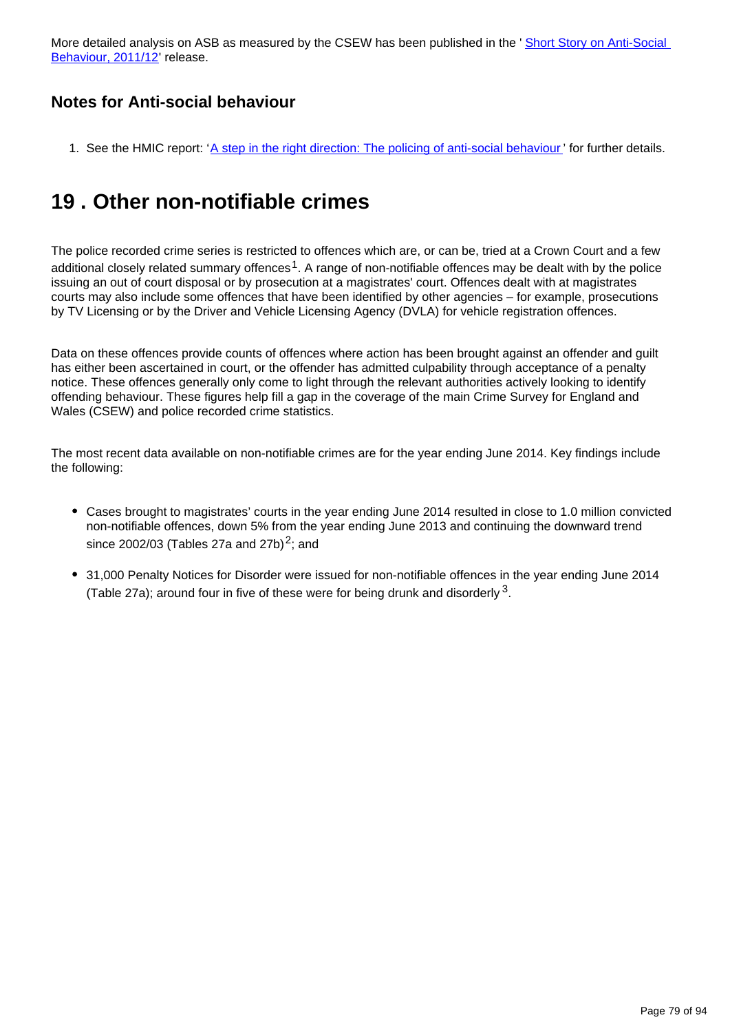More detailed analysis on ASB as measured by the CSEW has been published in the ' Short Story on Anti-Social Behaviour, 2011/12' release.

### Notes for Anti-social behaviour

1. See the HMIC report: 'A step in the right direction: The policing of anti-social behaviour ' for further details.

## 19 . Other non-notifiable crimes

The police recorded crime series is restricted to offences which are, or can be, tried at a Crown Court and a few additional closely related summary offences[1]. A range of non-notifiable offences may be dealt with by the police issuing an out of court disposal or by prosecution at a magistrates' court. Offences dealt with at magistrates courts may also include some offences that have been identified by other agencies – for example, prosecutions by TV Licensing or by the Driver and Vehicle Licensing Agency (DVLA) for vehicle registration offences.

Data on these offences provide counts of offences where action has been brought against an offender and guilt has either been ascertained in court, or the offender has admitted culpability through acceptance of a penalty notice. These offences generally only come to light through the relevant authorities actively looking to identify offending behaviour. These figures help fill a gap in the coverage of the main Crime Survey for England and Wales (CSEW) and police recorded crime statistics.

The most recent data available on non-notifiable crimes are for the year ending June 2014. Key findings include the following:

- Cases brought to magistrates' courts in the year ending June 2014 resulted in close to 1.0 million convicted non-notifiable offences, down 5% from the year ending June 2013 and continuing the downward trend since 2002/03 (Tables 27a and 27b)[2]; and
- 31,000 Penalty Notices for Disorder were issued for non-notifiable offences in the year ending June 2014 (Table 27a); around four in five of these were for being drunk and disorderly[3].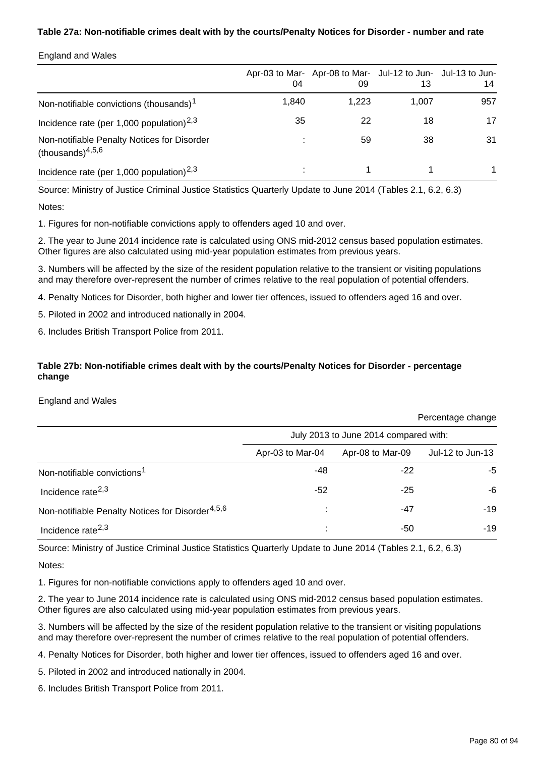**Table 27a: Non-notifiable crimes dealt with by the courts/Penalty Notices for Disorder - number and rate**

England and Wales

| | Apr-03 to Mar-04 | Apr-08 to Mar-09 | Jul-12 to Jun-13 | Jul-13 to Jun-14 |
|---|---|---|---|---|
| Non-notifiable convictions (thousands)[1] | 1,840 | 1,223 | 1,007 | 957 |
| Incidence rate (per 1,000 population)[2,3] | 35 | 22 | 18 | 17 |
| Non-notifiable Penalty Notices for Disorder (thousands)[4,5,6] | : | 59 | 38 | 31 |
| Incidence rate (per 1,000 population)[2,3] | : | 1 | 1 | 1 |

Source: Ministry of Justice Criminal Justice Statistics Quarterly Update to June 2014 (Tables 2.1, 6.2, 6.3)

Notes:

1. Figures for non-notifiable convictions apply to offenders aged 10 and over.

2. The year to June 2014 incidence rate is calculated using ONS mid-2012 census based population estimates. Other figures are also calculated using mid-year population estimates from previous years.

3. Numbers will be affected by the size of the resident population relative to the transient or visiting populations and may therefore over-represent the number of crimes relative to the real population of potential offenders.

4. Penalty Notices for Disorder, both higher and lower tier offences, issued to offenders aged 16 and over.

5. Piloted in 2002 and introduced nationally in 2004.

6. Includes British Transport Police from 2011.

**Table 27b: Non-notifiable crimes dealt with by the courts/Penalty Notices for Disorder - percentage change**

England and Wales

Percentage change

| | July 2013 to June 2014 compared with: | | |
|---|---|---|---|
| | Apr-03 to Mar-04 | Apr-08 to Mar-09 | Jul-12 to Jun-13 |
| Non-notifiable convictions[1] | -48 | -22 | -5 |
| Incidence rate[2,3] | -52 | -25 | -6 |
| Non-notifiable Penalty Notices for Disorder[4,5,6] | : | -47 | -19 |
| Incidence rate[2,3] | : | -50 | -19 |

Source: Ministry of Justice Criminal Justice Statistics Quarterly Update to June 2014 (Tables 2.1, 6.2, 6.3)

Notes:

1. Figures for non-notifiable convictions apply to offenders aged 10 and over.

2. The year to June 2014 incidence rate is calculated using ONS mid-2012 census based population estimates. Other figures are also calculated using mid-year population estimates from previous years.

3. Numbers will be affected by the size of the resident population relative to the transient or visiting populations and may therefore over-represent the number of crimes relative to the real population of potential offenders.

4. Penalty Notices for Disorder, both higher and lower tier offences, issued to offenders aged 16 and over.

5. Piloted in 2002 and introduced nationally in 2004.

6. Includes British Transport Police from 2011.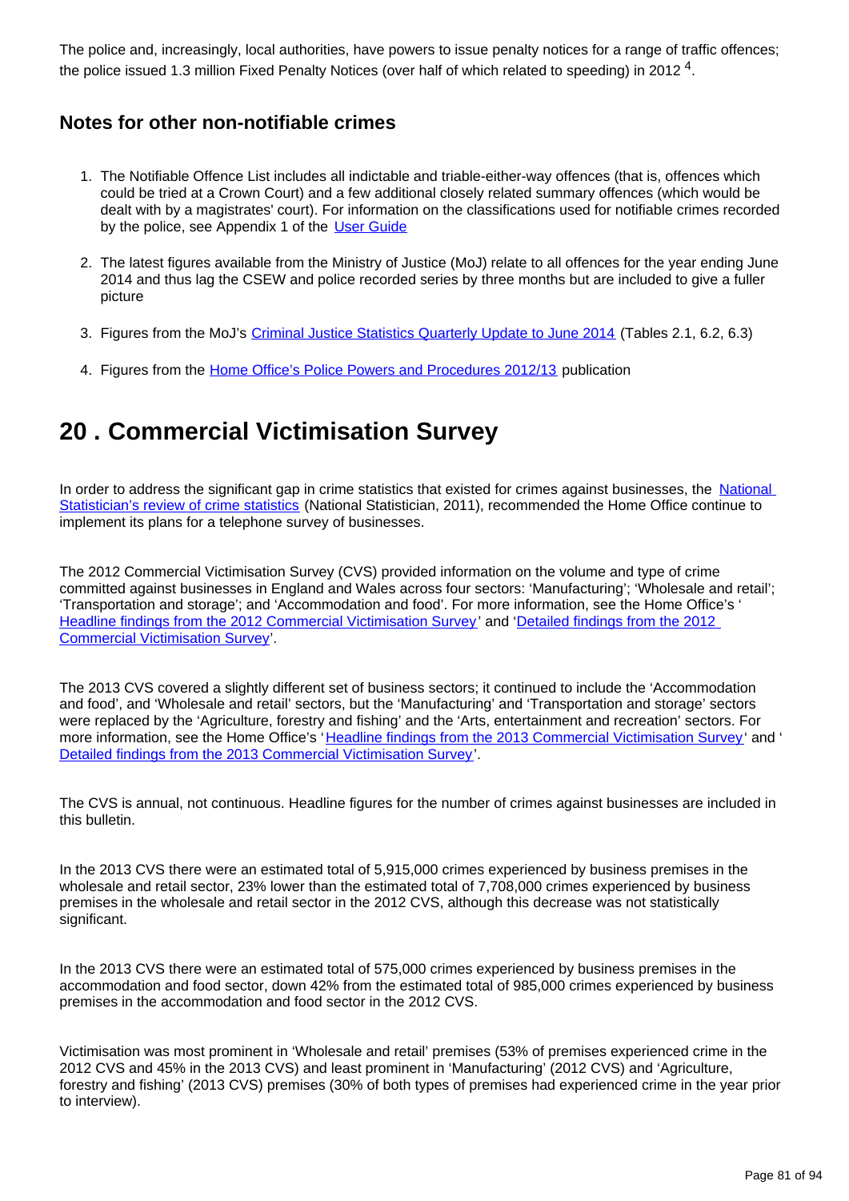The police and, increasingly, local authorities, have powers to issue penalty notices for a range of traffic offences; the police issued 1.3 million Fixed Penalty Notices (over half of which related to speeding) in 2012 [4].

### Notes for other non-notifiable crimes

1. The Notifiable Offence List includes all indictable and triable-either-way offences (that is, offences which could be tried at a Crown Court) and a few additional closely related summary offences (which would be dealt with by a magistrates' court). For information on the classifications used for notifiable crimes recorded by the police, see Appendix 1 of the User Guide
2. The latest figures available from the Ministry of Justice (MoJ) relate to all offences for the year ending June 2014 and thus lag the CSEW and police recorded series by three months but are included to give a fuller picture
3. Figures from the MoJ's Criminal Justice Statistics Quarterly Update to June 2014 (Tables 2.1, 6.2, 6.3)
4. Figures from the Home Office's Police Powers and Procedures 2012/13 publication

## 20 . Commercial Victimisation Survey

In order to address the significant gap in crime statistics that existed for crimes against businesses, the National Statistician's review of crime statistics (National Statistician, 2011), recommended the Home Office continue to implement its plans for a telephone survey of businesses.

The 2012 Commercial Victimisation Survey (CVS) provided information on the volume and type of crime committed against businesses in England and Wales across four sectors: 'Manufacturing'; 'Wholesale and retail'; 'Transportation and storage'; and 'Accommodation and food'. For more information, see the Home Office's 'Headline findings from the 2012 Commercial Victimisation Survey' and 'Detailed findings from the 2012 Commercial Victimisation Survey'.

The 2013 CVS covered a slightly different set of business sectors; it continued to include the 'Accommodation and food', and 'Wholesale and retail' sectors, but the 'Manufacturing' and 'Transportation and storage' sectors were replaced by the 'Agriculture, forestry and fishing' and the 'Arts, entertainment and recreation' sectors. For more information, see the Home Office's 'Headline findings from the 2013 Commercial Victimisation Survey' and 'Detailed findings from the 2013 Commercial Victimisation Survey'.

The CVS is annual, not continuous. Headline figures for the number of crimes against businesses are included in this bulletin.

In the 2013 CVS there were an estimated total of 5,915,000 crimes experienced by business premises in the wholesale and retail sector, 23% lower than the estimated total of 7,708,000 crimes experienced by business premises in the wholesale and retail sector in the 2012 CVS, although this decrease was not statistically significant.

In the 2013 CVS there were an estimated total of 575,000 crimes experienced by business premises in the accommodation and food sector, down 42% from the estimated total of 985,000 crimes experienced by business premises in the accommodation and food sector in the 2012 CVS.

Victimisation was most prominent in 'Wholesale and retail' premises (53% of premises experienced crime in the 2012 CVS and 45% in the 2013 CVS) and least prominent in 'Manufacturing' (2012 CVS) and 'Agriculture, forestry and fishing' (2013 CVS) premises (30% of both types of premises had experienced crime in the year prior to interview).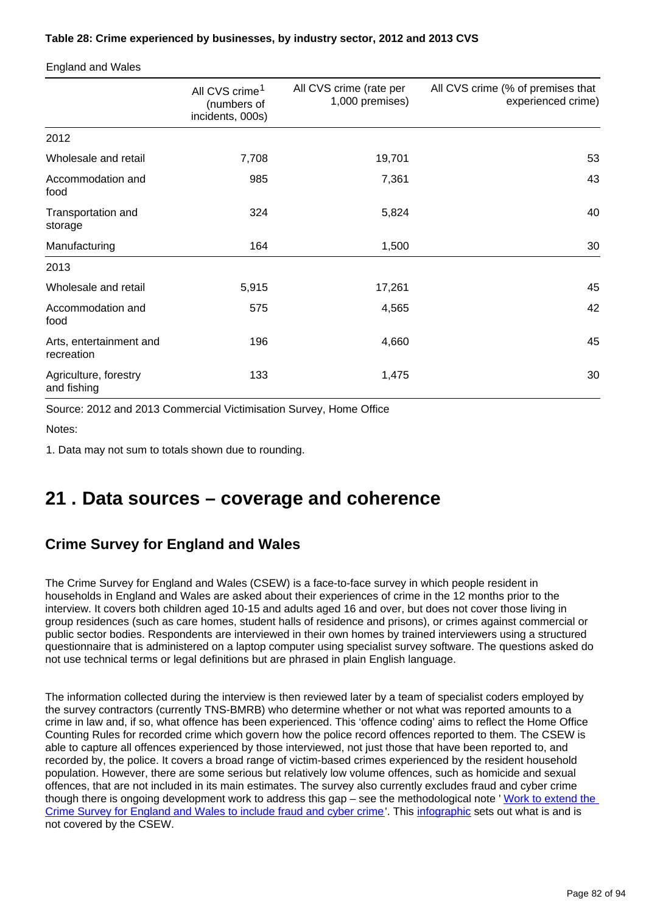**Table 28: Crime experienced by businesses, by industry sector, 2012 and 2013 CVS**

England and Wales

| | All CVS crime[1] (numbers of incidents, 000s) | All CVS crime (rate per 1,000 premises) | All CVS crime (% of premises that experienced crime) |
|---|---|---|---|
| 2012 | | | |
| Wholesale and retail | 7,708 | 19,701 | 53 |
| Accommodation and food | 985 | 7,361 | 43 |
| Transportation and storage | 324 | 5,824 | 40 |
| Manufacturing | 164 | 1,500 | 30 |
| 2013 | | | |
| Wholesale and retail | 5,915 | 17,261 | 45 |
| Accommodation and food | 575 | 4,565 | 42 |
| Arts, entertainment and recreation | 196 | 4,660 | 45 |
| Agriculture, forestry and fishing | 133 | 1,475 | 30 |

Source: 2012 and 2013 Commercial Victimisation Survey, Home Office

Notes:

1. Data may not sum to totals shown due to rounding.

# 21 . Data sources – coverage and coherence

## Crime Survey for England and Wales

The Crime Survey for England and Wales (CSEW) is a face-to-face survey in which people resident in households in England and Wales are asked about their experiences of crime in the 12 months prior to the interview. It covers both children aged 10-15 and adults aged 16 and over, but does not cover those living in group residences (such as care homes, student halls of residence and prisons), or crimes against commercial or public sector bodies. Respondents are interviewed in their own homes by trained interviewers using a structured questionnaire that is administered on a laptop computer using specialist survey software. The questions asked do not use technical terms or legal definitions but are phrased in plain English language.

The information collected during the interview is then reviewed later by a team of specialist coders employed by the survey contractors (currently TNS-BMRB) who determine whether or not what was reported amounts to a crime in law and, if so, what offence has been experienced. This 'offence coding' aims to reflect the Home Office Counting Rules for recorded crime which govern how the police record offences reported to them. The CSEW is able to capture all offences experienced by those interviewed, not just those that have been reported to, and recorded by, the police. It covers a broad range of victim-based crimes experienced by the resident household population. However, there are some serious but relatively low volume offences, such as homicide and sexual offences, that are not included in its main estimates. The survey also currently excludes fraud and cyber crime though there is ongoing development work to address this gap – see the methodological note ' Work to extend the Crime Survey for England and Wales to include fraud and cyber crime'. This infographic sets out what is and is not covered by the CSEW.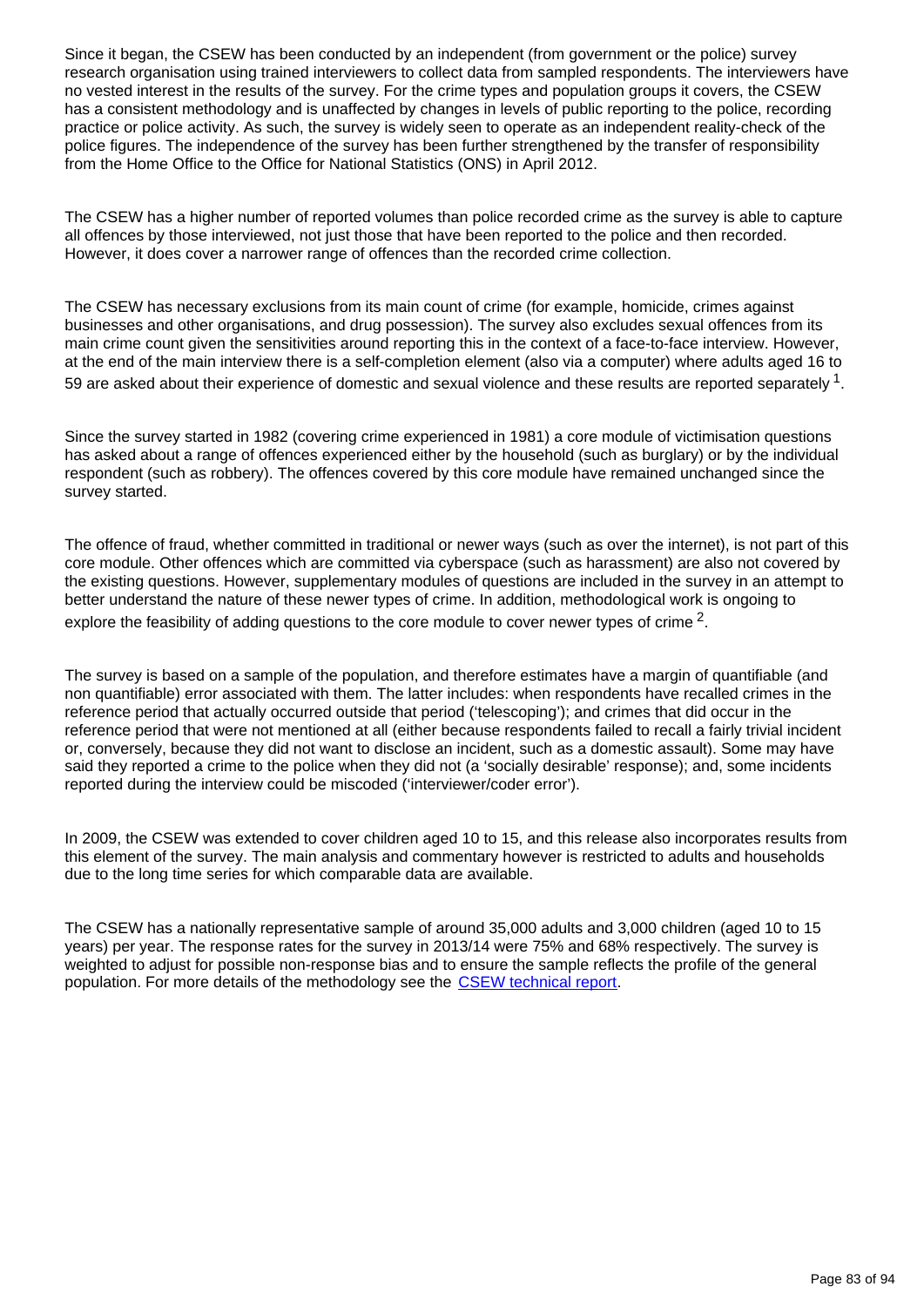Since it began, the CSEW has been conducted by an independent (from government or the police) survey research organisation using trained interviewers to collect data from sampled respondents. The interviewers have no vested interest in the results of the survey. For the crime types and population groups it covers, the CSEW has a consistent methodology and is unaffected by changes in levels of public reporting to the police, recording practice or police activity. As such, the survey is widely seen to operate as an independent reality-check of the police figures. The independence of the survey has been further strengthened by the transfer of responsibility from the Home Office to the Office for National Statistics (ONS) in April 2012.

The CSEW has a higher number of reported volumes than police recorded crime as the survey is able to capture all offences by those interviewed, not just those that have been reported to the police and then recorded. However, it does cover a narrower range of offences than the recorded crime collection.

The CSEW has necessary exclusions from its main count of crime (for example, homicide, crimes against businesses and other organisations, and drug possession). The survey also excludes sexual offences from its main crime count given the sensitivities around reporting this in the context of a face-to-face interview. However, at the end of the main interview there is a self-completion element (also via a computer) where adults aged 16 to 59 are asked about their experience of domestic and sexual violence and these results are reported separately [1].

Since the survey started in 1982 (covering crime experienced in 1981) a core module of victimisation questions has asked about a range of offences experienced either by the household (such as burglary) or by the individual respondent (such as robbery). The offences covered by this core module have remained unchanged since the survey started.

The offence of fraud, whether committed in traditional or newer ways (such as over the internet), is not part of this core module. Other offences which are committed via cyberspace (such as harassment) are also not covered by the existing questions. However, supplementary modules of questions are included in the survey in an attempt to better understand the nature of these newer types of crime. In addition, methodological work is ongoing to explore the feasibility of adding questions to the core module to cover newer types of crime [2].

The survey is based on a sample of the population, and therefore estimates have a margin of quantifiable (and non quantifiable) error associated with them. The latter includes: when respondents have recalled crimes in the reference period that actually occurred outside that period ('telescoping'); and crimes that did occur in the reference period that were not mentioned at all (either because respondents failed to recall a fairly trivial incident or, conversely, because they did not want to disclose an incident, such as a domestic assault). Some may have said they reported a crime to the police when they did not (a 'socially desirable' response); and, some incidents reported during the interview could be miscoded ('interviewer/coder error').

In 2009, the CSEW was extended to cover children aged 10 to 15, and this release also incorporates results from this element of the survey. The main analysis and commentary however is restricted to adults and households due to the long time series for which comparable data are available.

The CSEW has a nationally representative sample of around 35,000 adults and 3,000 children (aged 10 to 15 years) per year. The response rates for the survey in 2013/14 were 75% and 68% respectively. The survey is weighted to adjust for possible non-response bias and to ensure the sample reflects the profile of the general population. For more details of the methodology see the CSEW technical report.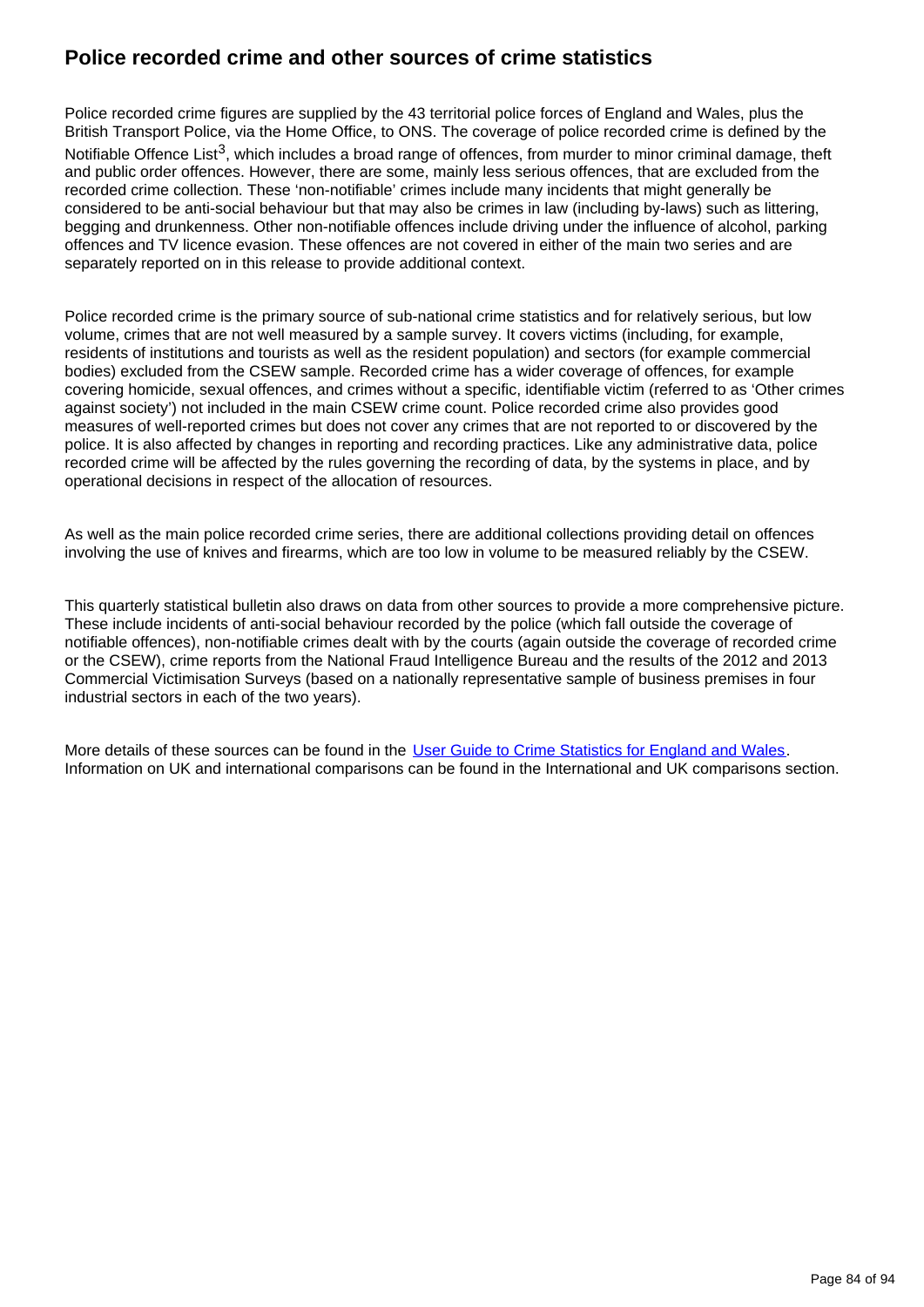## Police recorded crime and other sources of crime statistics

Police recorded crime figures are supplied by the 43 territorial police forces of England and Wales, plus the British Transport Police, via the Home Office, to ONS. The coverage of police recorded crime is defined by the Notifiable Offence List[3], which includes a broad range of offences, from murder to minor criminal damage, theft and public order offences. However, there are some, mainly less serious offences, that are excluded from the recorded crime collection. These 'non-notifiable' crimes include many incidents that might generally be considered to be anti-social behaviour but that may also be crimes in law (including by-laws) such as littering, begging and drunkenness. Other non-notifiable offences include driving under the influence of alcohol, parking offences and TV licence evasion. These offences are not covered in either of the main two series and are separately reported on in this release to provide additional context.

Police recorded crime is the primary source of sub-national crime statistics and for relatively serious, but low volume, crimes that are not well measured by a sample survey. It covers victims (including, for example, residents of institutions and tourists as well as the resident population) and sectors (for example commercial bodies) excluded from the CSEW sample. Recorded crime has a wider coverage of offences, for example covering homicide, sexual offences, and crimes without a specific, identifiable victim (referred to as 'Other crimes against society') not included in the main CSEW crime count. Police recorded crime also provides good measures of well-reported crimes but does not cover any crimes that are not reported to or discovered by the police. It is also affected by changes in reporting and recording practices. Like any administrative data, police recorded crime will be affected by the rules governing the recording of data, by the systems in place, and by operational decisions in respect of the allocation of resources.

As well as the main police recorded crime series, there are additional collections providing detail on offences involving the use of knives and firearms, which are too low in volume to be measured reliably by the CSEW.

This quarterly statistical bulletin also draws on data from other sources to provide a more comprehensive picture. These include incidents of anti-social behaviour recorded by the police (which fall outside the coverage of notifiable offences), non-notifiable crimes dealt with by the courts (again outside the coverage of recorded crime or the CSEW), crime reports from the National Fraud Intelligence Bureau and the results of the 2012 and 2013 Commercial Victimisation Surveys (based on a nationally representative sample of business premises in four industrial sectors in each of the two years).

More details of these sources can be found in the User Guide to Crime Statistics for England and Wales. Information on UK and international comparisons can be found in the International and UK comparisons section.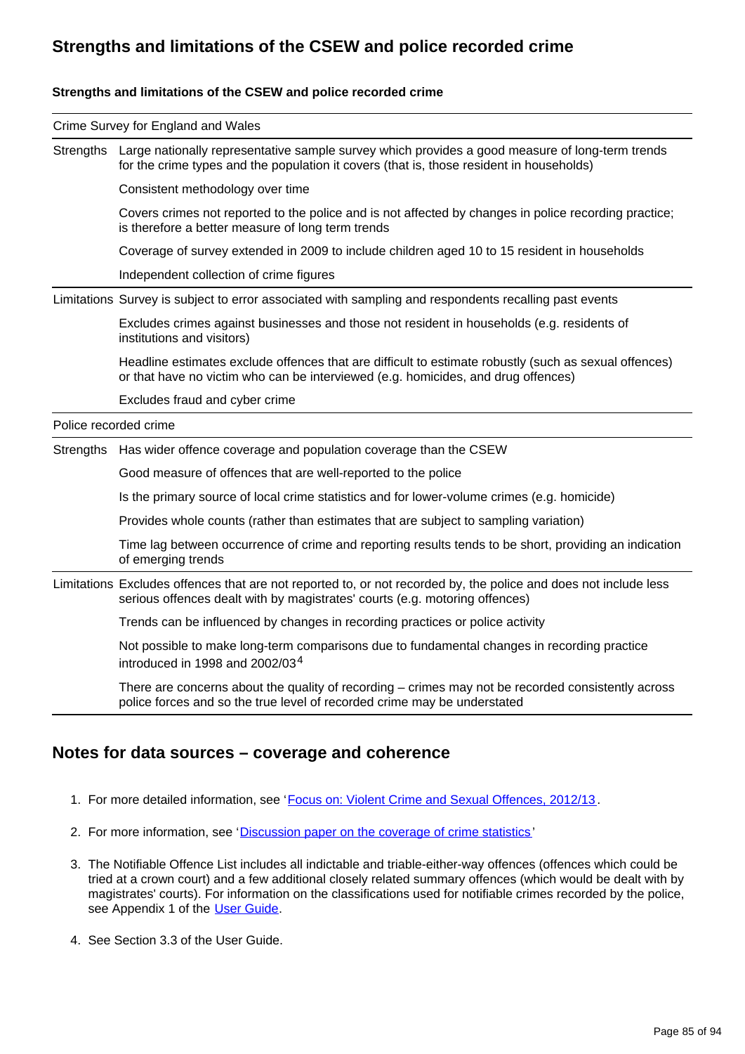## Strengths and limitations of the CSEW and police recorded crime

**Strengths and limitations of the CSEW and police recorded crime**

| Crime Survey for England and Wales | |
|---|---|
| Strengths | Large nationally representative sample survey which provides a good measure of long-term trends for the crime types and the population it covers (that is, those resident in households) |
| | Consistent methodology over time |
| | Covers crimes not reported to the police and is not affected by changes in police recording practice; is therefore a better measure of long term trends |
| | Coverage of survey extended in 2009 to include children aged 10 to 15 resident in households |
| | Independent collection of crime figures |
| Limitations | Survey is subject to error associated with sampling and respondents recalling past events |
| | Excludes crimes against businesses and those not resident in households (e.g. residents of institutions and visitors) |
| | Headline estimates exclude offences that are difficult to estimate robustly (such as sexual offences) or that have no victim who can be interviewed (e.g. homicides, and drug offences) |
| | Excludes fraud and cyber crime |
| **Police recorded crime** | |
| Strengths | Has wider offence coverage and population coverage than the CSEW |
| | Good measure of offences that are well-reported to the police |
| | Is the primary source of local crime statistics and for lower-volume crimes (e.g. homicide) |
| | Provides whole counts (rather than estimates that are subject to sampling variation) |
| | Time lag between occurrence of crime and reporting results tends to be short, providing an indication of emerging trends |
| Limitations | Excludes offences that are not reported to, or not recorded by, the police and does not include less serious offences dealt with by magistrates' courts (e.g. motoring offences) |
| | Trends can be influenced by changes in recording practices or police activity |
| | Not possible to make long-term comparisons due to fundamental changes in recording practice introduced in 1998 and 2002/03[4] |
| | There are concerns about the quality of recording – crimes may not be recorded consistently across police forces and so the true level of recorded crime may be understated |

## Notes for data sources – coverage and coherence

1. For more detailed information, see 'Focus on: Violent Crime and Sexual Offences, 2012/13.
2. For more information, see 'Discussion paper on the coverage of crime statistics'
3. The Notifiable Offence List includes all indictable and triable-either-way offences (offences which could be tried at a crown court) and a few additional closely related summary offences (which would be dealt with by magistrates' courts). For information on the classifications used for notifiable crimes recorded by the police, see Appendix 1 of the User Guide.
4. See Section 3.3 of the User Guide.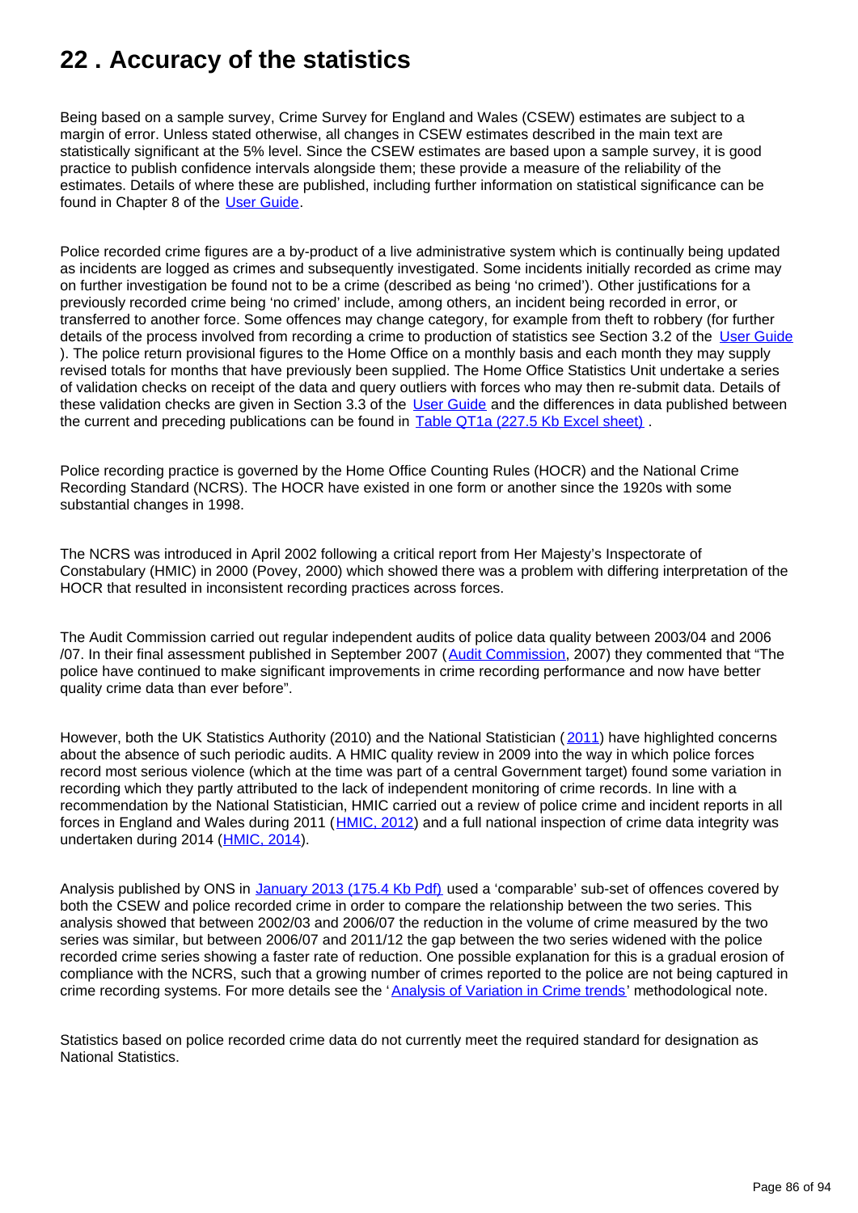# 22 . Accuracy of the statistics

Being based on a sample survey, Crime Survey for England and Wales (CSEW) estimates are subject to a margin of error. Unless stated otherwise, all changes in CSEW estimates described in the main text are statistically significant at the 5% level. Since the CSEW estimates are based upon a sample survey, it is good practice to publish confidence intervals alongside them; these provide a measure of the reliability of the estimates. Details of where these are published, including further information on statistical significance can be found in Chapter 8 of the User Guide.

Police recorded crime figures are a by-product of a live administrative system which is continually being updated as incidents are logged as crimes and subsequently investigated. Some incidents initially recorded as crime may on further investigation be found not to be a crime (described as being 'no crimed'). Other justifications for a previously recorded crime being 'no crimed' include, among others, an incident being recorded in error, or transferred to another force. Some offences may change category, for example from theft to robbery (for further details of the process involved from recording a crime to production of statistics see Section 3.2 of the User Guide ). The police return provisional figures to the Home Office on a monthly basis and each month they may supply revised totals for months that have previously been supplied. The Home Office Statistics Unit undertake a series of validation checks on receipt of the data and query outliers with forces who may then re-submit data. Details of these validation checks are given in Section 3.3 of the User Guide and the differences in data published between the current and preceding publications can be found in Table QT1a (227.5 Kb Excel sheet) .

Police recording practice is governed by the Home Office Counting Rules (HOCR) and the National Crime Recording Standard (NCRS). The HOCR have existed in one form or another since the 1920s with some substantial changes in 1998.

The NCRS was introduced in April 2002 following a critical report from Her Majesty's Inspectorate of Constabulary (HMIC) in 2000 (Povey, 2000) which showed there was a problem with differing interpretation of the HOCR that resulted in inconsistent recording practices across forces.

The Audit Commission carried out regular independent audits of police data quality between 2003/04 and 2006 /07. In their final assessment published in September 2007 (Audit Commission, 2007) they commented that "The police have continued to make significant improvements in crime recording performance and now have better quality crime data than ever before".

However, both the UK Statistics Authority (2010) and the National Statistician (2011) have highlighted concerns about the absence of such periodic audits. A HMIC quality review in 2009 into the way in which police forces record most serious violence (which at the time was part of a central Government target) found some variation in recording which they partly attributed to the lack of independent monitoring of crime records. In line with a recommendation by the National Statistician, HMIC carried out a review of police crime and incident reports in all forces in England and Wales during 2011 (HMIC, 2012) and a full national inspection of crime data integrity was undertaken during 2014 (HMIC, 2014).

Analysis published by ONS in January 2013 (175.4 Kb Pdf) used a 'comparable' sub-set of offences covered by both the CSEW and police recorded crime in order to compare the relationship between the two series. This analysis showed that between 2002/03 and 2006/07 the reduction in the volume of crime measured by the two series was similar, but between 2006/07 and 2011/12 the gap between the two series widened with the police recorded crime series showing a faster rate of reduction. One possible explanation for this is a gradual erosion of compliance with the NCRS, such that a growing number of crimes reported to the police are not being captured in crime recording systems. For more details see the 'Analysis of Variation in Crime trends' methodological note.

Statistics based on police recorded crime data do not currently meet the required standard for designation as National Statistics.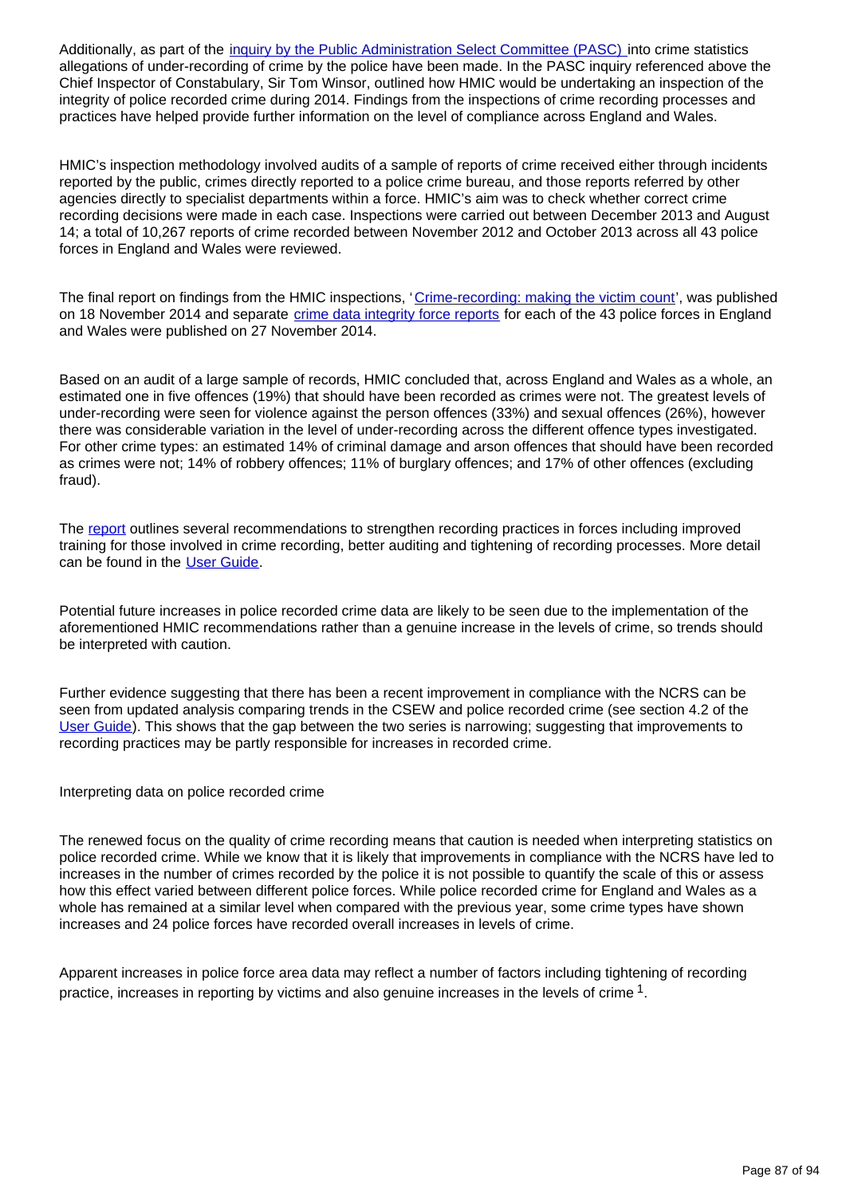Additionally, as part of the inquiry by the Public Administration Select Committee (PASC) into crime statistics allegations of under-recording of crime by the police have been made. In the PASC inquiry referenced above the Chief Inspector of Constabulary, Sir Tom Winsor, outlined how HMIC would be undertaking an inspection of the integrity of police recorded crime during 2014. Findings from the inspections of crime recording processes and practices have helped provide further information on the level of compliance across England and Wales.

HMIC's inspection methodology involved audits of a sample of reports of crime received either through incidents reported by the public, crimes directly reported to a police crime bureau, and those reports referred by other agencies directly to specialist departments within a force. HMIC's aim was to check whether correct crime recording decisions were made in each case. Inspections were carried out between December 2013 and August 14; a total of 10,267 reports of crime recorded between November 2012 and October 2013 across all 43 police forces in England and Wales were reviewed.

The final report on findings from the HMIC inspections, 'Crime-recording: making the victim count', was published on 18 November 2014 and separate crime data integrity force reports for each of the 43 police forces in England and Wales were published on 27 November 2014.

Based on an audit of a large sample of records, HMIC concluded that, across England and Wales as a whole, an estimated one in five offences (19%) that should have been recorded as crimes were not. The greatest levels of under-recording were seen for violence against the person offences (33%) and sexual offences (26%), however there was considerable variation in the level of under-recording across the different offence types investigated. For other crime types: an estimated 14% of criminal damage and arson offences that should have been recorded as crimes were not; 14% of robbery offences; 11% of burglary offences; and 17% of other offences (excluding fraud).

The report outlines several recommendations to strengthen recording practices in forces including improved training for those involved in crime recording, better auditing and tightening of recording processes. More detail can be found in the User Guide.

Potential future increases in police recorded crime data are likely to be seen due to the implementation of the aforementioned HMIC recommendations rather than a genuine increase in the levels of crime, so trends should be interpreted with caution.

Further evidence suggesting that there has been a recent improvement in compliance with the NCRS can be seen from updated analysis comparing trends in the CSEW and police recorded crime (see section 4.2 of the User Guide). This shows that the gap between the two series is narrowing; suggesting that improvements to recording practices may be partly responsible for increases in recorded crime.

Interpreting data on police recorded crime

The renewed focus on the quality of crime recording means that caution is needed when interpreting statistics on police recorded crime. While we know that it is likely that improvements in compliance with the NCRS have led to increases in the number of crimes recorded by the police it is not possible to quantify the scale of this or assess how this effect varied between different police forces. While police recorded crime for England and Wales as a whole has remained at a similar level when compared with the previous year, some crime types have shown increases and 24 police forces have recorded overall increases in levels of crime.

Apparent increases in police force area data may reflect a number of factors including tightening of recording practice, increases in reporting by victims and also genuine increases in the levels of crime [1].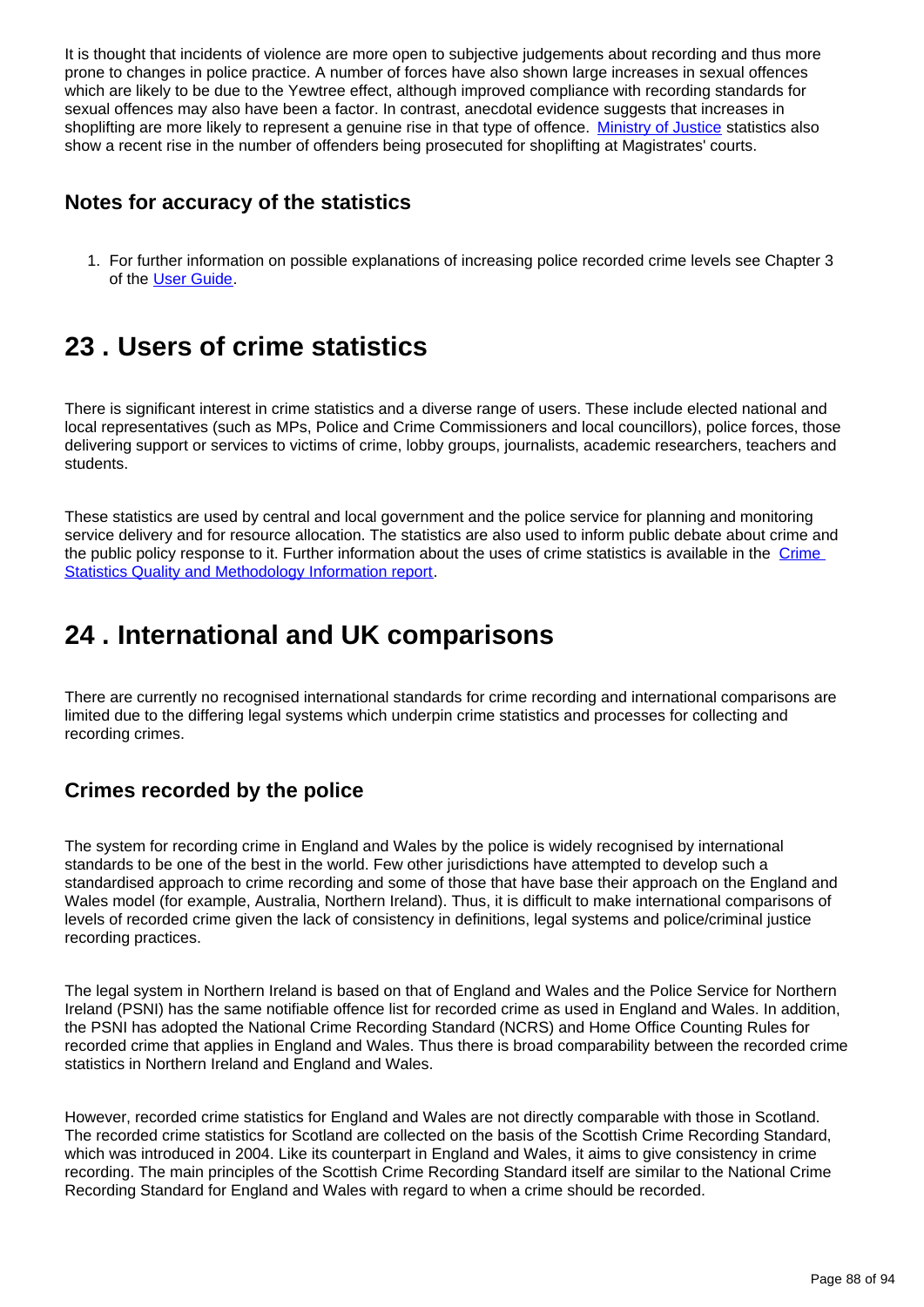It is thought that incidents of violence are more open to subjective judgements about recording and thus more prone to changes in police practice. A number of forces have also shown large increases in sexual offences which are likely to be due to the Yewtree effect, although improved compliance with recording standards for sexual offences may also have been a factor. In contrast, anecdotal evidence suggests that increases in shoplifting are more likely to represent a genuine rise in that type of offence. Ministry of Justice statistics also show a recent rise in the number of offenders being prosecuted for shoplifting at Magistrates' courts.

### Notes for accuracy of the statistics

1. For further information on possible explanations of increasing police recorded crime levels see Chapter 3 of the User Guide.

## 23 . Users of crime statistics

There is significant interest in crime statistics and a diverse range of users. These include elected national and local representatives (such as MPs, Police and Crime Commissioners and local councillors), police forces, those delivering support or services to victims of crime, lobby groups, journalists, academic researchers, teachers and students.

These statistics are used by central and local government and the police service for planning and monitoring service delivery and for resource allocation. The statistics are also used to inform public debate about crime and the public policy response to it. Further information about the uses of crime statistics is available in the Crime Statistics Quality and Methodology Information report.

## 24 . International and UK comparisons

There are currently no recognised international standards for crime recording and international comparisons are limited due to the differing legal systems which underpin crime statistics and processes for collecting and recording crimes.

### Crimes recorded by the police

The system for recording crime in England and Wales by the police is widely recognised by international standards to be one of the best in the world. Few other jurisdictions have attempted to develop such a standardised approach to crime recording and some of those that have base their approach on the England and Wales model (for example, Australia, Northern Ireland). Thus, it is difficult to make international comparisons of levels of recorded crime given the lack of consistency in definitions, legal systems and police/criminal justice recording practices.

The legal system in Northern Ireland is based on that of England and Wales and the Police Service for Northern Ireland (PSNI) has the same notifiable offence list for recorded crime as used in England and Wales. In addition, the PSNI has adopted the National Crime Recording Standard (NCRS) and Home Office Counting Rules for recorded crime that applies in England and Wales. Thus there is broad comparability between the recorded crime statistics in Northern Ireland and England and Wales.

However, recorded crime statistics for England and Wales are not directly comparable with those in Scotland. The recorded crime statistics for Scotland are collected on the basis of the Scottish Crime Recording Standard, which was introduced in 2004. Like its counterpart in England and Wales, it aims to give consistency in crime recording. The main principles of the Scottish Crime Recording Standard itself are similar to the National Crime Recording Standard for England and Wales with regard to when a crime should be recorded.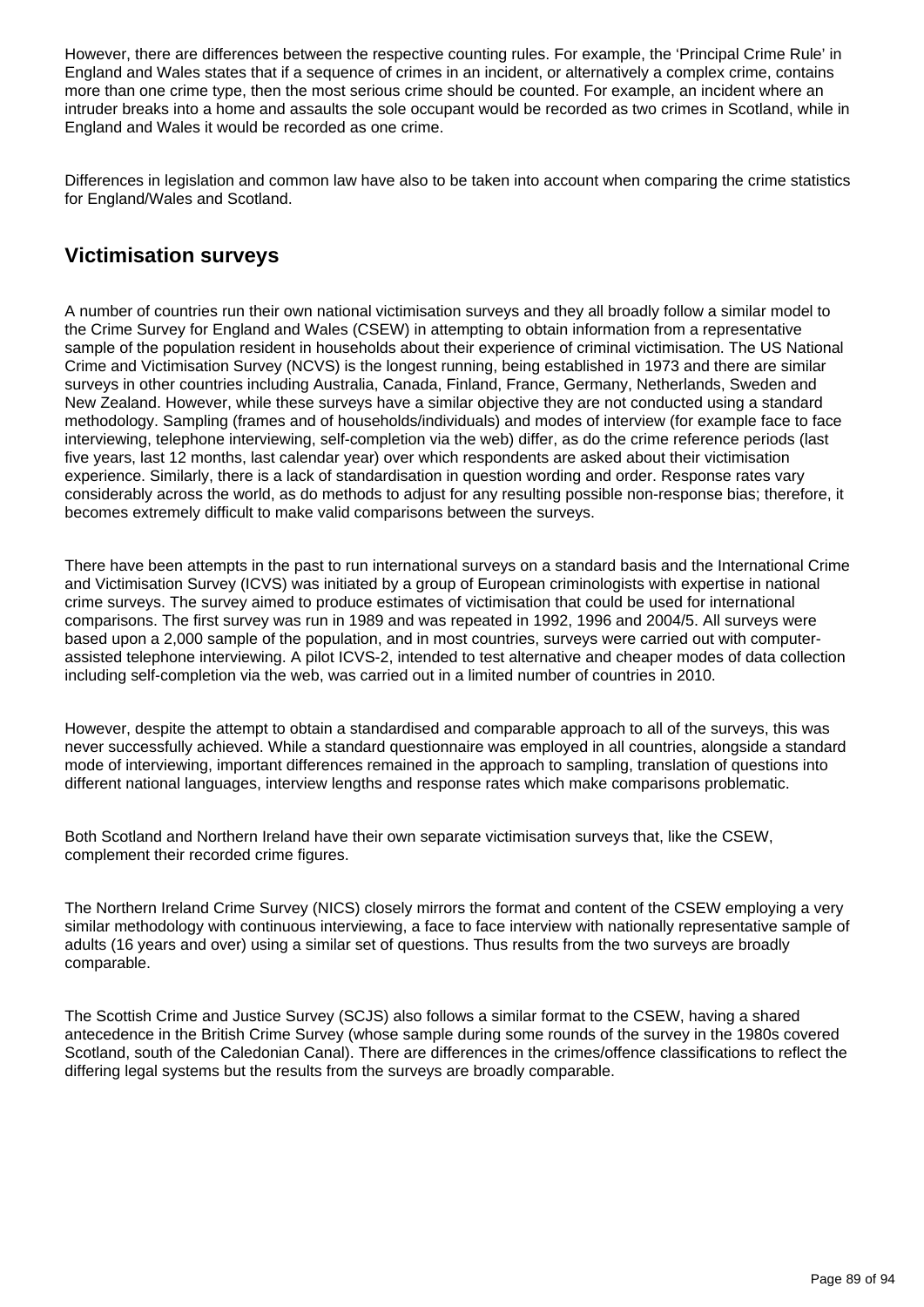However, there are differences between the respective counting rules. For example, the ‘Principal Crime Rule’ in England and Wales states that if a sequence of crimes in an incident, or alternatively a complex crime, contains more than one crime type, then the most serious crime should be counted. For example, an incident where an intruder breaks into a home and assaults the sole occupant would be recorded as two crimes in Scotland, while in England and Wales it would be recorded as one crime.

Differences in legislation and common law have also to be taken into account when comparing the crime statistics for England/Wales and Scotland.

## Victimisation surveys

A number of countries run their own national victimisation surveys and they all broadly follow a similar model to the Crime Survey for England and Wales (CSEW) in attempting to obtain information from a representative sample of the population resident in households about their experience of criminal victimisation. The US National Crime and Victimisation Survey (NCVS) is the longest running, being established in 1973 and there are similar surveys in other countries including Australia, Canada, Finland, France, Germany, Netherlands, Sweden and New Zealand. However, while these surveys have a similar objective they are not conducted using a standard methodology. Sampling (frames and of households/individuals) and modes of interview (for example face to face interviewing, telephone interviewing, self-completion via the web) differ, as do the crime reference periods (last five years, last 12 months, last calendar year) over which respondents are asked about their victimisation experience. Similarly, there is a lack of standardisation in question wording and order. Response rates vary considerably across the world, as do methods to adjust for any resulting possible non-response bias; therefore, it becomes extremely difficult to make valid comparisons between the surveys.

There have been attempts in the past to run international surveys on a standard basis and the International Crime and Victimisation Survey (ICVS) was initiated by a group of European criminologists with expertise in national crime surveys. The survey aimed to produce estimates of victimisation that could be used for international comparisons. The first survey was run in 1989 and was repeated in 1992, 1996 and 2004/5. All surveys were based upon a 2,000 sample of the population, and in most countries, surveys were carried out with computer-assisted telephone interviewing. A pilot ICVS-2, intended to test alternative and cheaper modes of data collection including self-completion via the web, was carried out in a limited number of countries in 2010.

However, despite the attempt to obtain a standardised and comparable approach to all of the surveys, this was never successfully achieved. While a standard questionnaire was employed in all countries, alongside a standard mode of interviewing, important differences remained in the approach to sampling, translation of questions into different national languages, interview lengths and response rates which make comparisons problematic.

Both Scotland and Northern Ireland have their own separate victimisation surveys that, like the CSEW, complement their recorded crime figures.

The Northern Ireland Crime Survey (NICS) closely mirrors the format and content of the CSEW employing a very similar methodology with continuous interviewing, a face to face interview with nationally representative sample of adults (16 years and over) using a similar set of questions. Thus results from the two surveys are broadly comparable.

The Scottish Crime and Justice Survey (SCJS) also follows a similar format to the CSEW, having a shared antecedence in the British Crime Survey (whose sample during some rounds of the survey in the 1980s covered Scotland, south of the Caledonian Canal). There are differences in the crimes/offence classifications to reflect the differing legal systems but the results from the surveys are broadly comparable.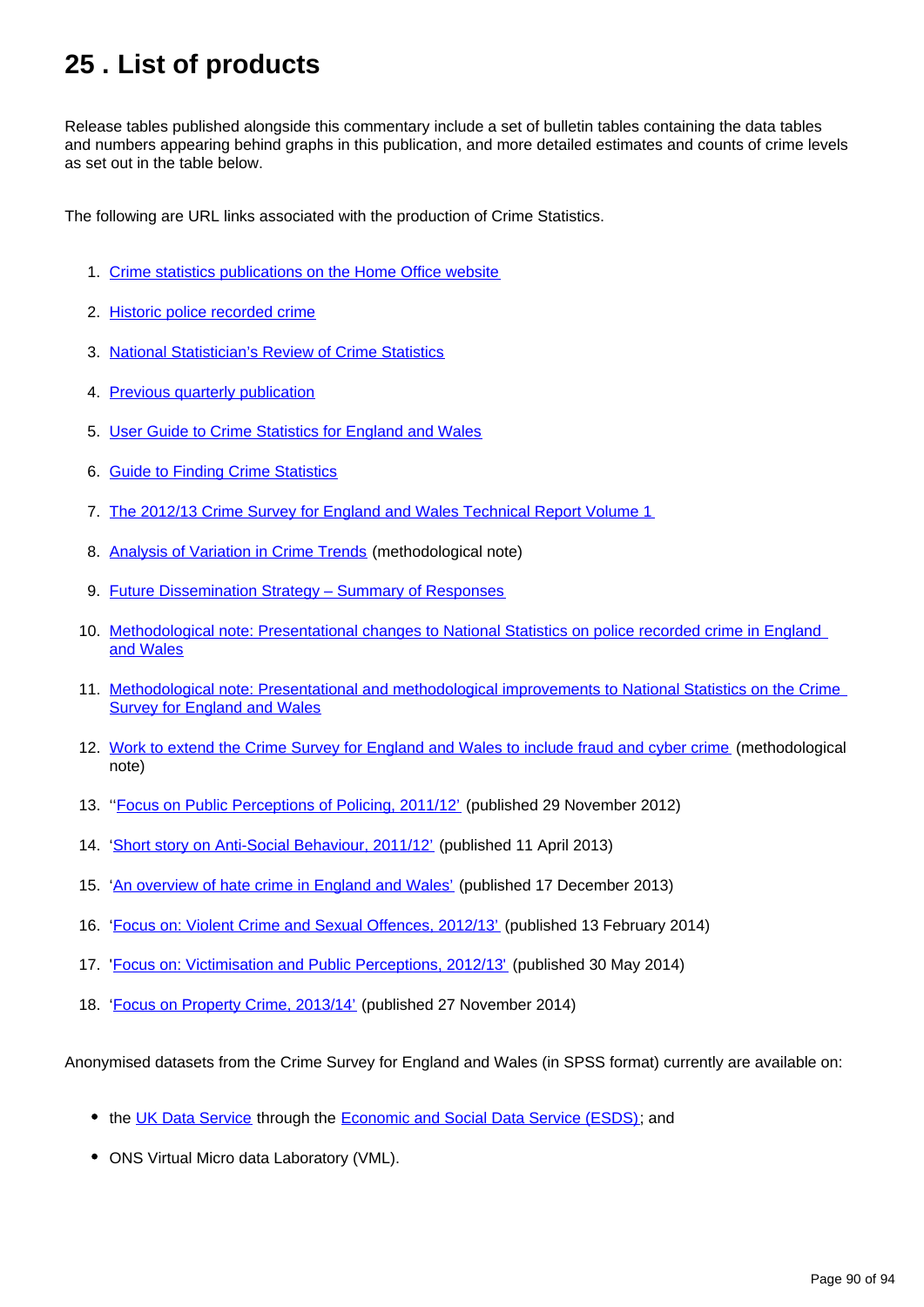# 25 . List of products

Release tables published alongside this commentary include a set of bulletin tables containing the data tables and numbers appearing behind graphs in this publication, and more detailed estimates and counts of crime levels as set out in the table below.

The following are URL links associated with the production of Crime Statistics.

1. Crime statistics publications on the Home Office website
2. Historic police recorded crime
3. National Statistician's Review of Crime Statistics
4. Previous quarterly publication
5. User Guide to Crime Statistics for England and Wales
6. Guide to Finding Crime Statistics
7. The 2012/13 Crime Survey for England and Wales Technical Report Volume 1
8. Analysis of Variation in Crime Trends (methodological note)
9. Future Dissemination Strategy – Summary of Responses
10. Methodological note: Presentational changes to National Statistics on police recorded crime in England and Wales
11. Methodological note: Presentational and methodological improvements to National Statistics on the Crime Survey for England and Wales
12. Work to extend the Crime Survey for England and Wales to include fraud and cyber crime (methodological note)
13. ''Focus on Public Perceptions of Policing, 2011/12' (published 29 November 2012)
14. 'Short story on Anti-Social Behaviour, 2011/12' (published 11 April 2013)
15. 'An overview of hate crime in England and Wales' (published 17 December 2013)
16. 'Focus on: Violent Crime and Sexual Offences, 2012/13' (published 13 February 2014)
17. 'Focus on: Victimisation and Public Perceptions, 2012/13' (published 30 May 2014)
18. 'Focus on Property Crime, 2013/14' (published 27 November 2014)

Anonymised datasets from the Crime Survey for England and Wales (in SPSS format) currently are available on:

- the UK Data Service through the Economic and Social Data Service (ESDS); and
- ONS Virtual Micro data Laboratory (VML).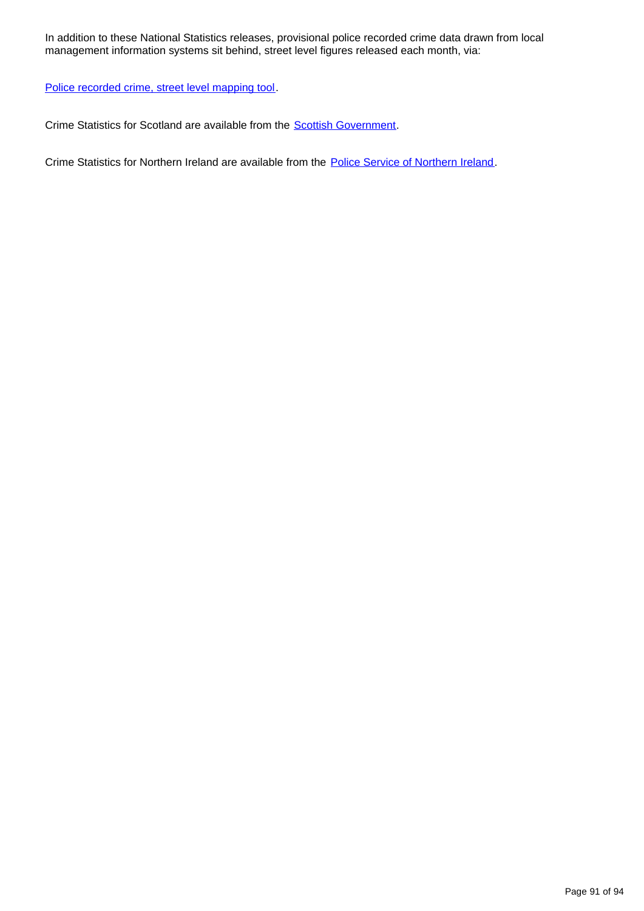In addition to these National Statistics releases, provisional police recorded crime data drawn from local management information systems sit behind, street level figures released each month, via:

Police recorded crime, street level mapping tool.

Crime Statistics for Scotland are available from the Scottish Government.

Crime Statistics for Northern Ireland are available from the Police Service of Northern Ireland.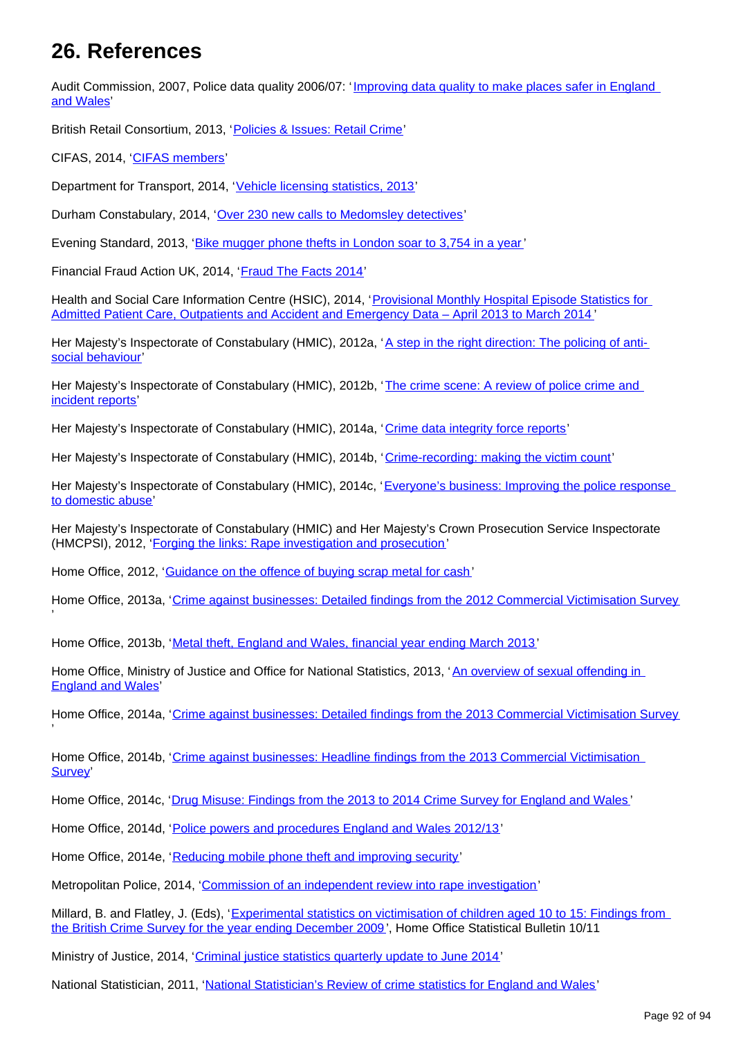# 26. References

Audit Commission, 2007, Police data quality 2006/07: '[Improving data quality to make places safer in England and Wales]'

British Retail Consortium, 2013, '[Policies & Issues: Retail Crime]'

CIFAS, 2014, '[CIFAS members]'

Department for Transport, 2014, '[Vehicle licensing statistics, 2013]'

Durham Constabulary, 2014, '[Over 230 new calls to Medomsley detectives]'

Evening Standard, 2013, '[Bike mugger phone thefts in London soar to 3,754 in a year]'

Financial Fraud Action UK, 2014, '[Fraud The Facts 2014]'

Health and Social Care Information Centre (HSIC), 2014, '[Provisional Monthly Hospital Episode Statistics for Admitted Patient Care, Outpatients and Accident and Emergency Data – April 2013 to March 2014]'

Her Majesty's Inspectorate of Constabulary (HMIC), 2012a, '[A step in the right direction: The policing of anti-social behaviour]'

Her Majesty's Inspectorate of Constabulary (HMIC), 2012b, '[The crime scene: A review of police crime and incident reports]'

Her Majesty's Inspectorate of Constabulary (HMIC), 2014a, '[Crime data integrity force reports]'

Her Majesty's Inspectorate of Constabulary (HMIC), 2014b, '[Crime-recording: making the victim count]'

Her Majesty's Inspectorate of Constabulary (HMIC), 2014c, '[Everyone's business: Improving the police response to domestic abuse]'

Her Majesty's Inspectorate of Constabulary (HMIC) and Her Majesty's Crown Prosecution Service Inspectorate (HMCPSI), 2012, '[Forging the links: Rape investigation and prosecution]'

Home Office, 2012, '[Guidance on the offence of buying scrap metal for cash]'

Home Office, 2013a, '[Crime against businesses: Detailed findings from the 2012 Commercial Victimisation Survey]'

Home Office, 2013b, '[Metal theft, England and Wales, financial year ending March 2013]'

Home Office, Ministry of Justice and Office for National Statistics, 2013, '[An overview of sexual offending in England and Wales]'

Home Office, 2014a, '[Crime against businesses: Detailed findings from the 2013 Commercial Victimisation Survey]'

Home Office, 2014b, '[Crime against businesses: Headline findings from the 2013 Commercial Victimisation Survey]'

Home Office, 2014c, '[Drug Misuse: Findings from the 2013 to 2014 Crime Survey for England and Wales]'

Home Office, 2014d, '[Police powers and procedures England and Wales 2012/13]'

Home Office, 2014e, '[Reducing mobile phone theft and improving security]'

Metropolitan Police, 2014, '[Commission of an independent review into rape investigation]'

Millard, B. and Flatley, J. (Eds), '[Experimental statistics on victimisation of children aged 10 to 15: Findings from the British Crime Survey for the year ending December 2009]', Home Office Statistical Bulletin 10/11

Ministry of Justice, 2014, '[Criminal justice statistics quarterly update to June 2014]'

National Statistician, 2011, '[National Statistician's Review of crime statistics for England and Wales]'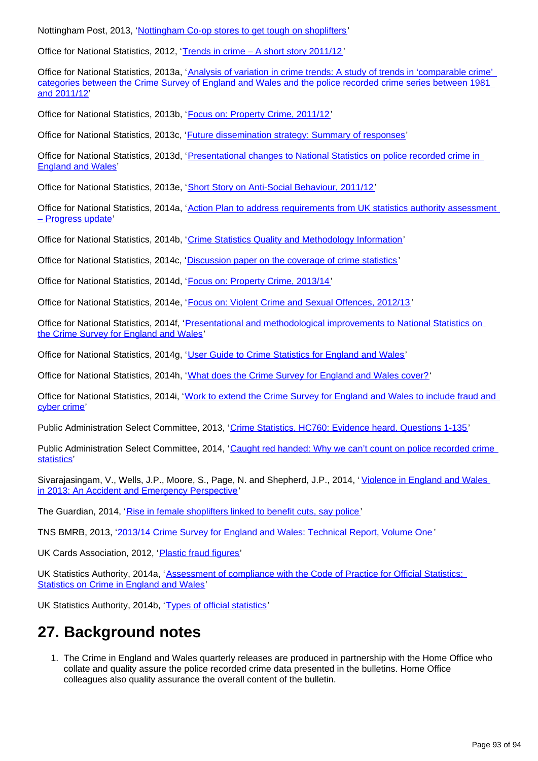Nottingham Post, 2013, '[Nottingham Co-op stores to get tough on shoplifters]'

Office for National Statistics, 2012, '[Trends in crime – A short story 2011/12]'

Office for National Statistics, 2013a, '[Analysis of variation in crime trends: A study of trends in 'comparable crime' categories between the Crime Survey of England and Wales and the police recorded crime series between 1981 and 2011/12]'

Office for National Statistics, 2013b, '[Focus on: Property Crime, 2011/12]'

Office for National Statistics, 2013c, '[Future dissemination strategy: Summary of responses]'

Office for National Statistics, 2013d, '[Presentational changes to National Statistics on police recorded crime in England and Wales]'

Office for National Statistics, 2013e, '[Short Story on Anti-Social Behaviour, 2011/12]'

Office for National Statistics, 2014a, '[Action Plan to address requirements from UK statistics authority assessment – Progress update]'

Office for National Statistics, 2014b, '[Crime Statistics Quality and Methodology Information]'

Office for National Statistics, 2014c, '[Discussion paper on the coverage of crime statistics]'

Office for National Statistics, 2014d, '[Focus on: Property Crime, 2013/14]'

Office for National Statistics, 2014e, '[Focus on: Violent Crime and Sexual Offences, 2012/13]'

Office for National Statistics, 2014f, '[Presentational and methodological improvements to National Statistics on the Crime Survey for England and Wales]'

Office for National Statistics, 2014g, '[User Guide to Crime Statistics for England and Wales]'

Office for National Statistics, 2014h, '[What does the Crime Survey for England and Wales cover?]'

Office for National Statistics, 2014i, '[Work to extend the Crime Survey for England and Wales to include fraud and cyber crime]'

Public Administration Select Committee, 2013, '[Crime Statistics, HC760: Evidence heard, Questions 1-135]'

Public Administration Select Committee, 2014, '[Caught red handed: Why we can't count on police recorded crime statistics]'

Sivarajasingam, V., Wells, J.P., Moore, S., Page, N. and Shepherd, J.P., 2014, '[Violence in England and Wales in 2013: An Accident and Emergency Perspective]'

The Guardian, 2014, '[Rise in female shoplifters linked to benefit cuts, say police]'

TNS BMRB, 2013, '[2013/14 Crime Survey for England and Wales: Technical Report, Volume One]'

UK Cards Association, 2012, '[Plastic fraud figures]'

UK Statistics Authority, 2014a, '[Assessment of compliance with the Code of Practice for Official Statistics: Statistics on Crime in England and Wales]'

UK Statistics Authority, 2014b, '[Types of official statistics]'

## 27. Background notes

1. The Crime in England and Wales quarterly releases are produced in partnership with the Home Office who collate and quality assure the police recorded crime data presented in the bulletins. Home Office colleagues also quality assurance the overall content of the bulletin.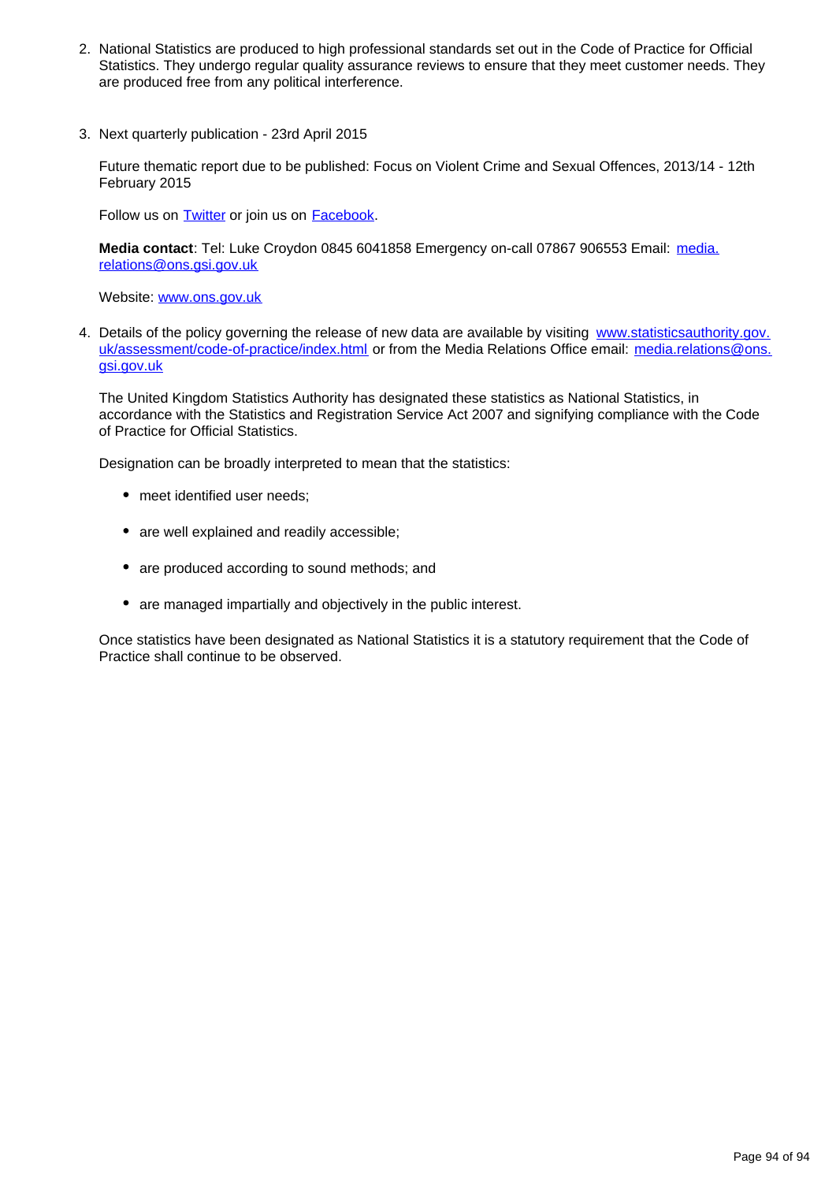2. National Statistics are produced to high professional standards set out in the Code of Practice for Official Statistics. They undergo regular quality assurance reviews to ensure that they meet customer needs. They are produced free from any political interference.

3. Next quarterly publication - 23rd April 2015

   Future thematic report due to be published: Focus on Violent Crime and Sexual Offences, 2013/14 - 12th February 2015

   Follow us on Twitter or join us on Facebook.

   **Media contact**: Tel: Luke Croydon 0845 6041858 Emergency on-call 07867 906553 Email: media.relations@ons.gsi.gov.uk

   Website: www.ons.gov.uk

4. Details of the policy governing the release of new data are available by visiting www.statisticsauthority.gov.uk/assessment/code-of-practice/index.html or from the Media Relations Office email: media.relations@ons.gsi.gov.uk

   The United Kingdom Statistics Authority has designated these statistics as National Statistics, in accordance with the Statistics and Registration Service Act 2007 and signifying compliance with the Code of Practice for Official Statistics.

   Designation can be broadly interpreted to mean that the statistics:

   - meet identified user needs;
   - are well explained and readily accessible;
   - are produced according to sound methods; and
   - are managed impartially and objectively in the public interest.

   Once statistics have been designated as National Statistics it is a statutory requirement that the Code of Practice shall continue to be observed.